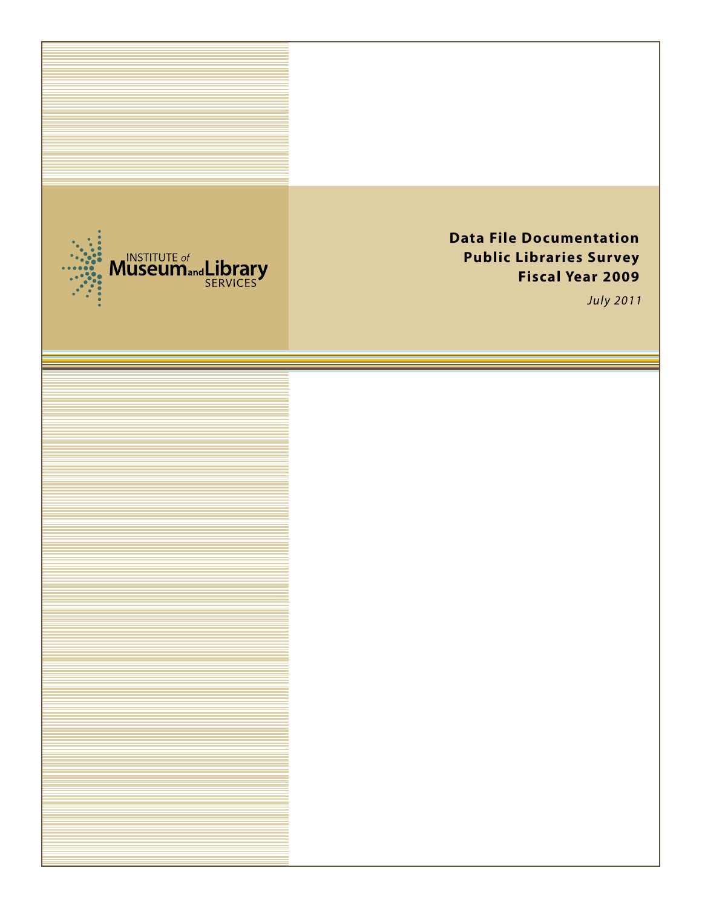INSTITUTE *of* Museum and Library SERVICES

# Data File Documentation
# Public Libraries Survey
# Fiscal Year 2009

*July 2011*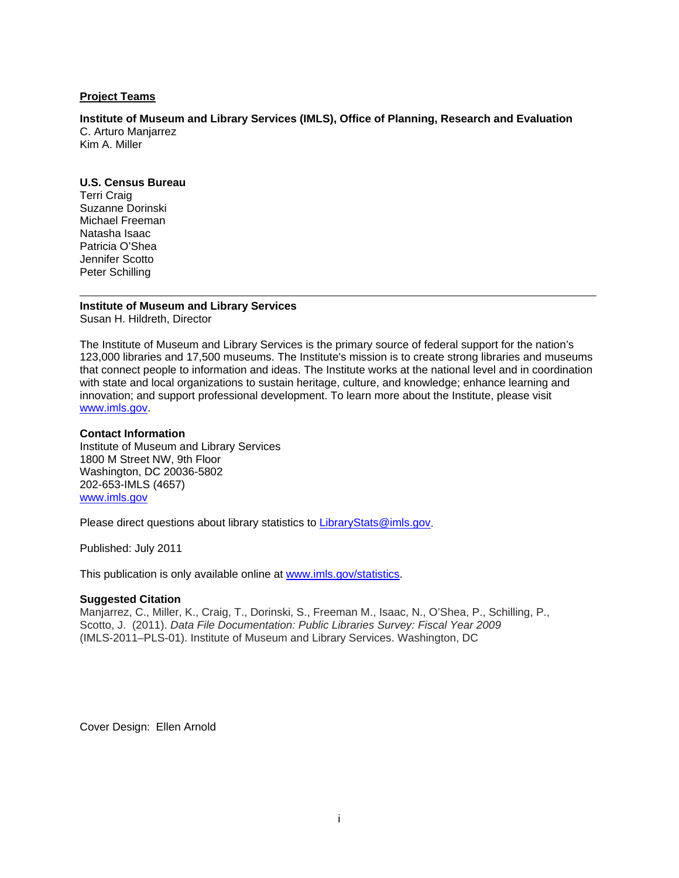## Project Teams

**Institute of Museum and Library Services (IMLS), Office of Planning, Research and Evaluation**
C. Arturo Manjarrez
Kim A. Miller

**U.S. Census Bureau**
Terri Craig
Suzanne Dorinski
Michael Freeman
Natasha Isaac
Patricia O'Shea
Jennifer Scotto
Peter Schilling

---

**Institute of Museum and Library Services**
Susan H. Hildreth, Director

The Institute of Museum and Library Services is the primary source of federal support for the nation's 123,000 libraries and 17,500 museums. The Institute's mission is to create strong libraries and museums that connect people to information and ideas. The Institute works at the national level and in coordination with state and local organizations to sustain heritage, culture, and knowledge; enhance learning and innovation; and support professional development. To learn more about the Institute, please visit www.imls.gov.

**Contact Information**
Institute of Museum and Library Services
1800 M Street NW, 9th Floor
Washington, DC 20036-5802
202-653-IMLS (4657)
www.imls.gov

Please direct questions about library statistics to LibraryStats@imls.gov.

Published: July 2011

This publication is only available online at www.imls.gov/statistics.

**Suggested Citation**
Manjarrez, C., Miller, K., Craig, T., Dorinski, S., Freeman M., Isaac, N., O'Shea, P., Schilling, P., Scotto, J. (2011). *Data File Documentation: Public Libraries Survey: Fiscal Year 2009* (IMLS-2011–PLS-01). Institute of Museum and Library Services. Washington, DC

Cover Design: Ellen Arnold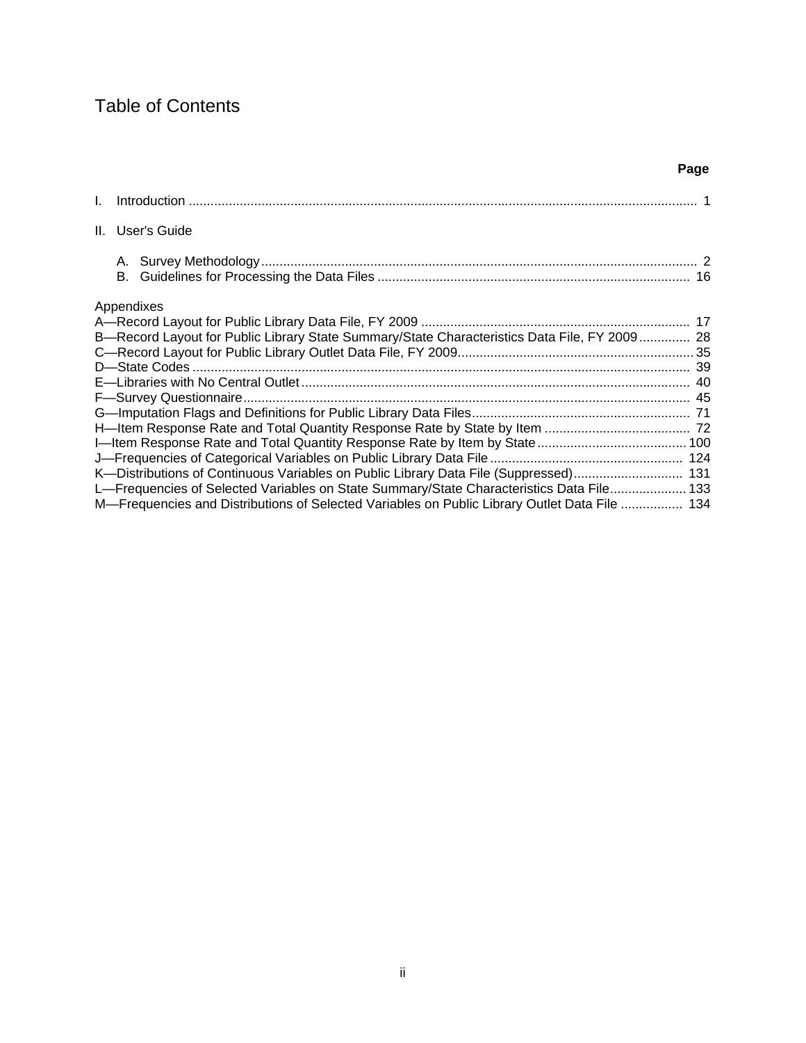# Table of Contents

| | Page |
|---|---|
| I. Introduction | 1 |
| II. User's Guide | |
| A. Survey Methodology | 2 |
| B. Guidelines for Processing the Data Files | 16 |
| **Appendixes** | |
| A—Record Layout for Public Library Data File, FY 2009 | 17 |
| B—Record Layout for Public Library State Summary/State Characteristics Data File, FY 2009 | 28 |
| C—Record Layout for Public Library Outlet Data File, FY 2009 | 35 |
| D—State Codes | 39 |
| E—Libraries with No Central Outlet | 40 |
| F—Survey Questionnaire | 45 |
| G—Imputation Flags and Definitions for Public Library Data Files | 71 |
| H—Item Response Rate and Total Quantity Response Rate by State by Item | 72 |
| I—Item Response Rate and Total Quantity Response Rate by Item by State | 100 |
| J—Frequencies of Categorical Variables on Public Library Data File | 124 |
| K—Distributions of Continuous Variables on Public Library Data File (Suppressed) | 131 |
| L—Frequencies of Selected Variables on State Summary/State Characteristics Data File | 133 |
| M—Frequencies and Distributions of Selected Variables on Public Library Outlet Data File | 134 |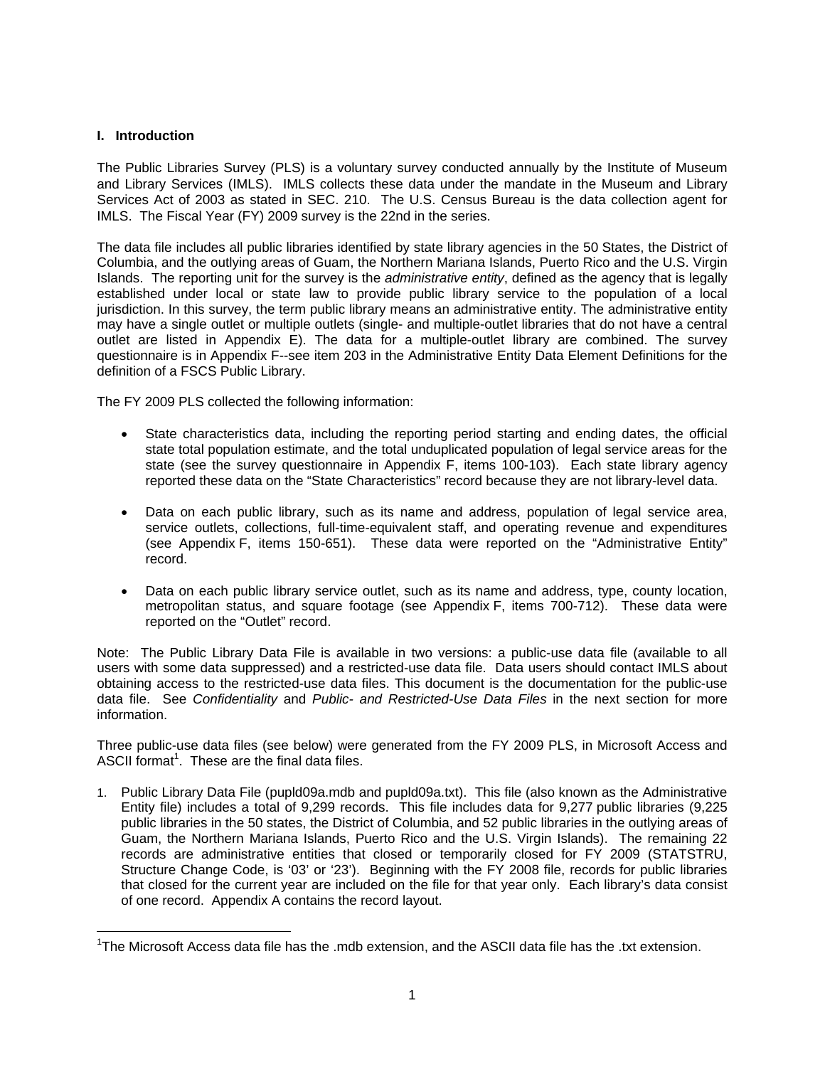## I. Introduction

The Public Libraries Survey (PLS) is a voluntary survey conducted annually by the Institute of Museum and Library Services (IMLS). IMLS collects these data under the mandate in the Museum and Library Services Act of 2003 as stated in SEC. 210. The U.S. Census Bureau is the data collection agent for IMLS. The Fiscal Year (FY) 2009 survey is the 22nd in the series.

The data file includes all public libraries identified by state library agencies in the 50 States, the District of Columbia, and the outlying areas of Guam, the Northern Mariana Islands, Puerto Rico and the U.S. Virgin Islands. The reporting unit for the survey is the *administrative entity*, defined as the agency that is legally established under local or state law to provide public library service to the population of a local jurisdiction. In this survey, the term public library means an administrative entity. The administrative entity may have a single outlet or multiple outlets (single- and multiple-outlet libraries that do not have a central outlet are listed in Appendix E). The data for a multiple-outlet library are combined. The survey questionnaire is in Appendix F--see item 203 in the Administrative Entity Data Element Definitions for the definition of a FSCS Public Library.

The FY 2009 PLS collected the following information:

- State characteristics data, including the reporting period starting and ending dates, the official state total population estimate, and the total unduplicated population of legal service areas for the state (see the survey questionnaire in Appendix F, items 100-103). Each state library agency reported these data on the "State Characteristics" record because they are not library-level data.
- Data on each public library, such as its name and address, population of legal service area, service outlets, collections, full-time-equivalent staff, and operating revenue and expenditures (see Appendix F, items 150-651). These data were reported on the "Administrative Entity" record.
- Data on each public library service outlet, such as its name and address, type, county location, metropolitan status, and square footage (see Appendix F, items 700-712). These data were reported on the "Outlet" record.

Note: The Public Library Data File is available in two versions: a public-use data file (available to all users with some data suppressed) and a restricted-use data file. Data users should contact IMLS about obtaining access to the restricted-use data files. This document is the documentation for the public-use data file. See *Confidentiality* and *Public- and Restricted-Use Data Files* in the next section for more information.

Three public-use data files (see below) were generated from the FY 2009 PLS, in Microsoft Access and ASCII format[1]. These are the final data files.

1. Public Library Data File (pupld09a.mdb and pupld09a.txt). This file (also known as the Administrative Entity file) includes a total of 9,299 records. This file includes data for 9,277 public libraries (9,225 public libraries in the 50 states, the District of Columbia, and 52 public libraries in the outlying areas of Guam, the Northern Mariana Islands, Puerto Rico and the U.S. Virgin Islands). The remaining 22 records are administrative entities that closed or temporarily closed for FY 2009 (STATSTRU, Structure Change Code, is '03' or '23'). Beginning with the FY 2008 file, records for public libraries that closed for the current year are included on the file for that year only. Each library's data consist of one record. Appendix A contains the record layout.

[1]The Microsoft Access data file has the .mdb extension, and the ASCII data file has the .txt extension.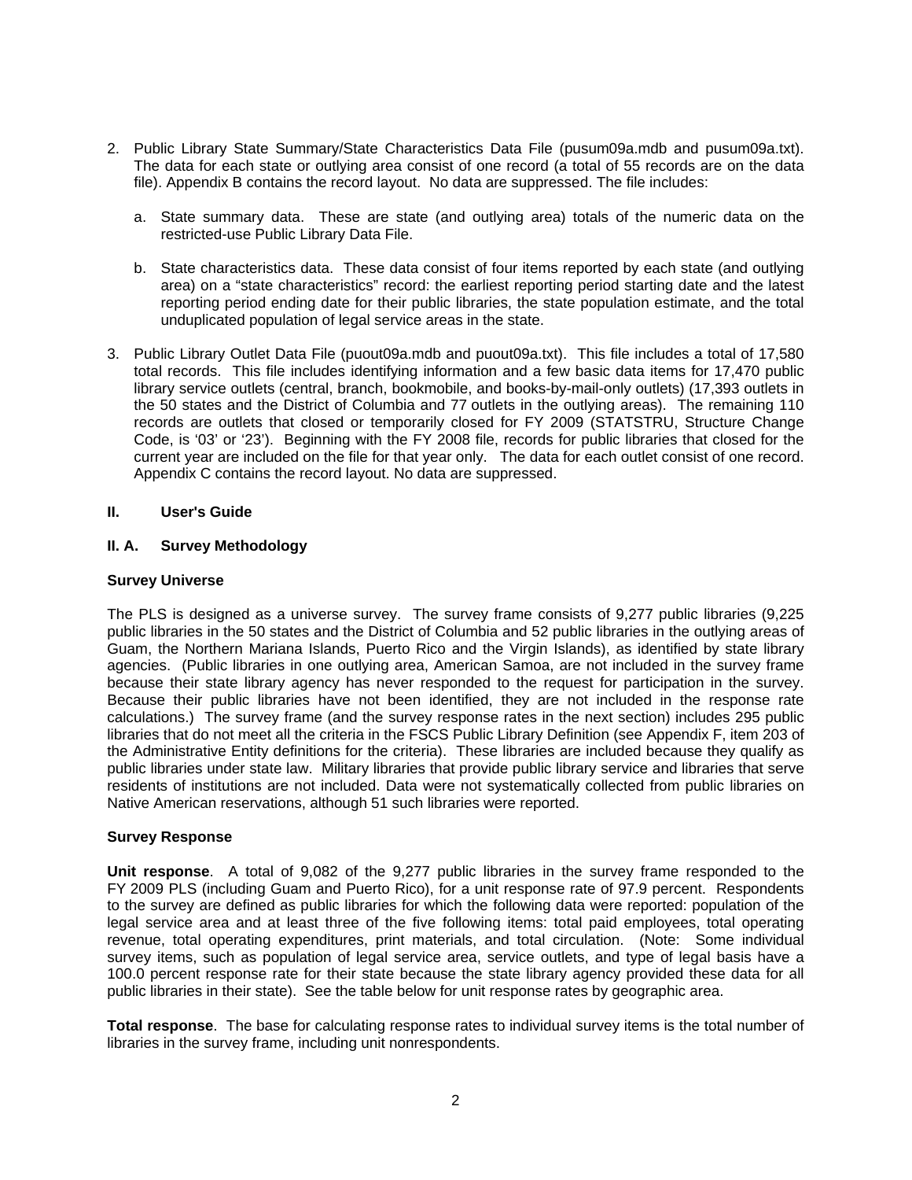2. Public Library State Summary/State Characteristics Data File (pusum09a.mdb and pusum09a.txt). The data for each state or outlying area consist of one record (a total of 55 records are on the data file). Appendix B contains the record layout. No data are suppressed. The file includes:

   a. State summary data. These are state (and outlying area) totals of the numeric data on the restricted-use Public Library Data File.

   b. State characteristics data. These data consist of four items reported by each state (and outlying area) on a "state characteristics" record: the earliest reporting period starting date and the latest reporting period ending date for their public libraries, the state population estimate, and the total unduplicated population of legal service areas in the state.

3. Public Library Outlet Data File (puout09a.mdb and puout09a.txt). This file includes a total of 17,580 total records. This file includes identifying information and a few basic data items for 17,470 public library service outlets (central, branch, bookmobile, and books-by-mail-only outlets) (17,393 outlets in the 50 states and the District of Columbia and 77 outlets in the outlying areas). The remaining 110 records are outlets that closed or temporarily closed for FY 2009 (STATSTRU, Structure Change Code, is '03' or '23'). Beginning with the FY 2008 file, records for public libraries that closed for the current year are included on the file for that year only. The data for each outlet consist of one record. Appendix C contains the record layout. No data are suppressed.

## II. User's Guide

### II. A. Survey Methodology

#### Survey Universe

The PLS is designed as a universe survey. The survey frame consists of 9,277 public libraries (9,225 public libraries in the 50 states and the District of Columbia and 52 public libraries in the outlying areas of Guam, the Northern Mariana Islands, Puerto Rico and the Virgin Islands), as identified by state library agencies. (Public libraries in one outlying area, American Samoa, are not included in the survey frame because their state library agency has never responded to the request for participation in the survey. Because their public libraries have not been identified, they are not included in the response rate calculations.) The survey frame (and the survey response rates in the next section) includes 295 public libraries that do not meet all the criteria in the FSCS Public Library Definition (see Appendix F, item 203 of the Administrative Entity definitions for the criteria). These libraries are included because they qualify as public libraries under state law. Military libraries that provide public library service and libraries that serve residents of institutions are not included. Data were not systematically collected from public libraries on Native American reservations, although 51 such libraries were reported.

#### Survey Response

**Unit response**. A total of 9,082 of the 9,277 public libraries in the survey frame responded to the FY 2009 PLS (including Guam and Puerto Rico), for a unit response rate of 97.9 percent. Respondents to the survey are defined as public libraries for which the following data were reported: population of the legal service area and at least three of the five following items: total paid employees, total operating revenue, total operating expenditures, print materials, and total circulation. (Note: Some individual survey items, such as population of legal service area, service outlets, and type of legal basis have a 100.0 percent response rate for their state because the state library agency provided these data for all public libraries in their state). See the table below for unit response rates by geographic area.

**Total response**. The base for calculating response rates to individual survey items is the total number of libraries in the survey frame, including unit nonrespondents.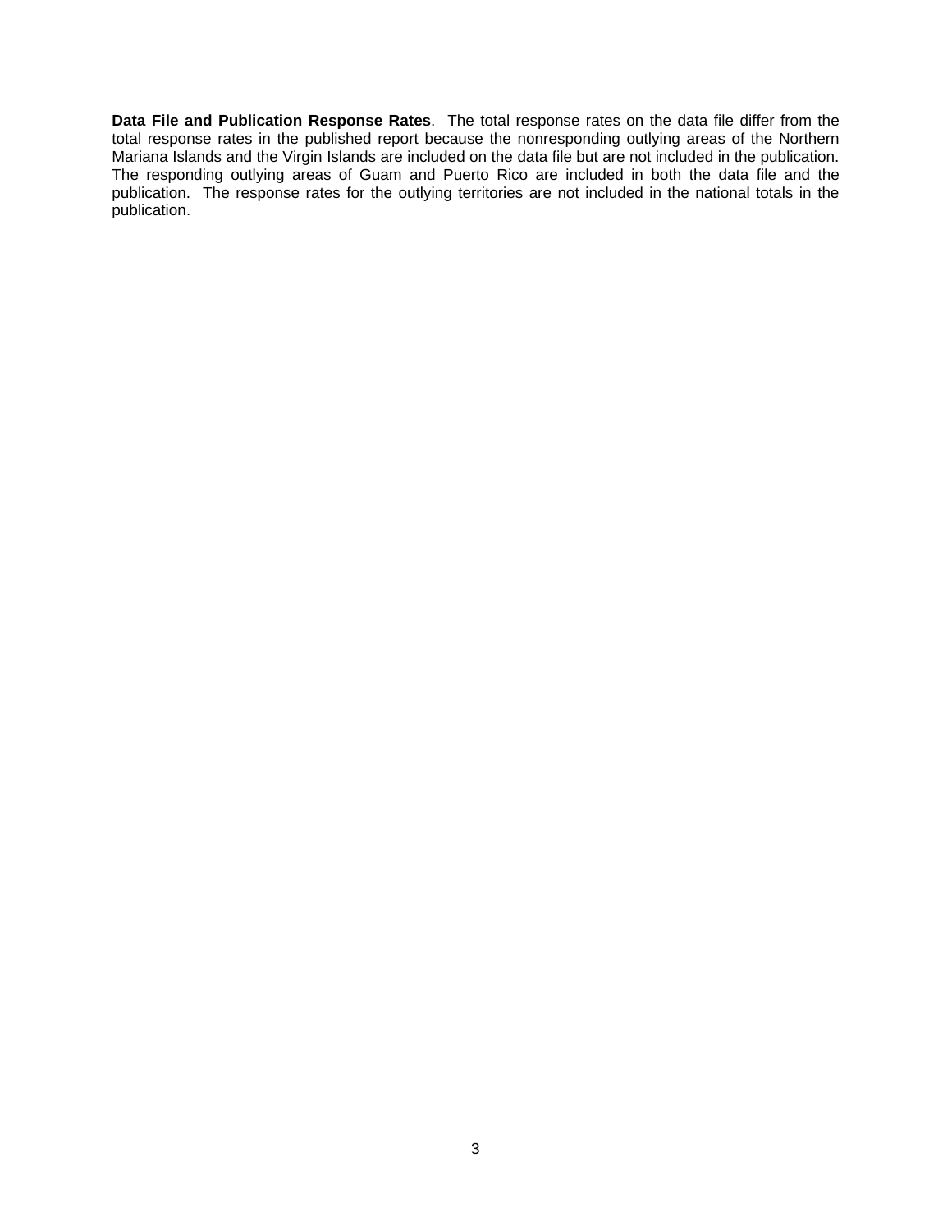**Data File and Publication Response Rates**. The total response rates on the data file differ from the total response rates in the published report because the nonresponding outlying areas of the Northern Mariana Islands and the Virgin Islands are included on the data file but are not included in the publication. The responding outlying areas of Guam and Puerto Rico are included in both the data file and the publication. The response rates for the outlying territories are not included in the national totals in the publication.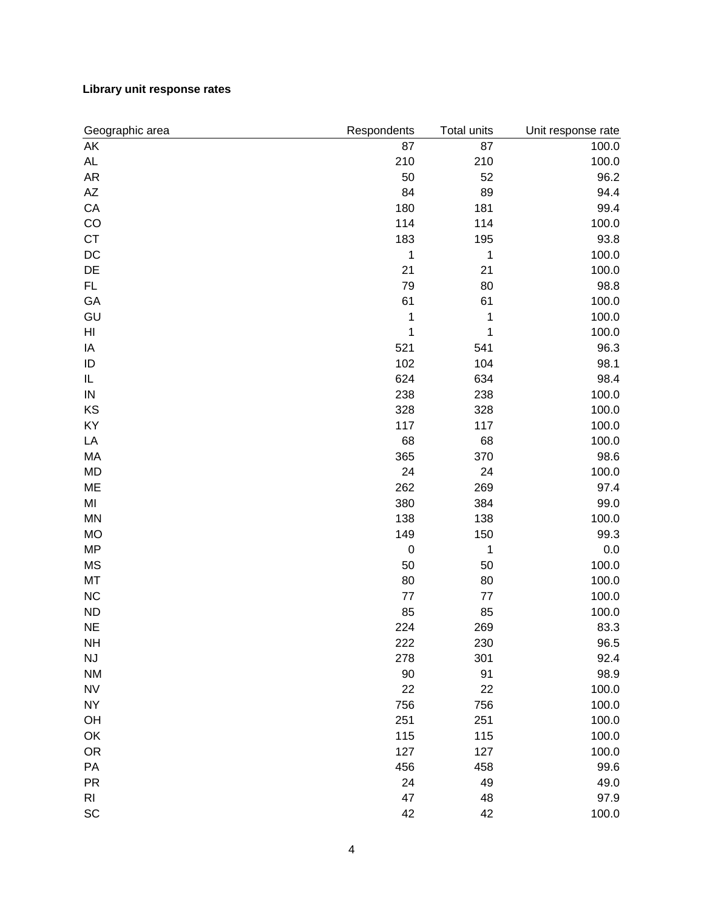**Library unit response rates**

| Geographic area | Respondents | Total units | Unit response rate |
|---|---|---|---|
| AK | 87 | 87 | 100.0 |
| AL | 210 | 210 | 100.0 |
| AR | 50 | 52 | 96.2 |
| AZ | 84 | 89 | 94.4 |
| CA | 180 | 181 | 99.4 |
| CO | 114 | 114 | 100.0 |
| CT | 183 | 195 | 93.8 |
| DC | 1 | 1 | 100.0 |
| DE | 21 | 21 | 100.0 |
| FL | 79 | 80 | 98.8 |
| GA | 61 | 61 | 100.0 |
| GU | 1 | 1 | 100.0 |
| HI | 1 | 1 | 100.0 |
| IA | 521 | 541 | 96.3 |
| ID | 102 | 104 | 98.1 |
| IL | 624 | 634 | 98.4 |
| IN | 238 | 238 | 100.0 |
| KS | 328 | 328 | 100.0 |
| KY | 117 | 117 | 100.0 |
| LA | 68 | 68 | 100.0 |
| MA | 365 | 370 | 98.6 |
| MD | 24 | 24 | 100.0 |
| ME | 262 | 269 | 97.4 |
| MI | 380 | 384 | 99.0 |
| MN | 138 | 138 | 100.0 |
| MO | 149 | 150 | 99.3 |
| MP | 0 | 1 | 0.0 |
| MS | 50 | 50 | 100.0 |
| MT | 80 | 80 | 100.0 |
| NC | 77 | 77 | 100.0 |
| ND | 85 | 85 | 100.0 |
| NE | 224 | 269 | 83.3 |
| NH | 222 | 230 | 96.5 |
| NJ | 278 | 301 | 92.4 |
| NM | 90 | 91 | 98.9 |
| NV | 22 | 22 | 100.0 |
| NY | 756 | 756 | 100.0 |
| OH | 251 | 251 | 100.0 |
| OK | 115 | 115 | 100.0 |
| OR | 127 | 127 | 100.0 |
| PA | 456 | 458 | 99.6 |
| PR | 24 | 49 | 49.0 |
| RI | 47 | 48 | 97.9 |
| SC | 42 | 42 | 100.0 |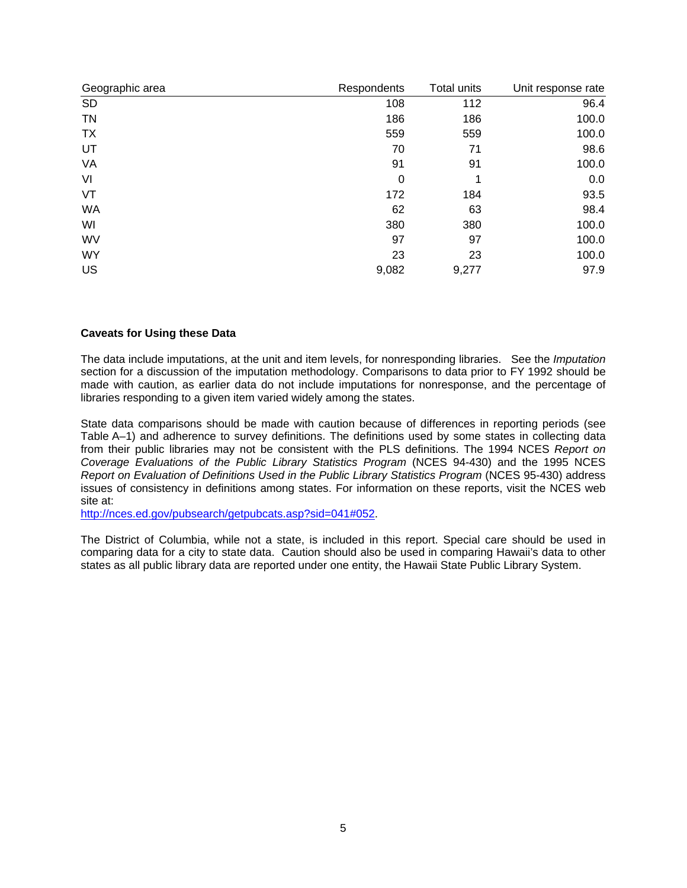| Geographic area | Respondents | Total units | Unit response rate |
|---|---|---|---|
| SD | 108 | 112 | 96.4 |
| TN | 186 | 186 | 100.0 |
| TX | 559 | 559 | 100.0 |
| UT | 70 | 71 | 98.6 |
| VA | 91 | 91 | 100.0 |
| VI | 0 | 1 | 0.0 |
| VT | 172 | 184 | 93.5 |
| WA | 62 | 63 | 98.4 |
| WI | 380 | 380 | 100.0 |
| WV | 97 | 97 | 100.0 |
| WY | 23 | 23 | 100.0 |
| US | 9,082 | 9,277 | 97.9 |

**Caveats for Using these Data**

The data include imputations, at the unit and item levels, for nonresponding libraries. See the *Imputation* section for a discussion of the imputation methodology. Comparisons to data prior to FY 1992 should be made with caution, as earlier data do not include imputations for nonresponse, and the percentage of libraries responding to a given item varied widely among the states.

State data comparisons should be made with caution because of differences in reporting periods (see Table A–1) and adherence to survey definitions. The definitions used by some states in collecting data from their public libraries may not be consistent with the PLS definitions. The 1994 NCES *Report on Coverage Evaluations of the Public Library Statistics Program* (NCES 94-430) and the 1995 NCES *Report on Evaluation of Definitions Used in the Public Library Statistics Program* (NCES 95-430) address issues of consistency in definitions among states. For information on these reports, visit the NCES web site at:
http://nces.ed.gov/pubsearch/getpubcats.asp?sid=041#052.

The District of Columbia, while not a state, is included in this report. Special care should be used in comparing data for a city to state data. Caution should also be used in comparing Hawaii's data to other states as all public library data are reported under one entity, the Hawaii State Public Library System.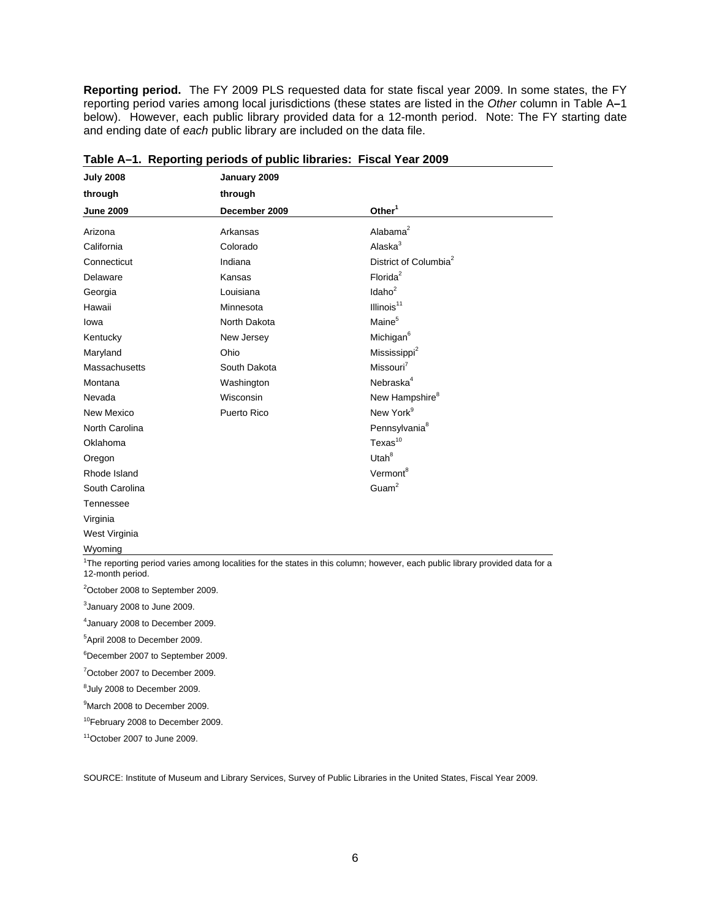**Reporting period.** The FY 2009 PLS requested data for state fiscal year 2009. In some states, the FY reporting period varies among local jurisdictions (these states are listed in the *Other* column in Table A–1 below). However, each public library provided data for a 12-month period. Note: The FY starting date and ending date of *each* public library are included on the data file.

**Table A–1. Reporting periods of public libraries: Fiscal Year 2009**

| July 2008 through June 2009 | January 2009 through December 2009 | Other[1] |
|---|---|---|
| Arizona | Arkansas | Alabama[2] |
| California | Colorado | Alaska[3] |
| Connecticut | Indiana | District of Columbia[2] |
| Delaware | Kansas | Florida[2] |
| Georgia | Louisiana | Idaho[2] |
| Hawaii | Minnesota | Illinois[11] |
| Iowa | North Dakota | Maine[5] |
| Kentucky | New Jersey | Michigan[6] |
| Maryland | Ohio | Mississippi[2] |
| Massachusetts | South Dakota | Missouri[7] |
| Montana | Washington | Nebraska[4] |
| Nevada | Wisconsin | New Hampshire[8] |
| New Mexico | Puerto Rico | New York[9] |
| North Carolina | | Pennsylvania[8] |
| Oklahoma | | Texas[10] |
| Oregon | | Utah[8] |
| Rhode Island | | Vermont[8] |
| South Carolina | | Guam[2] |
| Tennessee | | |
| Virginia | | |
| West Virginia | | |
| Wyoming | | |

[1]The reporting period varies among localities for the states in this column; however, each public library provided data for a 12-month period.

[2]October 2008 to September 2009.

[3]January 2008 to June 2009.

[4]January 2008 to December 2009.

[5]April 2008 to December 2009.

[6]December 2007 to September 2009.

[7]October 2007 to December 2009.

[8]July 2008 to December 2009.

[9]March 2008 to December 2009.

[10]February 2008 to December 2009.

[11]October 2007 to June 2009.

SOURCE: Institute of Museum and Library Services, Survey of Public Libraries in the United States, Fiscal Year 2009.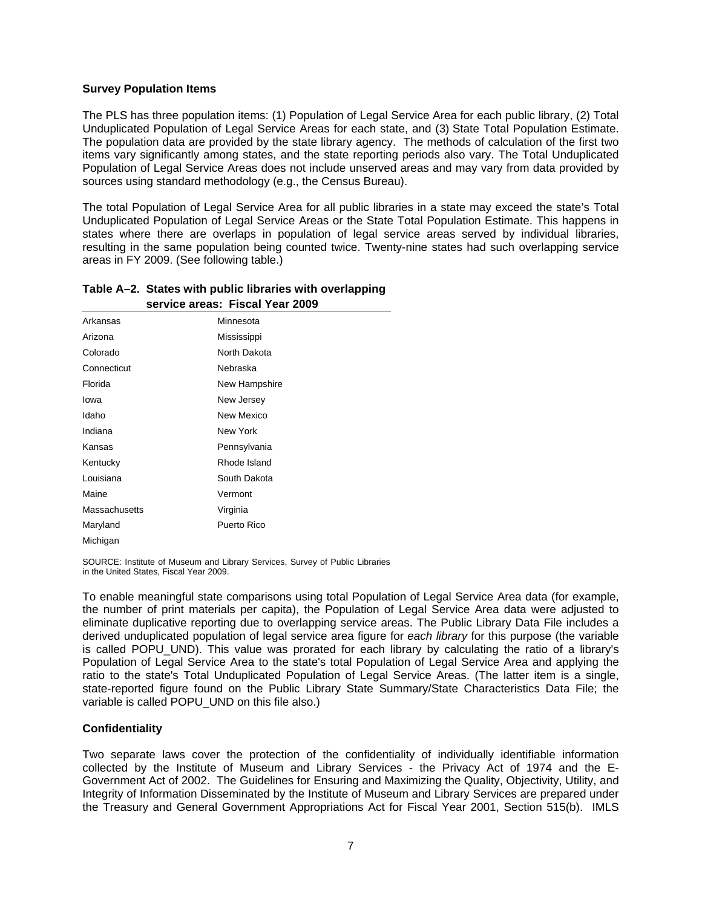**Survey Population Items**

The PLS has three population items: (1) Population of Legal Service Area for each public library, (2) Total Unduplicated Population of Legal Service Areas for each state, and (3) State Total Population Estimate. The population data are provided by the state library agency. The methods of calculation of the first two items vary significantly among states, and the state reporting periods also vary. The Total Unduplicated Population of Legal Service Areas does not include unserved areas and may vary from data provided by sources using standard methodology (e.g., the Census Bureau).

The total Population of Legal Service Area for all public libraries in a state may exceed the state's Total Unduplicated Population of Legal Service Areas or the State Total Population Estimate. This happens in states where there are overlaps in population of legal service areas served by individual libraries, resulting in the same population being counted twice. Twenty-nine states had such overlapping service areas in FY 2009. (See following table.)

**Table A–2. States with public libraries with overlapping service areas: Fiscal Year 2009**

| | |
|---|---|
| Arkansas | Minnesota |
| Arizona | Mississippi |
| Colorado | North Dakota |
| Connecticut | Nebraska |
| Florida | New Hampshire |
| Iowa | New Jersey |
| Idaho | New Mexico |
| Indiana | New York |
| Kansas | Pennsylvania |
| Kentucky | Rhode Island |
| Louisiana | South Dakota |
| Maine | Vermont |
| Massachusetts | Virginia |
| Maryland | Puerto Rico |
| Michigan | |

SOURCE: Institute of Museum and Library Services, Survey of Public Libraries in the United States, Fiscal Year 2009.

To enable meaningful state comparisons using total Population of Legal Service Area data (for example, the number of print materials per capita), the Population of Legal Service Area data were adjusted to eliminate duplicative reporting due to overlapping service areas. The Public Library Data File includes a derived unduplicated population of legal service area figure for *each library* for this purpose (the variable is called POPU_UND). This value was prorated for each library by calculating the ratio of a library's Population of Legal Service Area to the state's total Population of Legal Service Area and applying the ratio to the state's Total Unduplicated Population of Legal Service Areas. (The latter item is a single, state-reported figure found on the Public Library State Summary/State Characteristics Data File; the variable is called POPU_UND on this file also.)

**Confidentiality**

Two separate laws cover the protection of the confidentiality of individually identifiable information collected by the Institute of Museum and Library Services - the Privacy Act of 1974 and the E-Government Act of 2002. The Guidelines for Ensuring and Maximizing the Quality, Objectivity, Utility, and Integrity of Information Disseminated by the Institute of Museum and Library Services are prepared under the Treasury and General Government Appropriations Act for Fiscal Year 2001, Section 515(b). IMLS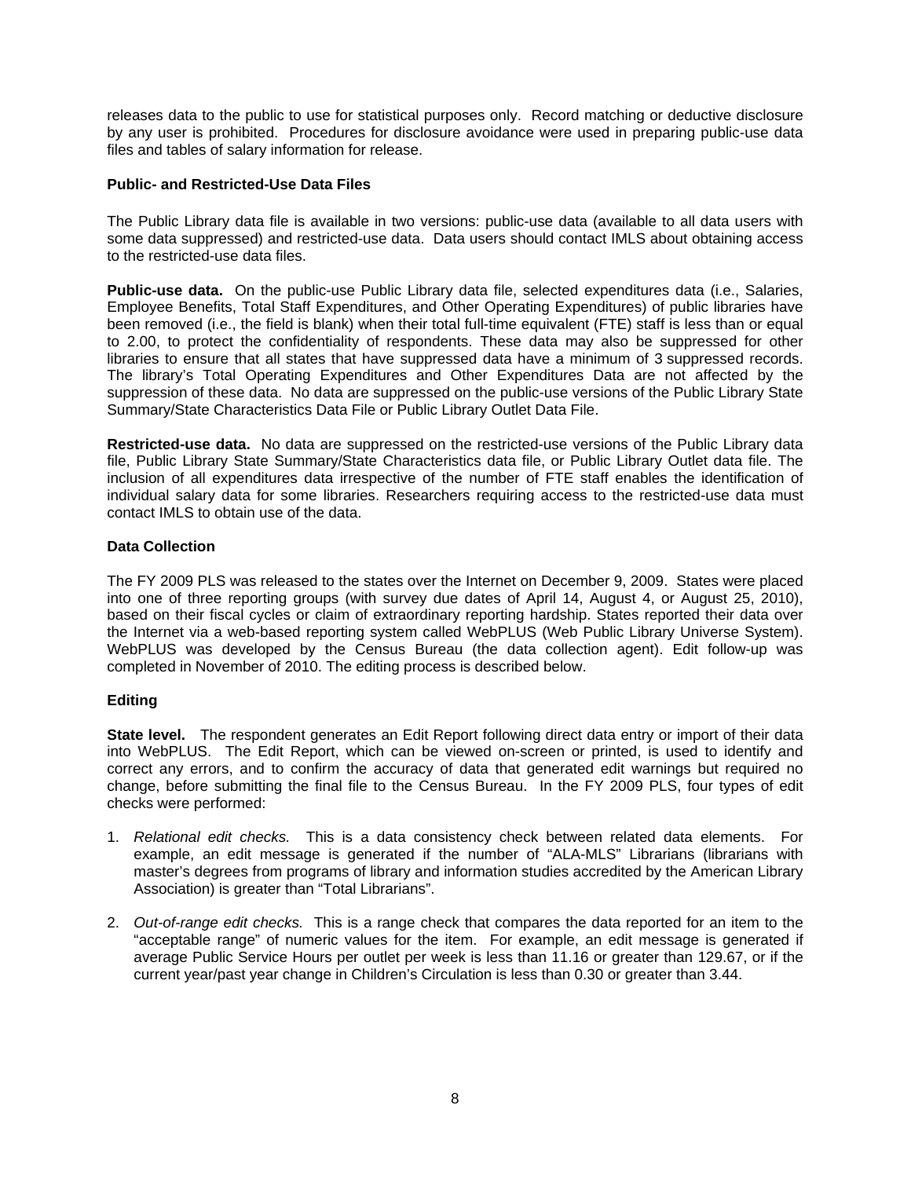releases data to the public to use for statistical purposes only. Record matching or deductive disclosure by any user is prohibited. Procedures for disclosure avoidance were used in preparing public-use data files and tables of salary information for release.

**Public- and Restricted-Use Data Files**

The Public Library data file is available in two versions: public-use data (available to all data users with some data suppressed) and restricted-use data. Data users should contact IMLS about obtaining access to the restricted-use data files.

**Public-use data.** On the public-use Public Library data file, selected expenditures data (i.e., Salaries, Employee Benefits, Total Staff Expenditures, and Other Operating Expenditures) of public libraries have been removed (i.e., the field is blank) when their total full-time equivalent (FTE) staff is less than or equal to 2.00, to protect the confidentiality of respondents. These data may also be suppressed for other libraries to ensure that all states that have suppressed data have a minimum of 3 suppressed records. The library's Total Operating Expenditures and Other Expenditures Data are not affected by the suppression of these data. No data are suppressed on the public-use versions of the Public Library State Summary/State Characteristics Data File or Public Library Outlet Data File.

**Restricted-use data.** No data are suppressed on the restricted-use versions of the Public Library data file, Public Library State Summary/State Characteristics data file, or Public Library Outlet data file. The inclusion of all expenditures data irrespective of the number of FTE staff enables the identification of individual salary data for some libraries. Researchers requiring access to the restricted-use data must contact IMLS to obtain use of the data.

**Data Collection**

The FY 2009 PLS was released to the states over the Internet on December 9, 2009. States were placed into one of three reporting groups (with survey due dates of April 14, August 4, or August 25, 2010), based on their fiscal cycles or claim of extraordinary reporting hardship. States reported their data over the Internet via a web-based reporting system called WebPLUS (Web Public Library Universe System). WebPLUS was developed by the Census Bureau (the data collection agent). Edit follow-up was completed in November of 2010. The editing process is described below.

**Editing**

**State level.** The respondent generates an Edit Report following direct data entry or import of their data into WebPLUS. The Edit Report, which can be viewed on-screen or printed, is used to identify and correct any errors, and to confirm the accuracy of data that generated edit warnings but required no change, before submitting the final file to the Census Bureau. In the FY 2009 PLS, four types of edit checks were performed:

1. *Relational edit checks.* This is a data consistency check between related data elements. For example, an edit message is generated if the number of "ALA-MLS" Librarians (librarians with master's degrees from programs of library and information studies accredited by the American Library Association) is greater than "Total Librarians".

2. *Out-of-range edit checks.* This is a range check that compares the data reported for an item to the "acceptable range" of numeric values for the item. For example, an edit message is generated if average Public Service Hours per outlet per week is less than 11.16 or greater than 129.67, or if the current year/past year change in Children's Circulation is less than 0.30 or greater than 3.44.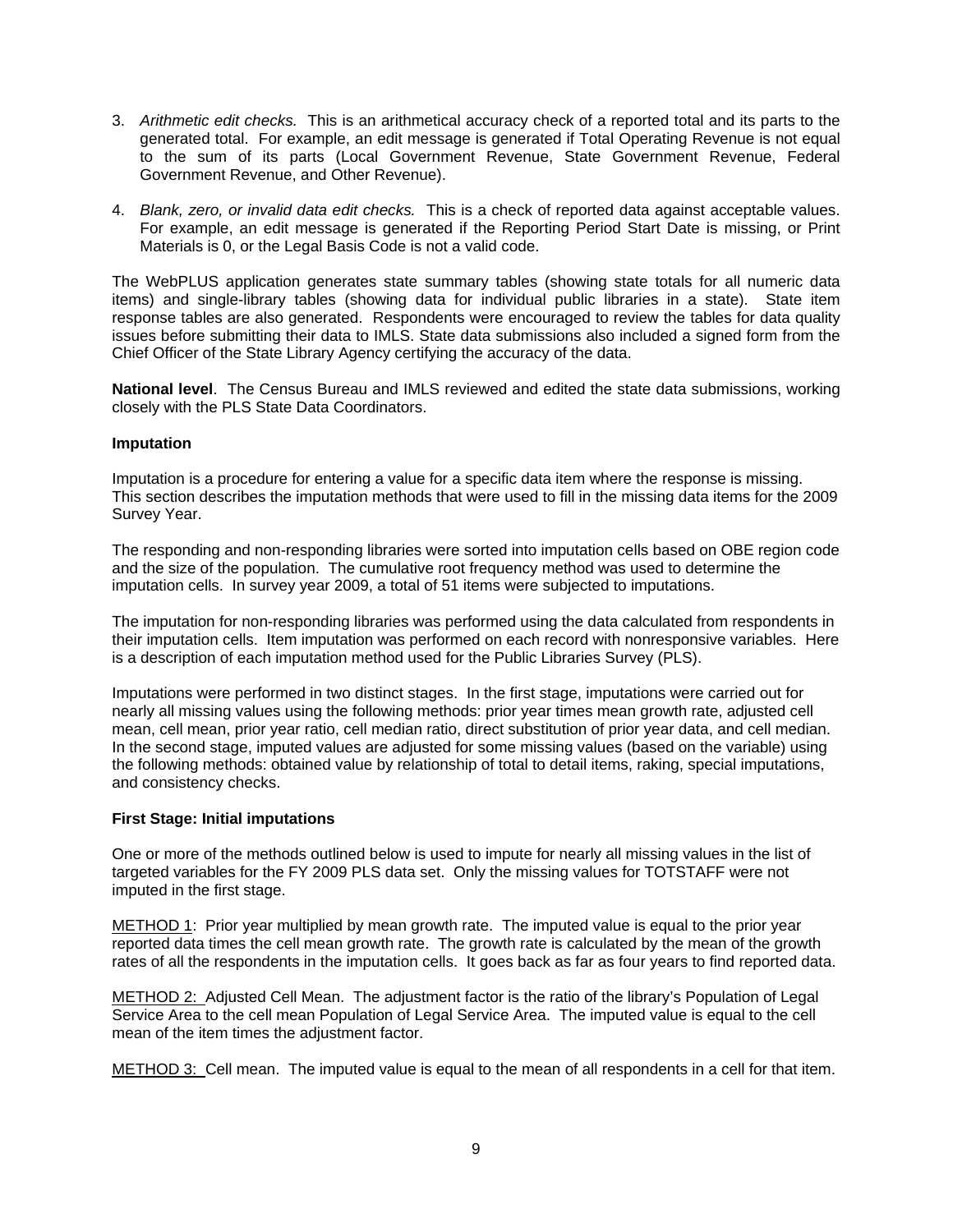3. *Arithmetic edit checks.* This is an arithmetical accuracy check of a reported total and its parts to the generated total. For example, an edit message is generated if Total Operating Revenue is not equal to the sum of its parts (Local Government Revenue, State Government Revenue, Federal Government Revenue, and Other Revenue).

4. *Blank, zero, or invalid data edit checks.* This is a check of reported data against acceptable values. For example, an edit message is generated if the Reporting Period Start Date is missing, or Print Materials is 0, or the Legal Basis Code is not a valid code.

The WebPLUS application generates state summary tables (showing state totals for all numeric data items) and single-library tables (showing data for individual public libraries in a state). State item response tables are also generated. Respondents were encouraged to review the tables for data quality issues before submitting their data to IMLS. State data submissions also included a signed form from the Chief Officer of the State Library Agency certifying the accuracy of the data.

**National level**. The Census Bureau and IMLS reviewed and edited the state data submissions, working closely with the PLS State Data Coordinators.

**Imputation**

Imputation is a procedure for entering a value for a specific data item where the response is missing. This section describes the imputation methods that were used to fill in the missing data items for the 2009 Survey Year.

The responding and non-responding libraries were sorted into imputation cells based on OBE region code and the size of the population. The cumulative root frequency method was used to determine the imputation cells. In survey year 2009, a total of 51 items were subjected to imputations.

The imputation for non-responding libraries was performed using the data calculated from respondents in their imputation cells. Item imputation was performed on each record with nonresponsive variables. Here is a description of each imputation method used for the Public Libraries Survey (PLS).

Imputations were performed in two distinct stages. In the first stage, imputations were carried out for nearly all missing values using the following methods: prior year times mean growth rate, adjusted cell mean, cell mean, prior year ratio, cell median ratio, direct substitution of prior year data, and cell median. In the second stage, imputed values are adjusted for some missing values (based on the variable) using the following methods: obtained value by relationship of total to detail items, raking, special imputations, and consistency checks.

**First Stage: Initial imputations**

One or more of the methods outlined below is used to impute for nearly all missing values in the list of targeted variables for the FY 2009 PLS data set. Only the missing values for TOTSTAFF were not imputed in the first stage.

METHOD 1: Prior year multiplied by mean growth rate. The imputed value is equal to the prior year reported data times the cell mean growth rate. The growth rate is calculated by the mean of the growth rates of all the respondents in the imputation cells. It goes back as far as four years to find reported data.

METHOD 2: Adjusted Cell Mean. The adjustment factor is the ratio of the library's Population of Legal Service Area to the cell mean Population of Legal Service Area. The imputed value is equal to the cell mean of the item times the adjustment factor.

METHOD 3: Cell mean. The imputed value is equal to the mean of all respondents in a cell for that item.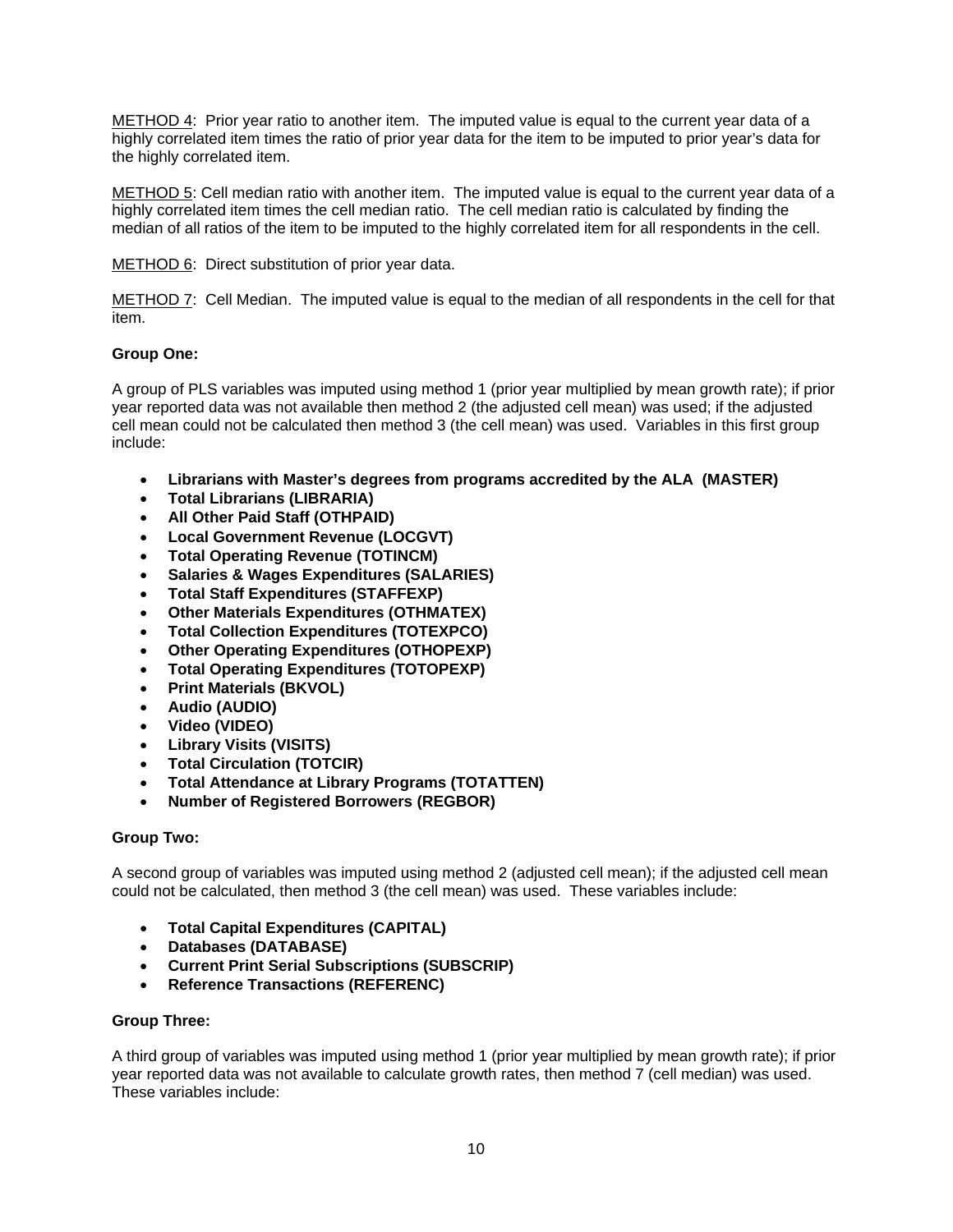METHOD 4:  Prior year ratio to another item.  The imputed value is equal to the current year data of a highly correlated item times the ratio of prior year data for the item to be imputed to prior year's data for the highly correlated item.

METHOD 5: Cell median ratio with another item.  The imputed value is equal to the current year data of a highly correlated item times the cell median ratio.  The cell median ratio is calculated by finding the median of all ratios of the item to be imputed to the highly correlated item for all respondents in the cell.

METHOD 6:  Direct substitution of prior year data.

METHOD 7:  Cell Median.  The imputed value is equal to the median of all respondents in the cell for that item.

**Group One:**

A group of PLS variables was imputed using method 1 (prior year multiplied by mean growth rate); if prior year reported data was not available then method 2 (the adjusted cell mean) was used; if the adjusted cell mean could not be calculated then method 3 (the cell mean) was used.  Variables in this first group include:

- **Librarians with Master's degrees from programs accredited by the ALA  (MASTER)**
- **Total Librarians (LIBRARIA)**
- **All Other Paid Staff (OTHPAID)**
- **Local Government Revenue (LOCGVT)**
- **Total Operating Revenue (TOTINCM)**
- **Salaries & Wages Expenditures (SALARIES)**
- **Total Staff Expenditures (STAFFEXP)**
- **Other Materials Expenditures (OTHMATEX)**
- **Total Collection Expenditures (TOTEXPCO)**
- **Other Operating Expenditures (OTHOPEXP)**
- **Total Operating Expenditures (TOTOPEXP)**
- **Print Materials (BKVOL)**
- **Audio (AUDIO)**
- **Video (VIDEO)**
- **Library Visits (VISITS)**
- **Total Circulation (TOTCIR)**
- **Total Attendance at Library Programs (TOTATTEN)**
- **Number of Registered Borrowers (REGBOR)**

**Group Two:**

A second group of variables was imputed using method 2 (adjusted cell mean); if the adjusted cell mean could not be calculated, then method 3 (the cell mean) was used.  These variables include:

- **Total Capital Expenditures (CAPITAL)**
- **Databases (DATABASE)**
- **Current Print Serial Subscriptions (SUBSCRIP)**
- **Reference Transactions (REFERENC)**

**Group Three:**

A third group of variables was imputed using method 1 (prior year multiplied by mean growth rate); if prior year reported data was not available to calculate growth rates, then method 7 (cell median) was used. These variables include: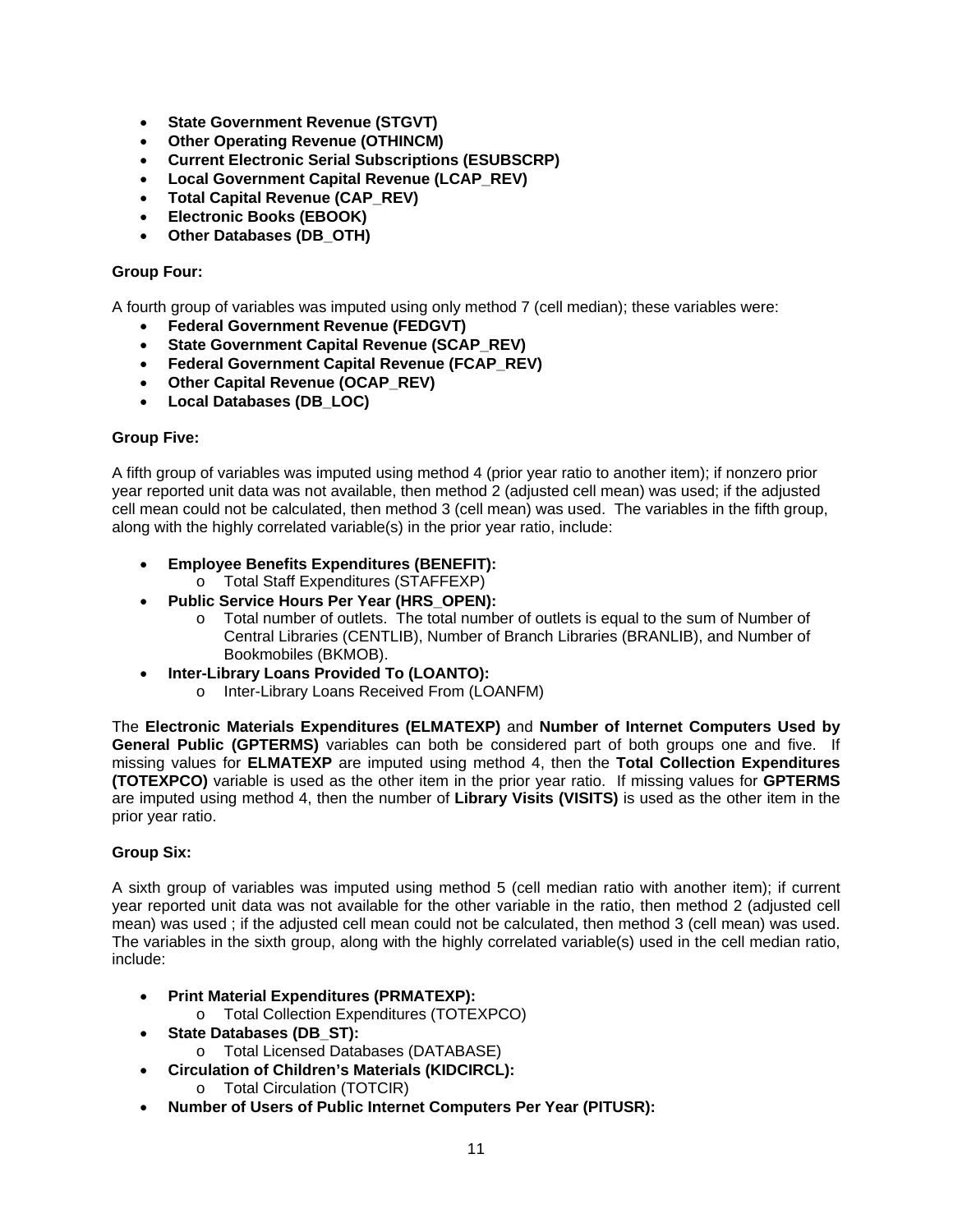- **State Government Revenue (STGVT)**
- **Other Operating Revenue (OTHINCM)**
- **Current Electronic Serial Subscriptions (ESUBSCRP)**
- **Local Government Capital Revenue (LCAP_REV)**
- **Total Capital Revenue (CAP_REV)**
- **Electronic Books (EBOOK)**
- **Other Databases (DB_OTH)**

**Group Four:**

A fourth group of variables was imputed using only method 7 (cell median); these variables were:

- **Federal Government Revenue (FEDGVT)**
- **State Government Capital Revenue (SCAP_REV)**
- **Federal Government Capital Revenue (FCAP_REV)**
- **Other Capital Revenue (OCAP_REV)**
- **Local Databases (DB_LOC)**

**Group Five:**

A fifth group of variables was imputed using method 4 (prior year ratio to another item); if nonzero prior year reported unit data was not available, then method 2 (adjusted cell mean) was used; if the adjusted cell mean could not be calculated, then method 3 (cell mean) was used. The variables in the fifth group, along with the highly correlated variable(s) in the prior year ratio, include:

- **Employee Benefits Expenditures (BENEFIT):**
  - Total Staff Expenditures (STAFFEXP)
- **Public Service Hours Per Year (HRS_OPEN):**
  - Total number of outlets. The total number of outlets is equal to the sum of Number of Central Libraries (CENTLIB), Number of Branch Libraries (BRANLIB), and Number of Bookmobiles (BKMOB).
- **Inter-Library Loans Provided To (LOANTO):**
  - Inter-Library Loans Received From (LOANFM)

The **Electronic Materials Expenditures (ELMATEXP)** and **Number of Internet Computers Used by General Public (GPTERMS)** variables can both be considered part of both groups one and five. If missing values for **ELMATEXP** are imputed using method 4, then the **Total Collection Expenditures (TOTEXPCO)** variable is used as the other item in the prior year ratio. If missing values for **GPTERMS** are imputed using method 4, then the number of **Library Visits (VISITS)** is used as the other item in the prior year ratio.

**Group Six:**

A sixth group of variables was imputed using method 5 (cell median ratio with another item); if current year reported unit data was not available for the other variable in the ratio, then method 2 (adjusted cell mean) was used ; if the adjusted cell mean could not be calculated, then method 3 (cell mean) was used. The variables in the sixth group, along with the highly correlated variable(s) used in the cell median ratio, include:

- **Print Material Expenditures (PRMATEXP):**
  - Total Collection Expenditures (TOTEXPCO)
- **State Databases (DB_ST):**
  - Total Licensed Databases (DATABASE)
- **Circulation of Children's Materials (KIDCIRCL):**
  - Total Circulation (TOTCIR)
- **Number of Users of Public Internet Computers Per Year (PITUSR):**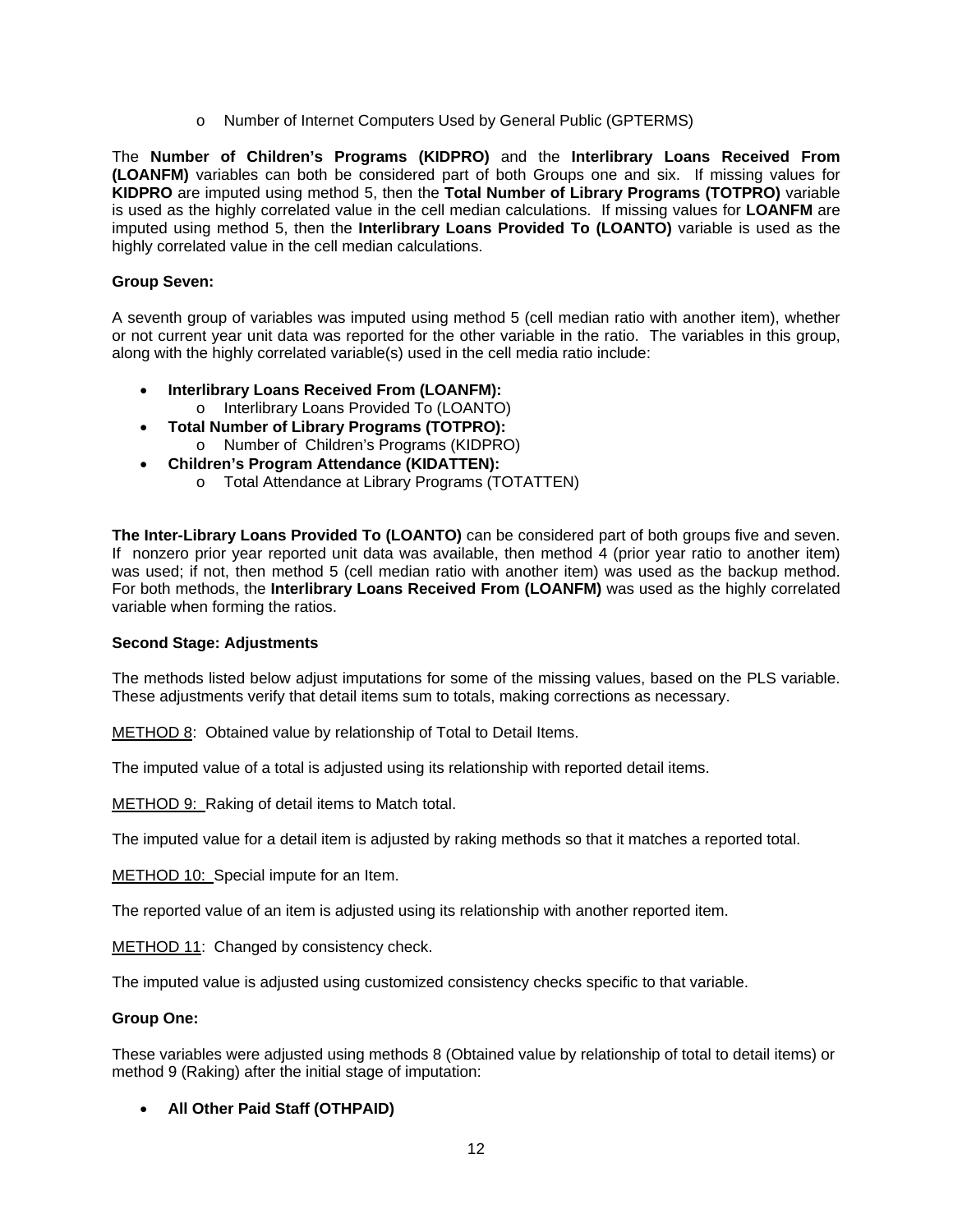- Number of Internet Computers Used by General Public (GPTERMS)

The **Number of Children's Programs (KIDPRO)** and the **Interlibrary Loans Received From (LOANFM)** variables can both be considered part of both Groups one and six. If missing values for **KIDPRO** are imputed using method 5, then the **Total Number of Library Programs (TOTPRO)** variable is used as the highly correlated value in the cell median calculations. If missing values for **LOANFM** are imputed using method 5, then the **Interlibrary Loans Provided To (LOANTO)** variable is used as the highly correlated value in the cell median calculations.

**Group Seven:**

A seventh group of variables was imputed using method 5 (cell median ratio with another item), whether or not current year unit data was reported for the other variable in the ratio. The variables in this group, along with the highly correlated variable(s) used in the cell media ratio include:

- **Interlibrary Loans Received From (LOANFM):**
  - Interlibrary Loans Provided To (LOANTO)
- **Total Number of Library Programs (TOTPRO):**
  - Number of Children's Programs (KIDPRO)
- **Children's Program Attendance (KIDATTEN):**
  - Total Attendance at Library Programs (TOTATTEN)

**The Inter-Library Loans Provided To (LOANTO)** can be considered part of both groups five and seven. If nonzero prior year reported unit data was available, then method 4 (prior year ratio to another item) was used; if not, then method 5 (cell median ratio with another item) was used as the backup method. For both methods, the **Interlibrary Loans Received From (LOANFM)** was used as the highly correlated variable when forming the ratios.

**Second Stage: Adjustments**

The methods listed below adjust imputations for some of the missing values, based on the PLS variable. These adjustments verify that detail items sum to totals, making corrections as necessary.

METHOD 8: Obtained value by relationship of Total to Detail Items.

The imputed value of a total is adjusted using its relationship with reported detail items.

METHOD 9: Raking of detail items to Match total.

The imputed value for a detail item is adjusted by raking methods so that it matches a reported total.

METHOD 10: Special impute for an Item.

The reported value of an item is adjusted using its relationship with another reported item.

METHOD 11: Changed by consistency check.

The imputed value is adjusted using customized consistency checks specific to that variable.

**Group One:**

These variables were adjusted using methods 8 (Obtained value by relationship of total to detail items) or method 9 (Raking) after the initial stage of imputation:

- **All Other Paid Staff (OTHPAID)**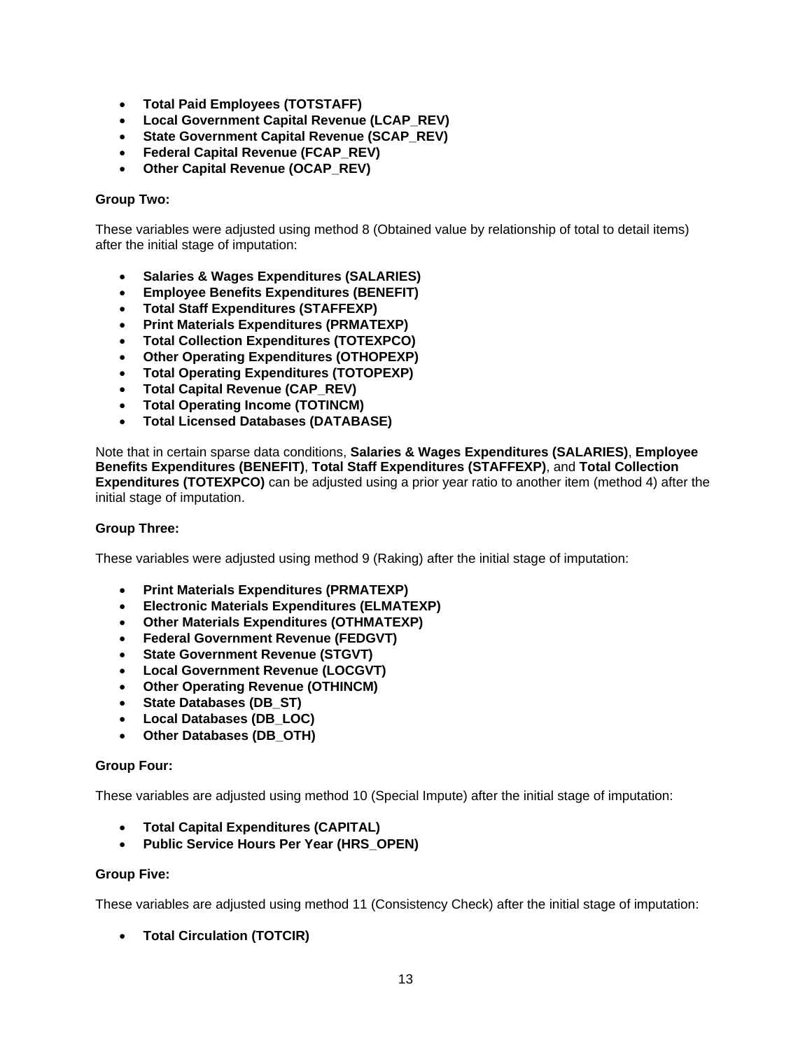- **Total Paid Employees (TOTSTAFF)**
- **Local Government Capital Revenue (LCAP_REV)**
- **State Government Capital Revenue (SCAP_REV)**
- **Federal Capital Revenue (FCAP_REV)**
- **Other Capital Revenue (OCAP_REV)**

**Group Two:**

These variables were adjusted using method 8 (Obtained value by relationship of total to detail items) after the initial stage of imputation:

- **Salaries & Wages Expenditures (SALARIES)**
- **Employee Benefits Expenditures (BENEFIT)**
- **Total Staff Expenditures (STAFFEXP)**
- **Print Materials Expenditures (PRMATEXP)**
- **Total Collection Expenditures (TOTEXPCO)**
- **Other Operating Expenditures (OTHOPEXP)**
- **Total Operating Expenditures (TOTOPEXP)**
- **Total Capital Revenue (CAP_REV)**
- **Total Operating Income (TOTINCM)**
- **Total Licensed Databases (DATABASE)**

Note that in certain sparse data conditions, **Salaries & Wages Expenditures (SALARIES)**, **Employee Benefits Expenditures (BENEFIT)**, **Total Staff Expenditures (STAFFEXP)**, and **Total Collection Expenditures (TOTEXPCO)** can be adjusted using a prior year ratio to another item (method 4) after the initial stage of imputation.

**Group Three:**

These variables were adjusted using method 9 (Raking) after the initial stage of imputation:

- **Print Materials Expenditures (PRMATEXP)**
- **Electronic Materials Expenditures (ELMATEXP)**
- **Other Materials Expenditures (OTHMATEXP)**
- **Federal Government Revenue (FEDGVT)**
- **State Government Revenue (STGVT)**
- **Local Government Revenue (LOCGVT)**
- **Other Operating Revenue (OTHINCM)**
- **State Databases (DB_ST)**
- **Local Databases (DB_LOC)**
- **Other Databases (DB_OTH)**

**Group Four:**

These variables are adjusted using method 10 (Special Impute) after the initial stage of imputation:

- **Total Capital Expenditures (CAPITAL)**
- **Public Service Hours Per Year (HRS_OPEN)**

**Group Five:**

These variables are adjusted using method 11 (Consistency Check) after the initial stage of imputation:

- **Total Circulation (TOTCIR)**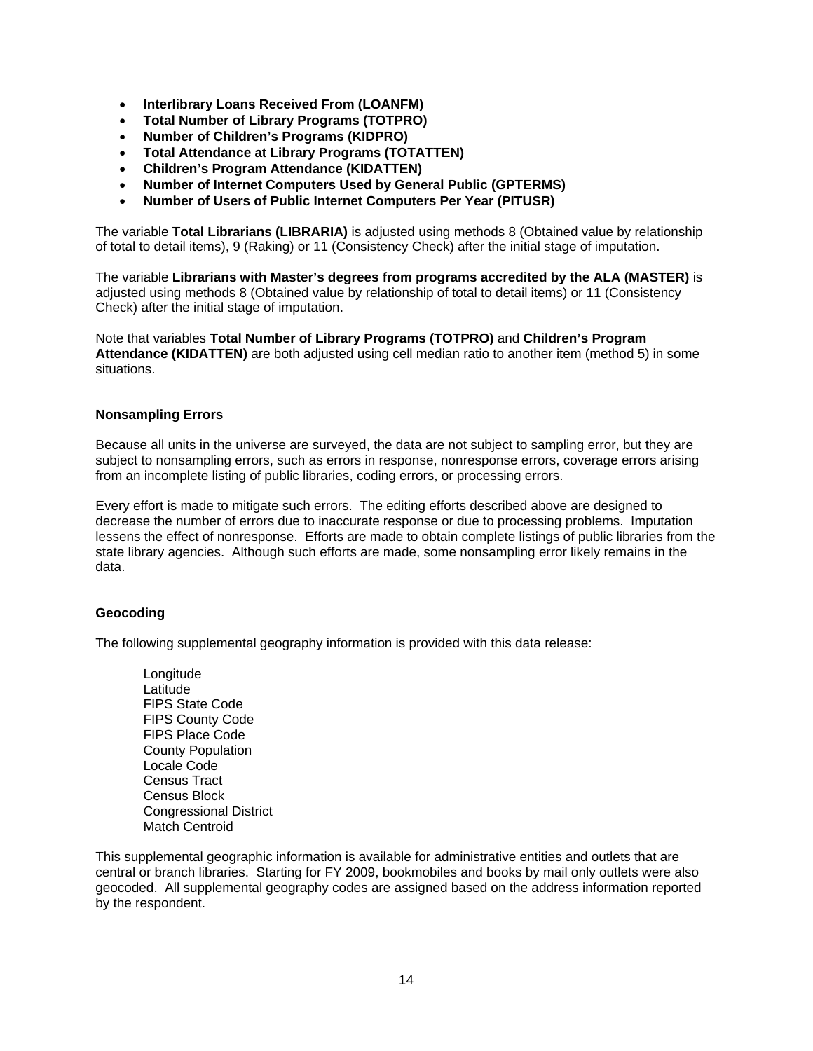- **Interlibrary Loans Received From (LOANFM)**
- **Total Number of Library Programs (TOTPRO)**
- **Number of Children's Programs (KIDPRO)**
- **Total Attendance at Library Programs (TOTATTEN)**
- **Children's Program Attendance (KIDATTEN)**
- **Number of Internet Computers Used by General Public (GPTERMS)**
- **Number of Users of Public Internet Computers Per Year (PITUSR)**

The variable **Total Librarians (LIBRARIA)** is adjusted using methods 8 (Obtained value by relationship of total to detail items), 9 (Raking) or 11 (Consistency Check) after the initial stage of imputation.

The variable **Librarians with Master's degrees from programs accredited by the ALA (MASTER)** is adjusted using methods 8 (Obtained value by relationship of total to detail items) or 11 (Consistency Check) after the initial stage of imputation.

Note that variables **Total Number of Library Programs (TOTPRO)** and **Children's Program Attendance (KIDATTEN)** are both adjusted using cell median ratio to another item (method 5) in some situations.

**Nonsampling Errors**

Because all units in the universe are surveyed, the data are not subject to sampling error, but they are subject to nonsampling errors, such as errors in response, nonresponse errors, coverage errors arising from an incomplete listing of public libraries, coding errors, or processing errors.

Every effort is made to mitigate such errors. The editing efforts described above are designed to decrease the number of errors due to inaccurate response or due to processing problems. Imputation lessens the effect of nonresponse. Efforts are made to obtain complete listings of public libraries from the state library agencies. Although such efforts are made, some nonsampling error likely remains in the data.

**Geocoding**

The following supplemental geography information is provided with this data release:

Longitude
Latitude
FIPS State Code
FIPS County Code
FIPS Place Code
County Population
Locale Code
Census Tract
Census Block
Congressional District
Match Centroid

This supplemental geographic information is available for administrative entities and outlets that are central or branch libraries. Starting for FY 2009, bookmobiles and books by mail only outlets were also geocoded. All supplemental geography codes are assigned based on the address information reported by the respondent.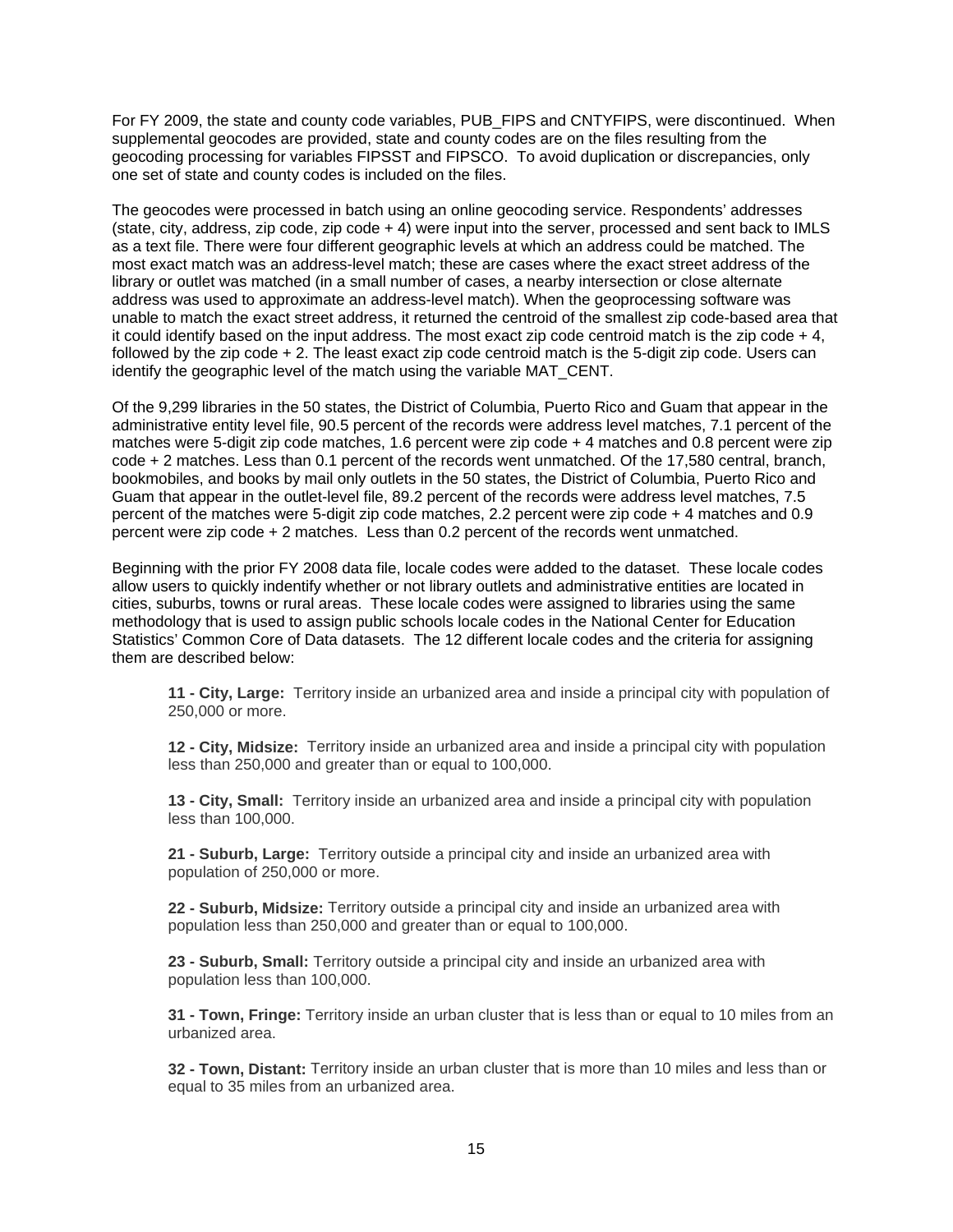For FY 2009, the state and county code variables, PUB_FIPS and CNTYFIPS, were discontinued. When supplemental geocodes are provided, state and county codes are on the files resulting from the geocoding processing for variables FIPSST and FIPSCO. To avoid duplication or discrepancies, only one set of state and county codes is included on the files.

The geocodes were processed in batch using an online geocoding service. Respondents' addresses (state, city, address, zip code, zip code + 4) were input into the server, processed and sent back to IMLS as a text file. There were four different geographic levels at which an address could be matched. The most exact match was an address-level match; these are cases where the exact street address of the library or outlet was matched (in a small number of cases, a nearby intersection or close alternate address was used to approximate an address-level match). When the geoprocessing software was unable to match the exact street address, it returned the centroid of the smallest zip code-based area that it could identify based on the input address. The most exact zip code centroid match is the zip code + 4, followed by the zip code + 2. The least exact zip code centroid match is the 5-digit zip code. Users can identify the geographic level of the match using the variable MAT_CENT.

Of the 9,299 libraries in the 50 states, the District of Columbia, Puerto Rico and Guam that appear in the administrative entity level file, 90.5 percent of the records were address level matches, 7.1 percent of the matches were 5-digit zip code matches, 1.6 percent were zip code + 4 matches and 0.8 percent were zip code + 2 matches. Less than 0.1 percent of the records went unmatched. Of the 17,580 central, branch, bookmobiles, and books by mail only outlets in the 50 states, the District of Columbia, Puerto Rico and Guam that appear in the outlet-level file, 89.2 percent of the records were address level matches, 7.5 percent of the matches were 5-digit zip code matches, 2.2 percent were zip code + 4 matches and 0.9 percent were zip code + 2 matches. Less than 0.2 percent of the records went unmatched.

Beginning with the prior FY 2008 data file, locale codes were added to the dataset. These locale codes allow users to quickly indentify whether or not library outlets and administrative entities are located in cities, suburbs, towns or rural areas. These locale codes were assigned to libraries using the same methodology that is used to assign public schools locale codes in the National Center for Education Statistics' Common Core of Data datasets. The 12 different locale codes and the criteria for assigning them are described below:

**11 - City, Large:** Territory inside an urbanized area and inside a principal city with population of 250,000 or more.

**12 - City, Midsize:** Territory inside an urbanized area and inside a principal city with population less than 250,000 and greater than or equal to 100,000.

**13 - City, Small:** Territory inside an urbanized area and inside a principal city with population less than 100,000.

**21 - Suburb, Large:** Territory outside a principal city and inside an urbanized area with population of 250,000 or more.

**22 - Suburb, Midsize:** Territory outside a principal city and inside an urbanized area with population less than 250,000 and greater than or equal to 100,000.

**23 - Suburb, Small:** Territory outside a principal city and inside an urbanized area with population less than 100,000.

**31 - Town, Fringe:** Territory inside an urban cluster that is less than or equal to 10 miles from an urbanized area.

**32 - Town, Distant:** Territory inside an urban cluster that is more than 10 miles and less than or equal to 35 miles from an urbanized area.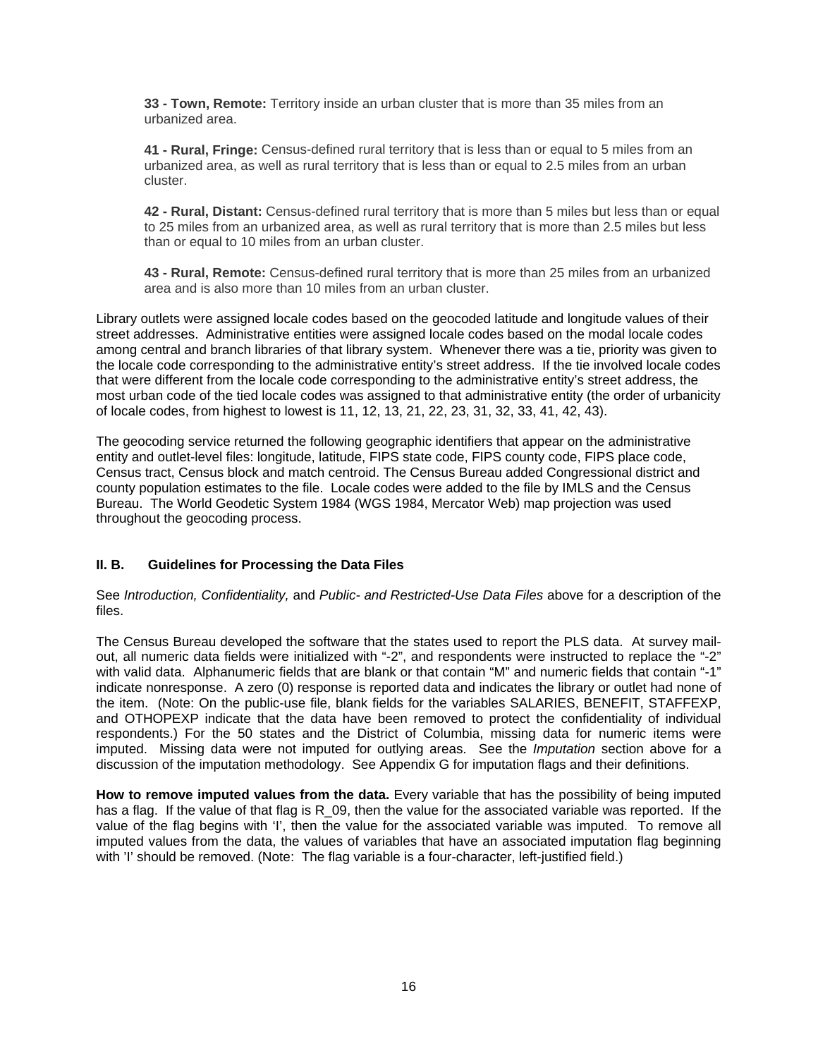**33 - Town, Remote:** Territory inside an urban cluster that is more than 35 miles from an urbanized area.

**41 - Rural, Fringe:** Census-defined rural territory that is less than or equal to 5 miles from an urbanized area, as well as rural territory that is less than or equal to 2.5 miles from an urban cluster.

**42 - Rural, Distant:** Census-defined rural territory that is more than 5 miles but less than or equal to 25 miles from an urbanized area, as well as rural territory that is more than 2.5 miles but less than or equal to 10 miles from an urban cluster.

**43 - Rural, Remote:** Census-defined rural territory that is more than 25 miles from an urbanized area and is also more than 10 miles from an urban cluster.

Library outlets were assigned locale codes based on the geocoded latitude and longitude values of their street addresses. Administrative entities were assigned locale codes based on the modal locale codes among central and branch libraries of that library system. Whenever there was a tie, priority was given to the locale code corresponding to the administrative entity's street address. If the tie involved locale codes that were different from the locale code corresponding to the administrative entity's street address, the most urban code of the tied locale codes was assigned to that administrative entity (the order of urbanicity of locale codes, from highest to lowest is 11, 12, 13, 21, 22, 23, 31, 32, 33, 41, 42, 43).

The geocoding service returned the following geographic identifiers that appear on the administrative entity and outlet-level files: longitude, latitude, FIPS state code, FIPS county code, FIPS place code, Census tract, Census block and match centroid. The Census Bureau added Congressional district and county population estimates to the file. Locale codes were added to the file by IMLS and the Census Bureau. The World Geodetic System 1984 (WGS 1984, Mercator Web) map projection was used throughout the geocoding process.

### II. B. Guidelines for Processing the Data Files

See *Introduction, Confidentiality,* and *Public- and Restricted-Use Data Files* above for a description of the files.

The Census Bureau developed the software that the states used to report the PLS data. At survey mail-out, all numeric data fields were initialized with "-2", and respondents were instructed to replace the "-2" with valid data. Alphanumeric fields that are blank or that contain "M" and numeric fields that contain "-1" indicate nonresponse. A zero (0) response is reported data and indicates the library or outlet had none of the item. (Note: On the public-use file, blank fields for the variables SALARIES, BENEFIT, STAFFEXP, and OTHOPEXP indicate that the data have been removed to protect the confidentiality of individual respondents.) For the 50 states and the District of Columbia, missing data for numeric items were imputed. Missing data were not imputed for outlying areas. See the *Imputation* section above for a discussion of the imputation methodology. See Appendix G for imputation flags and their definitions.

**How to remove imputed values from the data.** Every variable that has the possibility of being imputed has a flag. If the value of that flag is R_09, then the value for the associated variable was reported. If the value of the flag begins with 'I', then the value for the associated variable was imputed. To remove all imputed values from the data, the values of variables that have an associated imputation flag beginning with 'I' should be removed. (Note: The flag variable is a four-character, left-justified field.)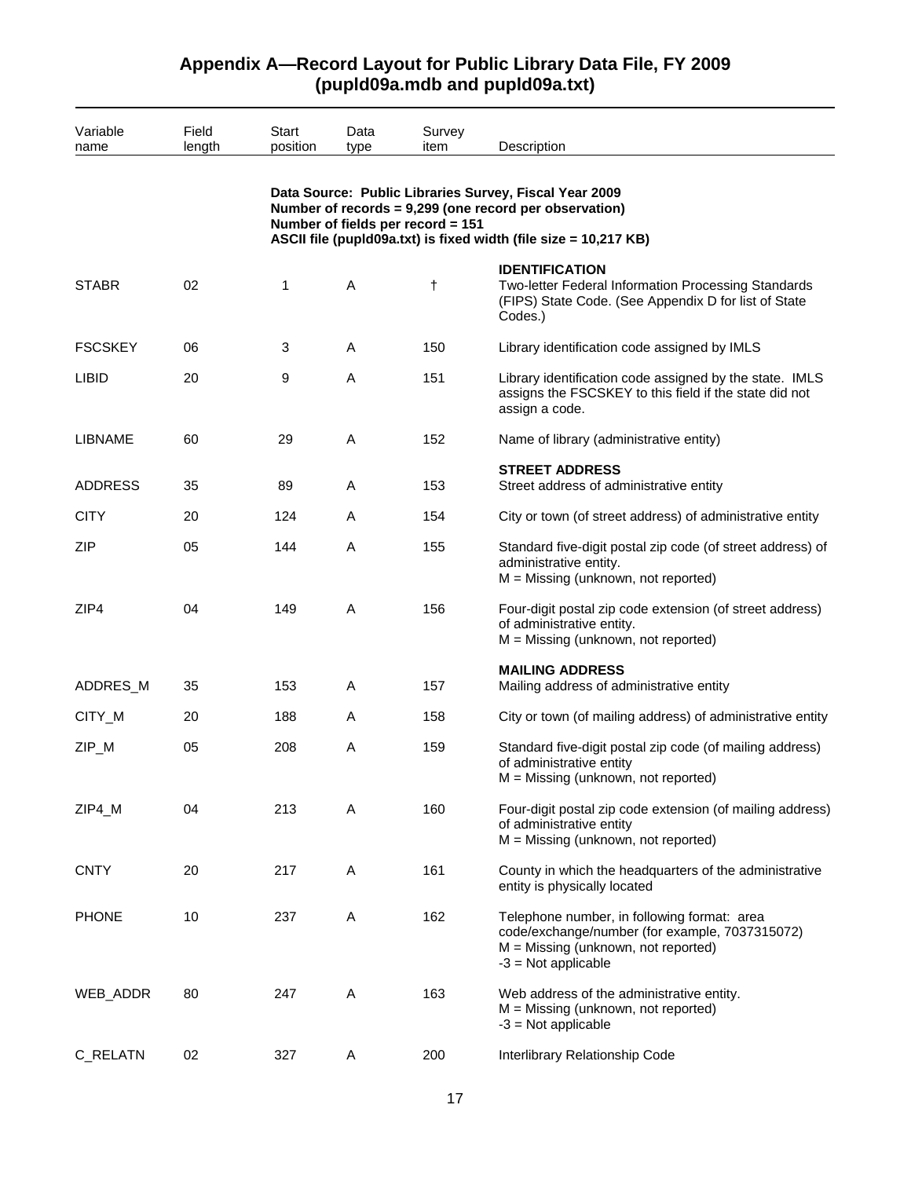# Appendix A—Record Layout for Public Library Data File, FY 2009 (pupld09a.mdb and pupld09a.txt)

| Variable name | Field length | Start position | Data type | Survey item | Description |
|---|---|---|---|---|---|
| | | | | | **Data Source: Public Libraries Survey, Fiscal Year 2009**<br>**Number of records = 9,299 (one record per observation)**<br>**Number of fields per record = 151**<br>**ASCII file (pupld09a.txt) is fixed width (file size = 10,217 KB)** |
| | | | | | **IDENTIFICATION** |
| STABR | 02 | 1 | A | † | Two-letter Federal Information Processing Standards (FIPS) State Code. (See Appendix D for list of State Codes.) |
| FSCSKEY | 06 | 3 | A | 150 | Library identification code assigned by IMLS |
| LIBID | 20 | 9 | A | 151 | Library identification code assigned by the state. IMLS assigns the FSCSKEY to this field if the state did not assign a code. |
| LIBNAME | 60 | 29 | A | 152 | Name of library (administrative entity) |
| | | | | | **STREET ADDRESS** |
| ADDRESS | 35 | 89 | A | 153 | Street address of administrative entity |
| CITY | 20 | 124 | A | 154 | City or town (of street address) of administrative entity |
| ZIP | 05 | 144 | A | 155 | Standard five-digit postal zip code (of street address) of administrative entity.<br>M = Missing (unknown, not reported) |
| ZIP4 | 04 | 149 | A | 156 | Four-digit postal zip code extension (of street address) of administrative entity.<br>M = Missing (unknown, not reported) |
| | | | | | **MAILING ADDRESS** |
| ADDRES_M | 35 | 153 | A | 157 | Mailing address of administrative entity |
| CITY_M | 20 | 188 | A | 158 | City or town (of mailing address) of administrative entity |
| ZIP_M | 05 | 208 | A | 159 | Standard five-digit postal zip code (of mailing address) of administrative entity<br>M = Missing (unknown, not reported) |
| ZIP4_M | 04 | 213 | A | 160 | Four-digit postal zip code extension (of mailing address) of administrative entity<br>M = Missing (unknown, not reported) |
| CNTY | 20 | 217 | A | 161 | County in which the headquarters of the administrative entity is physically located |
| PHONE | 10 | 237 | A | 162 | Telephone number, in following format: area code/exchange/number (for example, 7037315072)<br>M = Missing (unknown, not reported)<br>-3 = Not applicable |
| WEB_ADDR | 80 | 247 | A | 163 | Web address of the administrative entity.<br>M = Missing (unknown, not reported)<br>-3 = Not applicable |
| C_RELATN | 02 | 327 | A | 200 | Interlibrary Relationship Code |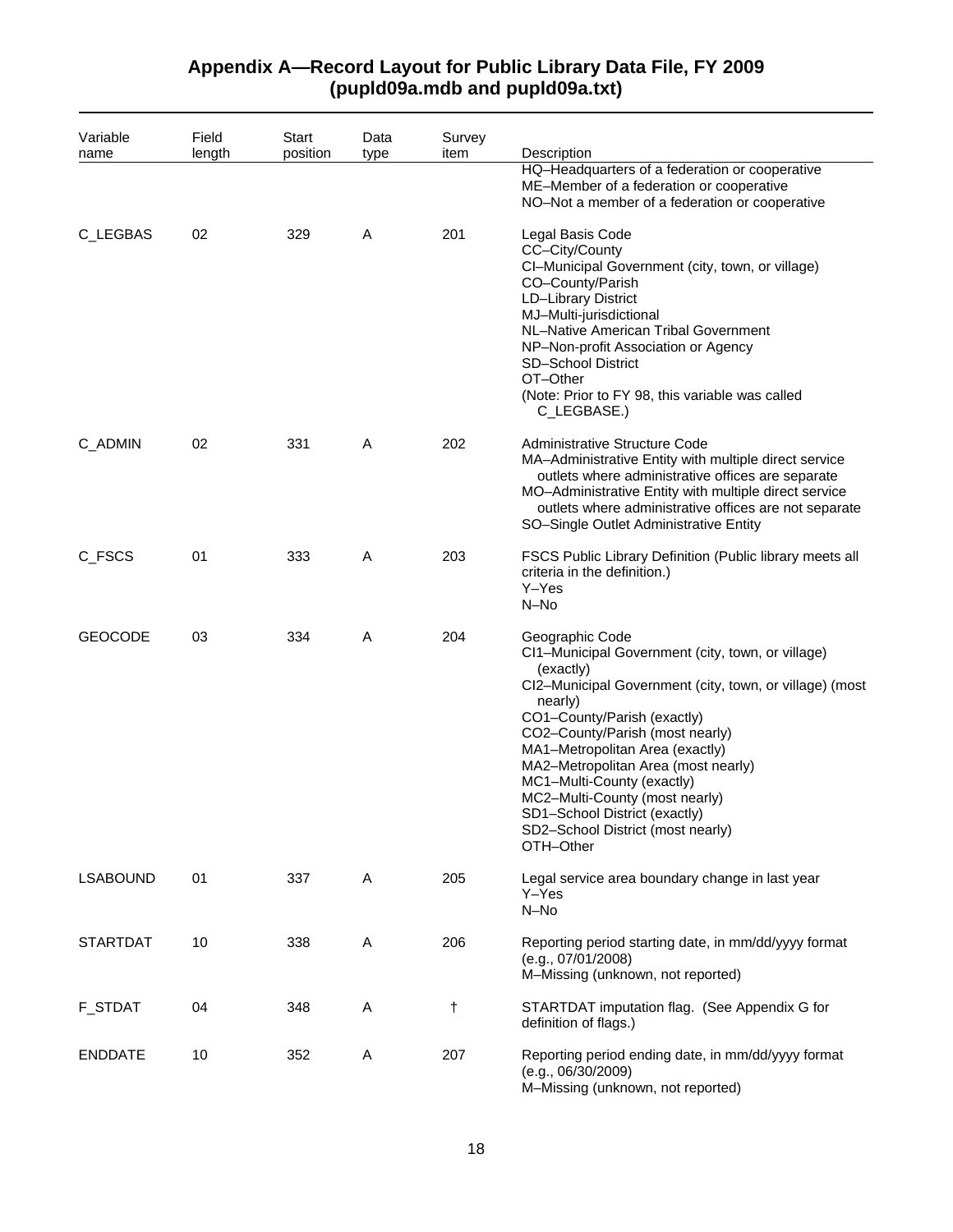# Appendix A—Record Layout for Public Library Data File, FY 2009 (pupld09a.mdb and pupld09a.txt)

| Variable name | Field length | Start position | Data type | Survey item | Description |
|---|---|---|---|---|---|
| | | | | | HQ–Headquarters of a federation or cooperative<br>ME–Member of a federation or cooperative<br>NO–Not a member of a federation or cooperative |
| C_LEGBAS | 02 | 329 | A | 201 | Legal Basis Code<br>CC–City/County<br>CI–Municipal Government (city, town, or village)<br>CO–County/Parish<br>LD–Library District<br>MJ–Multi-jurisdictional<br>NL–Native American Tribal Government<br>NP–Non-profit Association or Agency<br>SD–School District<br>OT–Other<br>(Note: Prior to FY 98, this variable was called C_LEGBASE.) |
| C_ADMIN | 02 | 331 | A | 202 | Administrative Structure Code<br>MA–Administrative Entity with multiple direct service outlets where administrative offices are separate<br>MO–Administrative Entity with multiple direct service outlets where administrative offices are not separate<br>SO–Single Outlet Administrative Entity |
| C_FSCS | 01 | 333 | A | 203 | FSCS Public Library Definition (Public library meets all criteria in the definition.)<br>Y–Yes<br>N–No |
| GEOCODE | 03 | 334 | A | 204 | Geographic Code<br>CI1–Municipal Government (city, town, or village) (exactly)<br>CI2–Municipal Government (city, town, or village) (most nearly)<br>CO1–County/Parish (exactly)<br>CO2–County/Parish (most nearly)<br>MA1–Metropolitan Area (exactly)<br>MA2–Metropolitan Area (most nearly)<br>MC1–Multi-County (exactly)<br>MC2–Multi-County (most nearly)<br>SD1–School District (exactly)<br>SD2–School District (most nearly)<br>OTH–Other |
| LSABOUND | 01 | 337 | A | 205 | Legal service area boundary change in last year<br>Y–Yes<br>N–No |
| STARTDAT | 10 | 338 | A | 206 | Reporting period starting date, in mm/dd/yyyy format (e.g., 07/01/2008)<br>M–Missing (unknown, not reported) |
| F_STDAT | 04 | 348 | A | † | STARTDAT imputation flag. (See Appendix G for definition of flags.) |
| ENDDATE | 10 | 352 | A | 207 | Reporting period ending date, in mm/dd/yyyy format (e.g., 06/30/2009)<br>M–Missing (unknown, not reported) |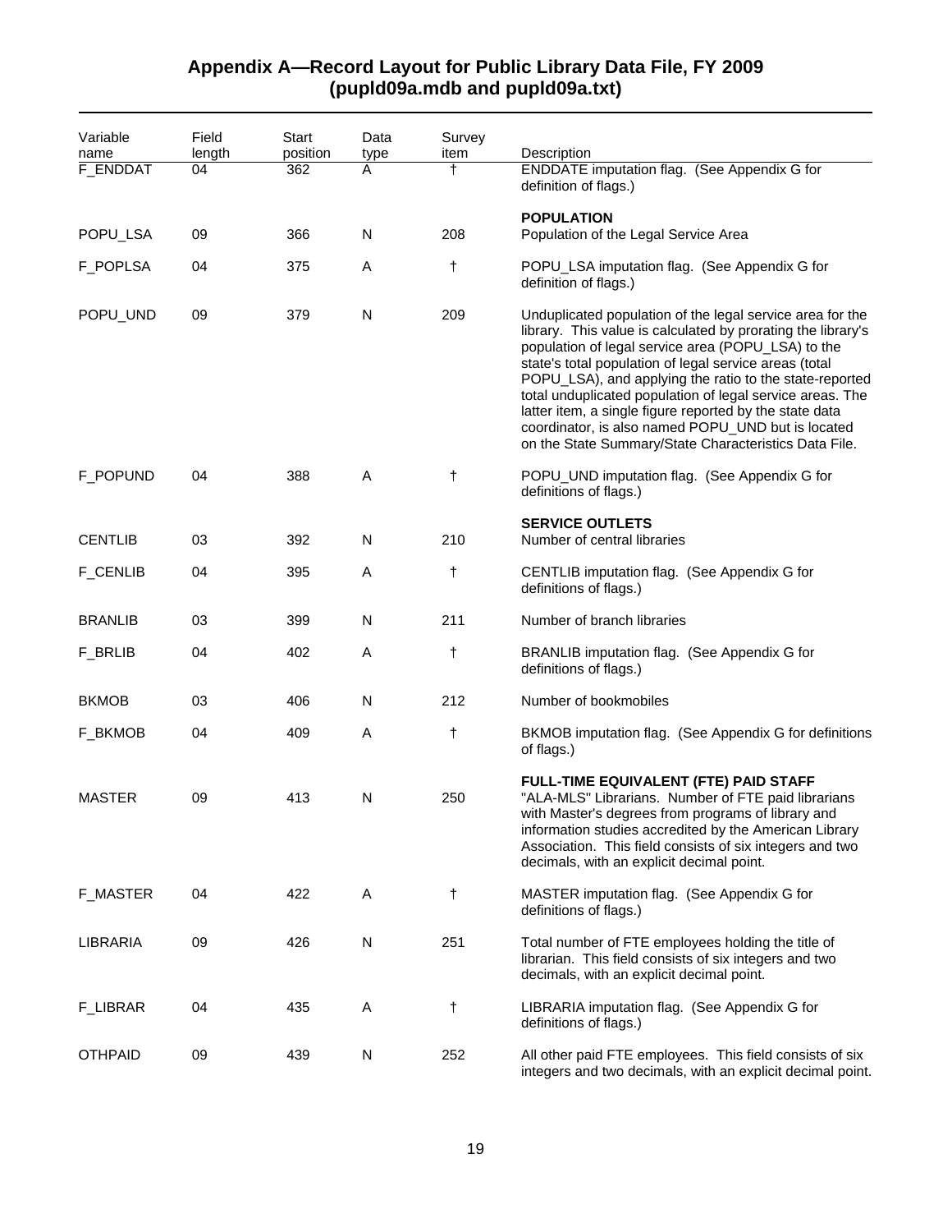## Appendix A—Record Layout for Public Library Data File, FY 2009 (pupld09a.mdb and pupld09a.txt)

| Variable name | Field length | Start position | Data type | Survey item | Description |
|---|---|---|---|---|---|
| F_ENDDAT | 04 | 362 | A | † | ENDDATE imputation flag. (See Appendix G for definition of flags.) |
| | | | | | **POPULATION** |
| POPU_LSA | 09 | 366 | N | 208 | Population of the Legal Service Area |
| F_POPLSA | 04 | 375 | A | † | POPU_LSA imputation flag. (See Appendix G for definition of flags.) |
| POPU_UND | 09 | 379 | N | 209 | Unduplicated population of the legal service area for the library. This value is calculated by prorating the library's population of legal service area (POPU_LSA) to the state's total population of legal service areas (total POPU_LSA), and applying the ratio to the state-reported total unduplicated population of legal service areas. The latter item, a single figure reported by the state data coordinator, is also named POPU_UND but is located on the State Summary/State Characteristics Data File. |
| F_POPUND | 04 | 388 | A | † | POPU_UND imputation flag. (See Appendix G for definitions of flags.) |
| | | | | | **SERVICE OUTLETS** |
| CENTLIB | 03 | 392 | N | 210 | Number of central libraries |
| F_CENLIB | 04 | 395 | A | † | CENTLIB imputation flag. (See Appendix G for definitions of flags.) |
| BRANLIB | 03 | 399 | N | 211 | Number of branch libraries |
| F_BRLIB | 04 | 402 | A | † | BRANLIB imputation flag. (See Appendix G for definitions of flags.) |
| BKMOB | 03 | 406 | N | 212 | Number of bookmobiles |
| F_BKMOB | 04 | 409 | A | † | BKMOB imputation flag. (See Appendix G for definitions of flags.) |
| | | | | | **FULL-TIME EQUIVALENT (FTE) PAID STAFF** |
| MASTER | 09 | 413 | N | 250 | "ALA-MLS" Librarians. Number of FTE paid librarians with Master's degrees from programs of library and information studies accredited by the American Library Association. This field consists of six integers and two decimals, with an explicit decimal point. |
| F_MASTER | 04 | 422 | A | † | MASTER imputation flag. (See Appendix G for definitions of flags.) |
| LIBRARIA | 09 | 426 | N | 251 | Total number of FTE employees holding the title of librarian. This field consists of six integers and two decimals, with an explicit decimal point. |
| F_LIBRAR | 04 | 435 | A | † | LIBRARIA imputation flag. (See Appendix G for definitions of flags.) |
| OTHPAID | 09 | 439 | N | 252 | All other paid FTE employees. This field consists of six integers and two decimals, with an explicit decimal point. |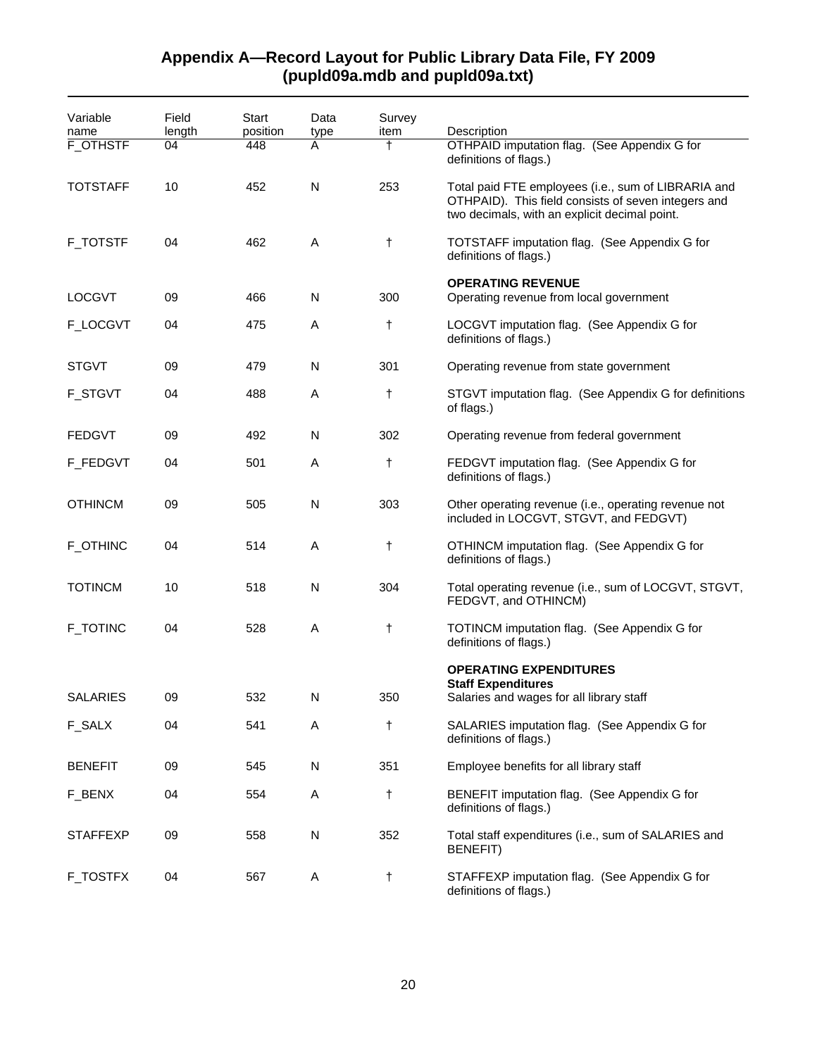# Appendix A—Record Layout for Public Library Data File, FY 2009 (pupld09a.mdb and pupld09a.txt)

| Variable name | Field length | Start position | Data type | Survey item | Description |
|---|---|---|---|---|---|
| F_OTHSTF | 04 | 448 | A | † | OTHPAID imputation flag. (See Appendix G for definitions of flags.) |
| TOTSTAFF | 10 | 452 | N | 253 | Total paid FTE employees (i.e., sum of LIBRARIA and OTHPAID). This field consists of seven integers and two decimals, with an explicit decimal point. |
| F_TOTSTF | 04 | 462 | A | † | TOTSTAFF imputation flag. (See Appendix G for definitions of flags.) |
| | | | | | **OPERATING REVENUE** |
| LOCGVT | 09 | 466 | N | 300 | Operating revenue from local government |
| F_LOCGVT | 04 | 475 | A | † | LOCGVT imputation flag. (See Appendix G for definitions of flags.) |
| STGVT | 09 | 479 | N | 301 | Operating revenue from state government |
| F_STGVT | 04 | 488 | A | † | STGVT imputation flag. (See Appendix G for definitions of flags.) |
| FEDGVT | 09 | 492 | N | 302 | Operating revenue from federal government |
| F_FEDGVT | 04 | 501 | A | † | FEDGVT imputation flag. (See Appendix G for definitions of flags.) |
| OTHINCM | 09 | 505 | N | 303 | Other operating revenue (i.e., operating revenue not included in LOCGVT, STGVT, and FEDGVT) |
| F_OTHINC | 04 | 514 | A | † | OTHINCM imputation flag. (See Appendix G for definitions of flags.) |
| TOTINCM | 10 | 518 | N | 304 | Total operating revenue (i.e., sum of LOCGVT, STGVT, FEDGVT, and OTHINCM) |
| F_TOTINC | 04 | 528 | A | † | TOTINCM imputation flag. (See Appendix G for definitions of flags.) |
| | | | | | **OPERATING EXPENDITURES** |
| | | | | | **Staff Expenditures** |
| SALARIES | 09 | 532 | N | 350 | Salaries and wages for all library staff |
| F_SALX | 04 | 541 | A | † | SALARIES imputation flag. (See Appendix G for definitions of flags.) |
| BENEFIT | 09 | 545 | N | 351 | Employee benefits for all library staff |
| F_BENX | 04 | 554 | A | † | BENEFIT imputation flag. (See Appendix G for definitions of flags.) |
| STAFFEXP | 09 | 558 | N | 352 | Total staff expenditures (i.e., sum of SALARIES and BENEFIT) |
| F_TOSTFX | 04 | 567 | A | † | STAFFEXP imputation flag. (See Appendix G for definitions of flags.) |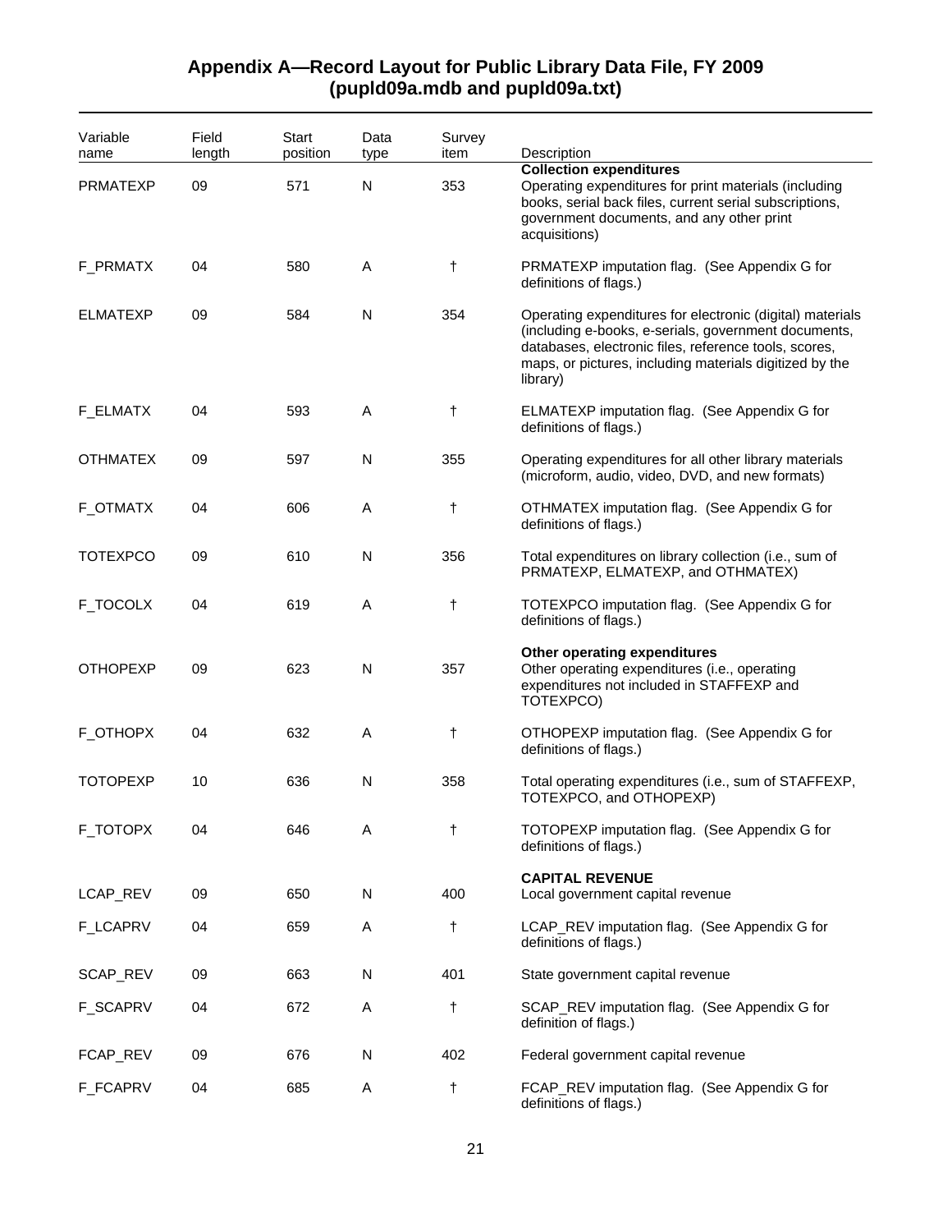## Appendix A—Record Layout for Public Library Data File, FY 2009 (pupld09a.mdb and pupld09a.txt)

| Variable name | Field length | Start position | Data type | Survey item | Description |
|---|---|---|---|---|---|
| | | | | | **Collection expenditures** |
| PRMATEXP | 09 | 571 | N | 353 | Operating expenditures for print materials (including books, serial back files, current serial subscriptions, government documents, and any other print acquisitions) |
| F_PRMATX | 04 | 580 | A | † | PRMATEXP imputation flag. (See Appendix G for definitions of flags.) |
| ELMATEXP | 09 | 584 | N | 354 | Operating expenditures for electronic (digital) materials (including e-books, e-serials, government documents, databases, electronic files, reference tools, scores, maps, or pictures, including materials digitized by the library) |
| F_ELMATX | 04 | 593 | A | † | ELMATEXP imputation flag. (See Appendix G for definitions of flags.) |
| OTHMATEX | 09 | 597 | N | 355 | Operating expenditures for all other library materials (microform, audio, video, DVD, and new formats) |
| F_OTMATX | 04 | 606 | A | † | OTHMATEX imputation flag. (See Appendix G for definitions of flags.) |
| TOTEXPCO | 09 | 610 | N | 356 | Total expenditures on library collection (i.e., sum of PRMATEXP, ELMATEXP, and OTHMATEX) |
| F_TOCOLX | 04 | 619 | A | † | TOTEXPCO imputation flag. (See Appendix G for definitions of flags.) |
| | | | | | **Other operating expenditures** |
| OTHOPEXP | 09 | 623 | N | 357 | Other operating expenditures (i.e., operating expenditures not included in STAFFEXP and TOTEXPCO) |
| F_OTHOPX | 04 | 632 | A | † | OTHOPEXP imputation flag. (See Appendix G for definitions of flags.) |
| TOTOPEXP | 10 | 636 | N | 358 | Total operating expenditures (i.e., sum of STAFFEXP, TOTEXPCO, and OTHOPEXP) |
| F_TOTOPX | 04 | 646 | A | † | TOTOPEXP imputation flag. (See Appendix G for definitions of flags.) |
| | | | | | **CAPITAL REVENUE** |
| LCAP_REV | 09 | 650 | N | 400 | Local government capital revenue |
| F_LCAPRV | 04 | 659 | A | † | LCAP_REV imputation flag. (See Appendix G for definitions of flags.) |
| SCAP_REV | 09 | 663 | N | 401 | State government capital revenue |
| F_SCAPRV | 04 | 672 | A | † | SCAP_REV imputation flag. (See Appendix G for definition of flags.) |
| FCAP_REV | 09 | 676 | N | 402 | Federal government capital revenue |
| F_FCAPRV | 04 | 685 | A | † | FCAP_REV imputation flag. (See Appendix G for definitions of flags.) |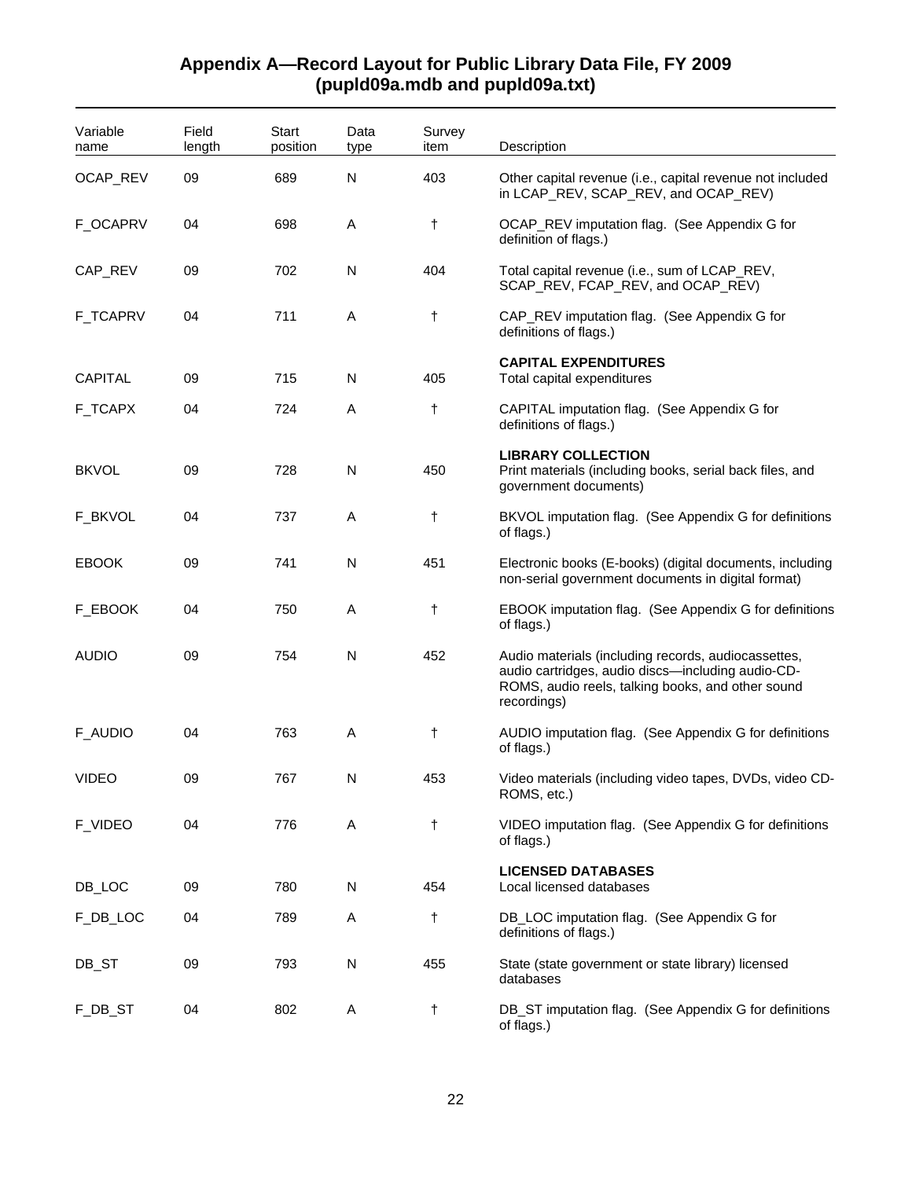# Appendix A—Record Layout for Public Library Data File, FY 2009 (pupld09a.mdb and pupld09a.txt)

| Variable name | Field length | Start position | Data type | Survey item | Description |
|---|---|---|---|---|---|
| OCAP_REV | 09 | 689 | N | 403 | Other capital revenue (i.e., capital revenue not included in LCAP_REV, SCAP_REV, and OCAP_REV) |
| F_OCAPRV | 04 | 698 | A | † | OCAP_REV imputation flag. (See Appendix G for definition of flags.) |
| CAP_REV | 09 | 702 | N | 404 | Total capital revenue (i.e., sum of LCAP_REV, SCAP_REV, FCAP_REV, and OCAP_REV) |
| F_TCAPRV | 04 | 711 | A | † | CAP_REV imputation flag. (See Appendix G for definitions of flags.) |
| | | | | | **CAPITAL EXPENDITURES** |
| CAPITAL | 09 | 715 | N | 405 | Total capital expenditures |
| F_TCAPX | 04 | 724 | A | † | CAPITAL imputation flag. (See Appendix G for definitions of flags.) |
| | | | | | **LIBRARY COLLECTION** |
| BKVOL | 09 | 728 | N | 450 | Print materials (including books, serial back files, and government documents) |
| F_BKVOL | 04 | 737 | A | † | BKVOL imputation flag. (See Appendix G for definitions of flags.) |
| EBOOK | 09 | 741 | N | 451 | Electronic books (E-books) (digital documents, including non-serial government documents in digital format) |
| F_EBOOK | 04 | 750 | A | † | EBOOK imputation flag. (See Appendix G for definitions of flags.) |
| AUDIO | 09 | 754 | N | 452 | Audio materials (including records, audiocassettes, audio cartridges, audio discs—including audio-CD-ROMS, audio reels, talking books, and other sound recordings) |
| F_AUDIO | 04 | 763 | A | † | AUDIO imputation flag. (See Appendix G for definitions of flags.) |
| VIDEO | 09 | 767 | N | 453 | Video materials (including video tapes, DVDs, video CD-ROMS, etc.) |
| F_VIDEO | 04 | 776 | A | † | VIDEO imputation flag. (See Appendix G for definitions of flags.) |
| | | | | | **LICENSED DATABASES** |
| DB_LOC | 09 | 780 | N | 454 | Local licensed databases |
| F_DB_LOC | 04 | 789 | A | † | DB_LOC imputation flag. (See Appendix G for definitions of flags.) |
| DB_ST | 09 | 793 | N | 455 | State (state government or state library) licensed databases |
| F_DB_ST | 04 | 802 | A | † | DB_ST imputation flag. (See Appendix G for definitions of flags.) |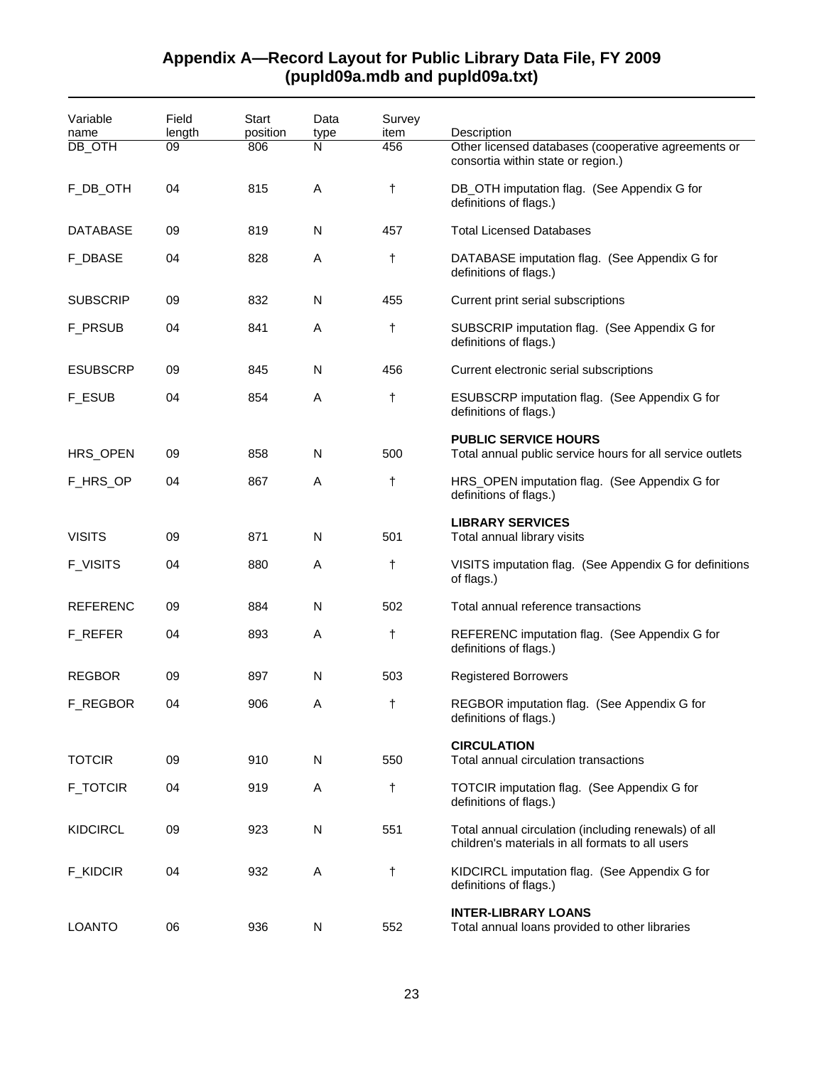# Appendix A—Record Layout for Public Library Data File, FY 2009 (pupld09a.mdb and pupld09a.txt)

| Variable name | Field length | Start position | Data type | Survey item | Description |
|---|---|---|---|---|---|
| DB_OTH | 09 | 806 | N | 456 | Other licensed databases (cooperative agreements or consortia within state or region.) |
| F_DB_OTH | 04 | 815 | A | † | DB_OTH imputation flag. (See Appendix G for definitions of flags.) |
| DATABASE | 09 | 819 | N | 457 | Total Licensed Databases |
| F_DBASE | 04 | 828 | A | † | DATABASE imputation flag. (See Appendix G for definitions of flags.) |
| SUBSCRIP | 09 | 832 | N | 455 | Current print serial subscriptions |
| F_PRSUB | 04 | 841 | A | † | SUBSCRIP imputation flag. (See Appendix G for definitions of flags.) |
| ESUBSCRP | 09 | 845 | N | 456 | Current electronic serial subscriptions |
| F_ESUB | 04 | 854 | A | † | ESUBSCRP imputation flag. (See Appendix G for definitions of flags.) |
| | | | | | **PUBLIC SERVICE HOURS** |
| HRS_OPEN | 09 | 858 | N | 500 | Total annual public service hours for all service outlets |
| F_HRS_OP | 04 | 867 | A | † | HRS_OPEN imputation flag. (See Appendix G for definitions of flags.) |
| | | | | | **LIBRARY SERVICES** |
| VISITS | 09 | 871 | N | 501 | Total annual library visits |
| F_VISITS | 04 | 880 | A | † | VISITS imputation flag. (See Appendix G for definitions of flags.) |
| REFERENC | 09 | 884 | N | 502 | Total annual reference transactions |
| F_REFER | 04 | 893 | A | † | REFERENC imputation flag. (See Appendix G for definitions of flags.) |
| REGBOR | 09 | 897 | N | 503 | Registered Borrowers |
| F_REGBOR | 04 | 906 | A | † | REGBOR imputation flag. (See Appendix G for definitions of flags.) |
| | | | | | **CIRCULATION** |
| TOTCIR | 09 | 910 | N | 550 | Total annual circulation transactions |
| F_TOTCIR | 04 | 919 | A | † | TOTCIR imputation flag. (See Appendix G for definitions of flags.) |
| KIDCIRCL | 09 | 923 | N | 551 | Total annual circulation (including renewals) of all children's materials in all formats to all users |
| F_KIDCIR | 04 | 932 | A | † | KIDCIRCL imputation flag. (See Appendix G for definitions of flags.) |
| | | | | | **INTER-LIBRARY LOANS** |
| LOANTO | 06 | 936 | N | 552 | Total annual loans provided to other libraries |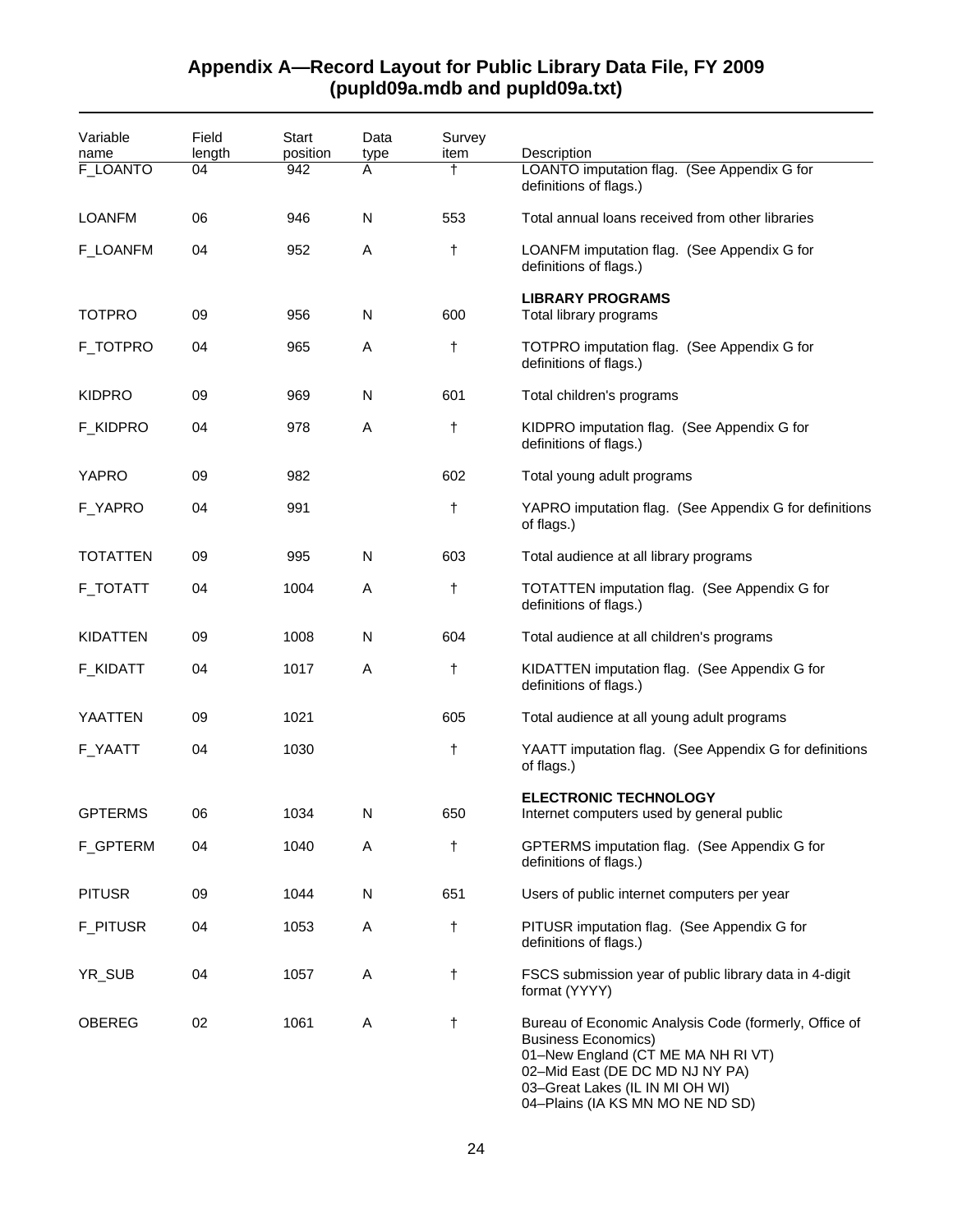## Appendix A—Record Layout for Public Library Data File, FY 2009 (pupld09a.mdb and pupld09a.txt)

| Variable name | Field length | Start position | Data type | Survey item | Description |
|---|---|---|---|---|---|
| F_LOANTO | 04 | 942 | A | † | LOANTO imputation flag. (See Appendix G for definitions of flags.) |
| LOANFM | 06 | 946 | N | 553 | Total annual loans received from other libraries |
| F_LOANFM | 04 | 952 | A | † | LOANFM imputation flag. (See Appendix G for definitions of flags.) |
| | | | | | **LIBRARY PROGRAMS** |
| TOTPRO | 09 | 956 | N | 600 | Total library programs |
| F_TOTPRO | 04 | 965 | A | † | TOTPRO imputation flag. (See Appendix G for definitions of flags.) |
| KIDPRO | 09 | 969 | N | 601 | Total children's programs |
| F_KIDPRO | 04 | 978 | A | † | KIDPRO imputation flag. (See Appendix G for definitions of flags.) |
| YAPRO | 09 | 982 | | 602 | Total young adult programs |
| F_YAPRO | 04 | 991 | | † | YAPRO imputation flag. (See Appendix G for definitions of flags.) |
| TOTATTEN | 09 | 995 | N | 603 | Total audience at all library programs |
| F_TOTATT | 04 | 1004 | A | † | TOTATTEN imputation flag. (See Appendix G for definitions of flags.) |
| KIDATTEN | 09 | 1008 | N | 604 | Total audience at all children's programs |
| F_KIDATT | 04 | 1017 | A | † | KIDATTEN imputation flag. (See Appendix G for definitions of flags.) |
| YAATTEN | 09 | 1021 | | 605 | Total audience at all young adult programs |
| F_YAATT | 04 | 1030 | | † | YAATT imputation flag. (See Appendix G for definitions of flags.) |
| | | | | | **ELECTRONIC TECHNOLOGY** |
| GPTERMS | 06 | 1034 | N | 650 | Internet computers used by general public |
| F_GPTERM | 04 | 1040 | A | † | GPTERMS imputation flag. (See Appendix G for definitions of flags.) |
| PITUSR | 09 | 1044 | N | 651 | Users of public internet computers per year |
| F_PITUSR | 04 | 1053 | A | † | PITUSR imputation flag. (See Appendix G for definitions of flags.) |
| YR_SUB | 04 | 1057 | A | † | FSCS submission year of public library data in 4-digit format (YYYY) |
| OBEREG | 02 | 1061 | A | † | Bureau of Economic Analysis Code (formerly, Office of Business Economics)<br>01–New England (CT ME MA NH RI VT)<br>02–Mid East (DE DC MD NJ NY PA)<br>03–Great Lakes (IL IN MI OH WI)<br>04–Plains (IA KS MN MO NE ND SD) |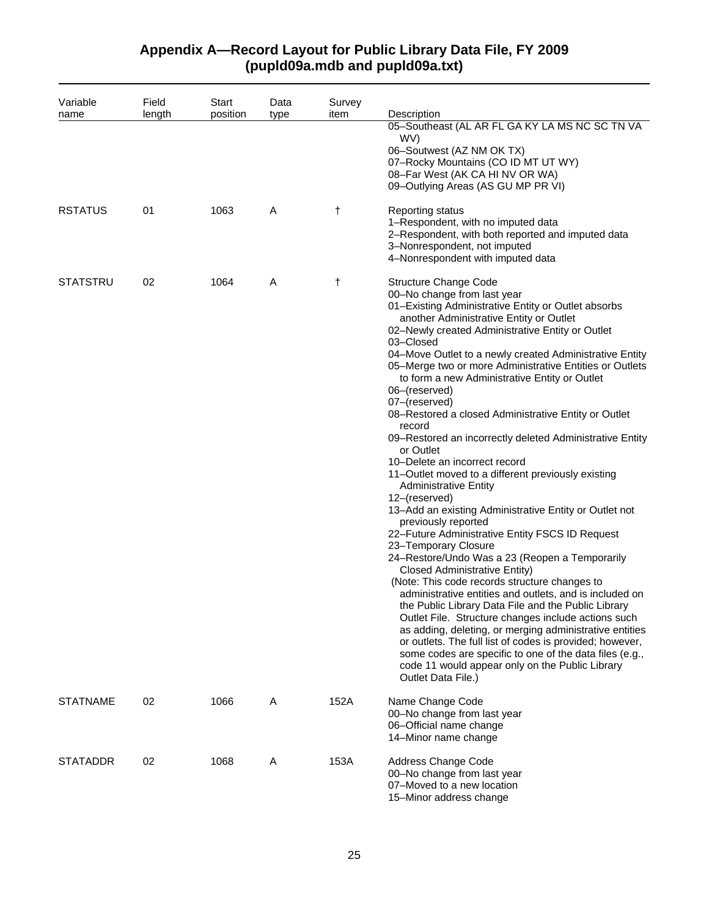## Appendix A—Record Layout for Public Library Data File, FY 2009 (pupld09a.mdb and pupld09a.txt)

| Variable name | Field length | Start position | Data type | Survey item | Description |
|---|---|---|---|---|---|
| | | | | | 05–Southeast (AL AR FL GA KY LA MS NC SC TN VA WV)<br>06–Soutwest (AZ NM OK TX)<br>07–Rocky Mountains (CO ID MT UT WY)<br>08–Far West (AK CA HI NV OR WA)<br>09–Outlying Areas (AS GU MP PR VI) |
| RSTATUS | 01 | 1063 | A | † | Reporting status<br>1–Respondent, with no imputed data<br>2–Respondent, with both reported and imputed data<br>3–Nonrespondent, not imputed<br>4–Nonrespondent with imputed data |
| STATSTRU | 02 | 1064 | A | † | Structure Change Code<br>00–No change from last year<br>01–Existing Administrative Entity or Outlet absorbs another Administrative Entity or Outlet<br>02–Newly created Administrative Entity or Outlet<br>03–Closed<br>04–Move Outlet to a newly created Administrative Entity<br>05–Merge two or more Administrative Entities or Outlets to form a new Administrative Entity or Outlet<br>06–(reserved)<br>07–(reserved)<br>08–Restored a closed Administrative Entity or Outlet record<br>09–Restored an incorrectly deleted Administrative Entity or Outlet<br>10–Delete an incorrect record<br>11–Outlet moved to a different previously existing Administrative Entity<br>12–(reserved)<br>13–Add an existing Administrative Entity or Outlet not previously reported<br>22–Future Administrative Entity FSCS ID Request<br>23–Temporary Closure<br>24–Restore/Undo Was a 23 (Reopen a Temporarily Closed Administrative Entity)<br>(Note: This code records structure changes to administrative entities and outlets, and is included on the Public Library Data File and the Public Library Outlet File. Structure changes include actions such as adding, deleting, or merging administrative entities or outlets. The full list of codes is provided; however, some codes are specific to one of the data files (e.g., code 11 would appear only on the Public Library Outlet Data File.) |
| STATNAME | 02 | 1066 | A | 152A | Name Change Code<br>00–No change from last year<br>06–Official name change<br>14–Minor name change |
| STATADDR | 02 | 1068 | A | 153A | Address Change Code<br>00–No change from last year<br>07–Moved to a new location<br>15–Minor address change |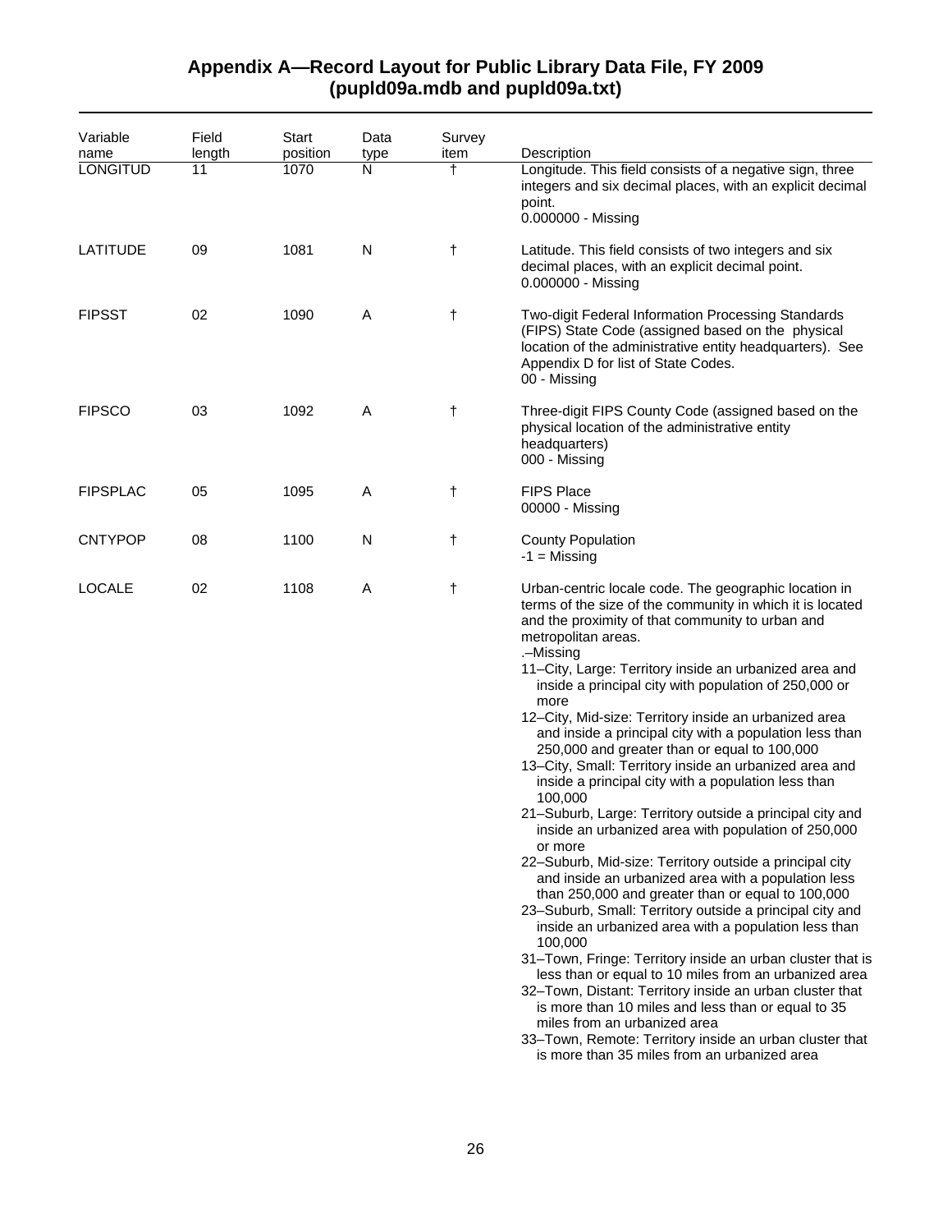## Appendix A—Record Layout for Public Library Data File, FY 2009 (pupld09a.mdb and pupld09a.txt)

| Variable name | Field length | Start position | Data type | Survey item | Description |
|---|---|---|---|---|---|
| LONGITUD | 11 | 1070 | N | † | Longitude. This field consists of a negative sign, three integers and six decimal places, with an explicit decimal point.<br>0.000000 - Missing |
| LATITUDE | 09 | 1081 | N | † | Latitude. This field consists of two integers and six decimal places, with an explicit decimal point.<br>0.000000 - Missing |
| FIPSST | 02 | 1090 | A | † | Two-digit Federal Information Processing Standards (FIPS) State Code (assigned based on the physical location of the administrative entity headquarters). See Appendix D for list of State Codes.<br>00 - Missing |
| FIPSCO | 03 | 1092 | A | † | Three-digit FIPS County Code (assigned based on the physical location of the administrative entity headquarters)<br>000 - Missing |
| FIPSPLAC | 05 | 1095 | A | † | FIPS Place<br>00000 - Missing |
| CNTYPOP | 08 | 1100 | N | † | County Population<br>-1 = Missing |
| LOCALE | 02 | 1108 | A | † | Urban-centric locale code. The geographic location in terms of the size of the community in which it is located and the proximity of that community to urban and metropolitan areas.<br>.–Missing<br>11–City, Large: Territory inside an urbanized area and inside a principal city with population of 250,000 or more<br>12–City, Mid-size: Territory inside an urbanized area and inside a principal city with a population less than 250,000 and greater than or equal to 100,000<br>13–City, Small: Territory inside an urbanized area and inside a principal city with a population less than 100,000<br>21–Suburb, Large: Territory outside a principal city and inside an urbanized area with population of 250,000 or more<br>22–Suburb, Mid-size: Territory outside a principal city and inside an urbanized area with a population less than 250,000 and greater than or equal to 100,000<br>23–Suburb, Small: Territory outside a principal city and inside an urbanized area with a population less than 100,000<br>31–Town, Fringe: Territory inside an urban cluster that is less than or equal to 10 miles from an urbanized area<br>32–Town, Distant: Territory inside an urban cluster that is more than 10 miles and less than or equal to 35 miles from an urbanized area<br>33–Town, Remote: Territory inside an urban cluster that is more than 35 miles from an urbanized area |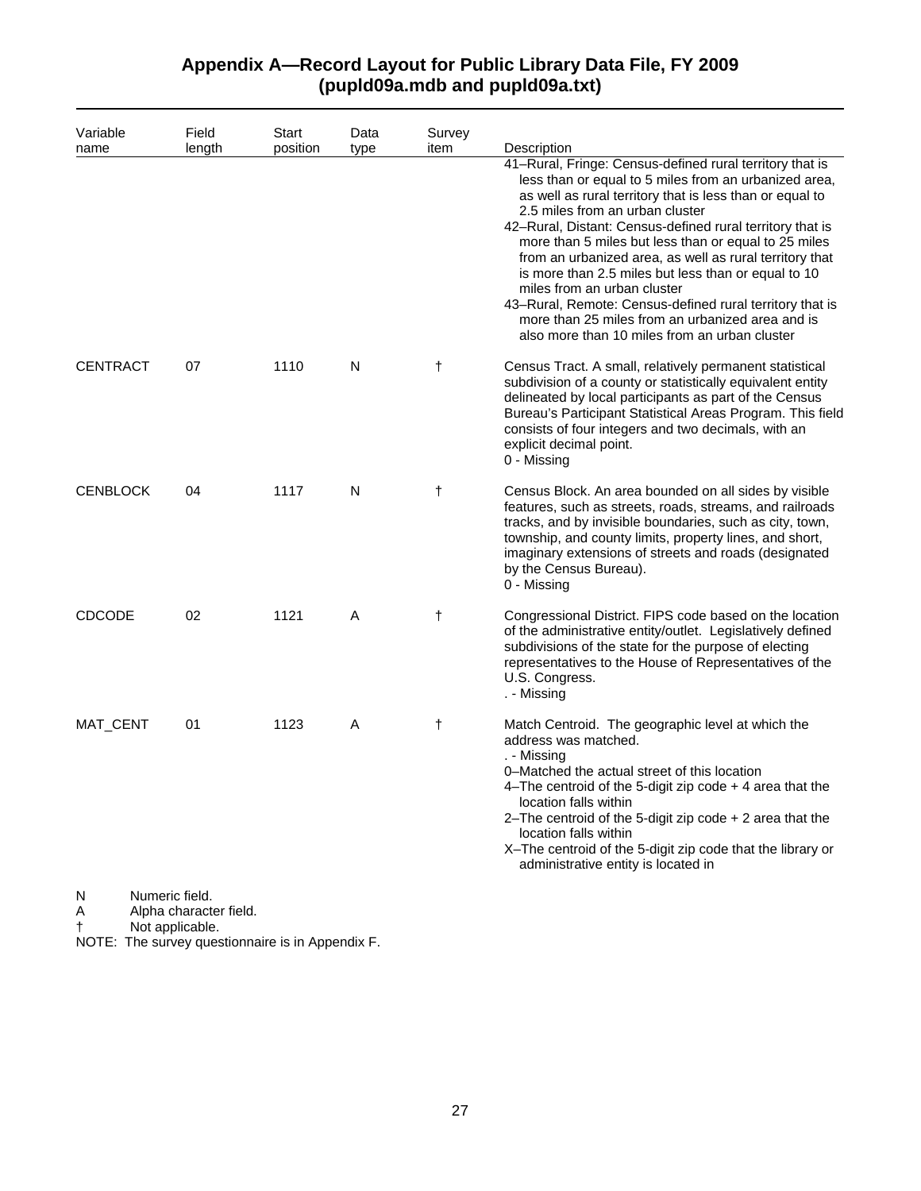# Appendix A—Record Layout for Public Library Data File, FY 2009 (pupld09a.mdb and pupld09a.txt)

| Variable name | Field length | Start position | Data type | Survey item | Description |
|---|---|---|---|---|---|
| | | | | | 41–Rural, Fringe: Census-defined rural territory that is less than or equal to 5 miles from an urbanized area, as well as rural territory that is less than or equal to 2.5 miles from an urban cluster<br>42–Rural, Distant: Census-defined rural territory that is more than 5 miles but less than or equal to 25 miles from an urbanized area, as well as rural territory that is more than 2.5 miles but less than or equal to 10 miles from an urban cluster<br>43–Rural, Remote: Census-defined rural territory that is more than 25 miles from an urbanized area and is also more than 10 miles from an urban cluster |
| CENTRACT | 07 | 1110 | N | † | Census Tract. A small, relatively permanent statistical subdivision of a county or statistically equivalent entity delineated by local participants as part of the Census Bureau's Participant Statistical Areas Program. This field consists of four integers and two decimals, with an explicit decimal point.<br>0 - Missing |
| CENBLOCK | 04 | 1117 | N | † | Census Block. An area bounded on all sides by visible features, such as streets, roads, streams, and railroads tracks, and by invisible boundaries, such as city, town, township, and county limits, property lines, and short, imaginary extensions of streets and roads (designated by the Census Bureau).<br>0 - Missing |
| CDCODE | 02 | 1121 | A | † | Congressional District. FIPS code based on the location of the administrative entity/outlet. Legislatively defined subdivisions of the state for the purpose of electing representatives to the House of Representatives of the U.S. Congress.<br>. - Missing |
| MAT_CENT | 01 | 1123 | A | † | Match Centroid. The geographic level at which the address was matched.<br>. - Missing<br>0–Matched the actual street of this location<br>4–The centroid of the 5-digit zip code + 4 area that the location falls within<br>2–The centroid of the 5-digit zip code + 2 area that the location falls within<br>X–The centroid of the 5-digit zip code that the library or administrative entity is located in |

N Numeric field.
A Alpha character field.
† Not applicable.
NOTE: The survey questionnaire is in Appendix F.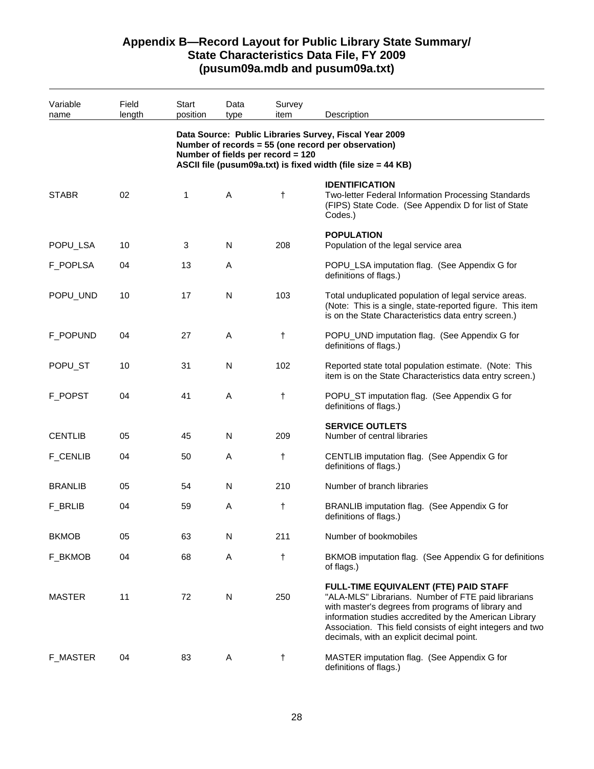## Appendix B—Record Layout for Public Library State Summary/ State Characteristics Data File, FY 2009 (pusum09a.mdb and pusum09a.txt)

| Variable name | Field length | Start position | Data type | Survey item | Description |
|---|---|---|---|---|---|
| | | | | | **Data Source: Public Libraries Survey, Fiscal Year 2009** **Number of records = 55 (one record per observation)** **Number of fields per record = 120** **ASCII file (pusum09a.txt) is fixed width (file size = 44 KB)** |
| | | | | | **IDENTIFICATION** |
| STABR | 02 | 1 | A | † | Two-letter Federal Information Processing Standards (FIPS) State Code. (See Appendix D for list of State Codes.) |
| | | | | | **POPULATION** |
| POPU_LSA | 10 | 3 | N | 208 | Population of the legal service area |
| F_POPLSA | 04 | 13 | A | | POPU_LSA imputation flag. (See Appendix G for definitions of flags.) |
| POPU_UND | 10 | 17 | N | 103 | Total unduplicated population of legal service areas. (Note: This is a single, state-reported figure. This item is on the State Characteristics data entry screen.) |
| F_POPUND | 04 | 27 | A | † | POPU_UND imputation flag. (See Appendix G for definitions of flags.) |
| POPU_ST | 10 | 31 | N | 102 | Reported state total population estimate. (Note: This item is on the State Characteristics data entry screen.) |
| F_POPST | 04 | 41 | A | † | POPU_ST imputation flag. (See Appendix G for definitions of flags.) |
| | | | | | **SERVICE OUTLETS** |
| CENTLIB | 05 | 45 | N | 209 | Number of central libraries |
| F_CENLIB | 04 | 50 | A | † | CENTLIB imputation flag. (See Appendix G for definitions of flags.) |
| BRANLIB | 05 | 54 | N | 210 | Number of branch libraries |
| F_BRLIB | 04 | 59 | A | † | BRANLIB imputation flag. (See Appendix G for definitions of flags.) |
| BKMOB | 05 | 63 | N | 211 | Number of bookmobiles |
| F_BKMOB | 04 | 68 | A | † | BKMOB imputation flag. (See Appendix G for definitions of flags.) |
| | | | | | **FULL-TIME EQUIVALENT (FTE) PAID STAFF** |
| MASTER | 11 | 72 | N | 250 | "ALA-MLS" Librarians. Number of FTE paid librarians with master's degrees from programs of library and information studies accredited by the American Library Association. This field consists of eight integers and two decimals, with an explicit decimal point. |
| F_MASTER | 04 | 83 | A | † | MASTER imputation flag. (See Appendix G for definitions of flags.) |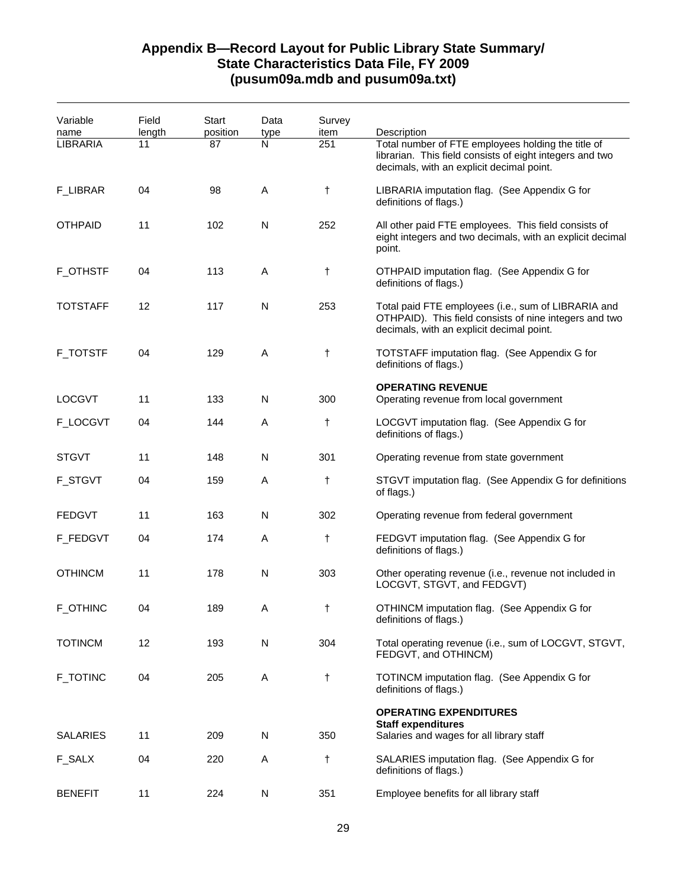## Appendix B—Record Layout for Public Library State Summary/ State Characteristics Data File, FY 2009 (pusum09a.mdb and pusum09a.txt)

| Variable name | Field length | Start position | Data type | Survey item | Description |
|---|---|---|---|---|---|
| LIBRARIA | 11 | 87 | N | 251 | Total number of FTE employees holding the title of librarian. This field consists of eight integers and two decimals, with an explicit decimal point. |
| F_LIBRAR | 04 | 98 | A | † | LIBRARIA imputation flag. (See Appendix G for definitions of flags.) |
| OTHPAID | 11 | 102 | N | 252 | All other paid FTE employees. This field consists of eight integers and two decimals, with an explicit decimal point. |
| F_OTHSTF | 04 | 113 | A | † | OTHPAID imputation flag. (See Appendix G for definitions of flags.) |
| TOTSTAFF | 12 | 117 | N | 253 | Total paid FTE employees (i.e., sum of LIBRARIA and OTHPAID). This field consists of nine integers and two decimals, with an explicit decimal point. |
| F_TOTSTF | 04 | 129 | A | † | TOTSTAFF imputation flag. (See Appendix G for definitions of flags.) |
| | | | | | **OPERATING REVENUE** |
| LOCGVT | 11 | 133 | N | 300 | Operating revenue from local government |
| F_LOCGVT | 04 | 144 | A | † | LOCGVT imputation flag. (See Appendix G for definitions of flags.) |
| STGVT | 11 | 148 | N | 301 | Operating revenue from state government |
| F_STGVT | 04 | 159 | A | † | STGVT imputation flag. (See Appendix G for definitions of flags.) |
| FEDGVT | 11 | 163 | N | 302 | Operating revenue from federal government |
| F_FEDGVT | 04 | 174 | A | † | FEDGVT imputation flag. (See Appendix G for definitions of flags.) |
| OTHINCM | 11 | 178 | N | 303 | Other operating revenue (i.e., revenue not included in LOCGVT, STGVT, and FEDGVT) |
| F_OTHINC | 04 | 189 | A | † | OTHINCM imputation flag. (See Appendix G for definitions of flags.) |
| TOTINCM | 12 | 193 | N | 304 | Total operating revenue (i.e., sum of LOCGVT, STGVT, FEDGVT, and OTHINCM) |
| F_TOTINC | 04 | 205 | A | † | TOTINCM imputation flag. (See Appendix G for definitions of flags.) |
| | | | | | **OPERATING EXPENDITURES** |
| | | | | | **Staff expenditures** |
| SALARIES | 11 | 209 | N | 350 | Salaries and wages for all library staff |
| F_SALX | 04 | 220 | A | † | SALARIES imputation flag. (See Appendix G for definitions of flags.) |
| BENEFIT | 11 | 224 | N | 351 | Employee benefits for all library staff |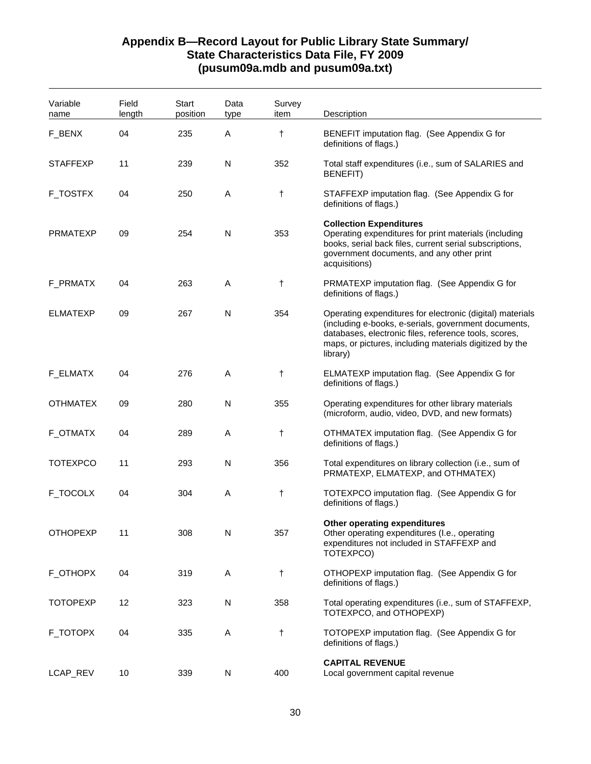## Appendix B—Record Layout for Public Library State Summary/ State Characteristics Data File, FY 2009 (pusum09a.mdb and pusum09a.txt)

| Variable name | Field length | Start position | Data type | Survey item | Description |
|---|---|---|---|---|---|
| F_BENX | 04 | 235 | A | † | BENEFIT imputation flag. (See Appendix G for definitions of flags.) |
| STAFFEXP | 11 | 239 | N | 352 | Total staff expenditures (i.e., sum of SALARIES and BENEFIT) |
| F_TOSTFX | 04 | 250 | A | † | STAFFEXP imputation flag. (See Appendix G for definitions of flags.) |
| PRMATEXP | 09 | 254 | N | 353 | **Collection Expenditures** Operating expenditures for print materials (including books, serial back files, current serial subscriptions, government documents, and any other print acquisitions) |
| F_PRMATX | 04 | 263 | A | † | PRMATEXP imputation flag. (See Appendix G for definitions of flags.) |
| ELMATEXP | 09 | 267 | N | 354 | Operating expenditures for electronic (digital) materials (including e-books, e-serials, government documents, databases, electronic files, reference tools, scores, maps, or pictures, including materials digitized by the library) |
| F_ELMATX | 04 | 276 | A | † | ELMATEXP imputation flag. (See Appendix G for definitions of flags.) |
| OTHMATEX | 09 | 280 | N | 355 | Operating expenditures for other library materials (microform, audio, video, DVD, and new formats) |
| F_OTMATX | 04 | 289 | A | † | OTHMATEX imputation flag. (See Appendix G for definitions of flags.) |
| TOTEXPCO | 11 | 293 | N | 356 | Total expenditures on library collection (i.e., sum of PRMATEXP, ELMATEXP, and OTHMATEX) |
| F_TOCOLX | 04 | 304 | A | † | TOTEXPCO imputation flag. (See Appendix G for definitions of flags.) |
| OTHOPEXP | 11 | 308 | N | 357 | **Other operating expenditures** Other operating expenditures (I.e., operating expenditures not included in STAFFEXP and TOTEXPCO) |
| F_OTHOPX | 04 | 319 | A | † | OTHOPEXP imputation flag. (See Appendix G for definitions of flags.) |
| TOTOPEXP | 12 | 323 | N | 358 | Total operating expenditures (i.e., sum of STAFFEXP, TOTEXPCO, and OTHOPEXP) |
| F_TOTOPX | 04 | 335 | A | † | TOTOPEXP imputation flag. (See Appendix G for definitions of flags.) |
| LCAP_REV | 10 | 339 | N | 400 | **CAPITAL REVENUE** Local government capital revenue |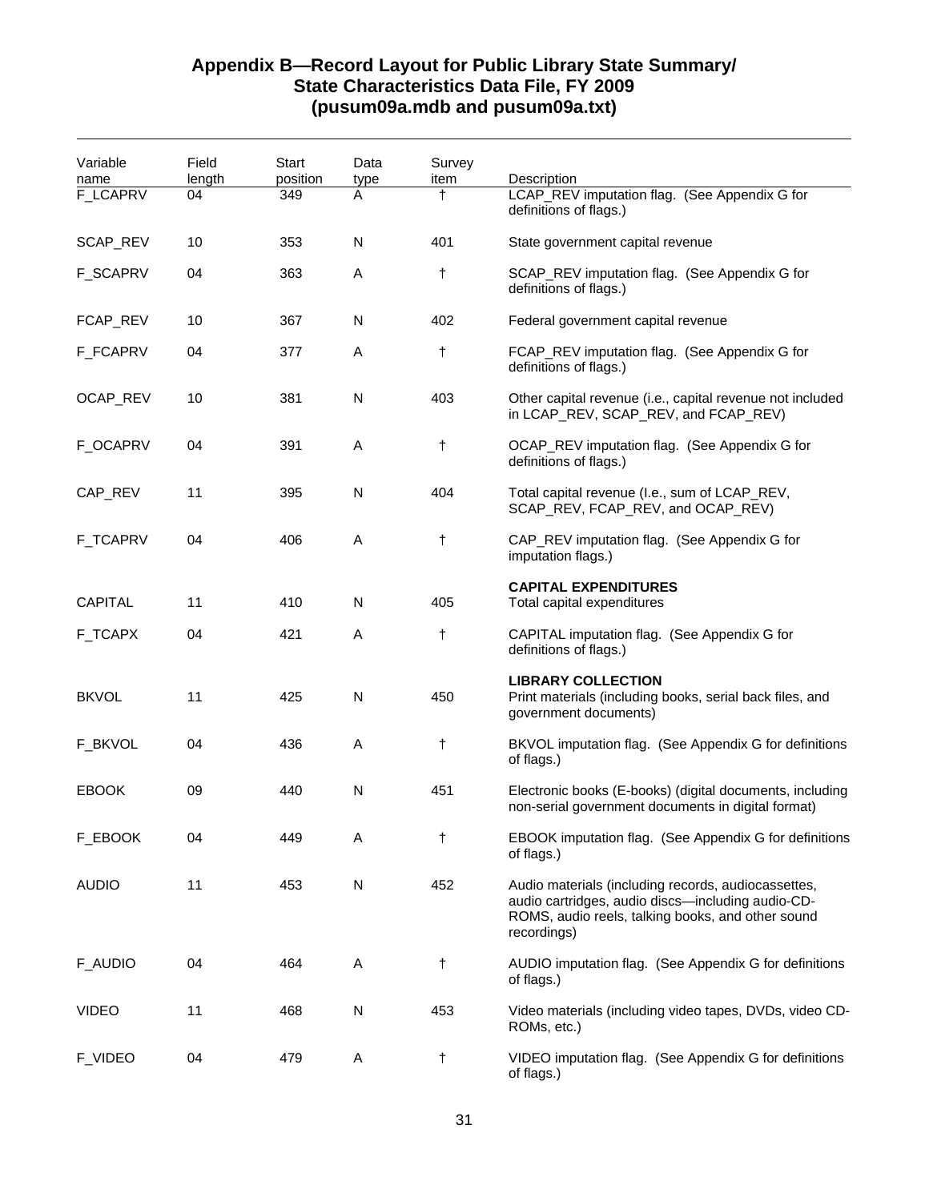## Appendix B—Record Layout for Public Library State Summary/ State Characteristics Data File, FY 2009 (pusum09a.mdb and pusum09a.txt)

| Variable name | Field length | Start position | Data type | Survey item | Description |
|---|---|---|---|---|---|
| F_LCAPRV | 04 | 349 | A | † | LCAP_REV imputation flag. (See Appendix G for definitions of flags.) |
| SCAP_REV | 10 | 353 | N | 401 | State government capital revenue |
| F_SCAPRV | 04 | 363 | A | † | SCAP_REV imputation flag. (See Appendix G for definitions of flags.) |
| FCAP_REV | 10 | 367 | N | 402 | Federal government capital revenue |
| F_FCAPRV | 04 | 377 | A | † | FCAP_REV imputation flag. (See Appendix G for definitions of flags.) |
| OCAP_REV | 10 | 381 | N | 403 | Other capital revenue (i.e., capital revenue not included in LCAP_REV, SCAP_REV, and FCAP_REV) |
| F_OCAPRV | 04 | 391 | A | † | OCAP_REV imputation flag. (See Appendix G for definitions of flags.) |
| CAP_REV | 11 | 395 | N | 404 | Total capital revenue (I.e., sum of LCAP_REV, SCAP_REV, FCAP_REV, and OCAP_REV) |
| F_TCAPRV | 04 | 406 | A | † | CAP_REV imputation flag. (See Appendix G for imputation flags.) |
| | | | | | **CAPITAL EXPENDITURES** |
| CAPITAL | 11 | 410 | N | 405 | Total capital expenditures |
| F_TCAPX | 04 | 421 | A | † | CAPITAL imputation flag. (See Appendix G for definitions of flags.) |
| | | | | | **LIBRARY COLLECTION** |
| BKVOL | 11 | 425 | N | 450 | Print materials (including books, serial back files, and government documents) |
| F_BKVOL | 04 | 436 | A | † | BKVOL imputation flag. (See Appendix G for definitions of flags.) |
| EBOOK | 09 | 440 | N | 451 | Electronic books (E-books) (digital documents, including non-serial government documents in digital format) |
| F_EBOOK | 04 | 449 | A | † | EBOOK imputation flag. (See Appendix G for definitions of flags.) |
| AUDIO | 11 | 453 | N | 452 | Audio materials (including records, audiocassettes, audio cartridges, audio discs—including audio-CD-ROMS, audio reels, talking books, and other sound recordings) |
| F_AUDIO | 04 | 464 | A | † | AUDIO imputation flag. (See Appendix G for definitions of flags.) |
| VIDEO | 11 | 468 | N | 453 | Video materials (including video tapes, DVDs, video CD-ROMs, etc.) |
| F_VIDEO | 04 | 479 | A | † | VIDEO imputation flag. (See Appendix G for definitions of flags.) |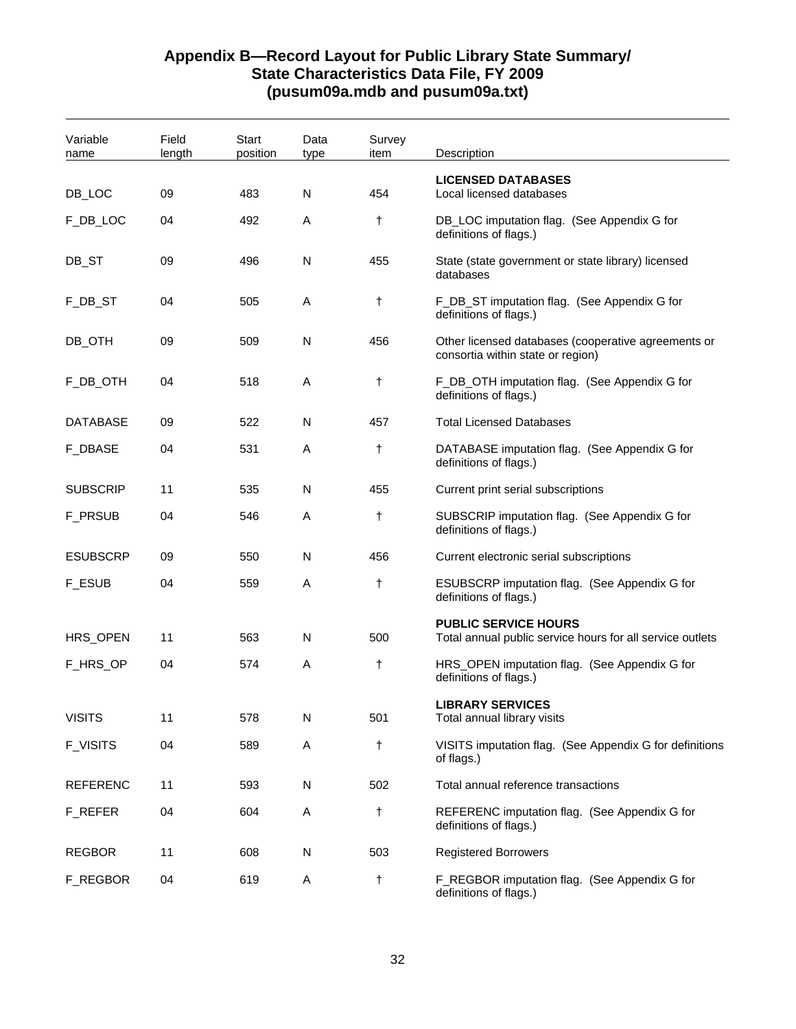## Appendix B—Record Layout for Public Library State Summary/ State Characteristics Data File, FY 2009 (pusum09a.mdb and pusum09a.txt)

| Variable name | Field length | Start position | Data type | Survey item | Description |
|---|---|---|---|---|---|
| | | | | | **LICENSED DATABASES** |
| DB_LOC | 09 | 483 | N | 454 | Local licensed databases |
| F_DB_LOC | 04 | 492 | A | † | DB_LOC imputation flag. (See Appendix G for definitions of flags.) |
| DB_ST | 09 | 496 | N | 455 | State (state government or state library) licensed databases |
| F_DB_ST | 04 | 505 | A | † | F_DB_ST imputation flag. (See Appendix G for definitions of flags.) |
| DB_OTH | 09 | 509 | N | 456 | Other licensed databases (cooperative agreements or consortia within state or region) |
| F_DB_OTH | 04 | 518 | A | † | F_DB_OTH imputation flag. (See Appendix G for definitions of flags.) |
| DATABASE | 09 | 522 | N | 457 | Total Licensed Databases |
| F_DBASE | 04 | 531 | A | † | DATABASE imputation flag. (See Appendix G for definitions of flags.) |
| SUBSCRIP | 11 | 535 | N | 455 | Current print serial subscriptions |
| F_PRSUB | 04 | 546 | A | † | SUBSCRIP imputation flag. (See Appendix G for definitions of flags.) |
| ESUBSCRP | 09 | 550 | N | 456 | Current electronic serial subscriptions |
| F_ESUB | 04 | 559 | A | † | ESUBSCRP imputation flag. (See Appendix G for definitions of flags.) |
| | | | | | **PUBLIC SERVICE HOURS** |
| HRS_OPEN | 11 | 563 | N | 500 | Total annual public service hours for all service outlets |
| F_HRS_OP | 04 | 574 | A | † | HRS_OPEN imputation flag. (See Appendix G for definitions of flags.) |
| | | | | | **LIBRARY SERVICES** |
| VISITS | 11 | 578 | N | 501 | Total annual library visits |
| F_VISITS | 04 | 589 | A | † | VISITS imputation flag. (See Appendix G for definitions of flags.) |
| REFERENC | 11 | 593 | N | 502 | Total annual reference transactions |
| F_REFER | 04 | 604 | A | † | REFERENC imputation flag. (See Appendix G for definitions of flags.) |
| REGBOR | 11 | 608 | N | 503 | Registered Borrowers |
| F_REGBOR | 04 | 619 | A | † | F_REGBOR imputation flag. (See Appendix G for definitions of flags.) |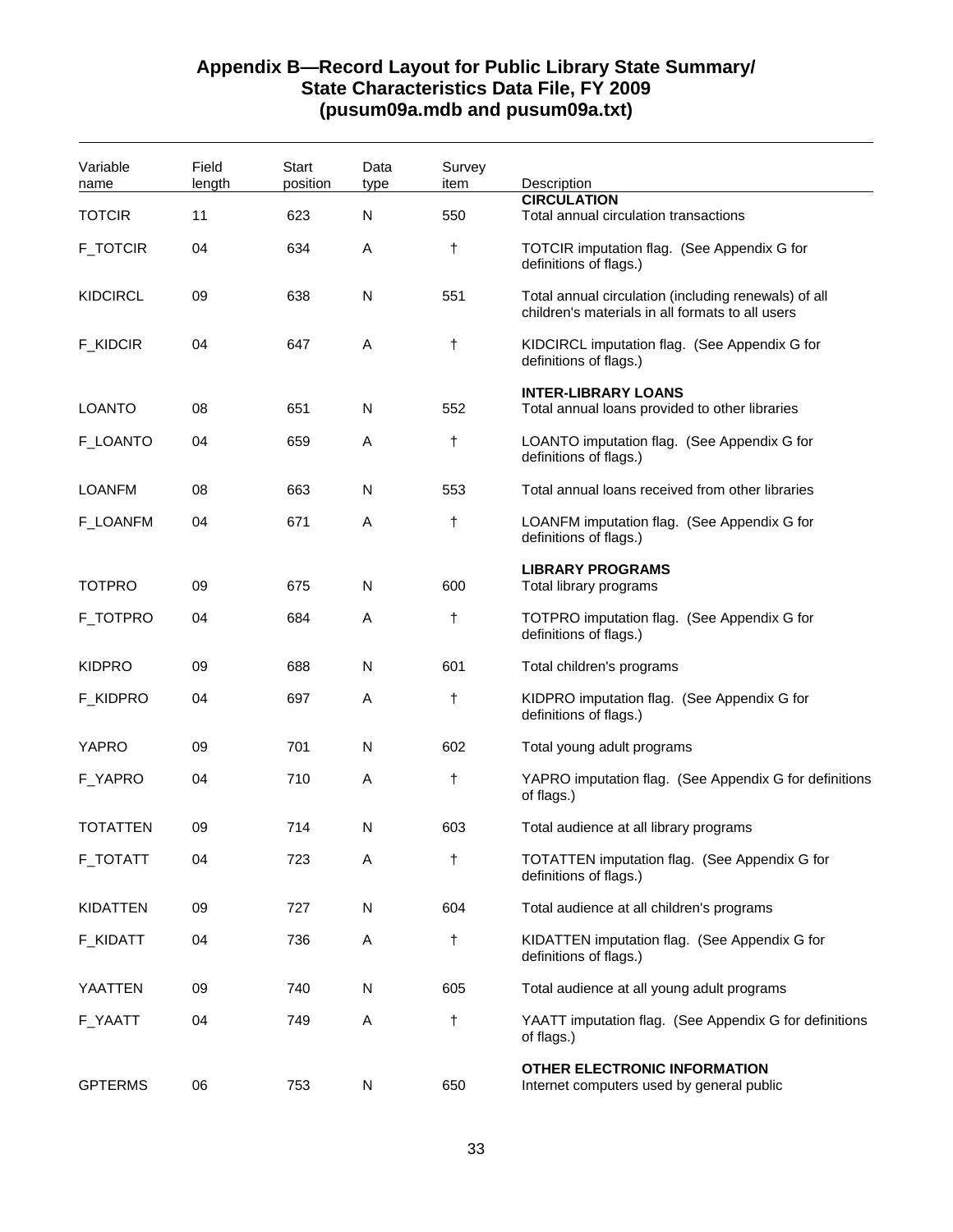## Appendix B—Record Layout for Public Library State Summary/ State Characteristics Data File, FY 2009 (pusum09a.mdb and pusum09a.txt)

| Variable name | Field length | Start position | Data type | Survey item | Description |
|---|---|---|---|---|---|
| | | | | | **CIRCULATION** |
| TOTCIR | 11 | 623 | N | 550 | Total annual circulation transactions |
| F_TOTCIR | 04 | 634 | A | † | TOTCIR imputation flag. (See Appendix G for definitions of flags.) |
| KIDCIRCL | 09 | 638 | N | 551 | Total annual circulation (including renewals) of all children's materials in all formats to all users |
| F_KIDCIR | 04 | 647 | A | † | KIDCIRCL imputation flag. (See Appendix G for definitions of flags.) |
| | | | | | **INTER-LIBRARY LOANS** |
| LOANTO | 08 | 651 | N | 552 | Total annual loans provided to other libraries |
| F_LOANTO | 04 | 659 | A | † | LOANTO imputation flag. (See Appendix G for definitions of flags.) |
| LOANFM | 08 | 663 | N | 553 | Total annual loans received from other libraries |
| F_LOANFM | 04 | 671 | A | † | LOANFM imputation flag. (See Appendix G for definitions of flags.) |
| | | | | | **LIBRARY PROGRAMS** |
| TOTPRO | 09 | 675 | N | 600 | Total library programs |
| F_TOTPRO | 04 | 684 | A | † | TOTPRO imputation flag. (See Appendix G for definitions of flags.) |
| KIDPRO | 09 | 688 | N | 601 | Total children's programs |
| F_KIDPRO | 04 | 697 | A | † | KIDPRO imputation flag. (See Appendix G for definitions of flags.) |
| YAPRO | 09 | 701 | N | 602 | Total young adult programs |
| F_YAPRO | 04 | 710 | A | † | YAPRO imputation flag. (See Appendix G for definitions of flags.) |
| TOTATTEN | 09 | 714 | N | 603 | Total audience at all library programs |
| F_TOTATT | 04 | 723 | A | † | TOTATTEN imputation flag. (See Appendix G for definitions of flags.) |
| KIDATTEN | 09 | 727 | N | 604 | Total audience at all children's programs |
| F_KIDATT | 04 | 736 | A | † | KIDATTEN imputation flag. (See Appendix G for definitions of flags.) |
| YAATTEN | 09 | 740 | N | 605 | Total audience at all young adult programs |
| F_YAATT | 04 | 749 | A | † | YAATT imputation flag. (See Appendix G for definitions of flags.) |
| | | | | | **OTHER ELECTRONIC INFORMATION** |
| GPTERMS | 06 | 753 | N | 650 | Internet computers used by general public |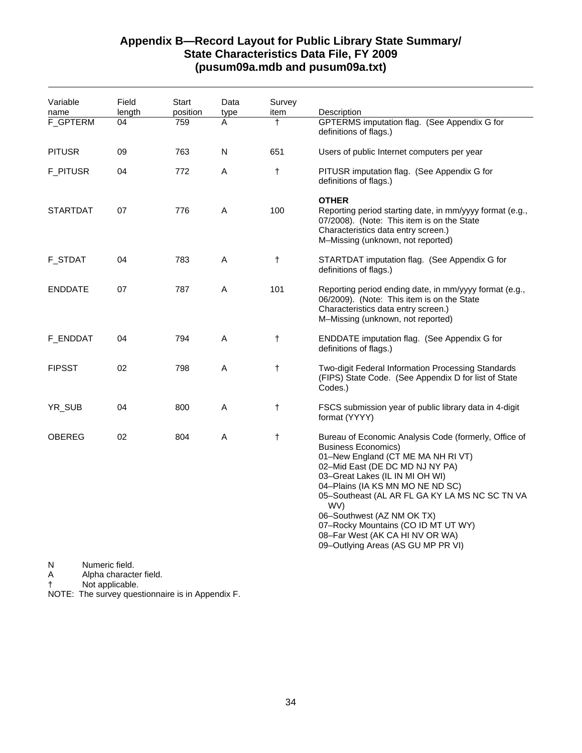## Appendix B—Record Layout for Public Library State Summary/ State Characteristics Data File, FY 2009 (pusum09a.mdb and pusum09a.txt)

| Variable name | Field length | Start position | Data type | Survey item | Description |
|---|---|---|---|---|---|
| F_GPTERM | 04 | 759 | A | † | GPTERMS imputation flag. (See Appendix G for definitions of flags.) |
| PITUSR | 09 | 763 | N | 651 | Users of public Internet computers per year |
| F_PITUSR | 04 | 772 | A | † | PITUSR imputation flag. (See Appendix G for definitions of flags.) |
| | | | | | **OTHER** |
| STARTDAT | 07 | 776 | A | 100 | Reporting period starting date, in mm/yyyy format (e.g., 07/2008). (Note: This item is on the State Characteristics data entry screen.)<br>M–Missing (unknown, not reported) |
| F_STDAT | 04 | 783 | A | † | STARTDAT imputation flag. (See Appendix G for definitions of flags.) |
| ENDDATE | 07 | 787 | A | 101 | Reporting period ending date, in mm/yyyy format (e.g., 06/2009). (Note: This item is on the State Characteristics data entry screen.)<br>M–Missing (unknown, not reported) |
| F_ENDDAT | 04 | 794 | A | † | ENDDATE imputation flag. (See Appendix G for definitions of flags.) |
| FIPSST | 02 | 798 | A | † | Two-digit Federal Information Processing Standards (FIPS) State Code. (See Appendix D for list of State Codes.) |
| YR_SUB | 04 | 800 | A | † | FSCS submission year of public library data in 4-digit format (YYYY) |
| OBEREG | 02 | 804 | A | † | Bureau of Economic Analysis Code (formerly, Office of Business Economics)<br>01–New England (CT ME MA NH RI VT)<br>02–Mid East (DE DC MD NJ NY PA)<br>03–Great Lakes (IL IN MI OH WI)<br>04–Plains (IA KS MN MO NE ND SC)<br>05–Southeast (AL AR FL GA KY LA MS NC SC TN VA WV)<br>06–Southwest (AZ NM OK TX)<br>07–Rocky Mountains (CO ID MT UT WY)<br>08–Far West (AK CA HI NV OR WA)<br>09–Outlying Areas (AS GU MP PR VI) |

N Numeric field.
A Alpha character field.
† Not applicable.
NOTE: The survey questionnaire is in Appendix F.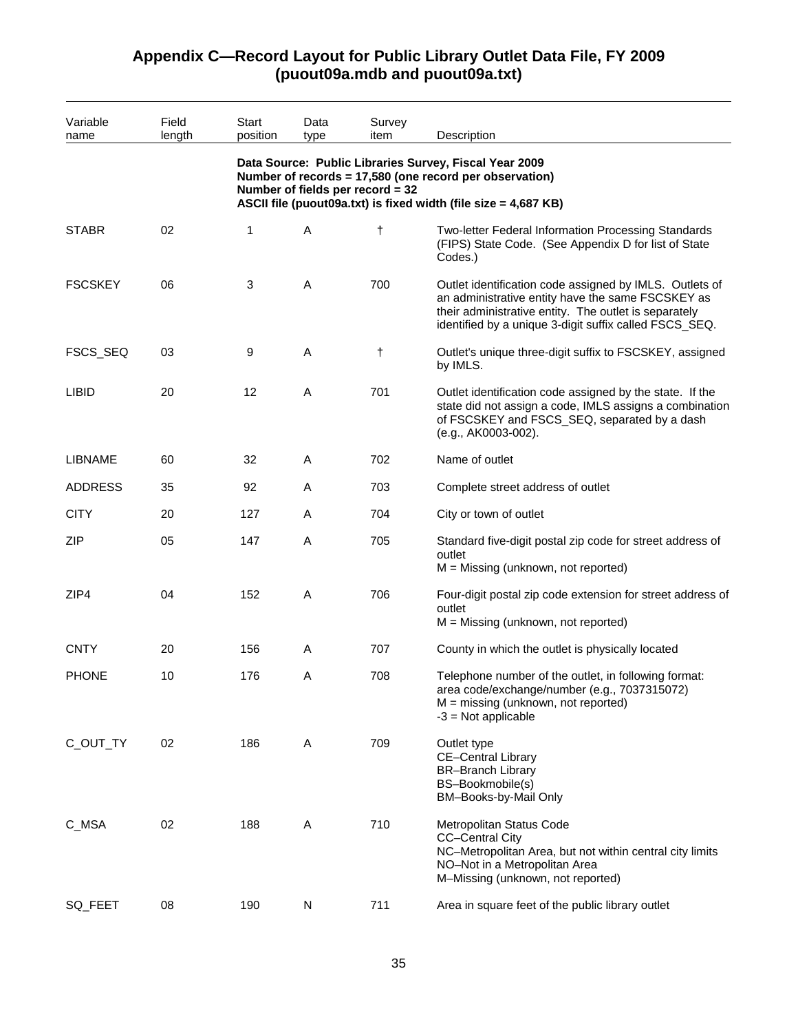## Appendix C—Record Layout for Public Library Outlet Data File, FY 2009 (puout09a.mdb and puout09a.txt)

| Variable name | Field length | Start position | Data type | Survey item | Description |
|---|---|---|---|---|---|
| | | | | | **Data Source: Public Libraries Survey, Fiscal Year 2009**<br>**Number of records = 17,580 (one record per observation)**<br>**Number of fields per record = 32**<br>**ASCII file (puout09a.txt) is fixed width (file size = 4,687 KB)** |
| STABR | 02 | 1 | A | † | Two-letter Federal Information Processing Standards (FIPS) State Code. (See Appendix D for list of State Codes.) |
| FSCSKEY | 06 | 3 | A | 700 | Outlet identification code assigned by IMLS. Outlets of an administrative entity have the same FSCSKEY as their administrative entity. The outlet is separately identified by a unique 3-digit suffix called FSCS_SEQ. |
| FSCS_SEQ | 03 | 9 | A | † | Outlet's unique three-digit suffix to FSCSKEY, assigned by IMLS. |
| LIBID | 20 | 12 | A | 701 | Outlet identification code assigned by the state. If the state did not assign a code, IMLS assigns a combination of FSCSKEY and FSCS_SEQ, separated by a dash (e.g., AK0003-002). |
| LIBNAME | 60 | 32 | A | 702 | Name of outlet |
| ADDRESS | 35 | 92 | A | 703 | Complete street address of outlet |
| CITY | 20 | 127 | A | 704 | City or town of outlet |
| ZIP | 05 | 147 | A | 705 | Standard five-digit postal zip code for street address of outlet<br>M = Missing (unknown, not reported) |
| ZIP4 | 04 | 152 | A | 706 | Four-digit postal zip code extension for street address of outlet<br>M = Missing (unknown, not reported) |
| CNTY | 20 | 156 | A | 707 | County in which the outlet is physically located |
| PHONE | 10 | 176 | A | 708 | Telephone number of the outlet, in following format: area code/exchange/number (e.g., 7037315072)<br>M = missing (unknown, not reported)<br>-3 = Not applicable |
| C_OUT_TY | 02 | 186 | A | 709 | Outlet type<br>CE–Central Library<br>BR–Branch Library<br>BS–Bookmobile(s)<br>BM–Books-by-Mail Only |
| C_MSA | 02 | 188 | A | 710 | Metropolitan Status Code<br>CC–Central City<br>NC–Metropolitan Area, but not within central city limits<br>NO–Not in a Metropolitan Area<br>M–Missing (unknown, not reported) |
| SQ_FEET | 08 | 190 | N | 711 | Area in square feet of the public library outlet |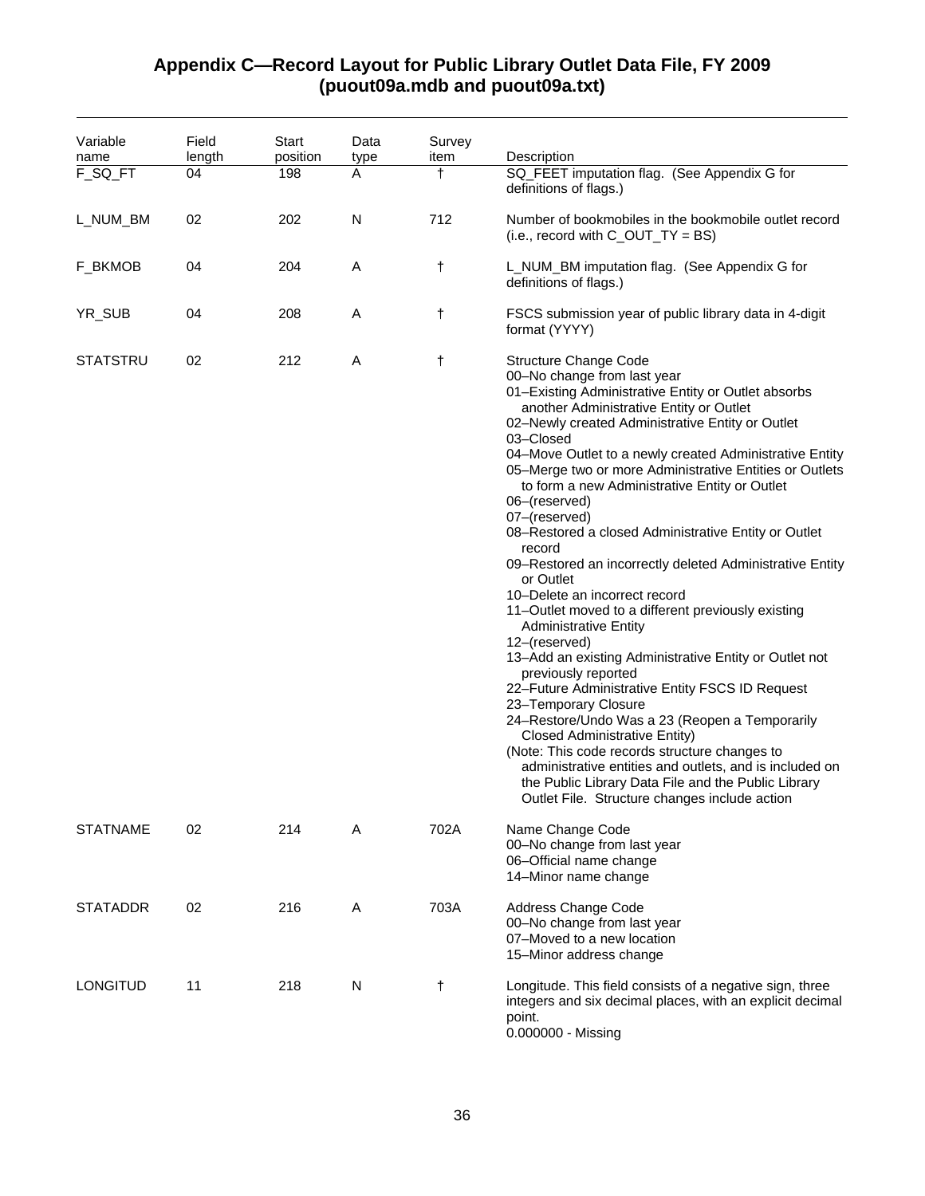## Appendix C—Record Layout for Public Library Outlet Data File, FY 2009 (puout09a.mdb and puout09a.txt)

| Variable name | Field length | Start position | Data type | Survey item | Description |
|---|---|---|---|---|---|
| F_SQ_FT | 04 | 198 | A | † | SQ_FEET imputation flag. (See Appendix G for definitions of flags.) |
| L_NUM_BM | 02 | 202 | N | 712 | Number of bookmobiles in the bookmobile outlet record (i.e., record with C_OUT_TY = BS) |
| F_BKMOB | 04 | 204 | A | † | L_NUM_BM imputation flag. (See Appendix G for definitions of flags.) |
| YR_SUB | 04 | 208 | A | † | FSCS submission year of public library data in 4-digit format (YYYY) |
| STATSTRU | 02 | 212 | A | † | Structure Change Code<br>00–No change from last year<br>01–Existing Administrative Entity or Outlet absorbs another Administrative Entity or Outlet<br>02–Newly created Administrative Entity or Outlet<br>03–Closed<br>04–Move Outlet to a newly created Administrative Entity<br>05–Merge two or more Administrative Entities or Outlets to form a new Administrative Entity or Outlet<br>06–(reserved)<br>07–(reserved)<br>08–Restored a closed Administrative Entity or Outlet record<br>09–Restored an incorrectly deleted Administrative Entity or Outlet<br>10–Delete an incorrect record<br>11–Outlet moved to a different previously existing Administrative Entity<br>12–(reserved)<br>13–Add an existing Administrative Entity or Outlet not previously reported<br>22–Future Administrative Entity FSCS ID Request<br>23–Temporary Closure<br>24–Restore/Undo Was a 23 (Reopen a Temporarily Closed Administrative Entity)<br>(Note: This code records structure changes to administrative entities and outlets, and is included on the Public Library Data File and the Public Library Outlet File. Structure changes include action |
| STATNAME | 02 | 214 | A | 702A | Name Change Code<br>00–No change from last year<br>06–Official name change<br>14–Minor name change |
| STATADDR | 02 | 216 | A | 703A | Address Change Code<br>00–No change from last year<br>07–Moved to a new location<br>15–Minor address change |
| LONGITUD | 11 | 218 | N | † | Longitude. This field consists of a negative sign, three integers and six decimal places, with an explicit decimal point.<br>0.000000 - Missing |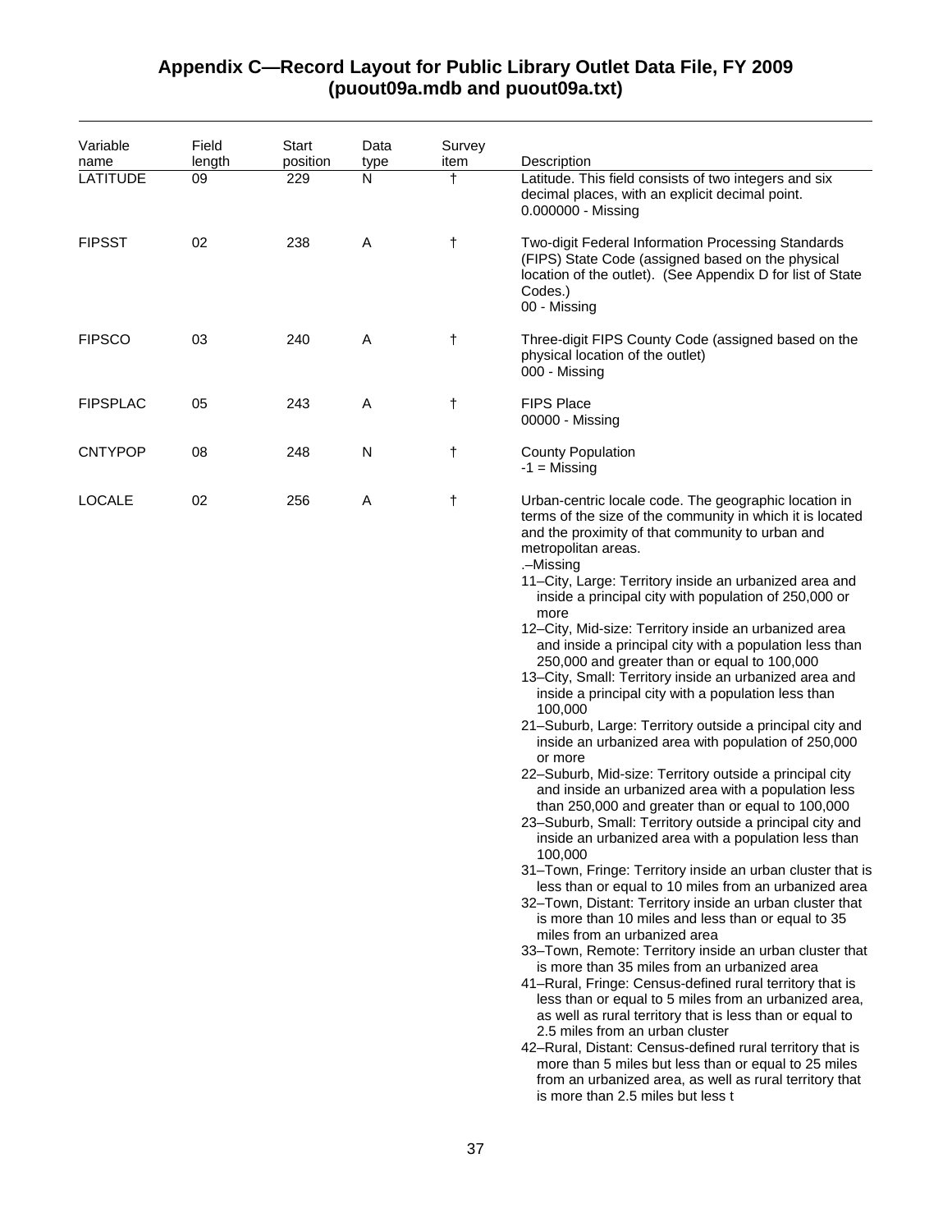## Appendix C—Record Layout for Public Library Outlet Data File, FY 2009 (puout09a.mdb and puout09a.txt)

| Variable name | Field length | Start position | Data type | Survey item | Description |
|---|---|---|---|---|---|
| LATITUDE | 09 | 229 | N | † | Latitude. This field consists of two integers and six decimal places, with an explicit decimal point.<br>0.000000 - Missing |
| FIPSST | 02 | 238 | A | † | Two-digit Federal Information Processing Standards (FIPS) State Code (assigned based on the physical location of the outlet). (See Appendix D for list of State Codes.)<br>00 - Missing |
| FIPSCO | 03 | 240 | A | † | Three-digit FIPS County Code (assigned based on the physical location of the outlet)<br>000 - Missing |
| FIPSPLAC | 05 | 243 | A | † | FIPS Place<br>00000 - Missing |
| CNTYPOP | 08 | 248 | N | † | County Population<br>-1 = Missing |
| LOCALE | 02 | 256 | A | † | Urban-centric locale code. The geographic location in terms of the size of the community in which it is located and the proximity of that community to urban and metropolitan areas.<br>.–Missing<br>11–City, Large: Territory inside an urbanized area and inside a principal city with population of 250,000 or more<br>12–City, Mid-size: Territory inside an urbanized area and inside a principal city with a population less than 250,000 and greater than or equal to 100,000<br>13–City, Small: Territory inside an urbanized area and inside a principal city with a population less than 100,000<br>21–Suburb, Large: Territory outside a principal city and inside an urbanized area with population of 250,000 or more<br>22–Suburb, Mid-size: Territory outside a principal city and inside an urbanized area with a population less than 250,000 and greater than or equal to 100,000<br>23–Suburb, Small: Territory outside a principal city and inside an urbanized area with a population less than 100,000<br>31–Town, Fringe: Territory inside an urban cluster that is less than or equal to 10 miles from an urbanized area<br>32–Town, Distant: Territory inside an urban cluster that is more than 10 miles and less than or equal to 35 miles from an urbanized area<br>33–Town, Remote: Territory inside an urban cluster that is more than 35 miles from an urbanized area<br>41–Rural, Fringe: Census-defined rural territory that is less than or equal to 5 miles from an urbanized area, as well as rural territory that is less than or equal to 2.5 miles from an urban cluster<br>42–Rural, Distant: Census-defined rural territory that is more than 5 miles but less than or equal to 25 miles from an urbanized area, as well as rural territory that is more than 2.5 miles but less t |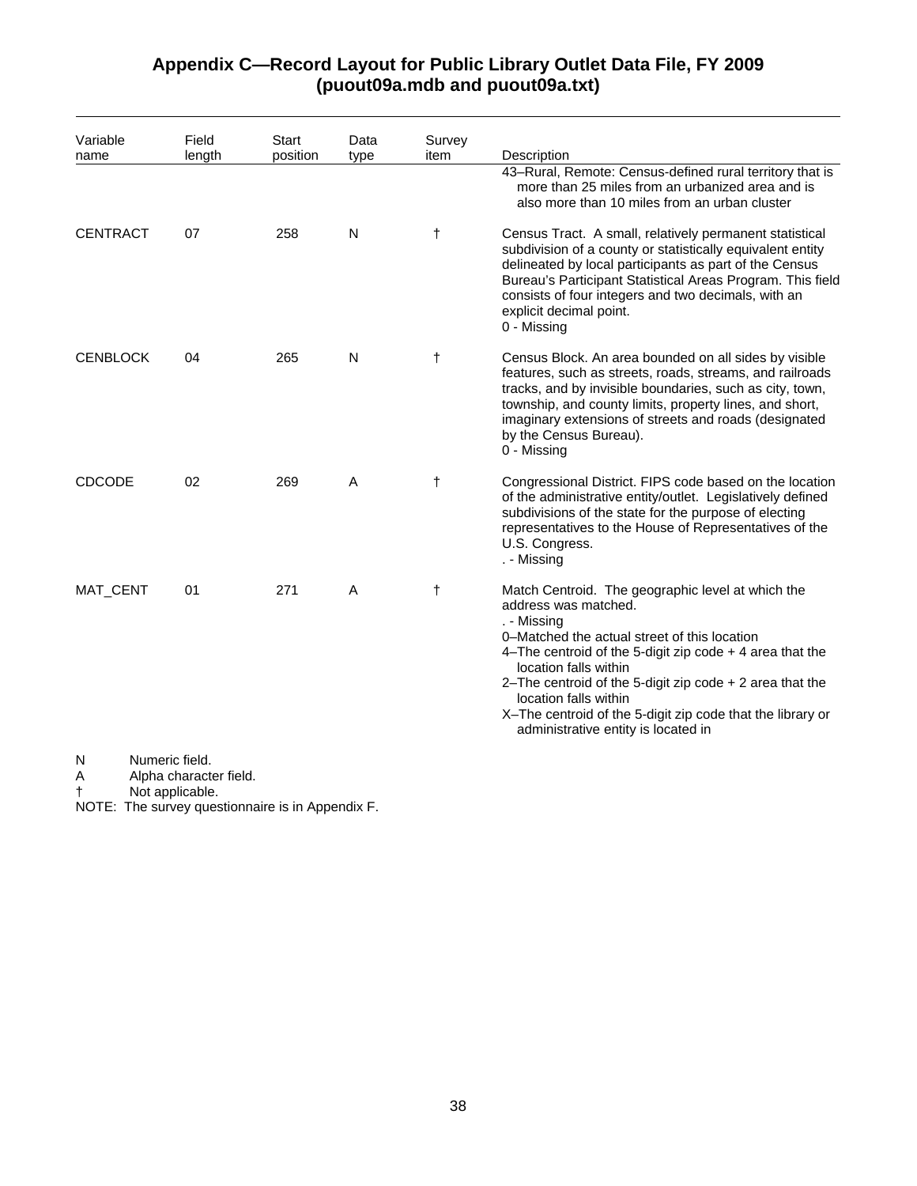## Appendix C—Record Layout for Public Library Outlet Data File, FY 2009 (puout09a.mdb and puout09a.txt)

| Variable name | Field length | Start position | Data type | Survey item | Description |
|---|---|---|---|---|---|
| | | | | | 43–Rural, Remote: Census-defined rural territory that is more than 25 miles from an urbanized area and is also more than 10 miles from an urban cluster |
| CENTRACT | 07 | 258 | N | † | Census Tract. A small, relatively permanent statistical subdivision of a county or statistically equivalent entity delineated by local participants as part of the Census Bureau's Participant Statistical Areas Program. This field consists of four integers and two decimals, with an explicit decimal point.<br>0 - Missing |
| CENBLOCK | 04 | 265 | N | † | Census Block. An area bounded on all sides by visible features, such as streets, roads, streams, and railroads tracks, and by invisible boundaries, such as city, town, township, and county limits, property lines, and short, imaginary extensions of streets and roads (designated by the Census Bureau).<br>0 - Missing |
| CDCODE | 02 | 269 | A | † | Congressional District. FIPS code based on the location of the administrative entity/outlet. Legislatively defined subdivisions of the state for the purpose of electing representatives to the House of Representatives of the U.S. Congress.<br>. - Missing |
| MAT_CENT | 01 | 271 | A | † | Match Centroid. The geographic level at which the address was matched.<br>. - Missing<br>0–Matched the actual street of this location<br>4–The centroid of the 5-digit zip code + 4 area that the location falls within<br>2–The centroid of the 5-digit zip code + 2 area that the location falls within<br>X–The centroid of the 5-digit zip code that the library or administrative entity is located in |

N Numeric field.
A Alpha character field.
† Not applicable.
NOTE: The survey questionnaire is in Appendix F.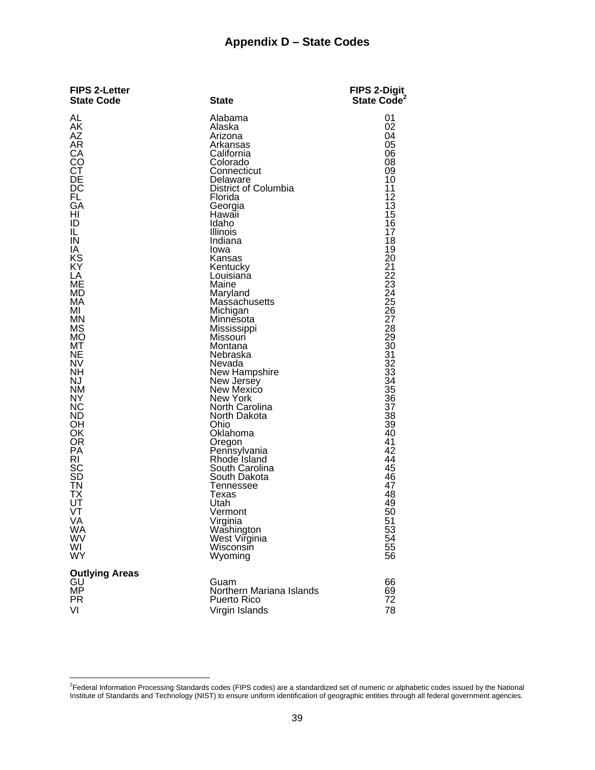# Appendix D – State Codes

| FIPS 2-Letter State Code | State | FIPS 2-Digit State Code[2] |
|---|---|---|
| AL | Alabama | 01 |
| AK | Alaska | 02 |
| AZ | Arizona | 04 |
| AR | Arkansas | 05 |
| CA | California | 06 |
| CO | Colorado | 08 |
| CT | Connecticut | 09 |
| DE | Delaware | 10 |
| DC | District of Columbia | 11 |
| FL | Florida | 12 |
| GA | Georgia | 13 |
| HI | Hawaii | 15 |
| ID | Idaho | 16 |
| IL | Illinois | 17 |
| IN | Indiana | 18 |
| IA | Iowa | 19 |
| KS | Kansas | 20 |
| KY | Kentucky | 21 |
| LA | Louisiana | 22 |
| ME | Maine | 23 |
| MD | Maryland | 24 |
| MA | Massachusetts | 25 |
| MI | Michigan | 26 |
| MN | Minnesota | 27 |
| MS | Mississippi | 28 |
| MO | Missouri | 29 |
| MT | Montana | 30 |
| NE | Nebraska | 31 |
| NV | Nevada | 32 |
| NH | New Hampshire | 33 |
| NJ | New Jersey | 34 |
| NM | New Mexico | 35 |
| NY | New York | 36 |
| NC | North Carolina | 37 |
| ND | North Dakota | 38 |
| OH | Ohio | 39 |
| OK | Oklahoma | 40 |
| OR | Oregon | 41 |
| PA | Pennsylvania | 42 |
| RI | Rhode Island | 44 |
| SC | South Carolina | 45 |
| SD | South Dakota | 46 |
| TN | Tennessee | 47 |
| TX | Texas | 48 |
| UT | Utah | 49 |
| VT | Vermont | 50 |
| VA | Virginia | 51 |
| WA | Washington | 53 |
| WV | West Virginia | 54 |
| WI | Wisconsin | 55 |
| WY | Wyoming | 56 |
| **Outlying Areas** | | |
| GU | Guam | 66 |
| MP | Northern Mariana Islands | 69 |
| PR | Puerto Rico | 72 |
| VI | Virgin Islands | 78 |

[2] Federal Information Processing Standards codes (FIPS codes) are a standardized set of numeric or alphabetic codes issued by the National Institute of Standards and Technology (NIST) to ensure uniform identification of geographic entities through all federal government agencies.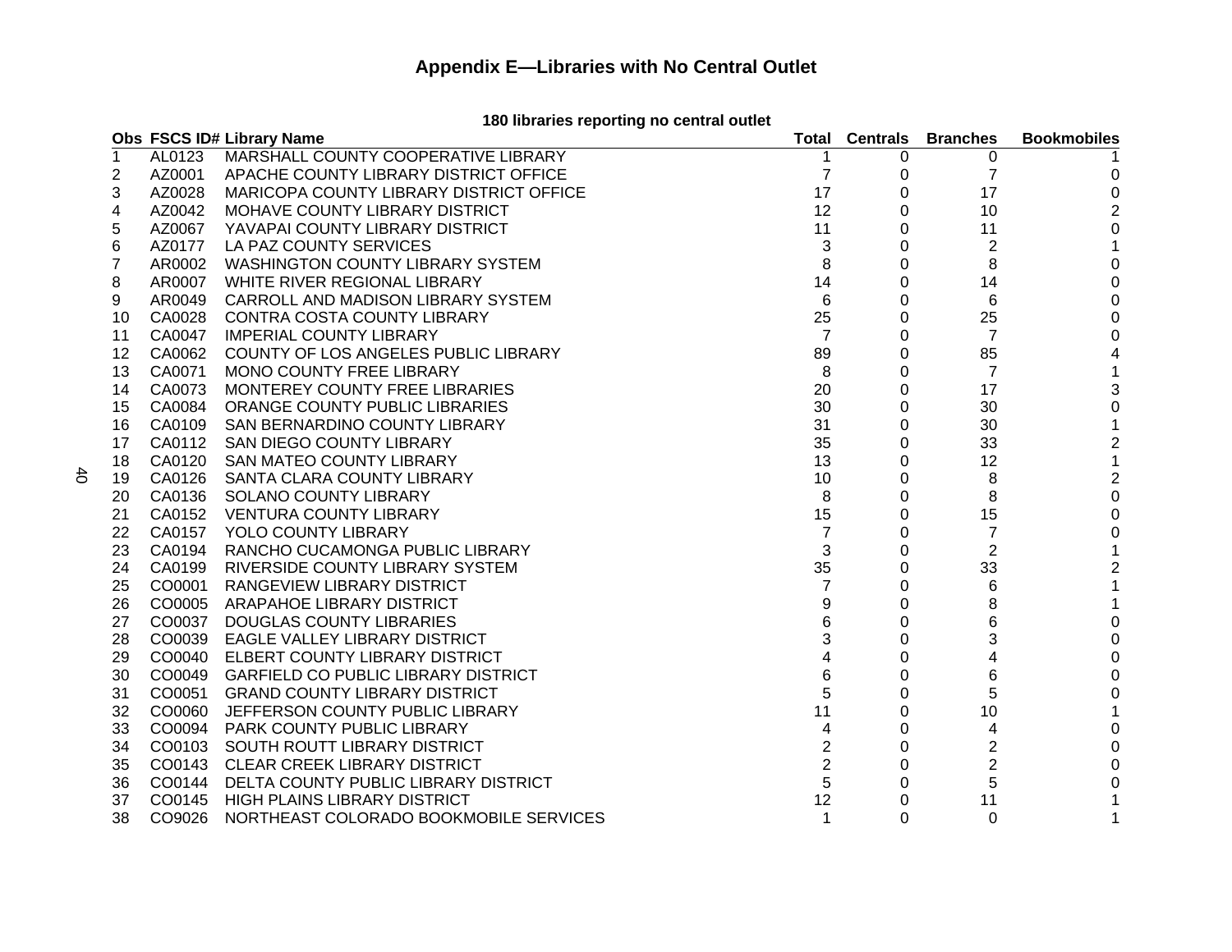## Appendix E—Libraries with No Central Outlet

**180 libraries reporting no central outlet**

| Obs | FSCS ID# | Library Name | Total | Centrals | Branches | Bookmobiles |
|---|---|---|---|---|---|---|
| 1 | AL0123 | MARSHALL COUNTY COOPERATIVE LIBRARY | 1 | 0 | 0 | 1 |
| 2 | AZ0001 | APACHE COUNTY LIBRARY DISTRICT OFFICE | 7 | 0 | 7 | 0 |
| 3 | AZ0028 | MARICOPA COUNTY LIBRARY DISTRICT OFFICE | 17 | 0 | 17 | 0 |
| 4 | AZ0042 | MOHAVE COUNTY LIBRARY DISTRICT | 12 | 0 | 10 | 2 |
| 5 | AZ0067 | YAVAPAI COUNTY LIBRARY DISTRICT | 11 | 0 | 11 | 0 |
| 6 | AZ0177 | LA PAZ COUNTY SERVICES | 3 | 0 | 2 | 1 |
| 7 | AR0002 | WASHINGTON COUNTY LIBRARY SYSTEM | 8 | 0 | 8 | 0 |
| 8 | AR0007 | WHITE RIVER REGIONAL LIBRARY | 14 | 0 | 14 | 0 |
| 9 | AR0049 | CARROLL AND MADISON LIBRARY SYSTEM | 6 | 0 | 6 | 0 |
| 10 | CA0028 | CONTRA COSTA COUNTY LIBRARY | 25 | 0 | 25 | 0 |
| 11 | CA0047 | IMPERIAL COUNTY LIBRARY | 7 | 0 | 7 | 0 |
| 12 | CA0062 | COUNTY OF LOS ANGELES PUBLIC LIBRARY | 89 | 0 | 85 | 4 |
| 13 | CA0071 | MONO COUNTY FREE LIBRARY | 8 | 0 | 7 | 1 |
| 14 | CA0073 | MONTEREY COUNTY FREE LIBRARIES | 20 | 0 | 17 | 3 |
| 15 | CA0084 | ORANGE COUNTY PUBLIC LIBRARIES | 30 | 0 | 30 | 0 |
| 16 | CA0109 | SAN BERNARDINO COUNTY LIBRARY | 31 | 0 | 30 | 1 |
| 17 | CA0112 | SAN DIEGO COUNTY LIBRARY | 35 | 0 | 33 | 2 |
| 18 | CA0120 | SAN MATEO COUNTY LIBRARY | 13 | 0 | 12 | 1 |
| 19 | CA0126 | SANTA CLARA COUNTY LIBRARY | 10 | 0 | 8 | 2 |
| 20 | CA0136 | SOLANO COUNTY LIBRARY | 8 | 0 | 8 | 0 |
| 21 | CA0152 | VENTURA COUNTY LIBRARY | 15 | 0 | 15 | 0 |
| 22 | CA0157 | YOLO COUNTY LIBRARY | 7 | 0 | 7 | 0 |
| 23 | CA0194 | RANCHO CUCAMONGA PUBLIC LIBRARY | 3 | 0 | 2 | 1 |
| 24 | CA0199 | RIVERSIDE COUNTY LIBRARY SYSTEM | 35 | 0 | 33 | 2 |
| 25 | CO0001 | RANGEVIEW LIBRARY DISTRICT | 7 | 0 | 6 | 1 |
| 26 | CO0005 | ARAPAHOE LIBRARY DISTRICT | 9 | 0 | 8 | 1 |
| 27 | CO0037 | DOUGLAS COUNTY LIBRARIES | 6 | 0 | 6 | 0 |
| 28 | CO0039 | EAGLE VALLEY LIBRARY DISTRICT | 3 | 0 | 3 | 0 |
| 29 | CO0040 | ELBERT COUNTY LIBRARY DISTRICT | 4 | 0 | 4 | 0 |
| 30 | CO0049 | GARFIELD CO PUBLIC LIBRARY DISTRICT | 6 | 0 | 6 | 0 |
| 31 | CO0051 | GRAND COUNTY LIBRARY DISTRICT | 5 | 0 | 5 | 0 |
| 32 | CO0060 | JEFFERSON COUNTY PUBLIC LIBRARY | 11 | 0 | 10 | 1 |
| 33 | CO0094 | PARK COUNTY PUBLIC LIBRARY | 4 | 0 | 4 | 0 |
| 34 | CO0103 | SOUTH ROUTT LIBRARY DISTRICT | 2 | 0 | 2 | 0 |
| 35 | CO0143 | CLEAR CREEK LIBRARY DISTRICT | 2 | 0 | 2 | 0 |
| 36 | CO0144 | DELTA COUNTY PUBLIC LIBRARY DISTRICT | 5 | 0 | 5 | 0 |
| 37 | CO0145 | HIGH PLAINS LIBRARY DISTRICT | 12 | 0 | 11 | 1 |
| 38 | CO9026 | NORTHEAST COLORADO BOOKMOBILE SERVICES | 1 | 0 | 0 | 1 |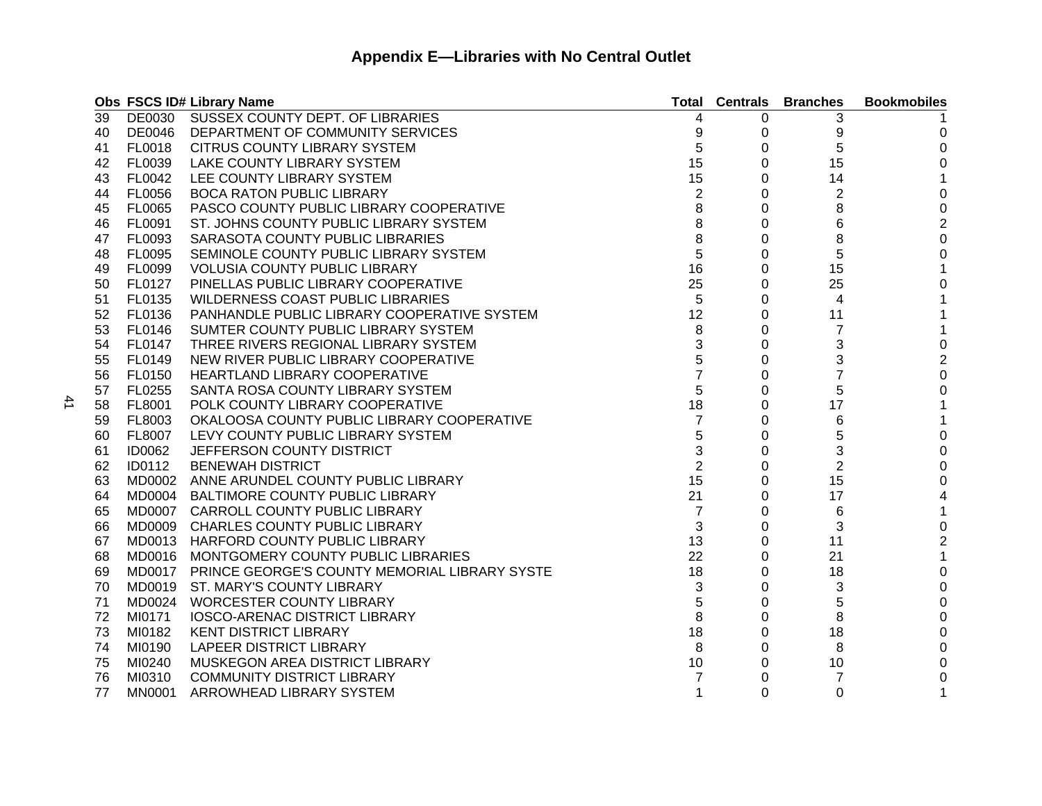# Appendix E—Libraries with No Central Outlet

| Obs | FSCS ID# | Library Name | Total | Centrals | Branches | Bookmobiles |
|---|---|---|---|---|---|---|
| 39 | DE0030 | SUSSEX COUNTY DEPT. OF LIBRARIES | 4 | 0 | 3 | 1 |
| 40 | DE0046 | DEPARTMENT OF COMMUNITY SERVICES | 9 | 0 | 9 | 0 |
| 41 | FL0018 | CITRUS COUNTY LIBRARY SYSTEM | 5 | 0 | 5 | 0 |
| 42 | FL0039 | LAKE COUNTY LIBRARY SYSTEM | 15 | 0 | 15 | 0 |
| 43 | FL0042 | LEE COUNTY LIBRARY SYSTEM | 15 | 0 | 14 | 1 |
| 44 | FL0056 | BOCA RATON PUBLIC LIBRARY | 2 | 0 | 2 | 0 |
| 45 | FL0065 | PASCO COUNTY PUBLIC LIBRARY COOPERATIVE | 8 | 0 | 8 | 0 |
| 46 | FL0091 | ST. JOHNS COUNTY PUBLIC LIBRARY SYSTEM | 8 | 0 | 6 | 2 |
| 47 | FL0093 | SARASOTA COUNTY PUBLIC LIBRARIES | 8 | 0 | 8 | 0 |
| 48 | FL0095 | SEMINOLE COUNTY PUBLIC LIBRARY SYSTEM | 5 | 0 | 5 | 0 |
| 49 | FL0099 | VOLUSIA COUNTY PUBLIC LIBRARY | 16 | 0 | 15 | 1 |
| 50 | FL0127 | PINELLAS PUBLIC LIBRARY COOPERATIVE | 25 | 0 | 25 | 0 |
| 51 | FL0135 | WILDERNESS COAST PUBLIC LIBRARIES | 5 | 0 | 4 | 1 |
| 52 | FL0136 | PANHANDLE PUBLIC LIBRARY COOPERATIVE SYSTEM | 12 | 0 | 11 | 1 |
| 53 | FL0146 | SUMTER COUNTY PUBLIC LIBRARY SYSTEM | 8 | 0 | 7 | 1 |
| 54 | FL0147 | THREE RIVERS REGIONAL LIBRARY SYSTEM | 3 | 0 | 3 | 0 |
| 55 | FL0149 | NEW RIVER PUBLIC LIBRARY COOPERATIVE | 5 | 0 | 3 | 2 |
| 56 | FL0150 | HEARTLAND LIBRARY COOPERATIVE | 7 | 0 | 7 | 0 |
| 57 | FL0255 | SANTA ROSA COUNTY LIBRARY SYSTEM | 5 | 0 | 5 | 0 |
| 58 | FL8001 | POLK COUNTY LIBRARY COOPERATIVE | 18 | 0 | 17 | 1 |
| 59 | FL8003 | OKALOOSA COUNTY PUBLIC LIBRARY COOPERATIVE | 7 | 0 | 6 | 1 |
| 60 | FL8007 | LEVY COUNTY PUBLIC LIBRARY SYSTEM | 5 | 0 | 5 | 0 |
| 61 | ID0062 | JEFFERSON COUNTY DISTRICT | 3 | 0 | 3 | 0 |
| 62 | ID0112 | BENEWAH DISTRICT | 2 | 0 | 2 | 0 |
| 63 | MD0002 | ANNE ARUNDEL COUNTY PUBLIC LIBRARY | 15 | 0 | 15 | 0 |
| 64 | MD0004 | BALTIMORE COUNTY PUBLIC LIBRARY | 21 | 0 | 17 | 4 |
| 65 | MD0007 | CARROLL COUNTY PUBLIC LIBRARY | 7 | 0 | 6 | 1 |
| 66 | MD0009 | CHARLES COUNTY PUBLIC LIBRARY | 3 | 0 | 3 | 0 |
| 67 | MD0013 | HARFORD COUNTY PUBLIC LIBRARY | 13 | 0 | 11 | 2 |
| 68 | MD0016 | MONTGOMERY COUNTY PUBLIC LIBRARIES | 22 | 0 | 21 | 1 |
| 69 | MD0017 | PRINCE GEORGE'S COUNTY MEMORIAL LIBRARY SYSTE | 18 | 0 | 18 | 0 |
| 70 | MD0019 | ST. MARY'S COUNTY LIBRARY | 3 | 0 | 3 | 0 |
| 71 | MD0024 | WORCESTER COUNTY LIBRARY | 5 | 0 | 5 | 0 |
| 72 | MI0171 | IOSCO-ARENAC DISTRICT LIBRARY | 8 | 0 | 8 | 0 |
| 73 | MI0182 | KENT DISTRICT LIBRARY | 18 | 0 | 18 | 0 |
| 74 | MI0190 | LAPEER DISTRICT LIBRARY | 8 | 0 | 8 | 0 |
| 75 | MI0240 | MUSKEGON AREA DISTRICT LIBRARY | 10 | 0 | 10 | 0 |
| 76 | MI0310 | COMMUNITY DISTRICT LIBRARY | 7 | 0 | 7 | 0 |
| 77 | MN0001 | ARROWHEAD LIBRARY SYSTEM | 1 | 0 | 0 | 1 |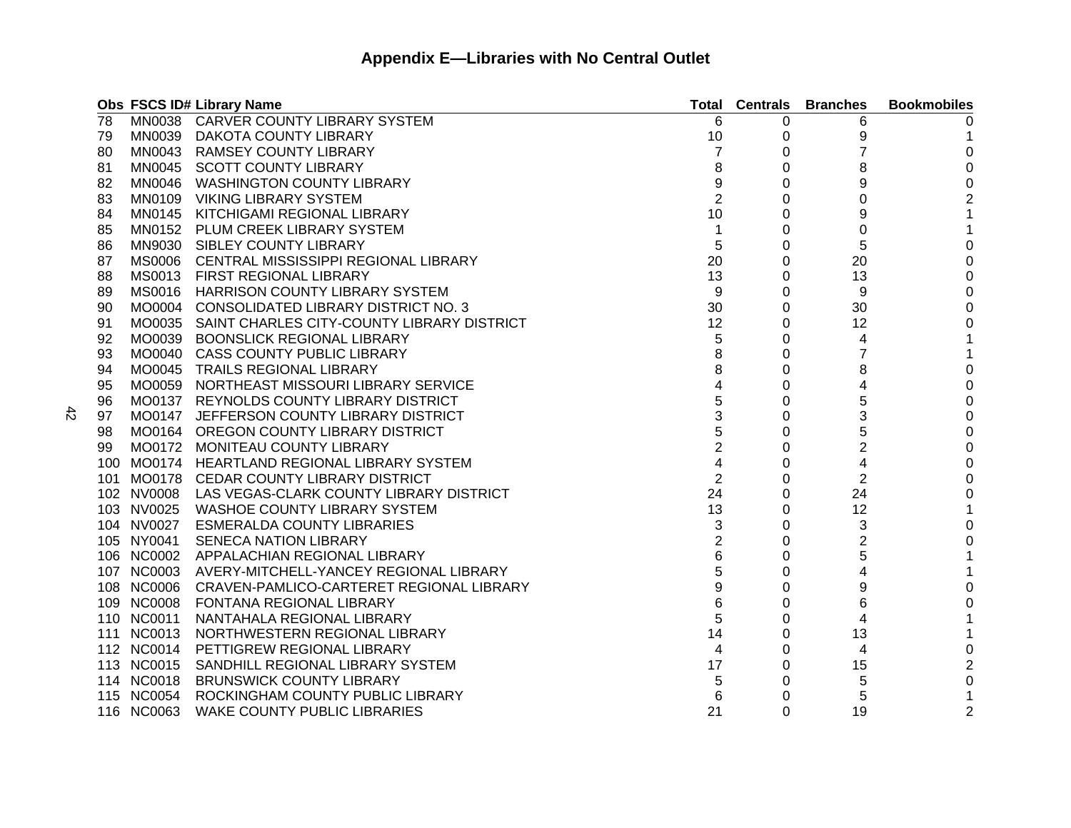## Appendix E—Libraries with No Central Outlet

| Obs | FSCS ID# | Library Name | Total | Centrals | Branches | Bookmobiles |
|---|---|---|---|---|---|---|
| 78 | MN0038 | CARVER COUNTY LIBRARY SYSTEM | 6 | 0 | 6 | 0 |
| 79 | MN0039 | DAKOTA COUNTY LIBRARY | 10 | 0 | 9 | 1 |
| 80 | MN0043 | RAMSEY COUNTY LIBRARY | 7 | 0 | 7 | 0 |
| 81 | MN0045 | SCOTT COUNTY LIBRARY | 8 | 0 | 8 | 0 |
| 82 | MN0046 | WASHINGTON COUNTY LIBRARY | 9 | 0 | 9 | 0 |
| 83 | MN0109 | VIKING LIBRARY SYSTEM | 2 | 0 | 0 | 2 |
| 84 | MN0145 | KITCHIGAMI REGIONAL LIBRARY | 10 | 0 | 9 | 1 |
| 85 | MN0152 | PLUM CREEK LIBRARY SYSTEM | 1 | 0 | 0 | 1 |
| 86 | MN9030 | SIBLEY COUNTY LIBRARY | 5 | 0 | 5 | 0 |
| 87 | MS0006 | CENTRAL MISSISSIPPI REGIONAL LIBRARY | 20 | 0 | 20 | 0 |
| 88 | MS0013 | FIRST REGIONAL LIBRARY | 13 | 0 | 13 | 0 |
| 89 | MS0016 | HARRISON COUNTY LIBRARY SYSTEM | 9 | 0 | 9 | 0 |
| 90 | MO0004 | CONSOLIDATED LIBRARY DISTRICT NO. 3 | 30 | 0 | 30 | 0 |
| 91 | MO0035 | SAINT CHARLES CITY-COUNTY LIBRARY DISTRICT | 12 | 0 | 12 | 0 |
| 92 | MO0039 | BOONSLICK REGIONAL LIBRARY | 5 | 0 | 4 | 1 |
| 93 | MO0040 | CASS COUNTY PUBLIC LIBRARY | 8 | 0 | 7 | 1 |
| 94 | MO0045 | TRAILS REGIONAL LIBRARY | 8 | 0 | 8 | 0 |
| 95 | MO0059 | NORTHEAST MISSOURI LIBRARY SERVICE | 4 | 0 | 4 | 0 |
| 96 | MO0137 | REYNOLDS COUNTY LIBRARY DISTRICT | 5 | 0 | 5 | 0 |
| 97 | MO0147 | JEFFERSON COUNTY LIBRARY DISTRICT | 3 | 0 | 3 | 0 |
| 98 | MO0164 | OREGON COUNTY LIBRARY DISTRICT | 5 | 0 | 5 | 0 |
| 99 | MO0172 | MONITEAU COUNTY LIBRARY | 2 | 0 | 2 | 0 |
| 100 | MO0174 | HEARTLAND REGIONAL LIBRARY SYSTEM | 4 | 0 | 4 | 0 |
| 101 | MO0178 | CEDAR COUNTY LIBRARY DISTRICT | 2 | 0 | 2 | 0 |
| 102 | NV0008 | LAS VEGAS-CLARK COUNTY LIBRARY DISTRICT | 24 | 0 | 24 | 0 |
| 103 | NV0025 | WASHOE COUNTY LIBRARY SYSTEM | 13 | 0 | 12 | 1 |
| 104 | NV0027 | ESMERALDA COUNTY LIBRARIES | 3 | 0 | 3 | 0 |
| 105 | NY0041 | SENECA NATION LIBRARY | 2 | 0 | 2 | 0 |
| 106 | NC0002 | APPALACHIAN REGIONAL LIBRARY | 6 | 0 | 5 | 1 |
| 107 | NC0003 | AVERY-MITCHELL-YANCEY REGIONAL LIBRARY | 5 | 0 | 4 | 1 |
| 108 | NC0006 | CRAVEN-PAMLICO-CARTERET REGIONAL LIBRARY | 9 | 0 | 9 | 0 |
| 109 | NC0008 | FONTANA REGIONAL LIBRARY | 6 | 0 | 6 | 0 |
| 110 | NC0011 | NANTAHALA REGIONAL LIBRARY | 5 | 0 | 4 | 1 |
| 111 | NC0013 | NORTHWESTERN REGIONAL LIBRARY | 14 | 0 | 13 | 1 |
| 112 | NC0014 | PETTIGREW REGIONAL LIBRARY | 4 | 0 | 4 | 0 |
| 113 | NC0015 | SANDHILL REGIONAL LIBRARY SYSTEM | 17 | 0 | 15 | 2 |
| 114 | NC0018 | BRUNSWICK COUNTY LIBRARY | 5 | 0 | 5 | 0 |
| 115 | NC0054 | ROCKINGHAM COUNTY PUBLIC LIBRARY | 6 | 0 | 5 | 1 |
| 116 | NC0063 | WAKE COUNTY PUBLIC LIBRARIES | 21 | 0 | 19 | 2 |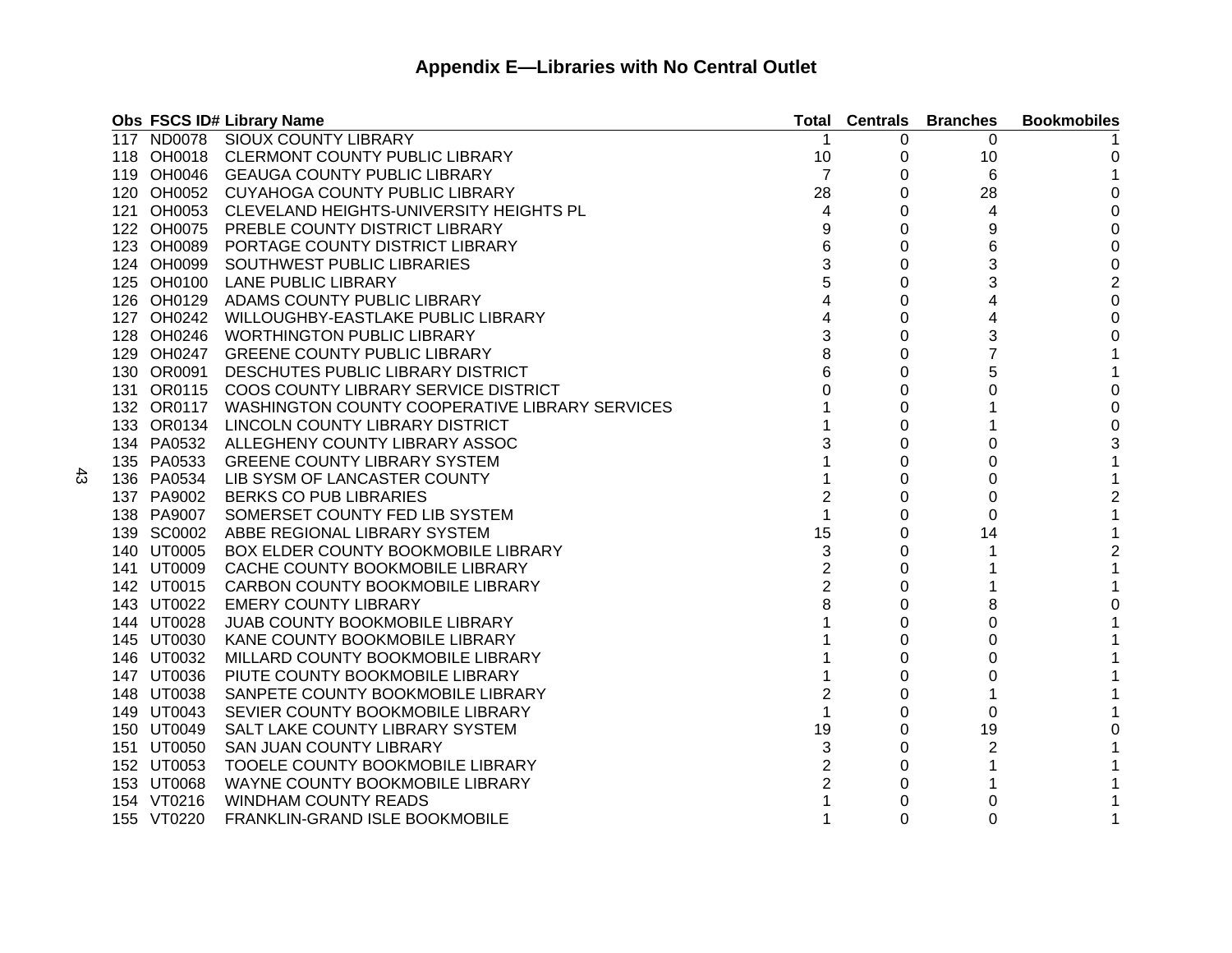## Appendix E—Libraries with No Central Outlet

| Obs | FSCS ID# | Library Name | Total | Centrals | Branches | Bookmobiles |
|---|---|---|---|---|---|---|
| 117 | ND0078 | SIOUX COUNTY LIBRARY | 1 | 0 | 0 | 1 |
| 118 | OH0018 | CLERMONT COUNTY PUBLIC LIBRARY | 10 | 0 | 10 | 0 |
| 119 | OH0046 | GEAUGA COUNTY PUBLIC LIBRARY | 7 | 0 | 6 | 1 |
| 120 | OH0052 | CUYAHOGA COUNTY PUBLIC LIBRARY | 28 | 0 | 28 | 0 |
| 121 | OH0053 | CLEVELAND HEIGHTS-UNIVERSITY HEIGHTS PL | 4 | 0 | 4 | 0 |
| 122 | OH0075 | PREBLE COUNTY DISTRICT LIBRARY | 9 | 0 | 9 | 0 |
| 123 | OH0089 | PORTAGE COUNTY DISTRICT LIBRARY | 6 | 0 | 6 | 0 |
| 124 | OH0099 | SOUTHWEST PUBLIC LIBRARIES | 3 | 0 | 3 | 0 |
| 125 | OH0100 | LANE PUBLIC LIBRARY | 5 | 0 | 3 | 2 |
| 126 | OH0129 | ADAMS COUNTY PUBLIC LIBRARY | 4 | 0 | 4 | 0 |
| 127 | OH0242 | WILLOUGHBY-EASTLAKE PUBLIC LIBRARY | 4 | 0 | 4 | 0 |
| 128 | OH0246 | WORTHINGTON PUBLIC LIBRARY | 3 | 0 | 3 | 0 |
| 129 | OH0247 | GREENE COUNTY PUBLIC LIBRARY | 8 | 0 | 7 | 1 |
| 130 | OR0091 | DESCHUTES PUBLIC LIBRARY DISTRICT | 6 | 0 | 5 | 1 |
| 131 | OR0115 | COOS COUNTY LIBRARY SERVICE DISTRICT | 0 | 0 | 0 | 0 |
| 132 | OR0117 | WASHINGTON COUNTY COOPERATIVE LIBRARY SERVICES | 1 | 0 | 1 | 0 |
| 133 | OR0134 | LINCOLN COUNTY LIBRARY DISTRICT | 1 | 0 | 1 | 0 |
| 134 | PA0532 | ALLEGHENY COUNTY LIBRARY ASSOC | 3 | 0 | 0 | 3 |
| 135 | PA0533 | GREENE COUNTY LIBRARY SYSTEM | 1 | 0 | 0 | 1 |
| 136 | PA0534 | LIB SYSM OF LANCASTER COUNTY | 1 | 0 | 0 | 1 |
| 137 | PA9002 | BERKS CO PUB LIBRARIES | 2 | 0 | 0 | 2 |
| 138 | PA9007 | SOMERSET COUNTY FED LIB SYSTEM | 1 | 0 | 0 | 1 |
| 139 | SC0002 | ABBE REGIONAL LIBRARY SYSTEM | 15 | 0 | 14 | 1 |
| 140 | UT0005 | BOX ELDER COUNTY BOOKMOBILE LIBRARY | 3 | 0 | 1 | 2 |
| 141 | UT0009 | CACHE COUNTY BOOKMOBILE LIBRARY | 2 | 0 | 1 | 1 |
| 142 | UT0015 | CARBON COUNTY BOOKMOBILE LIBRARY | 2 | 0 | 1 | 1 |
| 143 | UT0022 | EMERY COUNTY LIBRARY | 8 | 0 | 8 | 0 |
| 144 | UT0028 | JUAB COUNTY BOOKMOBILE LIBRARY | 1 | 0 | 0 | 1 |
| 145 | UT0030 | KANE COUNTY BOOKMOBILE LIBRARY | 1 | 0 | 0 | 1 |
| 146 | UT0032 | MILLARD COUNTY BOOKMOBILE LIBRARY | 1 | 0 | 0 | 1 |
| 147 | UT0036 | PIUTE COUNTY BOOKMOBILE LIBRARY | 1 | 0 | 0 | 1 |
| 148 | UT0038 | SANPETE COUNTY BOOKMOBILE LIBRARY | 2 | 0 | 1 | 1 |
| 149 | UT0043 | SEVIER COUNTY BOOKMOBILE LIBRARY | 1 | 0 | 0 | 1 |
| 150 | UT0049 | SALT LAKE COUNTY LIBRARY SYSTEM | 19 | 0 | 19 | 0 |
| 151 | UT0050 | SAN JUAN COUNTY LIBRARY | 3 | 0 | 2 | 1 |
| 152 | UT0053 | TOOELE COUNTY BOOKMOBILE LIBRARY | 2 | 0 | 1 | 1 |
| 153 | UT0068 | WAYNE COUNTY BOOKMOBILE LIBRARY | 2 | 0 | 1 | 1 |
| 154 | VT0216 | WINDHAM COUNTY READS | 1 | 0 | 0 | 1 |
| 155 | VT0220 | FRANKLIN-GRAND ISLE BOOKMOBILE | 1 | 0 | 0 | 1 |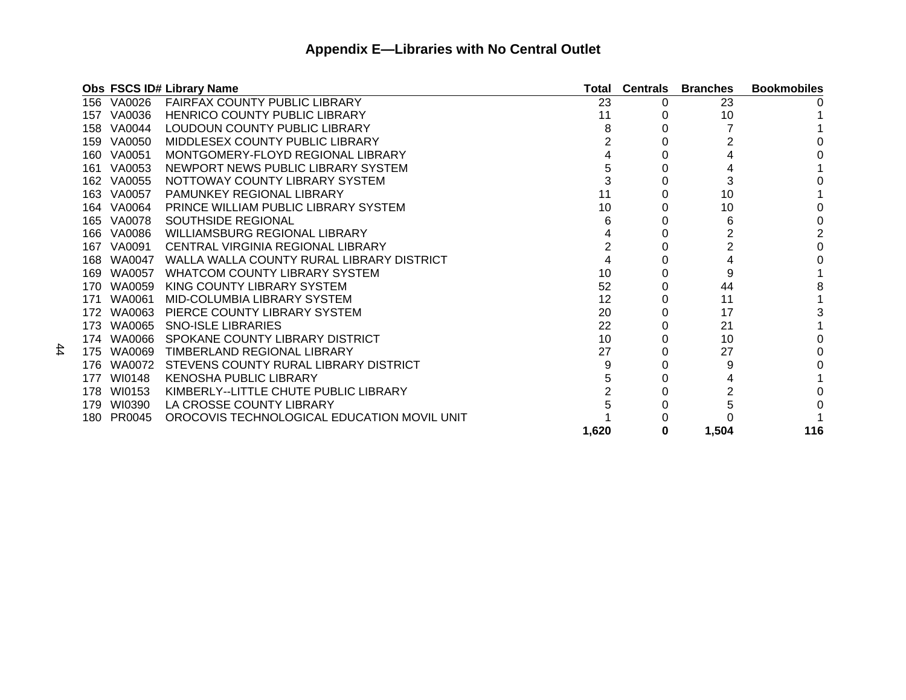## Appendix E—Libraries with No Central Outlet

| Obs | FSCS ID# | Library Name | Total | Centrals | Branches | Bookmobiles |
|---|---|---|---|---|---|---|
| 156 | VA0026 | FAIRFAX COUNTY PUBLIC LIBRARY | 23 | 0 | 23 | 0 |
| 157 | VA0036 | HENRICO COUNTY PUBLIC LIBRARY | 11 | 0 | 10 | 1 |
| 158 | VA0044 | LOUDOUN COUNTY PUBLIC LIBRARY | 8 | 0 | 7 | 1 |
| 159 | VA0050 | MIDDLESEX COUNTY PUBLIC LIBRARY | 2 | 0 | 2 | 0 |
| 160 | VA0051 | MONTGOMERY-FLOYD REGIONAL LIBRARY | 4 | 0 | 4 | 0 |
| 161 | VA0053 | NEWPORT NEWS PUBLIC LIBRARY SYSTEM | 5 | 0 | 4 | 1 |
| 162 | VA0055 | NOTTOWAY COUNTY LIBRARY SYSTEM | 3 | 0 | 3 | 0 |
| 163 | VA0057 | PAMUNKEY REGIONAL LIBRARY | 11 | 0 | 10 | 1 |
| 164 | VA0064 | PRINCE WILLIAM PUBLIC LIBRARY SYSTEM | 10 | 0 | 10 | 0 |
| 165 | VA0078 | SOUTHSIDE REGIONAL | 6 | 0 | 6 | 0 |
| 166 | VA0086 | WILLIAMSBURG REGIONAL LIBRARY | 4 | 0 | 2 | 2 |
| 167 | VA0091 | CENTRAL VIRGINIA REGIONAL LIBRARY | 2 | 0 | 2 | 0 |
| 168 | WA0047 | WALLA WALLA COUNTY RURAL LIBRARY DISTRICT | 4 | 0 | 4 | 0 |
| 169 | WA0057 | WHATCOM COUNTY LIBRARY SYSTEM | 10 | 0 | 9 | 1 |
| 170 | WA0059 | KING COUNTY LIBRARY SYSTEM | 52 | 0 | 44 | 8 |
| 171 | WA0061 | MID-COLUMBIA LIBRARY SYSTEM | 12 | 0 | 11 | 1 |
| 172 | WA0063 | PIERCE COUNTY LIBRARY SYSTEM | 20 | 0 | 17 | 3 |
| 173 | WA0065 | SNO-ISLE LIBRARIES | 22 | 0 | 21 | 1 |
| 174 | WA0066 | SPOKANE COUNTY LIBRARY DISTRICT | 10 | 0 | 10 | 0 |
| 175 | WA0069 | TIMBERLAND REGIONAL LIBRARY | 27 | 0 | 27 | 0 |
| 176 | WA0072 | STEVENS COUNTY RURAL LIBRARY DISTRICT | 9 | 0 | 9 | 0 |
| 177 | WI0148 | KENOSHA PUBLIC LIBRARY | 5 | 0 | 4 | 1 |
| 178 | WI0153 | KIMBERLY--LITTLE CHUTE PUBLIC LIBRARY | 2 | 0 | 2 | 0 |
| 179 | WI0390 | LA CROSSE COUNTY LIBRARY | 5 | 0 | 5 | 0 |
| 180 | PR0045 | OROCOVIS TECHNOLOGICAL EDUCATION MOVIL UNIT | 1 | 0 | 0 | 1 |
| | | | **1,620** | **0** | **1,504** | **116** |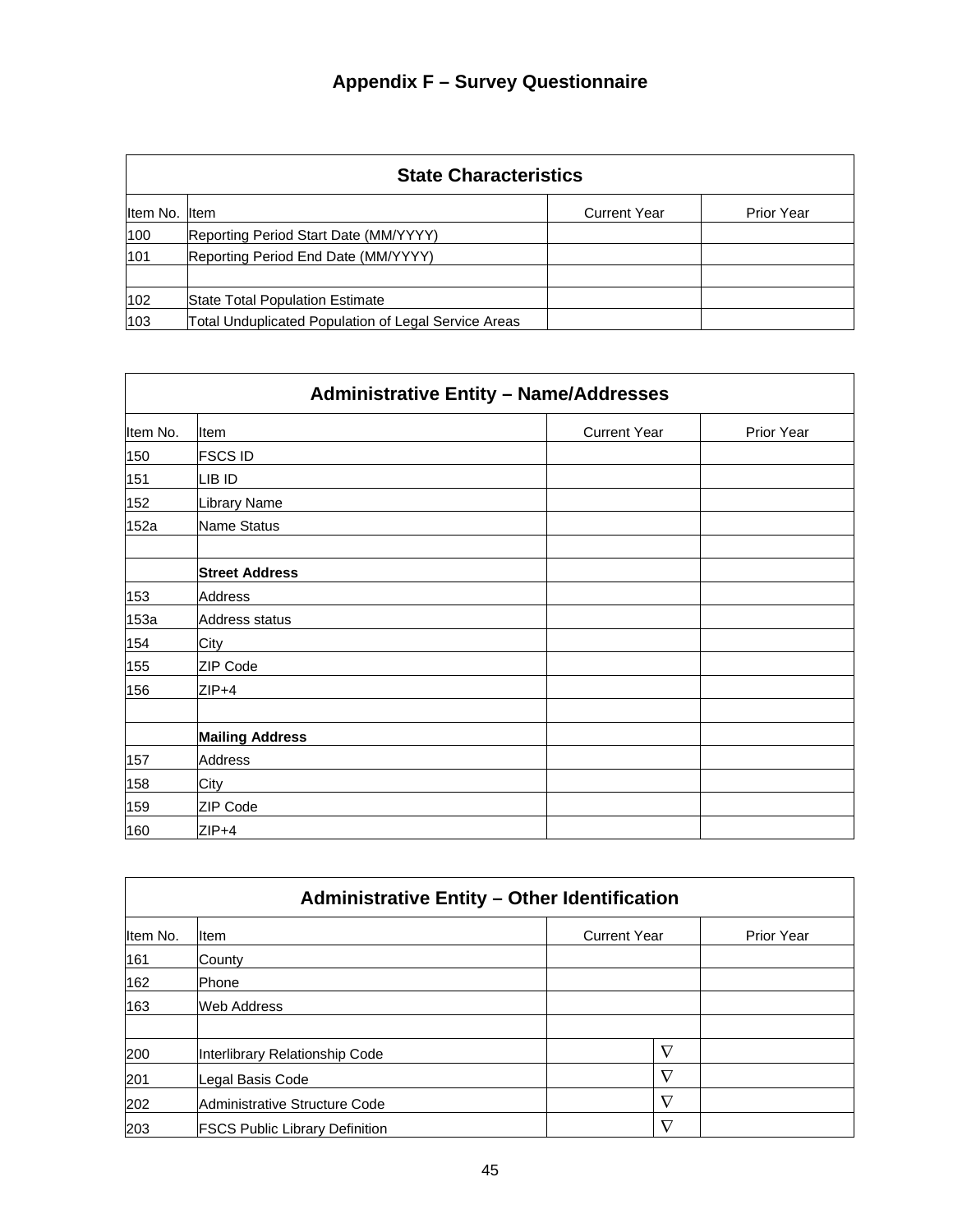## Appendix F – Survey Questionnaire

| State Characteristics | | | |
|---|---|---|---|
| Item No. | Item | Current Year | Prior Year |
| 100 | Reporting Period Start Date (MM/YYYY) | | |
| 101 | Reporting Period End Date (MM/YYYY) | | |
| | | | |
| 102 | State Total Population Estimate | | |
| 103 | Total Unduplicated Population of Legal Service Areas | | |

| Administrative Entity – Name/Addresses | | | |
|---|---|---|---|
| Item No. | Item | Current Year | Prior Year |
| 150 | FSCS ID | | |
| 151 | LIB ID | | |
| 152 | Library Name | | |
| 152a | Name Status | | |
| | | | |
| | **Street Address** | | |
| 153 | Address | | |
| 153a | Address status | | |
| 154 | City | | |
| 155 | ZIP Code | | |
| 156 | ZIP+4 | | |
| | | | |
| | **Mailing Address** | | |
| 157 | Address | | |
| 158 | City | | |
| 159 | ZIP Code | | |
| 160 | ZIP+4 | | |

| Administrative Entity – Other Identification | | | |
|---|---|---|---|
| Item No. | Item | Current Year | Prior Year |
| 161 | County | | |
| 162 | Phone | | |
| 163 | Web Address | | |
| | | | |
| 200 | Interlibrary Relationship Code | ∇ | |
| 201 | Legal Basis Code | ∇ | |
| 202 | Administrative Structure Code | ∇ | |
| 203 | FSCS Public Library Definition | ∇ | |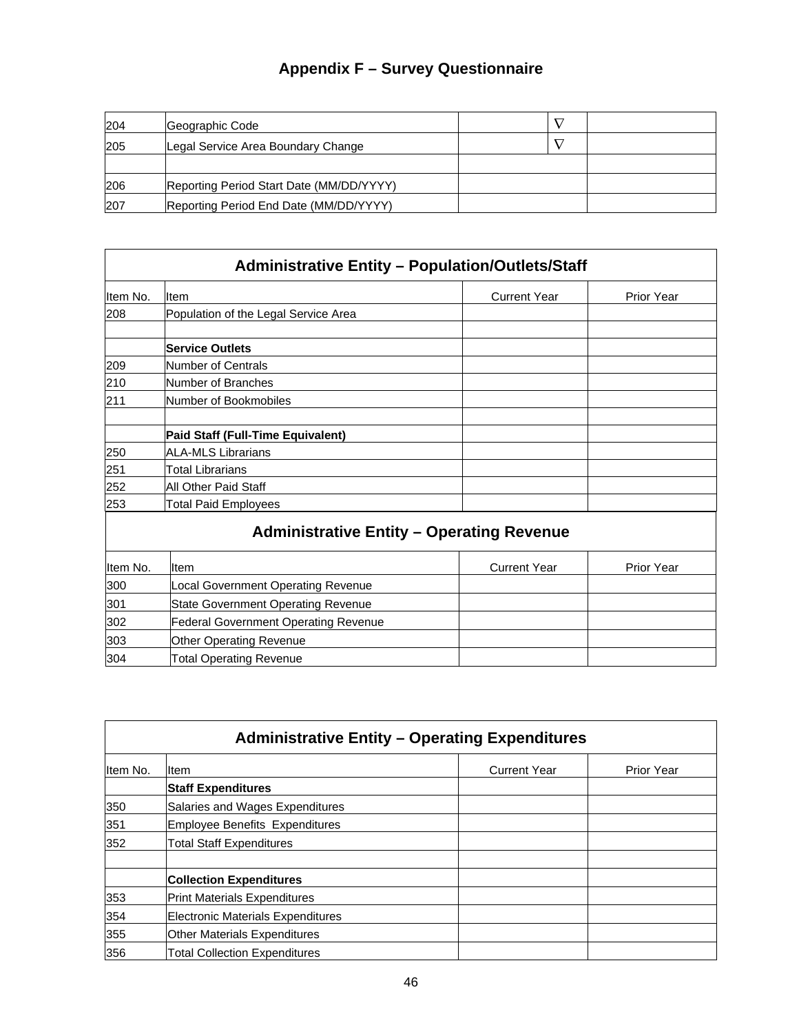## Appendix F – Survey Questionnaire

| | | | | |
|---|---|---|---|---|
| 204 | Geographic Code | | ∇ | |
| 205 | Legal Service Area Boundary Change | | ∇ | |
| | | | | |
| 206 | Reporting Period Start Date (MM/DD/YYYY) | | | |
| 207 | Reporting Period End Date (MM/DD/YYYY) | | | |

### Administrative Entity – Population/Outlets/Staff

| Item No. | Item | Current Year | Prior Year |
|---|---|---|---|
| 208 | Population of the Legal Service Area | | |
| | | | |
| | **Service Outlets** | | |
| 209 | Number of Centrals | | |
| 210 | Number of Branches | | |
| 211 | Number of Bookmobiles | | |
| | | | |
| | **Paid Staff (Full-Time Equivalent)** | | |
| 250 | ALA-MLS Librarians | | |
| 251 | Total Librarians | | |
| 252 | All Other Paid Staff | | |
| 253 | Total Paid Employees | | |

### Administrative Entity – Operating Revenue

| Item No. | Item | Current Year | Prior Year |
|---|---|---|---|
| 300 | Local Government Operating Revenue | | |
| 301 | State Government Operating Revenue | | |
| 302 | Federal Government Operating Revenue | | |
| 303 | Other Operating Revenue | | |
| 304 | Total Operating Revenue | | |

### Administrative Entity – Operating Expenditures

| Item No. | Item | Current Year | Prior Year |
|---|---|---|---|
| | **Staff Expenditures** | | |
| 350 | Salaries and Wages Expenditures | | |
| 351 | Employee Benefits Expenditures | | |
| 352 | Total Staff Expenditures | | |
| | | | |
| | **Collection Expenditures** | | |
| 353 | Print Materials Expenditures | | |
| 354 | Electronic Materials Expenditures | | |
| 355 | Other Materials Expenditures | | |
| 356 | Total Collection Expenditures | | |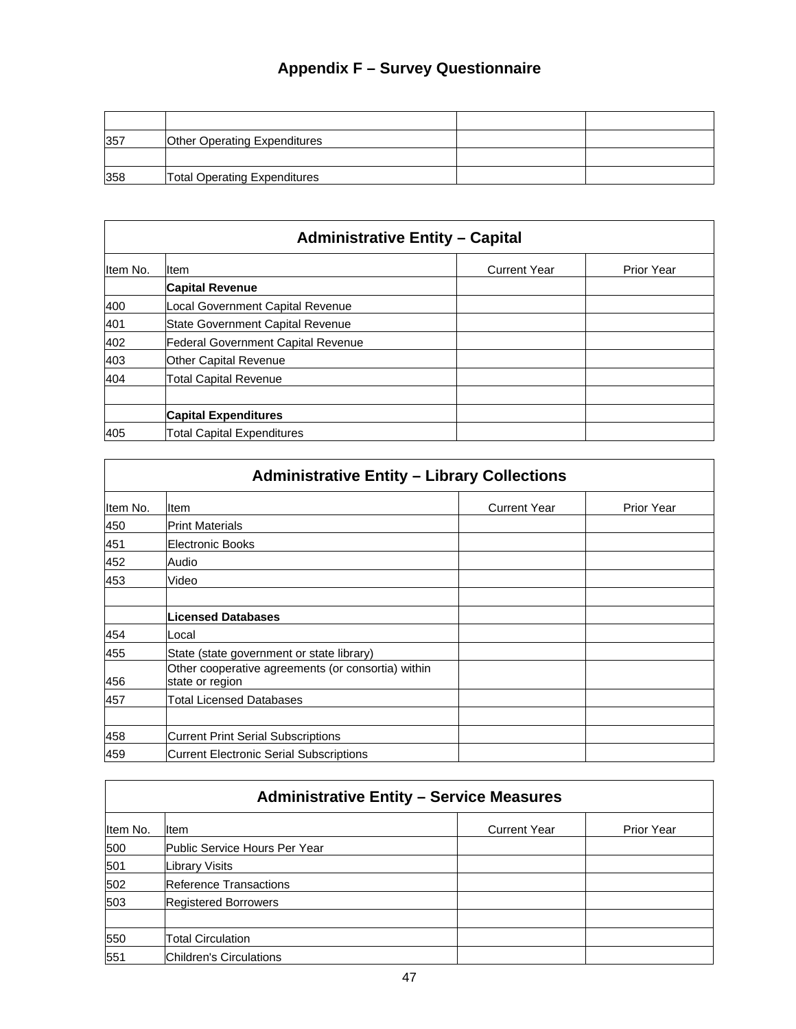## Appendix F – Survey Questionnaire

| | | | |
|---|---|---|---|
| 357 | Other Operating Expenditures | | |
| | | | |
| 358 | Total Operating Expenditures | | |

### Administrative Entity – Capital

| Item No. | Item | Current Year | Prior Year |
|---|---|---|---|
| | **Capital Revenue** | | |
| 400 | Local Government Capital Revenue | | |
| 401 | State Government Capital Revenue | | |
| 402 | Federal Government Capital Revenue | | |
| 403 | Other Capital Revenue | | |
| 404 | Total Capital Revenue | | |
| | | | |
| | **Capital Expenditures** | | |
| 405 | Total Capital Expenditures | | |

### Administrative Entity – Library Collections

| Item No. | Item | Current Year | Prior Year |
|---|---|---|---|
| 450 | Print Materials | | |
| 451 | Electronic Books | | |
| 452 | Audio | | |
| 453 | Video | | |
| | | | |
| | **Licensed Databases** | | |
| 454 | Local | | |
| 455 | State (state government or state library) | | |
| 456 | Other cooperative agreements (or consortia) within state or region | | |
| 457 | Total Licensed Databases | | |
| | | | |
| 458 | Current Print Serial Subscriptions | | |
| 459 | Current Electronic Serial Subscriptions | | |

### Administrative Entity – Service Measures

| Item No. | Item | Current Year | Prior Year |
|---|---|---|---|
| 500 | Public Service Hours Per Year | | |
| 501 | Library Visits | | |
| 502 | Reference Transactions | | |
| 503 | Registered Borrowers | | |
| | | | |
| 550 | Total Circulation | | |
| 551 | Children's Circulations | | |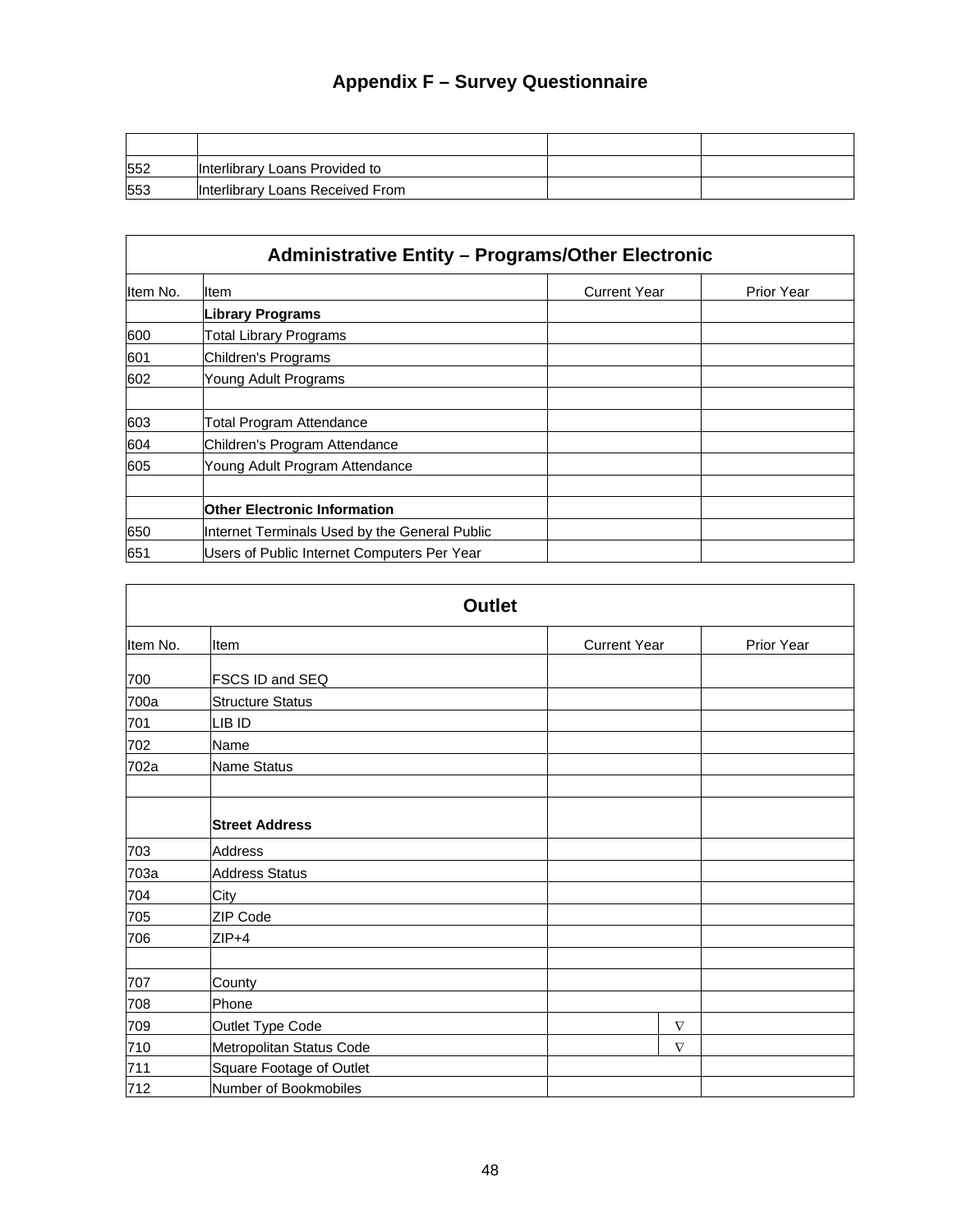## Appendix F – Survey Questionnaire

| | | | |
|---|---|---|---|
| 552 | Interlibrary Loans Provided to | | |
| 553 | Interlibrary Loans Received From | | |

| Administrative Entity – Programs/Other Electronic | | | |
|---|---|---|---|
| Item No. | Item | Current Year | Prior Year |
| | **Library Programs** | | |
| 600 | Total Library Programs | | |
| 601 | Children's Programs | | |
| 602 | Young Adult Programs | | |
| | | | |
| 603 | Total Program Attendance | | |
| 604 | Children's Program Attendance | | |
| 605 | Young Adult Program Attendance | | |
| | | | |
| | **Other Electronic Information** | | |
| 650 | Internet Terminals Used by the General Public | | |
| 651 | Users of Public Internet Computers Per Year | | |

| Outlet | | | |
|---|---|---|---|
| Item No. | Item | Current Year | Prior Year |
| 700 | FSCS ID and SEQ | | |
| 700a | Structure Status | | |
| 701 | LIB ID | | |
| 702 | Name | | |
| 702a | Name Status | | |
| | | | |
| | **Street Address** | | |
| 703 | Address | | |
| 703a | Address Status | | |
| 704 | City | | |
| 705 | ZIP Code | | |
| 706 | ZIP+4 | | |
| | | | |
| 707 | County | | |
| 708 | Phone | | |
| 709 | Outlet Type Code | ∇ | |
| 710 | Metropolitan Status Code | ∇ | |
| 711 | Square Footage of Outlet | | |
| 712 | Number of Bookmobiles | | |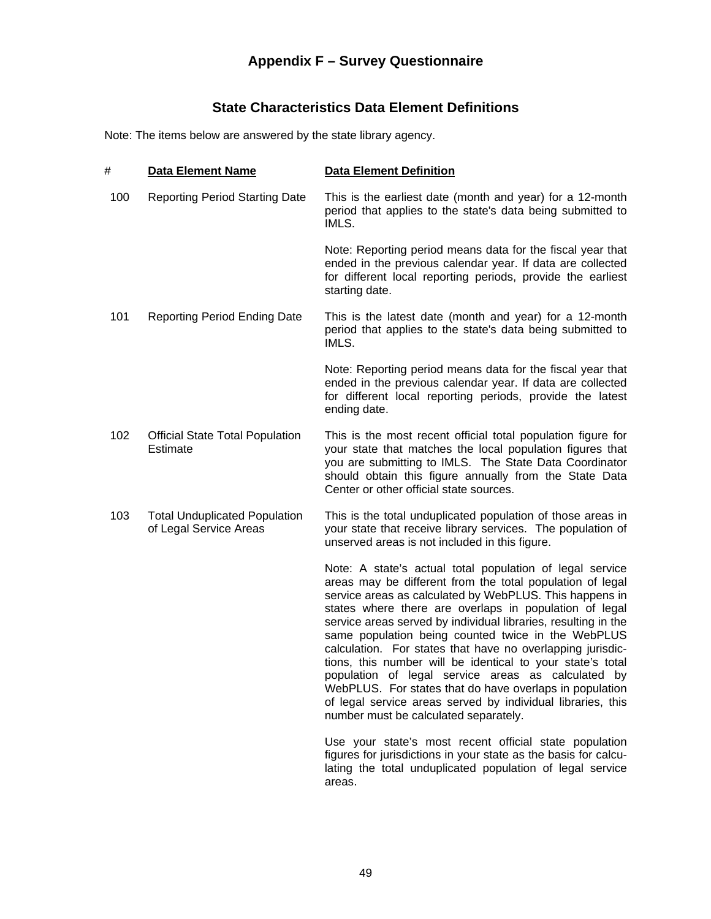# Appendix F – Survey Questionnaire

## State Characteristics Data Element Definitions

Note: The items below are answered by the state library agency.

| # | Data Element Name | Data Element Definition |
|---|---|---|
| 100 | Reporting Period Starting Date | This is the earliest date (month and year) for a 12-month period that applies to the state's data being submitted to IMLS.<br><br>Note: Reporting period means data for the fiscal year that ended in the previous calendar year. If data are collected for different local reporting periods, provide the earliest starting date. |
| 101 | Reporting Period Ending Date | This is the latest date (month and year) for a 12-month period that applies to the state's data being submitted to IMLS.<br><br>Note: Reporting period means data for the fiscal year that ended in the previous calendar year. If data are collected for different local reporting periods, provide the latest ending date. |
| 102 | Official State Total Population Estimate | This is the most recent official total population figure for your state that matches the local population figures that you are submitting to IMLS. The State Data Coordinator should obtain this figure annually from the State Data Center or other official state sources. |
| 103 | Total Unduplicated Population of Legal Service Areas | This is the total unduplicated population of those areas in your state that receive library services. The population of unserved areas is not included in this figure.<br><br>Note: A state's actual total population of legal service areas may be different from the total population of legal service areas as calculated by WebPLUS. This happens in states where there are overlaps in population of legal service areas served by individual libraries, resulting in the same population being counted twice in the WebPLUS calculation. For states that have no overlapping jurisdictions, this number will be identical to your state's total population of legal service areas as calculated by WebPLUS. For states that do have overlaps in population of legal service areas served by individual libraries, this number must be calculated separately.<br><br>Use your state's most recent official state population figures for jurisdictions in your state as the basis for calculating the total unduplicated population of legal service areas. |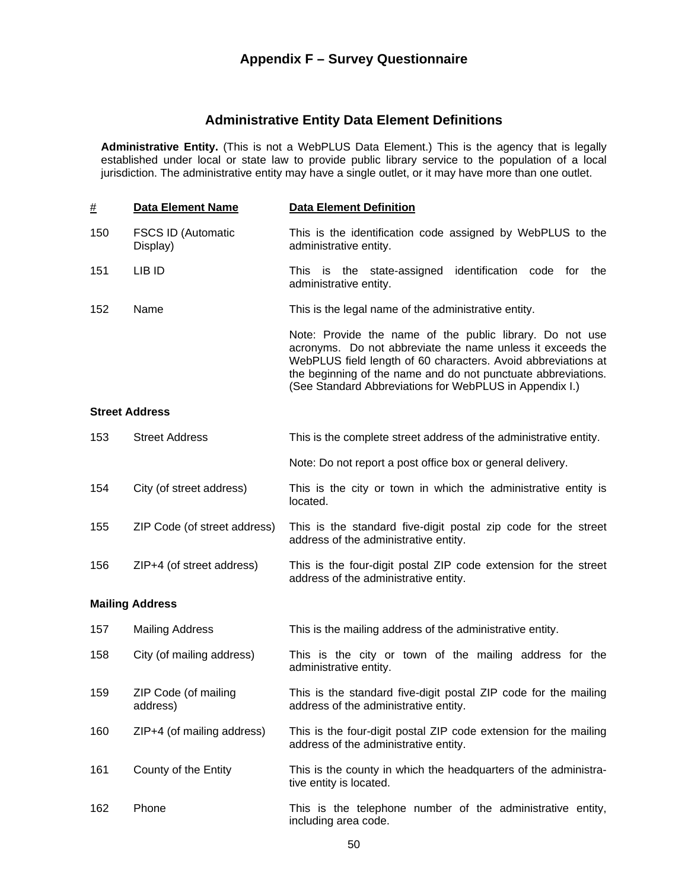## Appendix F – Survey Questionnaire

### Administrative Entity Data Element Definitions

**Administrative Entity.** (This is not a WebPLUS Data Element.) This is the agency that is legally established under local or state law to provide public library service to the population of a local jurisdiction. The administrative entity may have a single outlet, or it may have more than one outlet.

| # | Data Element Name | Data Element Definition |
|---|---|---|
| 150 | FSCS ID (Automatic Display) | This is the identification code assigned by WebPLUS to the administrative entity. |
| 151 | LIB ID | This is the state-assigned identification code for the administrative entity. |
| 152 | Name | This is the legal name of the administrative entity.<br><br>Note: Provide the name of the public library. Do not use acronyms. Do not abbreviate the name unless it exceeds the WebPLUS field length of 60 characters. Avoid abbreviations at the beginning of the name and do not punctuate abbreviations. (See Standard Abbreviations for WebPLUS in Appendix I.) |
| **Street Address** | | |
| 153 | Street Address | This is the complete street address of the administrative entity.<br><br>Note: Do not report a post office box or general delivery. |
| 154 | City (of street address) | This is the city or town in which the administrative entity is located. |
| 155 | ZIP Code (of street address) | This is the standard five-digit postal zip code for the street address of the administrative entity. |
| 156 | ZIP+4 (of street address) | This is the four-digit postal ZIP code extension for the street address of the administrative entity. |
| **Mailing Address** | | |
| 157 | Mailing Address | This is the mailing address of the administrative entity. |
| 158 | City (of mailing address) | This is the city or town of the mailing address for the administrative entity. |
| 159 | ZIP Code (of mailing address) | This is the standard five-digit postal ZIP code for the mailing address of the administrative entity. |
| 160 | ZIP+4 (of mailing address) | This is the four-digit postal ZIP code extension for the mailing address of the administrative entity. |
| 161 | County of the Entity | This is the county in which the headquarters of the administrative entity is located. |
| 162 | Phone | This is the telephone number of the administrative entity, including area code. |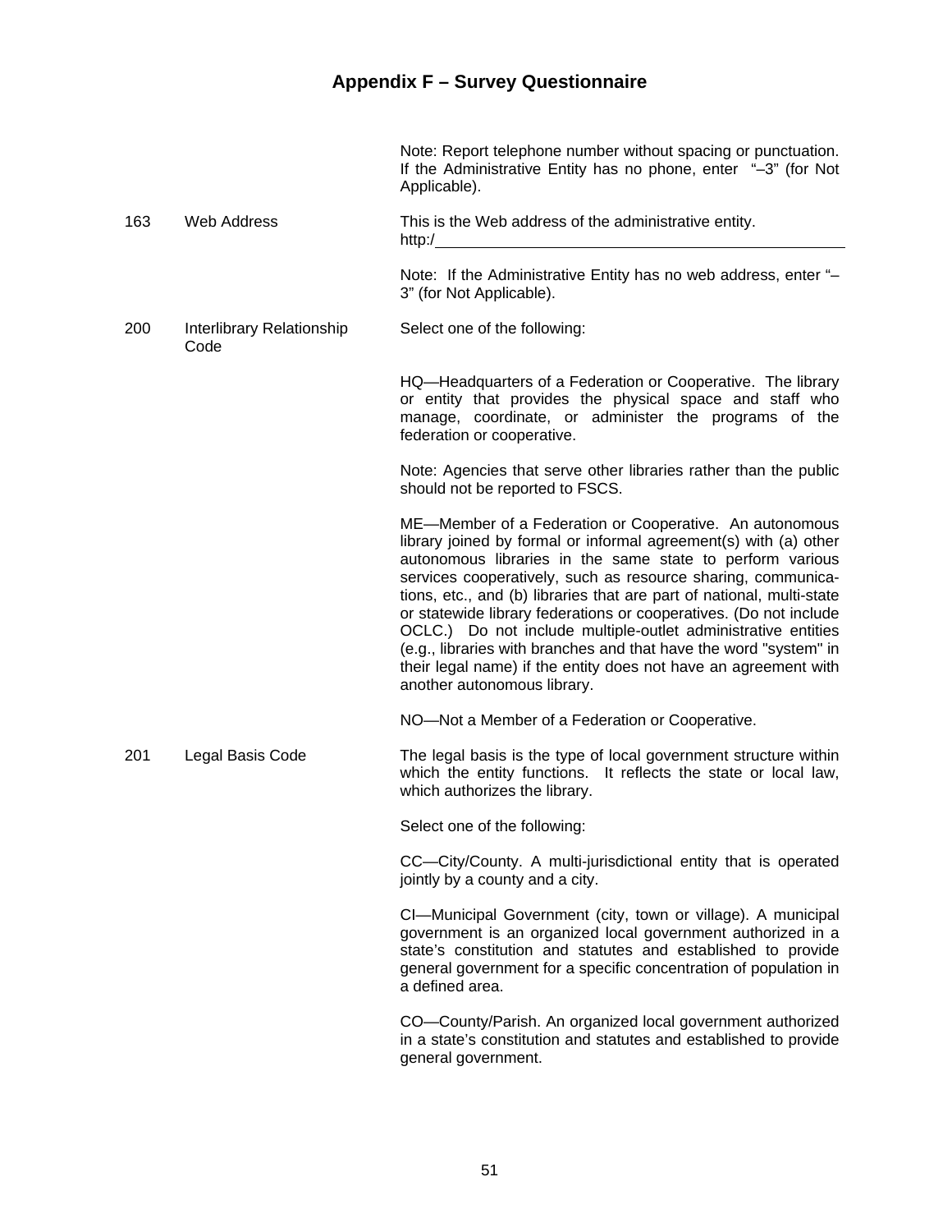## Appendix F – Survey Questionnaire

| | | |
|---|---|---|
| | | Note: Report telephone number without spacing or punctuation. If the Administrative Entity has no phone, enter "–3" (for Not Applicable). |
| 163 | Web Address | This is the Web address of the administrative entity. http:/________________________________<br><br>Note: If the Administrative Entity has no web address, enter "–3" (for Not Applicable). |
| 200 | Interlibrary Relationship Code | Select one of the following:<br><br>HQ—Headquarters of a Federation or Cooperative. The library or entity that provides the physical space and staff who manage, coordinate, or administer the programs of the federation or cooperative.<br><br>Note: Agencies that serve other libraries rather than the public should not be reported to FSCS.<br><br>ME—Member of a Federation or Cooperative. An autonomous library joined by formal or informal agreement(s) with (a) other autonomous libraries in the same state to perform various services cooperatively, such as resource sharing, communications, etc., and (b) libraries that are part of national, multi-state or statewide library federations or cooperatives. (Do not include OCLC.) Do not include multiple-outlet administrative entities (e.g., libraries with branches and that have the word "system" in their legal name) if the entity does not have an agreement with another autonomous library.<br><br>NO—Not a Member of a Federation or Cooperative. |
| 201 | Legal Basis Code | The legal basis is the type of local government structure within which the entity functions. It reflects the state or local law, which authorizes the library.<br><br>Select one of the following:<br><br>CC—City/County. A multi-jurisdictional entity that is operated jointly by a county and a city.<br><br>CI—Municipal Government (city, town or village). A municipal government is an organized local government authorized in a state's constitution and statutes and established to provide general government for a specific concentration of population in a defined area.<br><br>CO—County/Parish. An organized local government authorized in a state's constitution and statutes and established to provide general government. |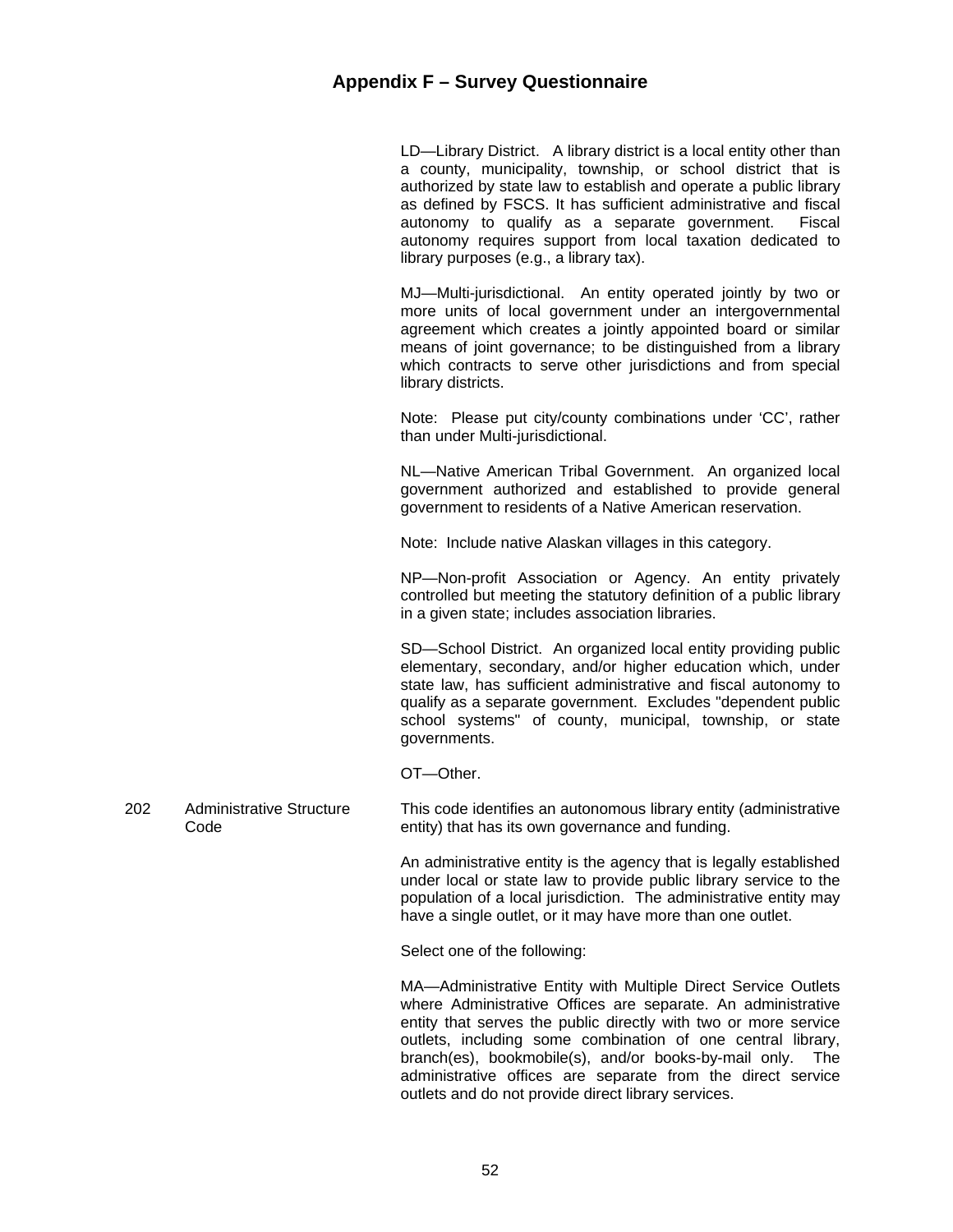## Appendix F – Survey Questionnaire

LD—Library District. A library district is a local entity other than a county, municipality, township, or school district that is authorized by state law to establish and operate a public library as defined by FSCS. It has sufficient administrative and fiscal autonomy to qualify as a separate government. Fiscal autonomy requires support from local taxation dedicated to library purposes (e.g., a library tax).

MJ—Multi-jurisdictional. An entity operated jointly by two or more units of local government under an intergovernmental agreement which creates a jointly appointed board or similar means of joint governance; to be distinguished from a library which contracts to serve other jurisdictions and from special library districts.

Note: Please put city/county combinations under 'CC', rather than under Multi-jurisdictional.

NL—Native American Tribal Government. An organized local government authorized and established to provide general government to residents of a Native American reservation.

Note: Include native Alaskan villages in this category.

NP—Non-profit Association or Agency. An entity privately controlled but meeting the statutory definition of a public library in a given state; includes association libraries.

SD—School District. An organized local entity providing public elementary, secondary, and/or higher education which, under state law, has sufficient administrative and fiscal autonomy to qualify as a separate government. Excludes "dependent public school systems" of county, municipal, township, or state governments.

OT—Other.

202 Administrative Structure Code

This code identifies an autonomous library entity (administrative entity) that has its own governance and funding.

An administrative entity is the agency that is legally established under local or state law to provide public library service to the population of a local jurisdiction. The administrative entity may have a single outlet, or it may have more than one outlet.

Select one of the following:

MA—Administrative Entity with Multiple Direct Service Outlets where Administrative Offices are separate. An administrative entity that serves the public directly with two or more service outlets, including some combination of one central library, branch(es), bookmobile(s), and/or books-by-mail only. The administrative offices are separate from the direct service outlets and do not provide direct library services.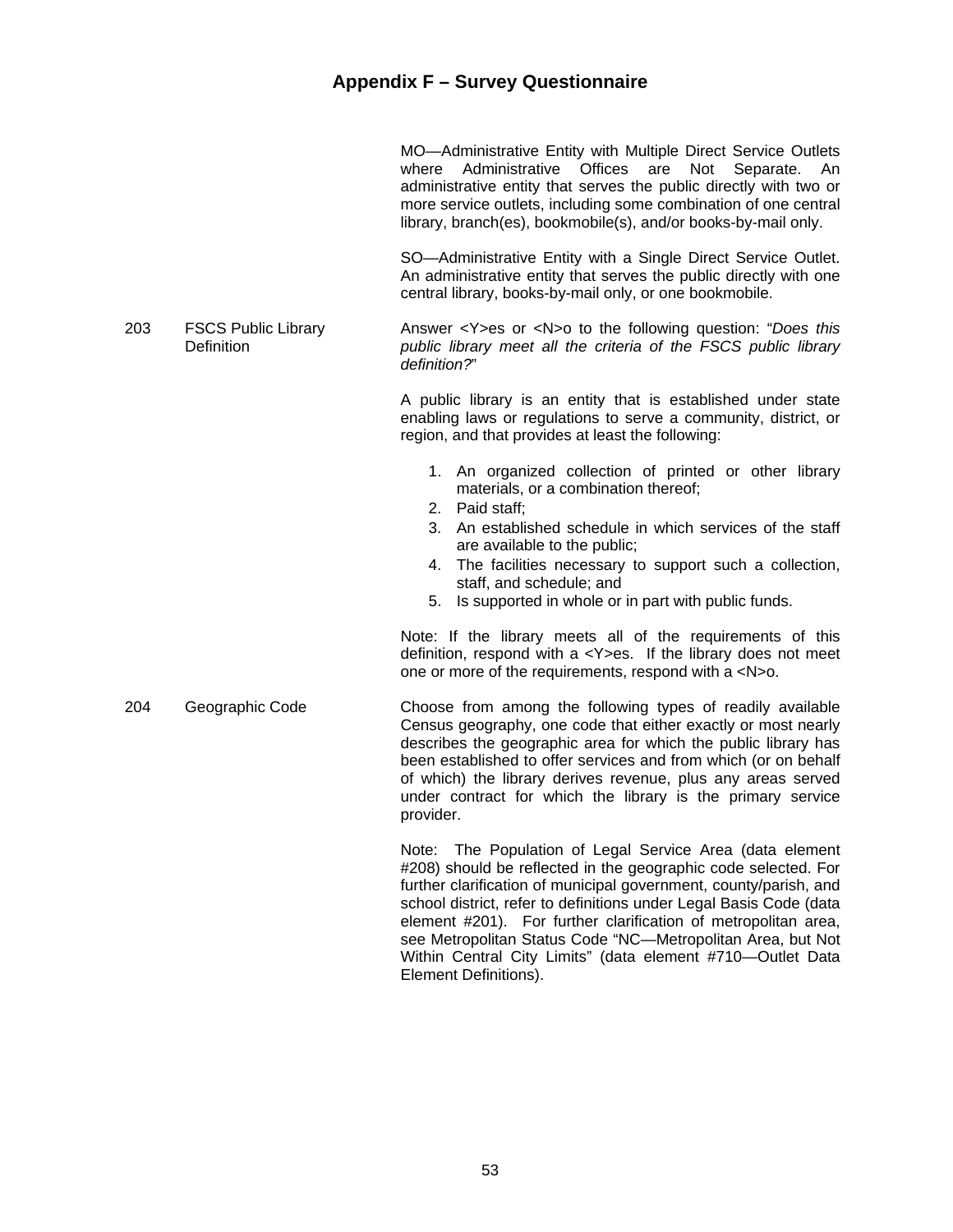## Appendix F – Survey Questionnaire

| | | |
|---|---|---|
| | | MO—Administrative Entity with Multiple Direct Service Outlets where Administrative Offices are Not Separate. An administrative entity that serves the public directly with two or more service outlets, including some combination of one central library, branch(es), bookmobile(s), and/or books-by-mail only.<br><br>SO—Administrative Entity with a Single Direct Service Outlet. An administrative entity that serves the public directly with one central library, books-by-mail only, or one bookmobile. |
| 203 | FSCS Public Library Definition | Answer <Y>es or <N>o to the following question: "*Does this public library meet all the criteria of the FSCS public library definition?*"<br><br>A public library is an entity that is established under state enabling laws or regulations to serve a community, district, or region, and that provides at least the following:<br><br>1. An organized collection of printed or other library materials, or a combination thereof;<br>2. Paid staff;<br>3. An established schedule in which services of the staff are available to the public;<br>4. The facilities necessary to support such a collection, staff, and schedule; and<br>5. Is supported in whole or in part with public funds.<br><br>Note: If the library meets all of the requirements of this definition, respond with a <Y>es. If the library does not meet one or more of the requirements, respond with a <N>o. |
| 204 | Geographic Code | Choose from among the following types of readily available Census geography, one code that either exactly or most nearly describes the geographic area for which the public library has been established to offer services and from which (or on behalf of which) the library derives revenue, plus any areas served under contract for which the library is the primary service provider.<br><br>Note: The Population of Legal Service Area (data element #208) should be reflected in the geographic code selected. For further clarification of municipal government, county/parish, and school district, refer to definitions under Legal Basis Code (data element #201). For further clarification of metropolitan area, see Metropolitan Status Code "NC—Metropolitan Area, but Not Within Central City Limits" (data element #710—Outlet Data Element Definitions). |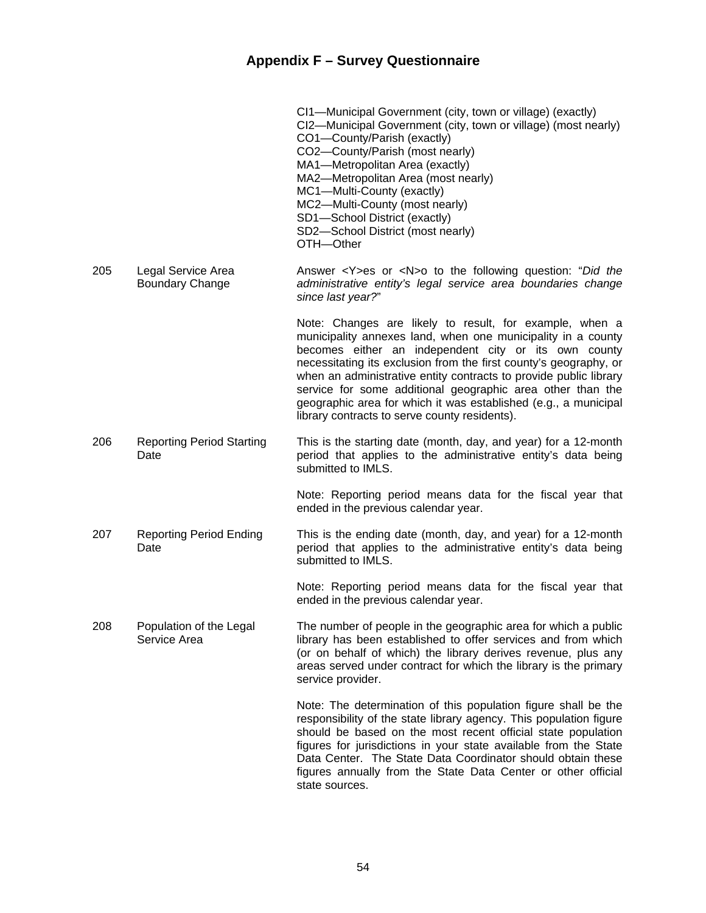# Appendix F – Survey Questionnaire

| | | |
|---|---|---|
| | | CI1—Municipal Government (city, town or village) (exactly)<br>CI2—Municipal Government (city, town or village) (most nearly)<br>CO1—County/Parish (exactly)<br>CO2—County/Parish (most nearly)<br>MA1—Metropolitan Area (exactly)<br>MA2—Metropolitan Area (most nearly)<br>MC1—Multi-County (exactly)<br>MC2—Multi-County (most nearly)<br>SD1—School District (exactly)<br>SD2—School District (most nearly)<br>OTH—Other |
| 205 | Legal Service Area Boundary Change | Answer <Y>es or <N>o to the following question: "*Did the administrative entity's legal service area boundaries change since last year?*"<br><br>Note: Changes are likely to result, for example, when a municipality annexes land, when one municipality in a county becomes either an independent city or its own county necessitating its exclusion from the first county's geography, or when an administrative entity contracts to provide public library service for some additional geographic area other than the geographic area for which it was established (e.g., a municipal library contracts to serve county residents). |
| 206 | Reporting Period Starting Date | This is the starting date (month, day, and year) for a 12-month period that applies to the administrative entity's data being submitted to IMLS.<br><br>Note: Reporting period means data for the fiscal year that ended in the previous calendar year. |
| 207 | Reporting Period Ending Date | This is the ending date (month, day, and year) for a 12-month period that applies to the administrative entity's data being submitted to IMLS.<br><br>Note: Reporting period means data for the fiscal year that ended in the previous calendar year. |
| 208 | Population of the Legal Service Area | The number of people in the geographic area for which a public library has been established to offer services and from which (or on behalf of which) the library derives revenue, plus any areas served under contract for which the library is the primary service provider.<br><br>Note: The determination of this population figure shall be the responsibility of the state library agency. This population figure should be based on the most recent official state population figures for jurisdictions in your state available from the State Data Center. The State Data Coordinator should obtain these figures annually from the State Data Center or other official state sources. |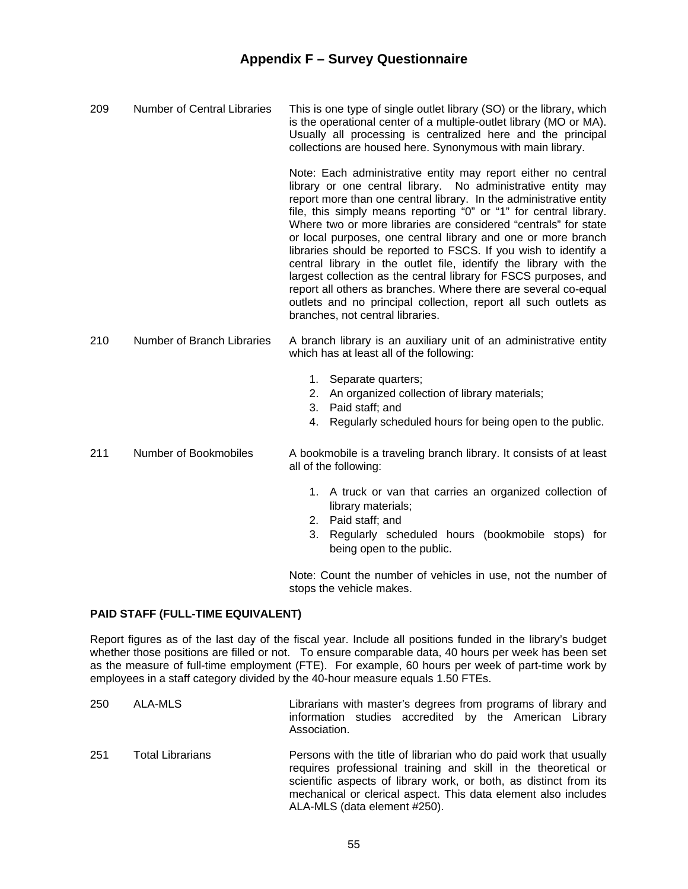## Appendix F – Survey Questionnaire

**209 Number of Central Libraries**

This is one type of single outlet library (SO) or the library, which is the operational center of a multiple-outlet library (MO or MA). Usually all processing is centralized here and the principal collections are housed here. Synonymous with main library.

Note: Each administrative entity may report either no central library or one central library. No administrative entity may report more than one central library. In the administrative entity file, this simply means reporting "0" or "1" for central library. Where two or more libraries are considered "centrals" for state or local purposes, one central library and one or more branch libraries should be reported to FSCS. If you wish to identify a central library in the outlet file, identify the library with the largest collection as the central library for FSCS purposes, and report all others as branches. Where there are several co-equal outlets and no principal collection, report all such outlets as branches, not central libraries.

**210 Number of Branch Libraries**

A branch library is an auxiliary unit of an administrative entity which has at least all of the following:

1. Separate quarters;
2. An organized collection of library materials;
3. Paid staff; and
4. Regularly scheduled hours for being open to the public.

**211 Number of Bookmobiles**

A bookmobile is a traveling branch library. It consists of at least all of the following:

1. A truck or van that carries an organized collection of library materials;
2. Paid staff; and
3. Regularly scheduled hours (bookmobile stops) for being open to the public.

Note: Count the number of vehicles in use, not the number of stops the vehicle makes.

**PAID STAFF (FULL-TIME EQUIVALENT)**

Report figures as of the last day of the fiscal year. Include all positions funded in the library's budget whether those positions are filled or not. To ensure comparable data, 40 hours per week has been set as the measure of full-time employment (FTE). For example, 60 hours per week of part-time work by employees in a staff category divided by the 40-hour measure equals 1.50 FTEs.

**250 ALA-MLS**

Librarians with master's degrees from programs of library and information studies accredited by the American Library Association.

**251 Total Librarians**

Persons with the title of librarian who do paid work that usually requires professional training and skill in the theoretical or scientific aspects of library work, or both, as distinct from its mechanical or clerical aspect. This data element also includes ALA-MLS (data element #250).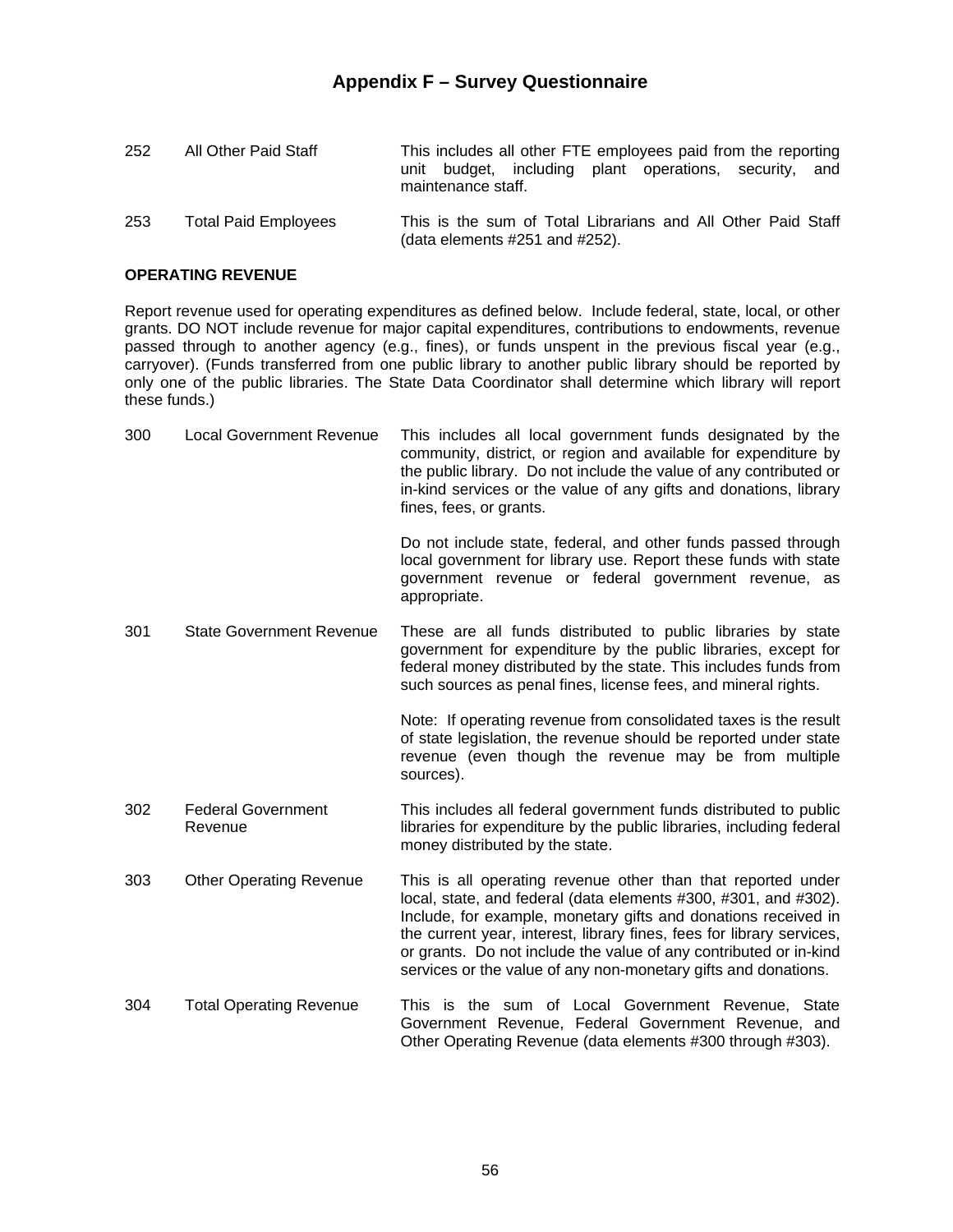## Appendix F – Survey Questionnaire

| | | |
|---|---|---|
| 252 | All Other Paid Staff | This includes all other FTE employees paid from the reporting unit budget, including plant operations, security, and maintenance staff. |
| 253 | Total Paid Employees | This is the sum of Total Librarians and All Other Paid Staff (data elements #251 and #252). |

**OPERATING REVENUE**

Report revenue used for operating expenditures as defined below. Include federal, state, local, or other grants. DO NOT include revenue for major capital expenditures, contributions to endowments, revenue passed through to another agency (e.g., fines), or funds unspent in the previous fiscal year (e.g., carryover). (Funds transferred from one public library to another public library should be reported by only one of the public libraries. The State Data Coordinator shall determine which library will report these funds.)

| | | |
|---|---|---|
| 300 | Local Government Revenue | This includes all local government funds designated by the community, district, or region and available for expenditure by the public library. Do not include the value of any contributed or in-kind services or the value of any gifts and donations, library fines, fees, or grants.<br><br>Do not include state, federal, and other funds passed through local government for library use. Report these funds with state government revenue or federal government revenue, as appropriate. |
| 301 | State Government Revenue | These are all funds distributed to public libraries by state government for expenditure by the public libraries, except for federal money distributed by the state. This includes funds from such sources as penal fines, license fees, and mineral rights.<br><br>Note: If operating revenue from consolidated taxes is the result of state legislation, the revenue should be reported under state revenue (even though the revenue may be from multiple sources). |
| 302 | Federal Government Revenue | This includes all federal government funds distributed to public libraries for expenditure by the public libraries, including federal money distributed by the state. |
| 303 | Other Operating Revenue | This is all operating revenue other than that reported under local, state, and federal (data elements #300, #301, and #302). Include, for example, monetary gifts and donations received in the current year, interest, library fines, fees for library services, or grants. Do not include the value of any contributed or in-kind services or the value of any non-monetary gifts and donations. |
| 304 | Total Operating Revenue | This is the sum of Local Government Revenue, State Government Revenue, Federal Government Revenue, and Other Operating Revenue (data elements #300 through #303). |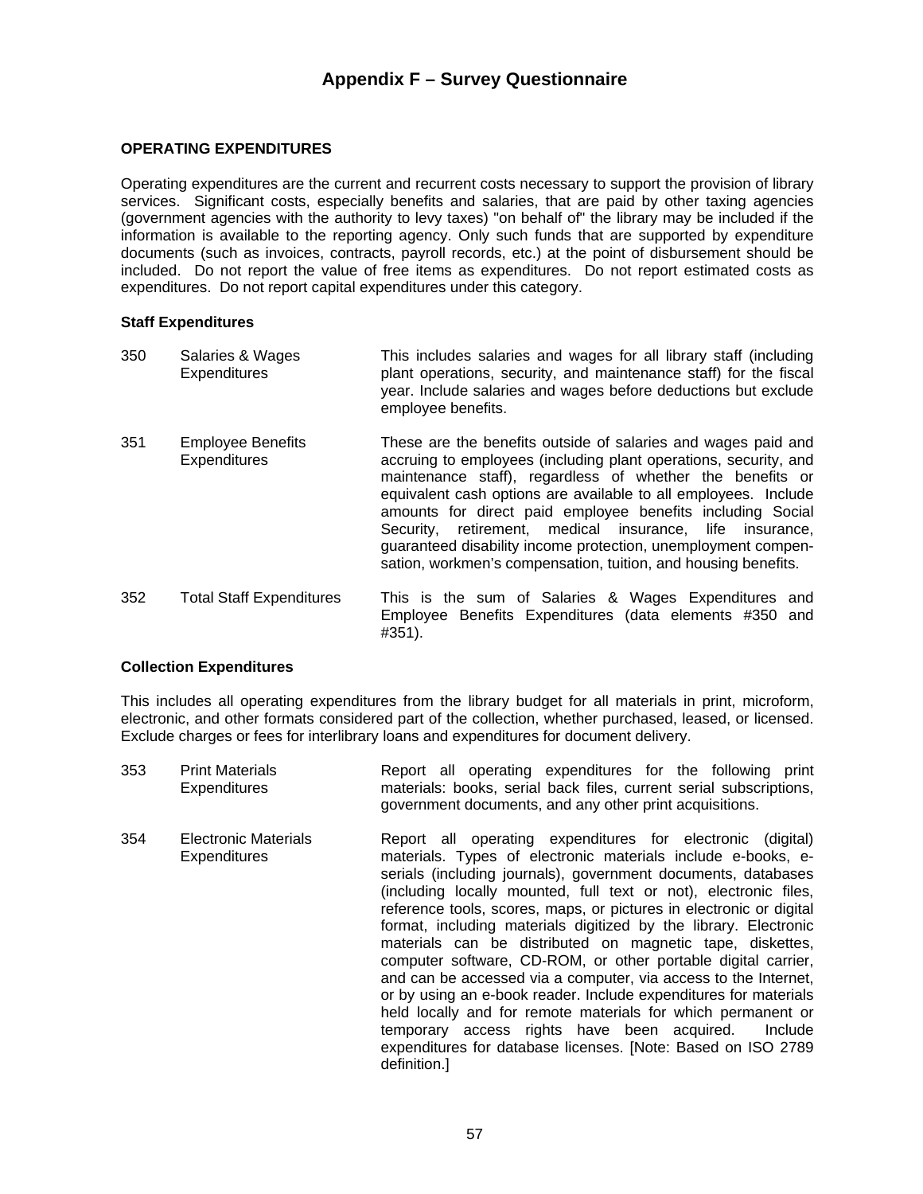## Appendix F – Survey Questionnaire

### OPERATING EXPENDITURES

Operating expenditures are the current and recurrent costs necessary to support the provision of library services. Significant costs, especially benefits and salaries, that are paid by other taxing agencies (government agencies with the authority to levy taxes) "on behalf of" the library may be included if the information is available to the reporting agency. Only such funds that are supported by expenditure documents (such as invoices, contracts, payroll records, etc.) at the point of disbursement should be included. Do not report the value of free items as expenditures. Do not report estimated costs as expenditures. Do not report capital expenditures under this category.

#### Staff Expenditures

| | | |
|---|---|---|
| 350 | Salaries & Wages Expenditures | This includes salaries and wages for all library staff (including plant operations, security, and maintenance staff) for the fiscal year. Include salaries and wages before deductions but exclude employee benefits. |
| 351 | Employee Benefits Expenditures | These are the benefits outside of salaries and wages paid and accruing to employees (including plant operations, security, and maintenance staff), regardless of whether the benefits or equivalent cash options are available to all employees. Include amounts for direct paid employee benefits including Social Security, retirement, medical insurance, life insurance, guaranteed disability income protection, unemployment compensation, workmen's compensation, tuition, and housing benefits. |
| 352 | Total Staff Expenditures | This is the sum of Salaries & Wages Expenditures and Employee Benefits Expenditures (data elements #350 and #351). |

#### Collection Expenditures

This includes all operating expenditures from the library budget for all materials in print, microform, electronic, and other formats considered part of the collection, whether purchased, leased, or licensed. Exclude charges or fees for interlibrary loans and expenditures for document delivery.

| | | |
|---|---|---|
| 353 | Print Materials Expenditures | Report all operating expenditures for the following print materials: books, serial back files, current serial subscriptions, government documents, and any other print acquisitions. |
| 354 | Electronic Materials Expenditures | Report all operating expenditures for electronic (digital) materials. Types of electronic materials include e-books, e-serials (including journals), government documents, databases (including locally mounted, full text or not), electronic files, reference tools, scores, maps, or pictures in electronic or digital format, including materials digitized by the library. Electronic materials can be distributed on magnetic tape, diskettes, computer software, CD-ROM, or other portable digital carrier, and can be accessed via a computer, via access to the Internet, or by using an e-book reader. Include expenditures for materials held locally and for remote materials for which permanent or temporary access rights have been acquired. Include expenditures for database licenses. [Note: Based on ISO 2789 definition.] |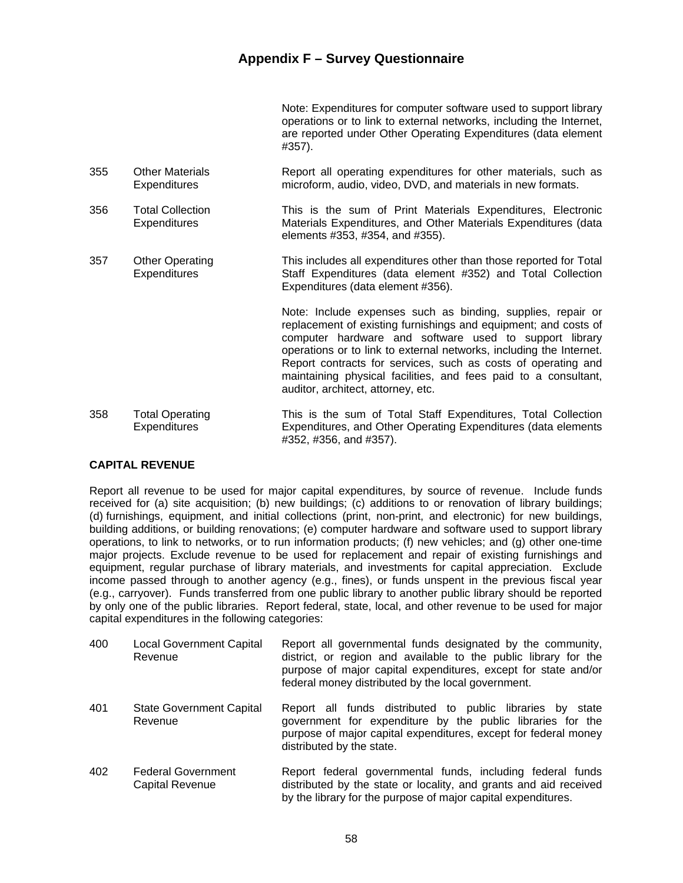Note: Expenditures for computer software used to support library operations or to link to external networks, including the Internet, are reported under Other Operating Expenditures (data element #357).

| | | |
|---|---|---|
| 355 | Other Materials Expenditures | Report all operating expenditures for other materials, such as microform, audio, video, DVD, and materials in new formats. |
| 356 | Total Collection Expenditures | This is the sum of Print Materials Expenditures, Electronic Materials Expenditures, and Other Materials Expenditures (data elements #353, #354, and #355). |
| 357 | Other Operating Expenditures | This includes all expenditures other than those reported for Total Staff Expenditures (data element #352) and Total Collection Expenditures (data element #356).<br><br>Note: Include expenses such as binding, supplies, repair or replacement of existing furnishings and equipment; and costs of computer hardware and software used to support library operations or to link to external networks, including the Internet. Report contracts for services, such as costs of operating and maintaining physical facilities, and fees paid to a consultant, auditor, architect, attorney, etc. |
| 358 | Total Operating Expenditures | This is the sum of Total Staff Expenditures, Total Collection Expenditures, and Other Operating Expenditures (data elements #352, #356, and #357). |

**CAPITAL REVENUE**

Report all revenue to be used for major capital expenditures, by source of revenue. Include funds received for (a) site acquisition; (b) new buildings; (c) additions to or renovation of library buildings; (d) furnishings, equipment, and initial collections (print, non-print, and electronic) for new buildings, building additions, or building renovations; (e) computer hardware and software used to support library operations, to link to networks, or to run information products; (f) new vehicles; and (g) other one-time major projects. Exclude revenue to be used for replacement and repair of existing furnishings and equipment, regular purchase of library materials, and investments for capital appreciation. Exclude income passed through to another agency (e.g., fines), or funds unspent in the previous fiscal year (e.g., carryover). Funds transferred from one public library to another public library should be reported by only one of the public libraries. Report federal, state, local, and other revenue to be used for major capital expenditures in the following categories:

| | | |
|---|---|---|
| 400 | Local Government Capital Revenue | Report all governmental funds designated by the community, district, or region and available to the public library for the purpose of major capital expenditures, except for state and/or federal money distributed by the local government. |
| 401 | State Government Capital Revenue | Report all funds distributed to public libraries by state government for expenditure by the public libraries for the purpose of major capital expenditures, except for federal money distributed by the state. |
| 402 | Federal Government Capital Revenue | Report federal governmental funds, including federal funds distributed by the state or locality, and grants and aid received by the library for the purpose of major capital expenditures. |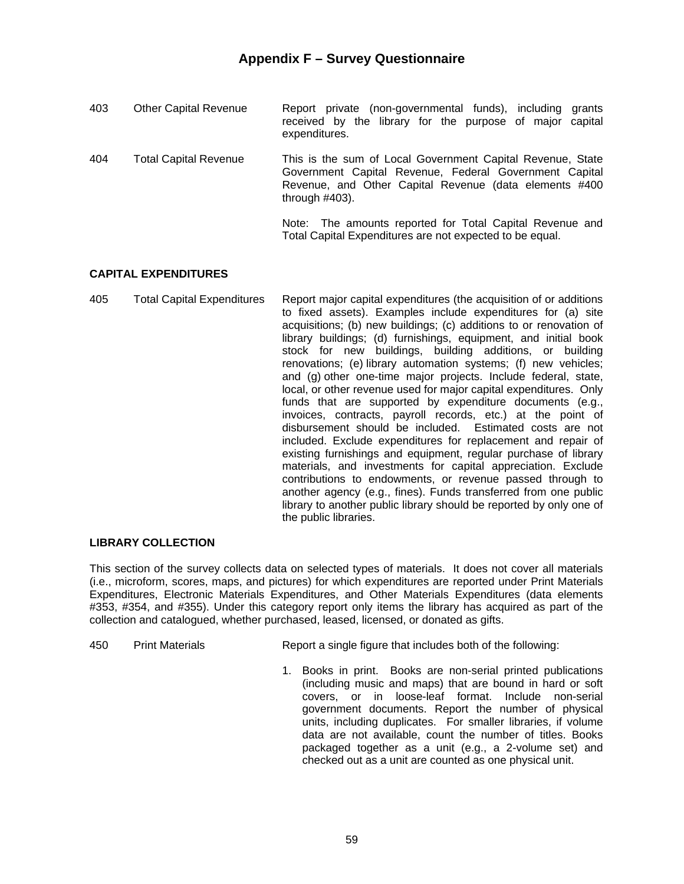# Appendix F – Survey Questionnaire

403 Other Capital Revenue — Report private (non-governmental funds), including grants received by the library for the purpose of major capital expenditures.

404 Total Capital Revenue — This is the sum of Local Government Capital Revenue, State Government Capital Revenue, Federal Government Capital Revenue, and Other Capital Revenue (data elements #400 through #403).

Note: The amounts reported for Total Capital Revenue and Total Capital Expenditures are not expected to be equal.

**CAPITAL EXPENDITURES**

405 Total Capital Expenditures — Report major capital expenditures (the acquisition of or additions to fixed assets). Examples include expenditures for (a) site acquisitions; (b) new buildings; (c) additions to or renovation of library buildings; (d) furnishings, equipment, and initial book stock for new buildings, building additions, or building renovations; (e) library automation systems; (f) new vehicles; and (g) other one-time major projects. Include federal, state, local, or other revenue used for major capital expenditures. Only funds that are supported by expenditure documents (e.g., invoices, contracts, payroll records, etc.) at the point of disbursement should be included. Estimated costs are not included. Exclude expenditures for replacement and repair of existing furnishings and equipment, regular purchase of library materials, and investments for capital appreciation. Exclude contributions to endowments, or revenue passed through to another agency (e.g., fines). Funds transferred from one public library to another public library should be reported by only one of the public libraries.

**LIBRARY COLLECTION**

This section of the survey collects data on selected types of materials. It does not cover all materials (i.e., microform, scores, maps, and pictures) for which expenditures are reported under Print Materials Expenditures, Electronic Materials Expenditures, and Other Materials Expenditures (data elements #353, #354, and #355). Under this category report only items the library has acquired as part of the collection and catalogued, whether purchased, leased, licensed, or donated as gifts.

450 Print Materials — Report a single figure that includes both of the following:

1. Books in print. Books are non-serial printed publications (including music and maps) that are bound in hard or soft covers, or in loose-leaf format. Include non-serial government documents. Report the number of physical units, including duplicates. For smaller libraries, if volume data are not available, count the number of titles. Books packaged together as a unit (e.g., a 2-volume set) and checked out as a unit are counted as one physical unit.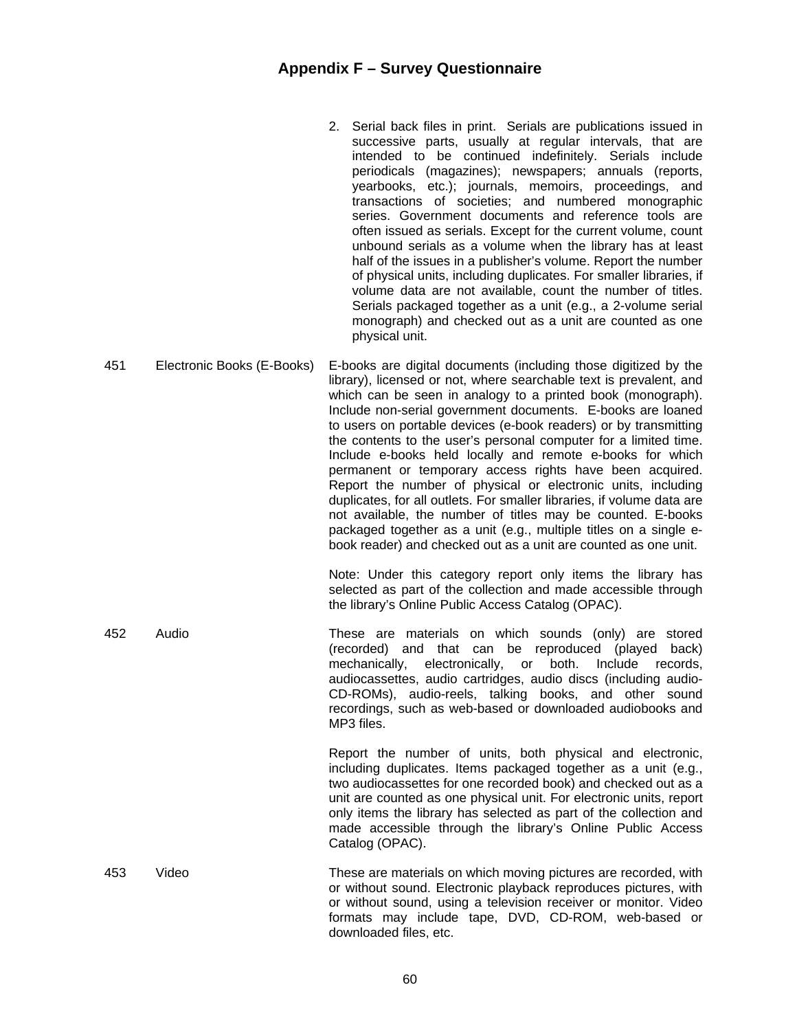## Appendix F – Survey Questionnaire

2. Serial back files in print. Serials are publications issued in successive parts, usually at regular intervals, that are intended to be continued indefinitely. Serials include periodicals (magazines); newspapers; annuals (reports, yearbooks, etc.); journals, memoirs, proceedings, and transactions of societies; and numbered monographic series. Government documents and reference tools are often issued as serials. Except for the current volume, count unbound serials as a volume when the library has at least half of the issues in a publisher's volume. Report the number of physical units, including duplicates. For smaller libraries, if volume data are not available, count the number of titles. Serials packaged together as a unit (e.g., a 2-volume serial monograph) and checked out as a unit are counted as one physical unit.

| | | |
|---|---|---|
| 451 | Electronic Books (E-Books) | E-books are digital documents (including those digitized by the library), licensed or not, where searchable text is prevalent, and which can be seen in analogy to a printed book (monograph). Include non-serial government documents. E-books are loaned to users on portable devices (e-book readers) or by transmitting the contents to the user's personal computer for a limited time. Include e-books held locally and remote e-books for which permanent or temporary access rights have been acquired. Report the number of physical or electronic units, including duplicates, for all outlets. For smaller libraries, if volume data are not available, the number of titles may be counted. E-books packaged together as a unit (e.g., multiple titles on a single e-book reader) and checked out as a unit are counted as one unit.<br><br>Note: Under this category report only items the library has selected as part of the collection and made accessible through the library's Online Public Access Catalog (OPAC). |
| 452 | Audio | These are materials on which sounds (only) are stored (recorded) and that can be reproduced (played back) mechanically, electronically, or both. Include records, audiocassettes, audio cartridges, audio discs (including audio-CD-ROMs), audio-reels, talking books, and other sound recordings, such as web-based or downloaded audiobooks and MP3 files.<br><br>Report the number of units, both physical and electronic, including duplicates. Items packaged together as a unit (e.g., two audiocassettes for one recorded book) and checked out as a unit are counted as one physical unit. For electronic units, report only items the library has selected as part of the collection and made accessible through the library's Online Public Access Catalog (OPAC). |
| 453 | Video | These are materials on which moving pictures are recorded, with or without sound. Electronic playback reproduces pictures, with or without sound, using a television receiver or monitor. Video formats may include tape, DVD, CD-ROM, web-based or downloaded files, etc. |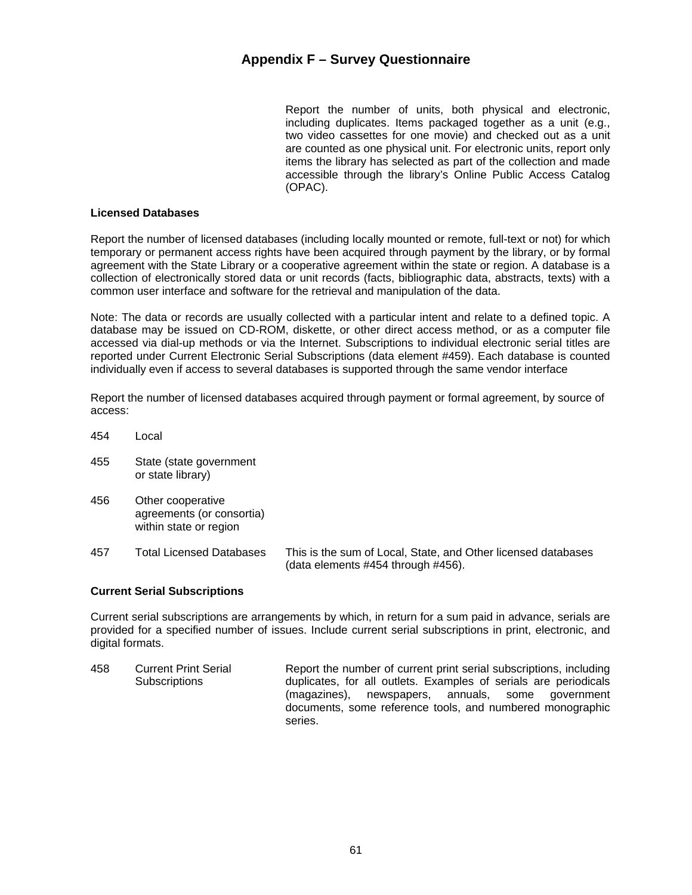## Appendix F – Survey Questionnaire

Report the number of units, both physical and electronic, including duplicates. Items packaged together as a unit (e.g., two video cassettes for one movie) and checked out as a unit are counted as one physical unit. For electronic units, report only items the library has selected as part of the collection and made accessible through the library's Online Public Access Catalog (OPAC).

**Licensed Databases**

Report the number of licensed databases (including locally mounted or remote, full-text or not) for which temporary or permanent access rights have been acquired through payment by the library, or by formal agreement with the State Library or a cooperative agreement within the state or region. A database is a collection of electronically stored data or unit records (facts, bibliographic data, abstracts, texts) with a common user interface and software for the retrieval and manipulation of the data.

Note: The data or records are usually collected with a particular intent and relate to a defined topic. A database may be issued on CD-ROM, diskette, or other direct access method, or as a computer file accessed via dial-up methods or via the Internet. Subscriptions to individual electronic serial titles are reported under Current Electronic Serial Subscriptions (data element #459). Each database is counted individually even if access to several databases is supported through the same vendor interface

Report the number of licensed databases acquired through payment or formal agreement, by source of access:

| | | |
|---|---|---|
| 454 | Local | |
| 455 | State (state government or state library) | |
| 456 | Other cooperative agreements (or consortia) within state or region | |
| 457 | Total Licensed Databases | This is the sum of Local, State, and Other licensed databases (data elements #454 through #456). |

**Current Serial Subscriptions**

Current serial subscriptions are arrangements by which, in return for a sum paid in advance, serials are provided for a specified number of issues. Include current serial subscriptions in print, electronic, and digital formats.

| | | |
|---|---|---|
| 458 | Current Print Serial Subscriptions | Report the number of current print serial subscriptions, including duplicates, for all outlets. Examples of serials are periodicals (magazines), newspapers, annuals, some government documents, some reference tools, and numbered monographic series. |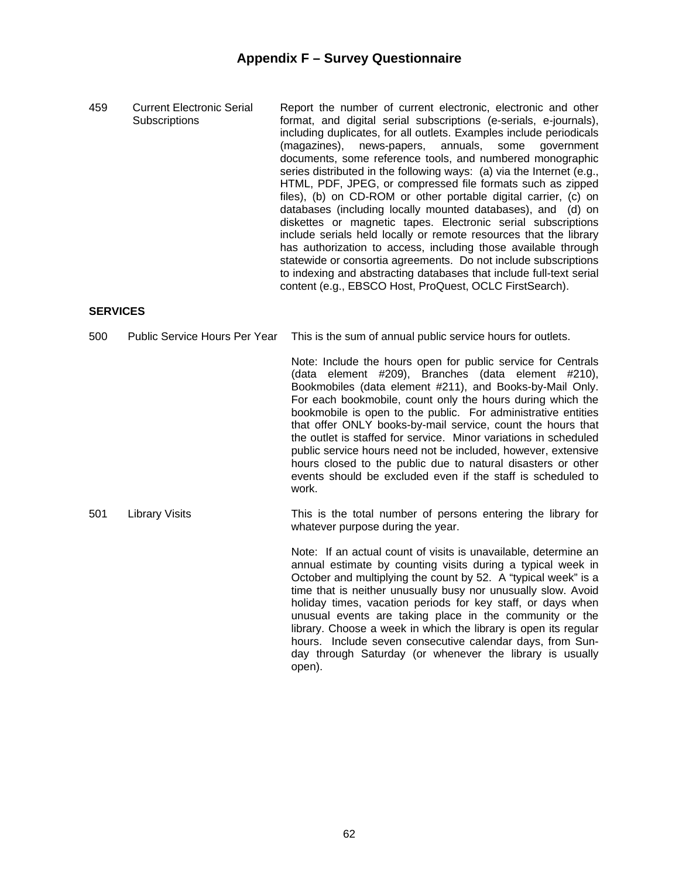## Appendix F – Survey Questionnaire

| | | |
|---|---|---|
| 459 | Current Electronic Serial Subscriptions | Report the number of current electronic, electronic and other format, and digital serial subscriptions (e-serials, e-journals), including duplicates, for all outlets. Examples include periodicals (magazines), news-papers, annuals, some government documents, some reference tools, and numbered monographic series distributed in the following ways: (a) via the Internet (e.g., HTML, PDF, JPEG, or compressed file formats such as zipped files), (b) on CD-ROM or other portable digital carrier, (c) on databases (including locally mounted databases), and (d) on diskettes or magnetic tapes. Electronic serial subscriptions include serials held locally or remote resources that the library has authorization to access, including those available through statewide or consortia agreements. Do not include subscriptions to indexing and abstracting databases that include full-text serial content (e.g., EBSCO Host, ProQuest, OCLC FirstSearch). |

### SERVICES

| | | |
|---|---|---|
| 500 | Public Service Hours Per Year | This is the sum of annual public service hours for outlets.<br><br>Note: Include the hours open for public service for Centrals (data element #209), Branches (data element #210), Bookmobiles (data element #211), and Books-by-Mail Only. For each bookmobile, count only the hours during which the bookmobile is open to the public. For administrative entities that offer ONLY books-by-mail service, count the hours that the outlet is staffed for service. Minor variations in scheduled public service hours need not be included, however, extensive hours closed to the public due to natural disasters or other events should be excluded even if the staff is scheduled to work. |
| 501 | Library Visits | This is the total number of persons entering the library for whatever purpose during the year.<br><br>Note: If an actual count of visits is unavailable, determine an annual estimate by counting visits during a typical week in October and multiplying the count by 52. A "typical week" is a time that is neither unusually busy nor unusually slow. Avoid holiday times, vacation periods for key staff, or days when unusual events are taking place in the community or the library. Choose a week in which the library is open its regular hours. Include seven consecutive calendar days, from Sun-day through Saturday (or whenever the library is usually open). |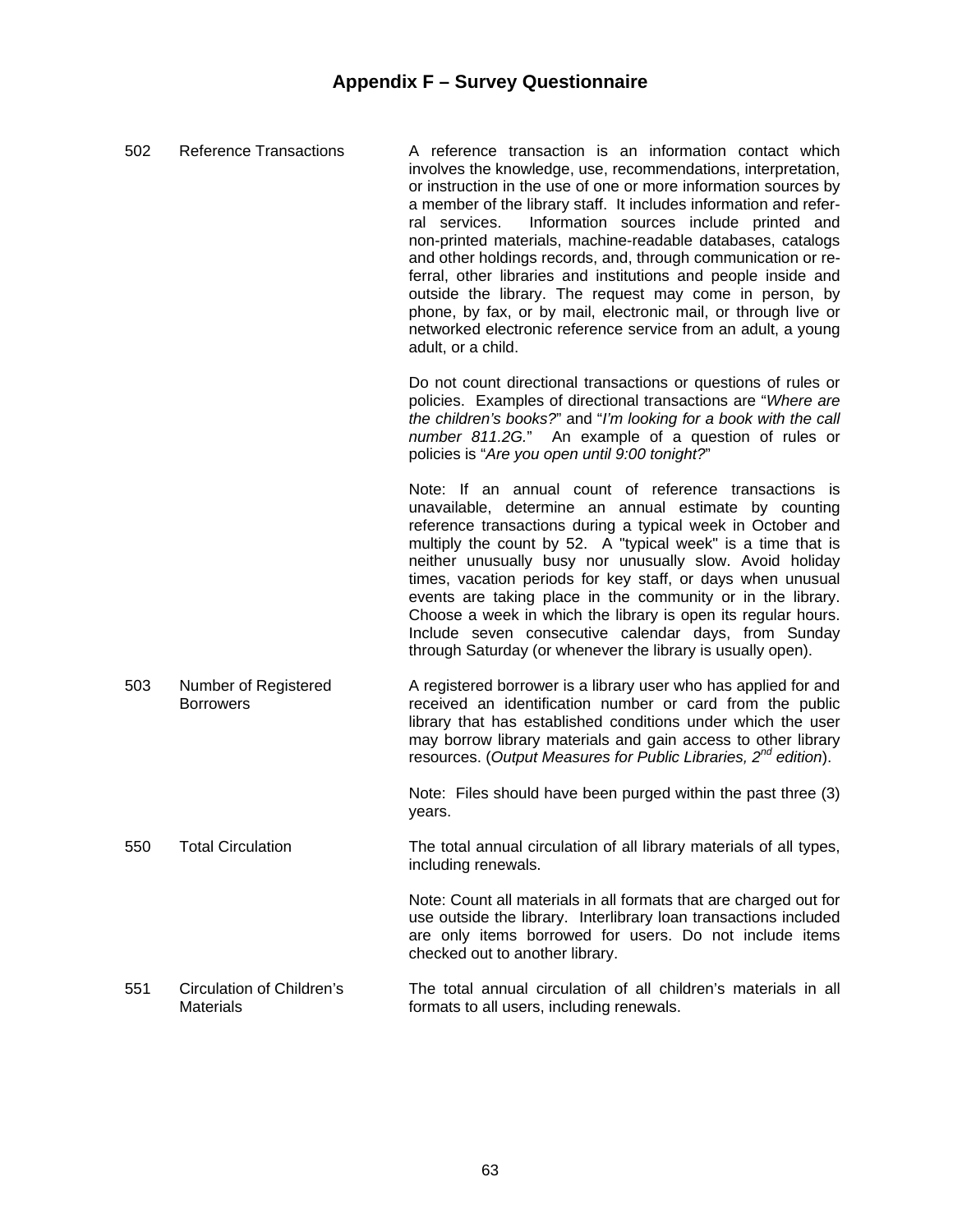## Appendix F – Survey Questionnaire

| | | |
|---|---|---|
| 502 | Reference Transactions | A reference transaction is an information contact which involves the knowledge, use, recommendations, interpretation, or instruction in the use of one or more information sources by a member of the library staff. It includes information and referral services. Information sources include printed and non-printed materials, machine-readable databases, catalogs and other holdings records, and, through communication or referral, other libraries and institutions and people inside and outside the library. The request may come in person, by phone, by fax, or by mail, electronic mail, or through live or networked electronic reference service from an adult, a young adult, or a child.<br><br>Do not count directional transactions or questions of rules or policies. Examples of directional transactions are "*Where are the children's books?*" and "*I'm looking for a book with the call number 811.2G.*" An example of a question of rules or policies is "*Are you open until 9:00 tonight?*"<br><br>Note: If an annual count of reference transactions is unavailable, determine an annual estimate by counting reference transactions during a typical week in October and multiply the count by 52. A "typical week" is a time that is neither unusually busy nor unusually slow. Avoid holiday times, vacation periods for key staff, or days when unusual events are taking place in the community or in the library. Choose a week in which the library is open its regular hours. Include seven consecutive calendar days, from Sunday through Saturday (or whenever the library is usually open). |
| 503 | Number of Registered Borrowers | A registered borrower is a library user who has applied for and received an identification number or card from the public library that has established conditions under which the user may borrow library materials and gain access to other library resources. (*Output Measures for Public Libraries, 2nd edition*).<br><br>Note: Files should have been purged within the past three (3) years. |
| 550 | Total Circulation | The total annual circulation of all library materials of all types, including renewals.<br><br>Note: Count all materials in all formats that are charged out for use outside the library. Interlibrary loan transactions included are only items borrowed for users. Do not include items checked out to another library. |
| 551 | Circulation of Children's Materials | The total annual circulation of all children's materials in all formats to all users, including renewals. |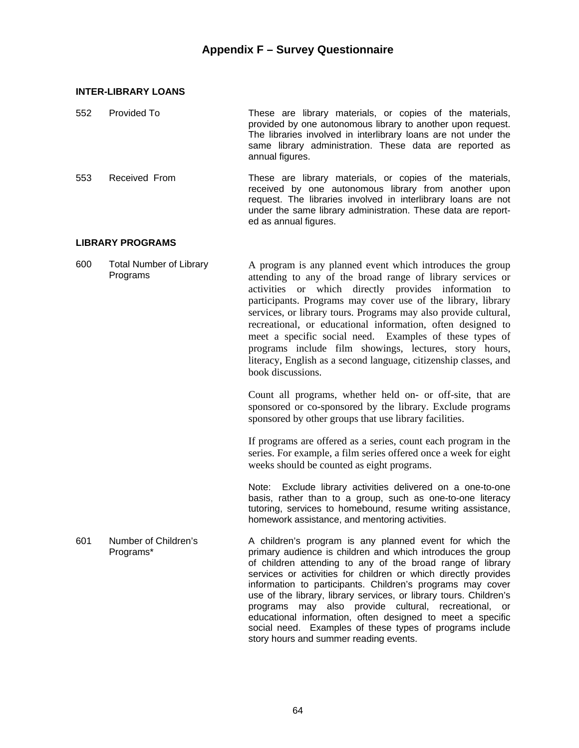# Appendix F – Survey Questionnaire

**INTER-LIBRARY LOANS**

552 Provided To

These are library materials, or copies of the materials, provided by one autonomous library to another upon request. The libraries involved in interlibrary loans are not under the same library administration. These data are reported as annual figures.

553 Received From

These are library materials, or copies of the materials, received by one autonomous library from another upon request. The libraries involved in interlibrary loans are not under the same library administration. These data are reported as annual figures.

**LIBRARY PROGRAMS**

600 Total Number of Library Programs

A program is any planned event which introduces the group attending to any of the broad range of library services or activities or which directly provides information to participants. Programs may cover use of the library, library services, or library tours. Programs may also provide cultural, recreational, or educational information, often designed to meet a specific social need. Examples of these types of programs include film showings, lectures, story hours, literacy, English as a second language, citizenship classes, and book discussions.

Count all programs, whether held on- or off-site, that are sponsored or co-sponsored by the library. Exclude programs sponsored by other groups that use library facilities.

If programs are offered as a series, count each program in the series. For example, a film series offered once a week for eight weeks should be counted as eight programs.

Note: Exclude library activities delivered on a one-to-one basis, rather than to a group, such as one-to-one literacy tutoring, services to homebound, resume writing assistance, homework assistance, and mentoring activities.

601 Number of Children's Programs*

A children's program is any planned event for which the primary audience is children and which introduces the group of children attending to any of the broad range of library services or activities for children or which directly provides information to participants. Children's programs may cover use of the library, library services, or library tours. Children's programs may also provide cultural, recreational, or educational information, often designed to meet a specific social need. Examples of these types of programs include story hours and summer reading events.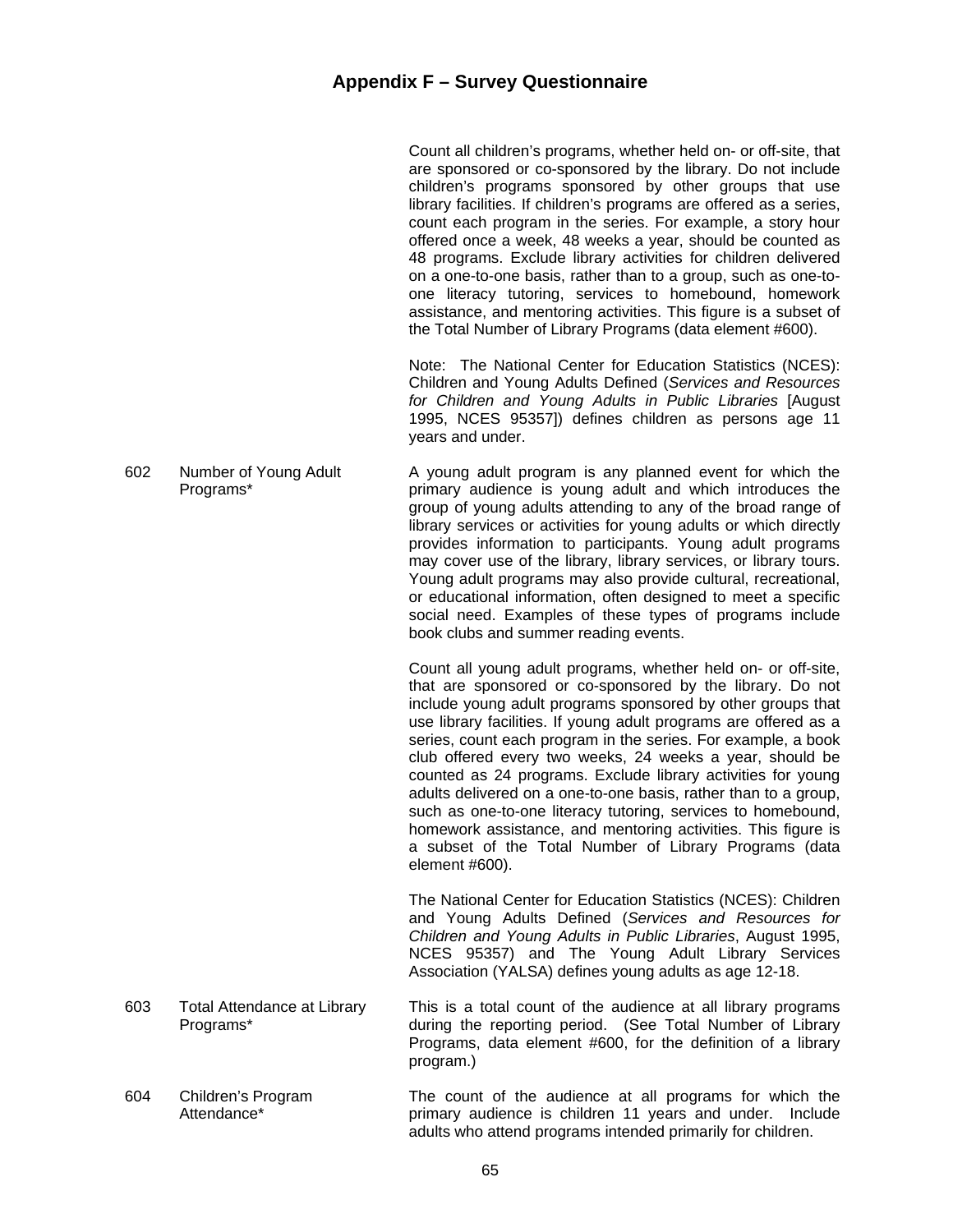## Appendix F – Survey Questionnaire

Count all children's programs, whether held on- or off-site, that are sponsored or co-sponsored by the library. Do not include children's programs sponsored by other groups that use library facilities. If children's programs are offered as a series, count each program in the series. For example, a story hour offered once a week, 48 weeks a year, should be counted as 48 programs. Exclude library activities for children delivered on a one-to-one basis, rather than to a group, such as one-to-one literacy tutoring, services to homebound, homework assistance, and mentoring activities. This figure is a subset of the Total Number of Library Programs (data element #600).

Note: The National Center for Education Statistics (NCES): Children and Young Adults Defined (*Services and Resources for Children and Young Adults in Public Libraries* [August 1995, NCES 95357]) defines children as persons age 11 years and under.

**602 Number of Young Adult Programs***

A young adult program is any planned event for which the primary audience is young adult and which introduces the group of young adults attending to any of the broad range of library services or activities for young adults or which directly provides information to participants. Young adult programs may cover use of the library, library services, or library tours. Young adult programs may also provide cultural, recreational, or educational information, often designed to meet a specific social need. Examples of these types of programs include book clubs and summer reading events.

Count all young adult programs, whether held on- or off-site, that are sponsored or co-sponsored by the library. Do not include young adult programs sponsored by other groups that use library facilities. If young adult programs are offered as a series, count each program in the series. For example, a book club offered every two weeks, 24 weeks a year, should be counted as 24 programs. Exclude library activities for young adults delivered on a one-to-one basis, rather than to a group, such as one-to-one literacy tutoring, services to homebound, homework assistance, and mentoring activities. This figure is a subset of the Total Number of Library Programs (data element #600).

The National Center for Education Statistics (NCES): Children and Young Adults Defined (*Services and Resources for Children and Young Adults in Public Libraries*, August 1995, NCES 95357) and The Young Adult Library Services Association (YALSA) defines young adults as age 12-18.

**603 Total Attendance at Library Programs***

This is a total count of the audience at all library programs during the reporting period. (See Total Number of Library Programs, data element #600, for the definition of a library program.)

**604 Children's Program Attendance***

The count of the audience at all programs for which the primary audience is children 11 years and under. Include adults who attend programs intended primarily for children.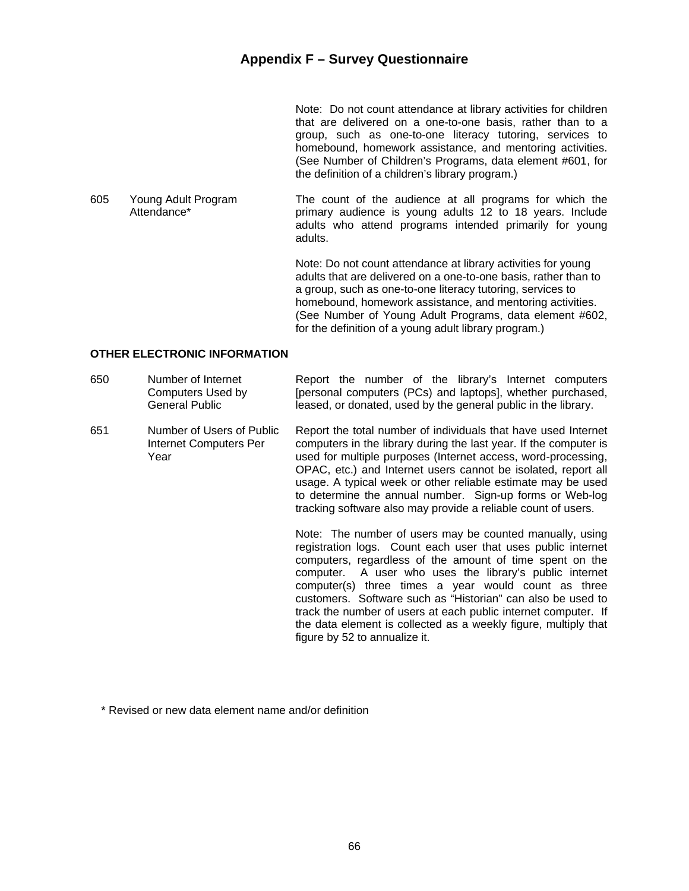Note: Do not count attendance at library activities for children that are delivered on a one-to-one basis, rather than to a group, such as one-to-one literacy tutoring, services to homebound, homework assistance, and mentoring activities. (See Number of Children's Programs, data element #601, for the definition of a children's library program.)

| | | |
|---|---|---|
| 605 | Young Adult Program Attendance* | The count of the audience at all programs for which the primary audience is young adults 12 to 18 years. Include adults who attend programs intended primarily for young adults.<br><br>Note: Do not count attendance at library activities for young adults that are delivered on a one-to-one basis, rather than to a group, such as one-to-one literacy tutoring, services to homebound, homework assistance, and mentoring activities. (See Number of Young Adult Programs, data element #602, for the definition of a young adult library program.) |

**OTHER ELECTRONIC INFORMATION**

| | | |
|---|---|---|
| 650 | Number of Internet Computers Used by General Public | Report the number of the library's Internet computers [personal computers (PCs) and laptops], whether purchased, leased, or donated, used by the general public in the library. |
| 651 | Number of Users of Public Internet Computers Per Year | Report the total number of individuals that have used Internet computers in the library during the last year. If the computer is used for multiple purposes (Internet access, word-processing, OPAC, etc.) and Internet users cannot be isolated, report all usage. A typical week or other reliable estimate may be used to determine the annual number. Sign-up forms or Web-log tracking software also may provide a reliable count of users.<br><br>Note: The number of users may be counted manually, using registration logs. Count each user that uses public internet computers, regardless of the amount of time spent on the computer. A user who uses the library's public internet computer(s) three times a year would count as three customers. Software such as "Historian" can also be used to track the number of users at each public internet computer. If the data element is collected as a weekly figure, multiply that figure by 52 to annualize it. |

\* Revised or new data element name and/or definition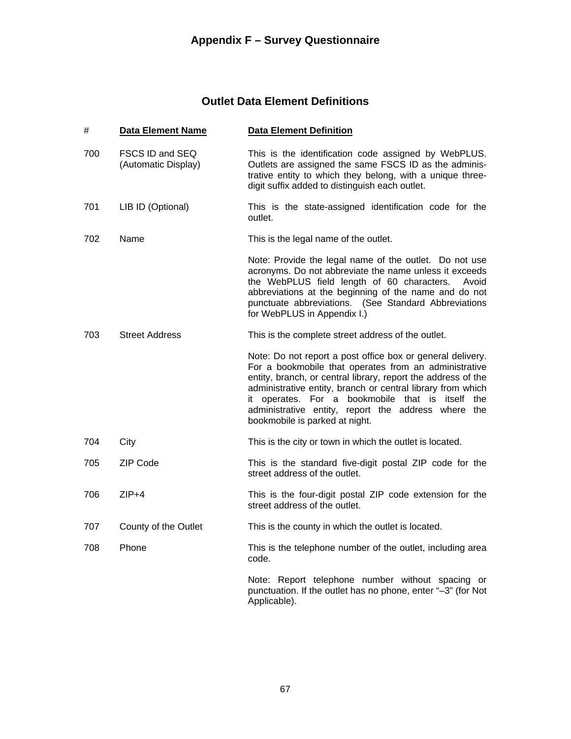# Appendix F – Survey Questionnaire

## Outlet Data Element Definitions

| # | Data Element Name | Data Element Definition |
|---|---|---|
| 700 | FSCS ID and SEQ (Automatic Display) | This is the identification code assigned by WebPLUS. Outlets are assigned the same FSCS ID as the administrative entity to which they belong, with a unique three-digit suffix added to distinguish each outlet. |
| 701 | LIB ID (Optional) | This is the state-assigned identification code for the outlet. |
| 702 | Name | This is the legal name of the outlet.<br><br>Note: Provide the legal name of the outlet. Do not use acronyms. Do not abbreviate the name unless it exceeds the WebPLUS field length of 60 characters. Avoid abbreviations at the beginning of the name and do not punctuate abbreviations. (See Standard Abbreviations for WebPLUS in Appendix I.) |
| 703 | Street Address | This is the complete street address of the outlet.<br><br>Note: Do not report a post office box or general delivery. For a bookmobile that operates from an administrative entity, branch, or central library, report the address of the administrative entity, branch or central library from which it operates. For a bookmobile that is itself the administrative entity, report the address where the bookmobile is parked at night. |
| 704 | City | This is the city or town in which the outlet is located. |
| 705 | ZIP Code | This is the standard five-digit postal ZIP code for the street address of the outlet. |
| 706 | ZIP+4 | This is the four-digit postal ZIP code extension for the street address of the outlet. |
| 707 | County of the Outlet | This is the county in which the outlet is located. |
| 708 | Phone | This is the telephone number of the outlet, including area code.<br><br>Note: Report telephone number without spacing or punctuation. If the outlet has no phone, enter "–3" (for Not Applicable). |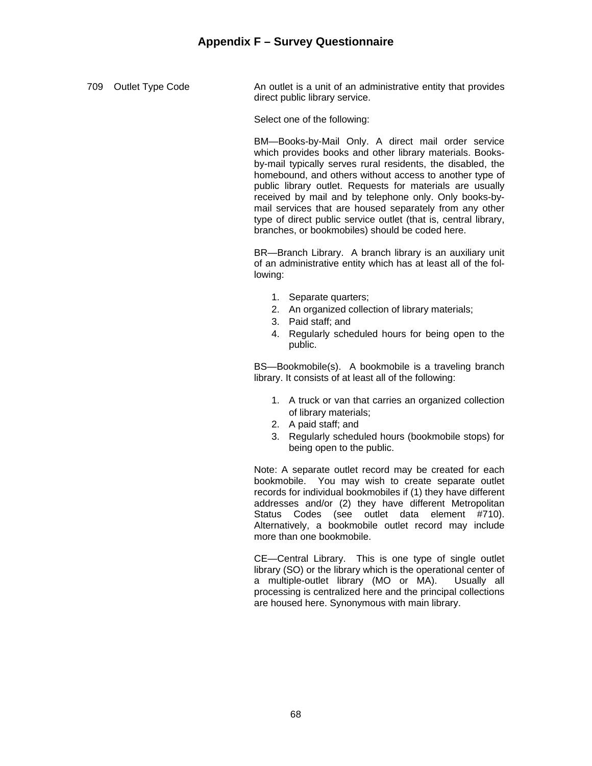## Appendix F – Survey Questionnaire

**709 Outlet Type Code**

An outlet is a unit of an administrative entity that provides direct public library service.

Select one of the following:

BM—Books-by-Mail Only. A direct mail order service which provides books and other library materials. Books-by-mail typically serves rural residents, the disabled, the homebound, and others without access to another type of public library outlet. Requests for materials are usually received by mail and by telephone only. Only books-by-mail services that are housed separately from any other type of direct public service outlet (that is, central library, branches, or bookmobiles) should be coded here.

BR—Branch Library. A branch library is an auxiliary unit of an administrative entity which has at least all of the following:

1. Separate quarters;
2. An organized collection of library materials;
3. Paid staff; and
4. Regularly scheduled hours for being open to the public.

BS—Bookmobile(s). A bookmobile is a traveling branch library. It consists of at least all of the following:

1. A truck or van that carries an organized collection of library materials;
2. A paid staff; and
3. Regularly scheduled hours (bookmobile stops) for being open to the public.

Note: A separate outlet record may be created for each bookmobile. You may wish to create separate outlet records for individual bookmobiles if (1) they have different addresses and/or (2) they have different Metropolitan Status Codes (see outlet data element #710). Alternatively, a bookmobile outlet record may include more than one bookmobile.

CE—Central Library. This is one type of single outlet library (SO) or the library which is the operational center of a multiple-outlet library (MO or MA). Usually all processing is centralized here and the principal collections are housed here. Synonymous with main library.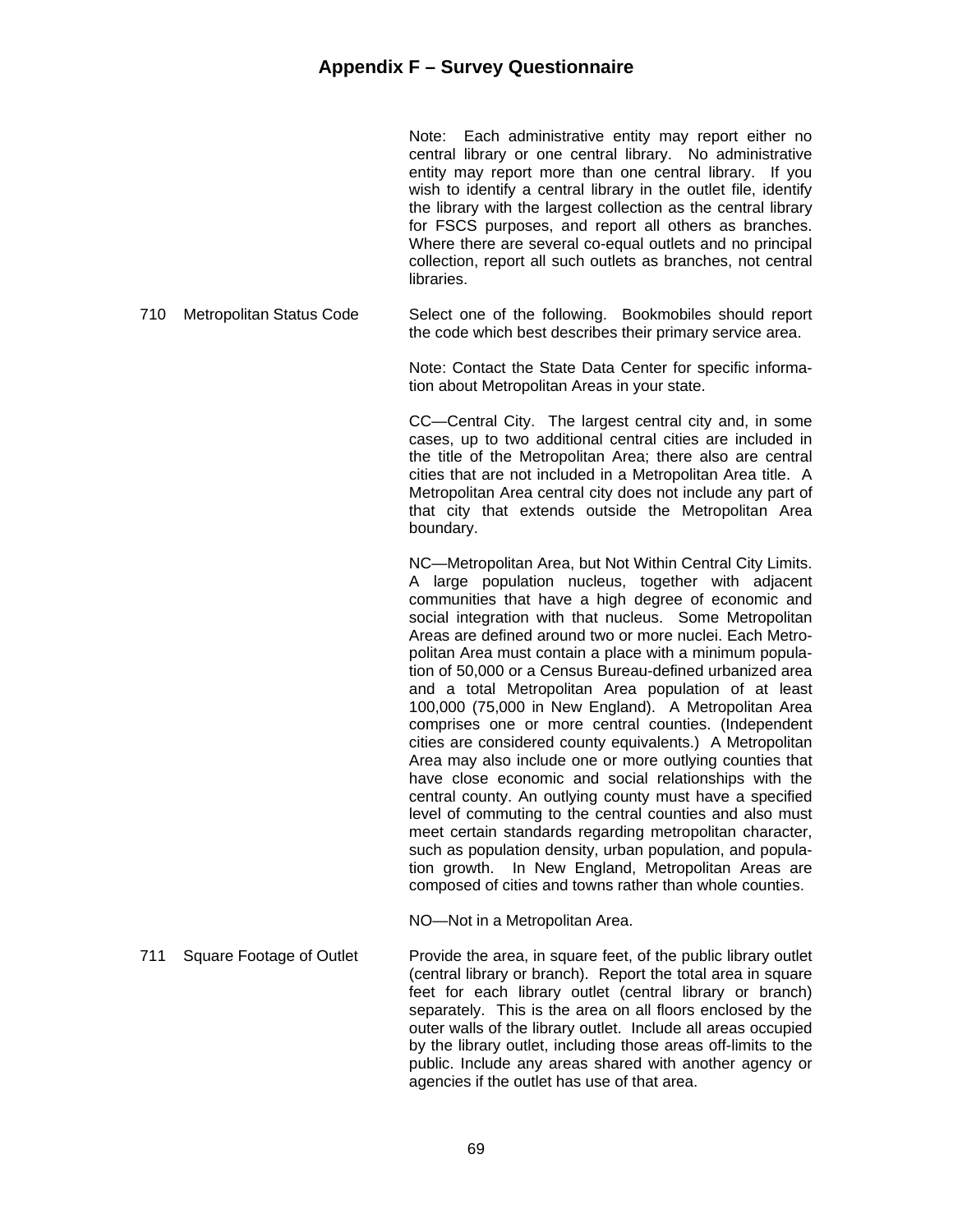Note: Each administrative entity may report either no central library or one central library. No administrative entity may report more than one central library. If you wish to identify a central library in the outlet file, identify the library with the largest collection as the central library for FSCS purposes, and report all others as branches. Where there are several co-equal outlets and no principal collection, report all such outlets as branches, not central libraries.

**710 Metropolitan Status Code**

Select one of the following. Bookmobiles should report the code which best describes their primary service area.

Note: Contact the State Data Center for specific information about Metropolitan Areas in your state.

CC—Central City. The largest central city and, in some cases, up to two additional central cities are included in the title of the Metropolitan Area; there also are central cities that are not included in a Metropolitan Area title. A Metropolitan Area central city does not include any part of that city that extends outside the Metropolitan Area boundary.

NC—Metropolitan Area, but Not Within Central City Limits. A large population nucleus, together with adjacent communities that have a high degree of economic and social integration with that nucleus. Some Metropolitan Areas are defined around two or more nuclei. Each Metropolitan Area must contain a place with a minimum population of 50,000 or a Census Bureau-defined urbanized area and a total Metropolitan Area population of at least 100,000 (75,000 in New England). A Metropolitan Area comprises one or more central counties. (Independent cities are considered county equivalents.) A Metropolitan Area may also include one or more outlying counties that have close economic and social relationships with the central county. An outlying county must have a specified level of commuting to the central counties and also must meet certain standards regarding metropolitan character, such as population density, urban population, and population growth. In New England, Metropolitan Areas are composed of cities and towns rather than whole counties.

NO—Not in a Metropolitan Area.

**711 Square Footage of Outlet**

Provide the area, in square feet, of the public library outlet (central library or branch). Report the total area in square feet for each library outlet (central library or branch) separately. This is the area on all floors enclosed by the outer walls of the library outlet. Include all areas occupied by the library outlet, including those areas off-limits to the public. Include any areas shared with another agency or agencies if the outlet has use of that area.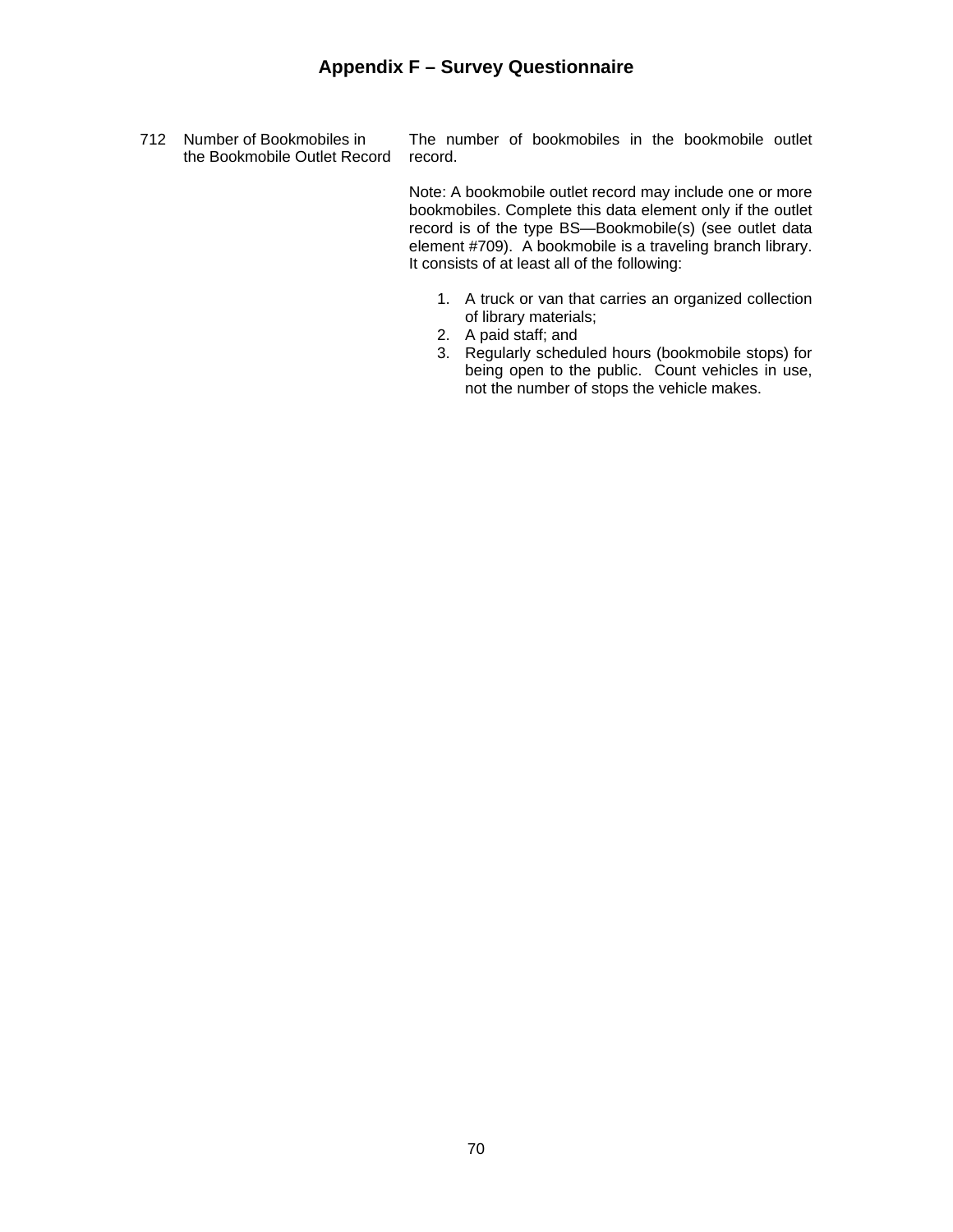## Appendix F – Survey Questionnaire

| | | |
|---|---|---|
| 712 | Number of Bookmobiles in the Bookmobile Outlet Record | The number of bookmobiles in the bookmobile outlet record.<br><br>Note: A bookmobile outlet record may include one or more bookmobiles. Complete this data element only if the outlet record is of the type BS—Bookmobile(s) (see outlet data element #709). A bookmobile is a traveling branch library. It consists of at least all of the following:<br><br>1. A truck or van that carries an organized collection of library materials;<br>2. A paid staff; and<br>3. Regularly scheduled hours (bookmobile stops) for being open to the public. Count vehicles in use, not the number of stops the vehicle makes. |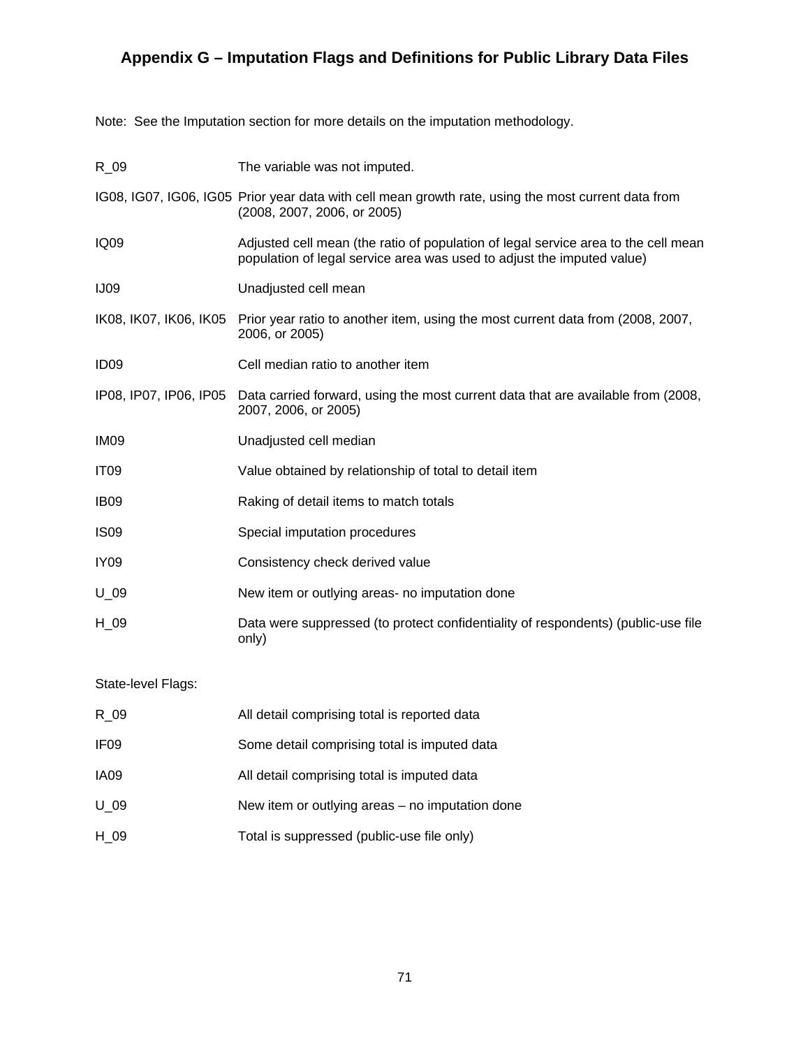## Appendix G – Imputation Flags and Definitions for Public Library Data Files

Note: See the Imputation section for more details on the imputation methodology.

| | |
|---|---|
| R_09 | The variable was not imputed. |
| IG08, IG07, IG06, IG05 | Prior year data with cell mean growth rate, using the most current data from (2008, 2007, 2006, or 2005) |
| IQ09 | Adjusted cell mean (the ratio of population of legal service area to the cell mean population of legal service area was used to adjust the imputed value) |
| IJ09 | Unadjusted cell mean |
| IK08, IK07, IK06, IK05 | Prior year ratio to another item, using the most current data from (2008, 2007, 2006, or 2005) |
| ID09 | Cell median ratio to another item |
| IP08, IP07, IP06, IP05 | Data carried forward, using the most current data that are available from (2008, 2007, 2006, or 2005) |
| IM09 | Unadjusted cell median |
| IT09 | Value obtained by relationship of total to detail item |
| IB09 | Raking of detail items to match totals |
| IS09 | Special imputation procedures |
| IY09 | Consistency check derived value |
| U_09 | New item or outlying areas- no imputation done |
| H_09 | Data were suppressed (to protect confidentiality of respondents) (public-use file only) |

State-level Flags:

| | |
|---|---|
| R_09 | All detail comprising total is reported data |
| IF09 | Some detail comprising total is imputed data |
| IA09 | All detail comprising total is imputed data |
| U_09 | New item or outlying areas – no imputation done |
| H_09 | Total is suppressed (public-use file only) |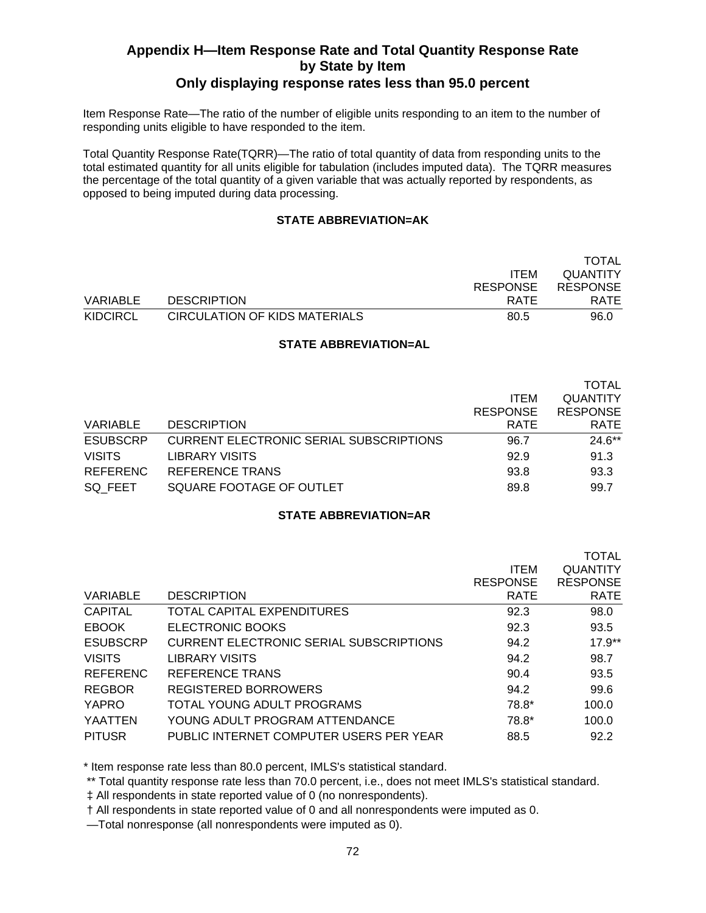## Appendix H—Item Response Rate and Total Quantity Response Rate by State by Item
## Only displaying response rates less than 95.0 percent

Item Response Rate—The ratio of the number of eligible units responding to an item to the number of responding units eligible to have responded to the item.

Total Quantity Response Rate(TQRR)—The ratio of total quantity of data from responding units to the total estimated quantity for all units eligible for tabulation (includes imputed data). The TQRR measures the percentage of the total quantity of a given variable that was actually reported by respondents, as opposed to being imputed during data processing.

### STATE ABBREVIATION=AK

| VARIABLE | DESCRIPTION | ITEM RESPONSE RATE | TOTAL QUANTITY RESPONSE RATE |
|---|---|---|---|
| KIDCIRCL | CIRCULATION OF KIDS MATERIALS | 80.5 | 96.0 |

### STATE ABBREVIATION=AL

| VARIABLE | DESCRIPTION | ITEM RESPONSE RATE | TOTAL QUANTITY RESPONSE RATE |
|---|---|---|---|
| ESUBSCRP | CURRENT ELECTRONIC SERIAL SUBSCRIPTIONS | 96.7 | 24.6** |
| VISITS | LIBRARY VISITS | 92.9 | 91.3 |
| REFERENC | REFERENCE TRANS | 93.8 | 93.3 |
| SQ_FEET | SQUARE FOOTAGE OF OUTLET | 89.8 | 99.7 |

### STATE ABBREVIATION=AR

| VARIABLE | DESCRIPTION | ITEM RESPONSE RATE | TOTAL QUANTITY RESPONSE RATE |
|---|---|---|---|
| CAPITAL | TOTAL CAPITAL EXPENDITURES | 92.3 | 98.0 |
| EBOOK | ELECTRONIC BOOKS | 92.3 | 93.5 |
| ESUBSCRP | CURRENT ELECTRONIC SERIAL SUBSCRIPTIONS | 94.2 | 17.9** |
| VISITS | LIBRARY VISITS | 94.2 | 98.7 |
| REFERENC | REFERENCE TRANS | 90.4 | 93.5 |
| REGBOR | REGISTERED BORROWERS | 94.2 | 99.6 |
| YAPRO | TOTAL YOUNG ADULT PROGRAMS | 78.8* | 100.0 |
| YAATTEN | YOUNG ADULT PROGRAM ATTENDANCE | 78.8* | 100.0 |
| PITUSR | PUBLIC INTERNET COMPUTER USERS PER YEAR | 88.5 | 92.2 |

\* Item response rate less than 80.0 percent, IMLS's statistical standard.

** Total quantity response rate less than 70.0 percent, i.e., does not meet IMLS's statistical standard.

‡ All respondents in state reported value of 0 (no nonrespondents).

† All respondents in state reported value of 0 and all nonrespondents were imputed as 0.

—Total nonresponse (all nonrespondents were imputed as 0).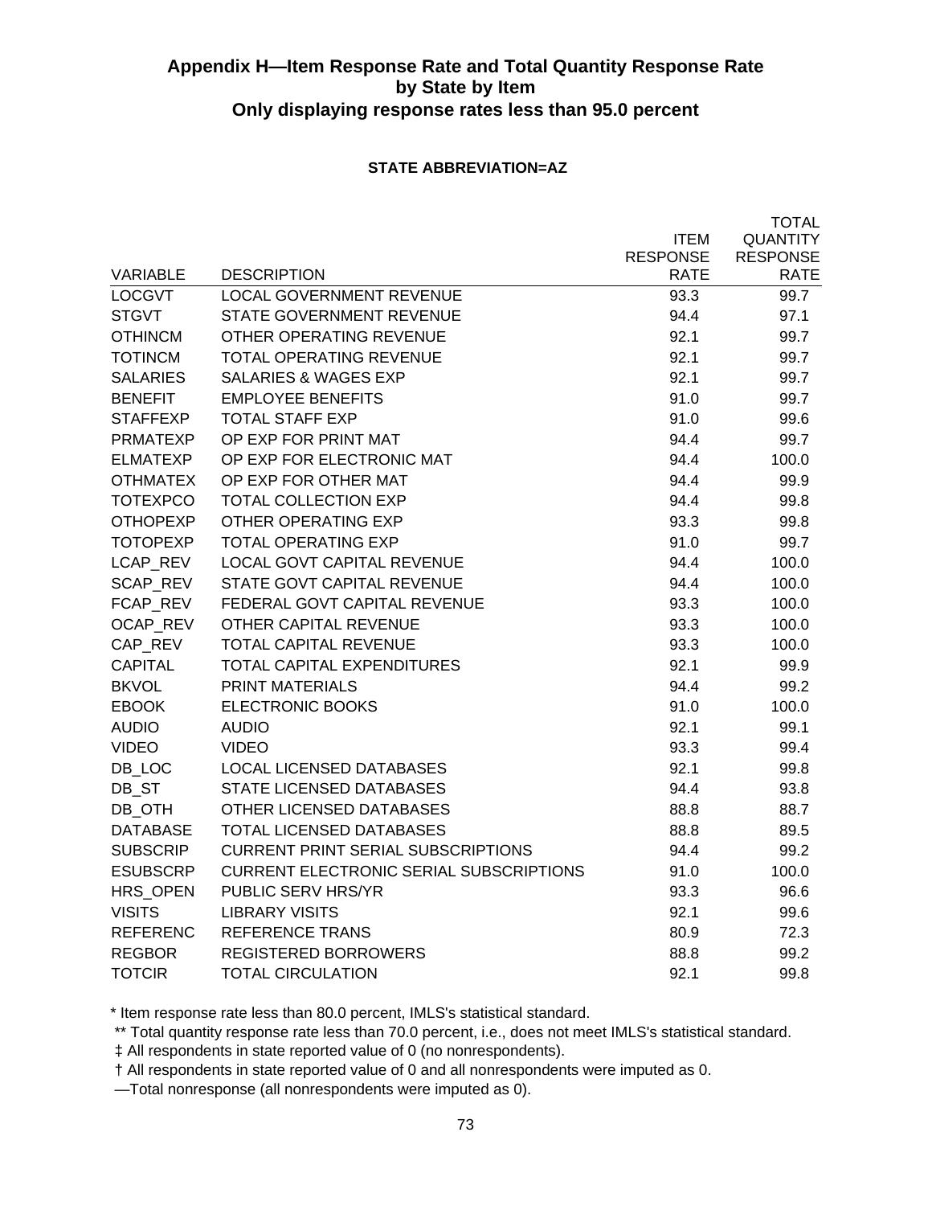# Appendix H—Item Response Rate and Total Quantity Response Rate by State by Item
## Only displaying response rates less than 95.0 percent

**STATE ABBREVIATION=AZ**

| VARIABLE | DESCRIPTION | ITEM RESPONSE RATE | TOTAL QUANTITY RESPONSE RATE |
|---|---|---|---|
| LOCGVT | LOCAL GOVERNMENT REVENUE | 93.3 | 99.7 |
| STGVT | STATE GOVERNMENT REVENUE | 94.4 | 97.1 |
| OTHINCM | OTHER OPERATING REVENUE | 92.1 | 99.7 |
| TOTINCM | TOTAL OPERATING REVENUE | 92.1 | 99.7 |
| SALARIES | SALARIES & WAGES EXP | 92.1 | 99.7 |
| BENEFIT | EMPLOYEE BENEFITS | 91.0 | 99.7 |
| STAFFEXP | TOTAL STAFF EXP | 91.0 | 99.6 |
| PRMATEXP | OP EXP FOR PRINT MAT | 94.4 | 99.7 |
| ELMATEXP | OP EXP FOR ELECTRONIC MAT | 94.4 | 100.0 |
| OTHMATEX | OP EXP FOR OTHER MAT | 94.4 | 99.9 |
| TOTEXPCO | TOTAL COLLECTION EXP | 94.4 | 99.8 |
| OTHOPEXP | OTHER OPERATING EXP | 93.3 | 99.8 |
| TOTOPEXP | TOTAL OPERATING EXP | 91.0 | 99.7 |
| LCAP_REV | LOCAL GOVT CAPITAL REVENUE | 94.4 | 100.0 |
| SCAP_REV | STATE GOVT CAPITAL REVENUE | 94.4 | 100.0 |
| FCAP_REV | FEDERAL GOVT CAPITAL REVENUE | 93.3 | 100.0 |
| OCAP_REV | OTHER CAPITAL REVENUE | 93.3 | 100.0 |
| CAP_REV | TOTAL CAPITAL REVENUE | 93.3 | 100.0 |
| CAPITAL | TOTAL CAPITAL EXPENDITURES | 92.1 | 99.9 |
| BKVOL | PRINT MATERIALS | 94.4 | 99.2 |
| EBOOK | ELECTRONIC BOOKS | 91.0 | 100.0 |
| AUDIO | AUDIO | 92.1 | 99.1 |
| VIDEO | VIDEO | 93.3 | 99.4 |
| DB_LOC | LOCAL LICENSED DATABASES | 92.1 | 99.8 |
| DB_ST | STATE LICENSED DATABASES | 94.4 | 93.8 |
| DB_OTH | OTHER LICENSED DATABASES | 88.8 | 88.7 |
| DATABASE | TOTAL LICENSED DATABASES | 88.8 | 89.5 |
| SUBSCRIP | CURRENT PRINT SERIAL SUBSCRIPTIONS | 94.4 | 99.2 |
| ESUBSCRP | CURRENT ELECTRONIC SERIAL SUBSCRIPTIONS | 91.0 | 100.0 |
| HRS_OPEN | PUBLIC SERV HRS/YR | 93.3 | 96.6 |
| VISITS | LIBRARY VISITS | 92.1 | 99.6 |
| REFERENC | REFERENCE TRANS | 80.9 | 72.3 |
| REGBOR | REGISTERED BORROWERS | 88.8 | 99.2 |
| TOTCIR | TOTAL CIRCULATION | 92.1 | 99.8 |

* Item response rate less than 80.0 percent, IMLS's statistical standard.

** Total quantity response rate less than 70.0 percent, i.e., does not meet IMLS's statistical standard.

‡ All respondents in state reported value of 0 (no nonrespondents).

† All respondents in state reported value of 0 and all nonrespondents were imputed as 0.

—Total nonresponse (all nonrespondents were imputed as 0).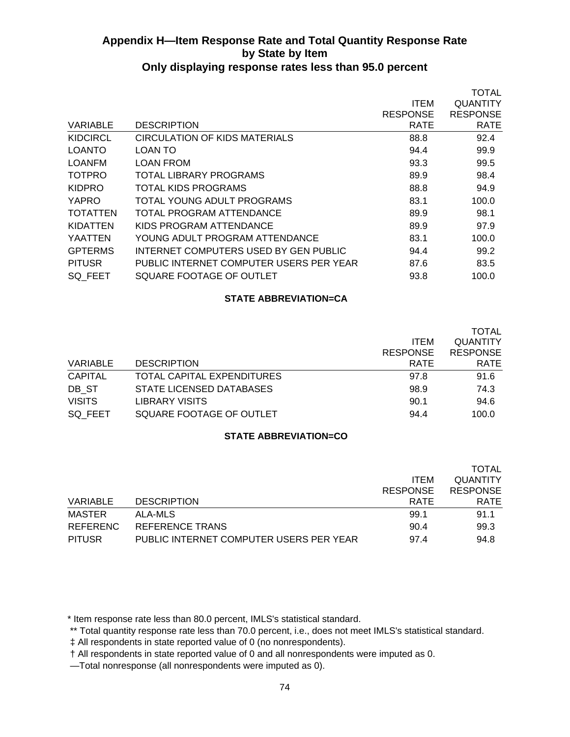## Appendix H—Item Response Rate and Total Quantity Response Rate by State by Item
### Only displaying response rates less than 95.0 percent

| VARIABLE | DESCRIPTION | ITEM RESPONSE RATE | TOTAL QUANTITY RESPONSE RATE |
|---|---|---|---|
| KIDCIRCL | CIRCULATION OF KIDS MATERIALS | 88.8 | 92.4 |
| LOANTO | LOAN TO | 94.4 | 99.9 |
| LOANFM | LOAN FROM | 93.3 | 99.5 |
| TOTPRO | TOTAL LIBRARY PROGRAMS | 89.9 | 98.4 |
| KIDPRO | TOTAL KIDS PROGRAMS | 88.8 | 94.9 |
| YAPRO | TOTAL YOUNG ADULT PROGRAMS | 83.1 | 100.0 |
| TOTATTEN | TOTAL PROGRAM ATTENDANCE | 89.9 | 98.1 |
| KIDATTEN | KIDS PROGRAM ATTENDANCE | 89.9 | 97.9 |
| YAATTEN | YOUNG ADULT PROGRAM ATTENDANCE | 83.1 | 100.0 |
| GPTERMS | INTERNET COMPUTERS USED BY GEN PUBLIC | 94.4 | 99.2 |
| PITUSR | PUBLIC INTERNET COMPUTER USERS PER YEAR | 87.6 | 83.5 |
| SQ_FEET | SQUARE FOOTAGE OF OUTLET | 93.8 | 100.0 |

**STATE ABBREVIATION=CA**

| VARIABLE | DESCRIPTION | ITEM RESPONSE RATE | TOTAL QUANTITY RESPONSE RATE |
|---|---|---|---|
| CAPITAL | TOTAL CAPITAL EXPENDITURES | 97.8 | 91.6 |
| DB_ST | STATE LICENSED DATABASES | 98.9 | 74.3 |
| VISITS | LIBRARY VISITS | 90.1 | 94.6 |
| SQ_FEET | SQUARE FOOTAGE OF OUTLET | 94.4 | 100.0 |

**STATE ABBREVIATION=CO**

| VARIABLE | DESCRIPTION | ITEM RESPONSE RATE | TOTAL QUANTITY RESPONSE RATE |
|---|---|---|---|
| MASTER | ALA-MLS | 99.1 | 91.1 |
| REFERENC | REFERENCE TRANS | 90.4 | 99.3 |
| PITUSR | PUBLIC INTERNET COMPUTER USERS PER YEAR | 97.4 | 94.8 |

* Item response rate less than 80.0 percent, IMLS's statistical standard.

** Total quantity response rate less than 70.0 percent, i.e., does not meet IMLS's statistical standard.

‡ All respondents in state reported value of 0 (no nonrespondents).

† All respondents in state reported value of 0 and all nonrespondents were imputed as 0.

—Total nonresponse (all nonrespondents were imputed as 0).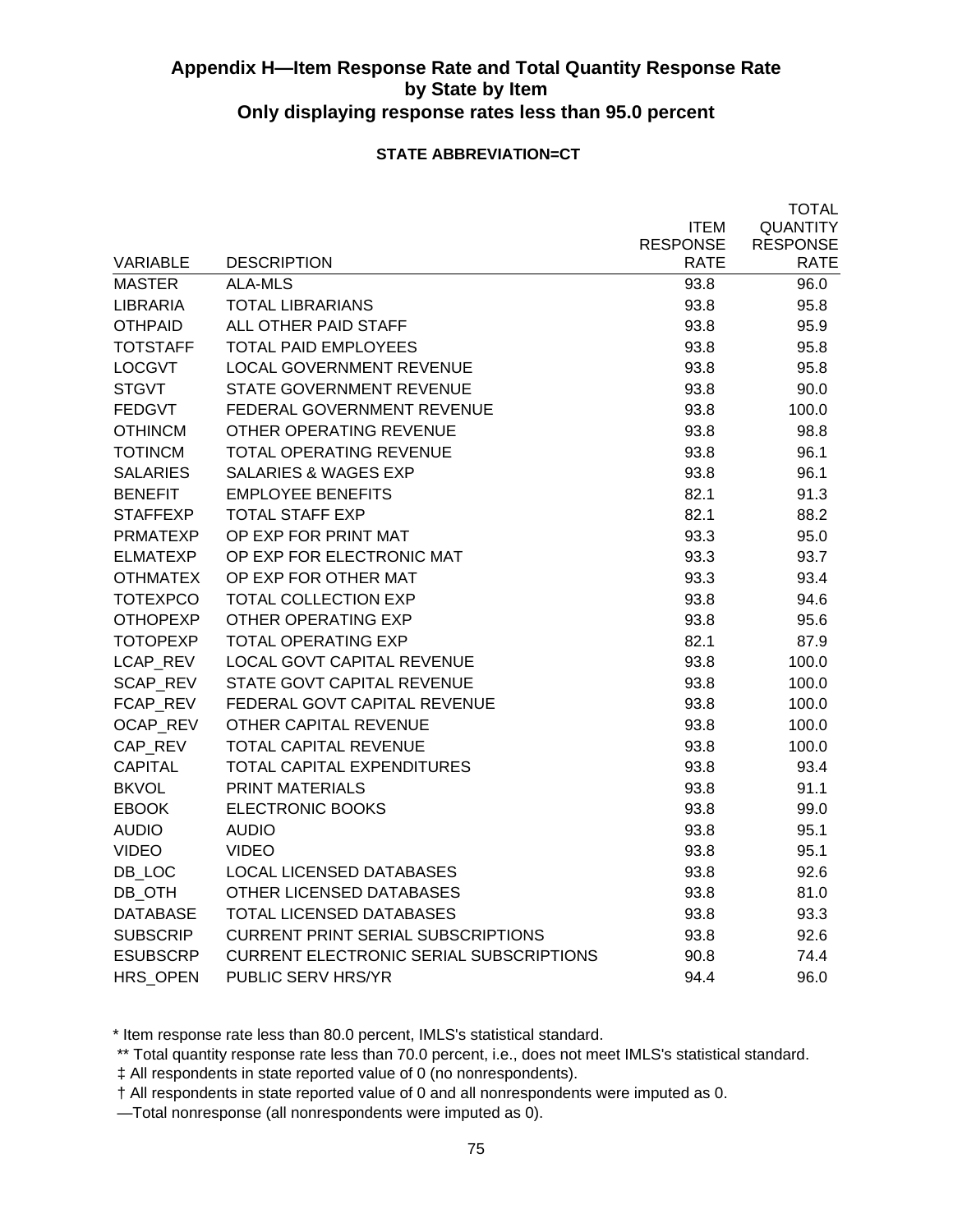## Appendix H—Item Response Rate and Total Quantity Response Rate by State by Item
## Only displaying response rates less than 95.0 percent

**STATE ABBREVIATION=CT**

| VARIABLE | DESCRIPTION | ITEM RESPONSE RATE | TOTAL QUANTITY RESPONSE RATE |
|---|---|---|---|
| MASTER | ALA-MLS | 93.8 | 96.0 |
| LIBRARIA | TOTAL LIBRARIANS | 93.8 | 95.8 |
| OTHPAID | ALL OTHER PAID STAFF | 93.8 | 95.9 |
| TOTSTAFF | TOTAL PAID EMPLOYEES | 93.8 | 95.8 |
| LOCGVT | LOCAL GOVERNMENT REVENUE | 93.8 | 95.8 |
| STGVT | STATE GOVERNMENT REVENUE | 93.8 | 90.0 |
| FEDGVT | FEDERAL GOVERNMENT REVENUE | 93.8 | 100.0 |
| OTHINCM | OTHER OPERATING REVENUE | 93.8 | 98.8 |
| TOTINCM | TOTAL OPERATING REVENUE | 93.8 | 96.1 |
| SALARIES | SALARIES & WAGES EXP | 93.8 | 96.1 |
| BENEFIT | EMPLOYEE BENEFITS | 82.1 | 91.3 |
| STAFFEXP | TOTAL STAFF EXP | 82.1 | 88.2 |
| PRMATEXP | OP EXP FOR PRINT MAT | 93.3 | 95.0 |
| ELMATEXP | OP EXP FOR ELECTRONIC MAT | 93.3 | 93.7 |
| OTHMATEX | OP EXP FOR OTHER MAT | 93.3 | 93.4 |
| TOTEXPCO | TOTAL COLLECTION EXP | 93.8 | 94.6 |
| OTHOPEXP | OTHER OPERATING EXP | 93.8 | 95.6 |
| TOTOPEXP | TOTAL OPERATING EXP | 82.1 | 87.9 |
| LCAP_REV | LOCAL GOVT CAPITAL REVENUE | 93.8 | 100.0 |
| SCAP_REV | STATE GOVT CAPITAL REVENUE | 93.8 | 100.0 |
| FCAP_REV | FEDERAL GOVT CAPITAL REVENUE | 93.8 | 100.0 |
| OCAP_REV | OTHER CAPITAL REVENUE | 93.8 | 100.0 |
| CAP_REV | TOTAL CAPITAL REVENUE | 93.8 | 100.0 |
| CAPITAL | TOTAL CAPITAL EXPENDITURES | 93.8 | 93.4 |
| BKVOL | PRINT MATERIALS | 93.8 | 91.1 |
| EBOOK | ELECTRONIC BOOKS | 93.8 | 99.0 |
| AUDIO | AUDIO | 93.8 | 95.1 |
| VIDEO | VIDEO | 93.8 | 95.1 |
| DB_LOC | LOCAL LICENSED DATABASES | 93.8 | 92.6 |
| DB_OTH | OTHER LICENSED DATABASES | 93.8 | 81.0 |
| DATABASE | TOTAL LICENSED DATABASES | 93.8 | 93.3 |
| SUBSCRIP | CURRENT PRINT SERIAL SUBSCRIPTIONS | 93.8 | 92.6 |
| ESUBSCRP | CURRENT ELECTRONIC SERIAL SUBSCRIPTIONS | 90.8 | 74.4 |
| HRS_OPEN | PUBLIC SERV HRS/YR | 94.4 | 96.0 |

\* Item response rate less than 80.0 percent, IMLS's statistical standard.

** Total quantity response rate less than 70.0 percent, i.e., does not meet IMLS's statistical standard.

‡ All respondents in state reported value of 0 (no nonrespondents).

† All respondents in state reported value of 0 and all nonrespondents were imputed as 0.

—Total nonresponse (all nonrespondents were imputed as 0).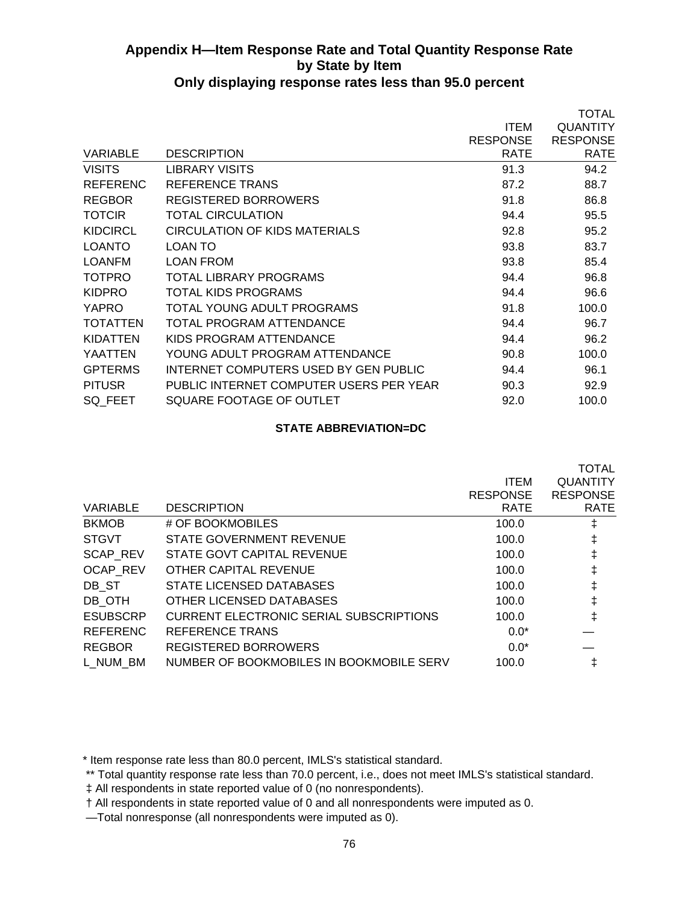## Appendix H—Item Response Rate and Total Quantity Response Rate by State by Item
## Only displaying response rates less than 95.0 percent

| VARIABLE | DESCRIPTION | ITEM RESPONSE RATE | TOTAL QUANTITY RESPONSE RATE |
|---|---|---|---|
| VISITS | LIBRARY VISITS | 91.3 | 94.2 |
| REFERENC | REFERENCE TRANS | 87.2 | 88.7 |
| REGBOR | REGISTERED BORROWERS | 91.8 | 86.8 |
| TOTCIR | TOTAL CIRCULATION | 94.4 | 95.5 |
| KIDCIRCL | CIRCULATION OF KIDS MATERIALS | 92.8 | 95.2 |
| LOANTO | LOAN TO | 93.8 | 83.7 |
| LOANFM | LOAN FROM | 93.8 | 85.4 |
| TOTPRO | TOTAL LIBRARY PROGRAMS | 94.4 | 96.8 |
| KIDPRO | TOTAL KIDS PROGRAMS | 94.4 | 96.6 |
| YAPRO | TOTAL YOUNG ADULT PROGRAMS | 91.8 | 100.0 |
| TOTATTEN | TOTAL PROGRAM ATTENDANCE | 94.4 | 96.7 |
| KIDATTEN | KIDS PROGRAM ATTENDANCE | 94.4 | 96.2 |
| YAATTEN | YOUNG ADULT PROGRAM ATTENDANCE | 90.8 | 100.0 |
| GPTERMS | INTERNET COMPUTERS USED BY GEN PUBLIC | 94.4 | 96.1 |
| PITUSR | PUBLIC INTERNET COMPUTER USERS PER YEAR | 90.3 | 92.9 |
| SQ_FEET | SQUARE FOOTAGE OF OUTLET | 92.0 | 100.0 |

**STATE ABBREVIATION=DC**

| VARIABLE | DESCRIPTION | ITEM RESPONSE RATE | TOTAL QUANTITY RESPONSE RATE |
|---|---|---|---|
| BKMOB | # OF BOOKMOBILES | 100.0 | ‡ |
| STGVT | STATE GOVERNMENT REVENUE | 100.0 | ‡ |
| SCAP_REV | STATE GOVT CAPITAL REVENUE | 100.0 | ‡ |
| OCAP_REV | OTHER CAPITAL REVENUE | 100.0 | ‡ |
| DB_ST | STATE LICENSED DATABASES | 100.0 | ‡ |
| DB_OTH | OTHER LICENSED DATABASES | 100.0 | ‡ |
| ESUBSCRP | CURRENT ELECTRONIC SERIAL SUBSCRIPTIONS | 100.0 | ‡ |
| REFERENC | REFERENCE TRANS | 0.0* | — |
| REGBOR | REGISTERED BORROWERS | 0.0* | — |
| L_NUM_BM | NUMBER OF BOOKMOBILES IN BOOKMOBILE SERV | 100.0 | ‡ |

\* Item response rate less than 80.0 percent, IMLS's statistical standard.

** Total quantity response rate less than 70.0 percent, i.e., does not meet IMLS's statistical standard.

‡ All respondents in state reported value of 0 (no nonrespondents).

† All respondents in state reported value of 0 and all nonrespondents were imputed as 0.

—Total nonresponse (all nonrespondents were imputed as 0).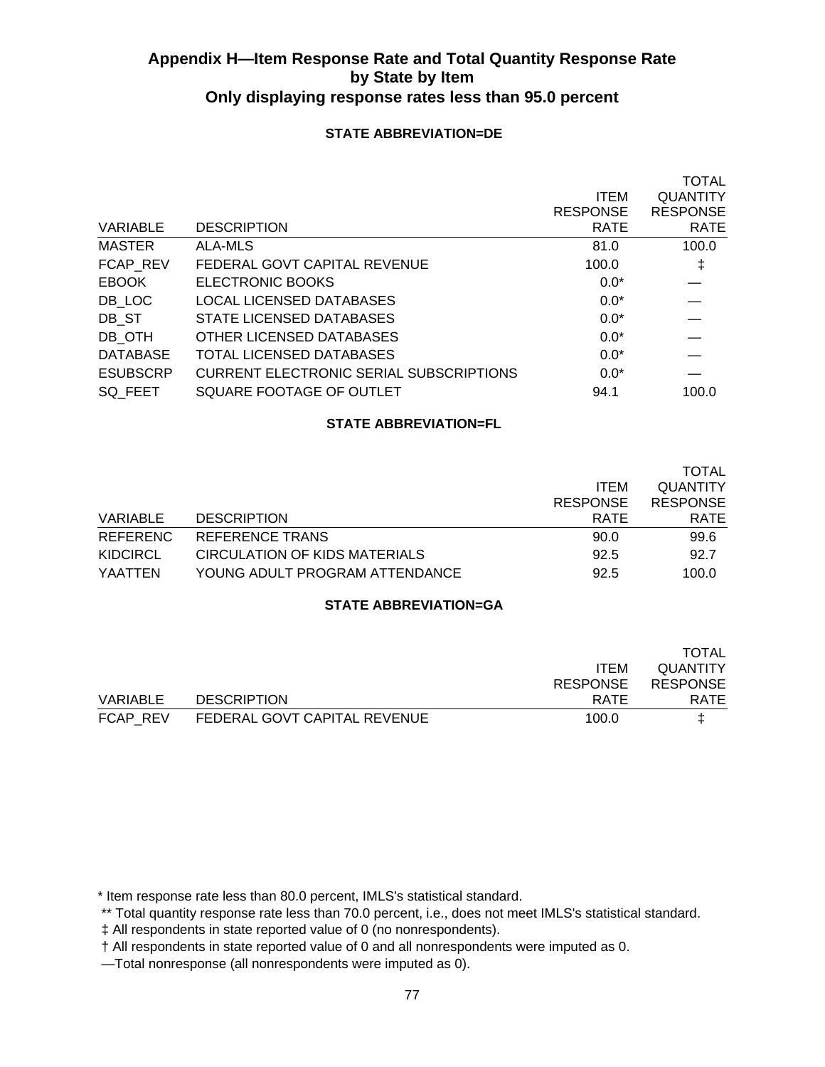## Appendix H—Item Response Rate and Total Quantity Response Rate by State by Item
### Only displaying response rates less than 95.0 percent

**STATE ABBREVIATION=DE**

| VARIABLE | DESCRIPTION | ITEM RESPONSE RATE | TOTAL QUANTITY RESPONSE RATE |
|---|---|---|---|
| MASTER | ALA-MLS | 81.0 | 100.0 |
| FCAP_REV | FEDERAL GOVT CAPITAL REVENUE | 100.0 | ‡ |
| EBOOK | ELECTRONIC BOOKS | 0.0* | — |
| DB_LOC | LOCAL LICENSED DATABASES | 0.0* | — |
| DB_ST | STATE LICENSED DATABASES | 0.0* | — |
| DB_OTH | OTHER LICENSED DATABASES | 0.0* | — |
| DATABASE | TOTAL LICENSED DATABASES | 0.0* | — |
| ESUBSCRP | CURRENT ELECTRONIC SERIAL SUBSCRIPTIONS | 0.0* | — |
| SQ_FEET | SQUARE FOOTAGE OF OUTLET | 94.1 | 100.0 |

**STATE ABBREVIATION=FL**

| VARIABLE | DESCRIPTION | ITEM RESPONSE RATE | TOTAL QUANTITY RESPONSE RATE |
|---|---|---|---|
| REFERENC | REFERENCE TRANS | 90.0 | 99.6 |
| KIDCIRCL | CIRCULATION OF KIDS MATERIALS | 92.5 | 92.7 |
| YAATTEN | YOUNG ADULT PROGRAM ATTENDANCE | 92.5 | 100.0 |

**STATE ABBREVIATION=GA**

| VARIABLE | DESCRIPTION | ITEM RESPONSE RATE | TOTAL QUANTITY RESPONSE RATE |
|---|---|---|---|
| FCAP_REV | FEDERAL GOVT CAPITAL REVENUE | 100.0 | ‡ |

\* Item response rate less than 80.0 percent, IMLS's statistical standard.

** Total quantity response rate less than 70.0 percent, i.e., does not meet IMLS's statistical standard.

‡ All respondents in state reported value of 0 (no nonrespondents).

† All respondents in state reported value of 0 and all nonrespondents were imputed as 0.

—Total nonresponse (all nonrespondents were imputed as 0).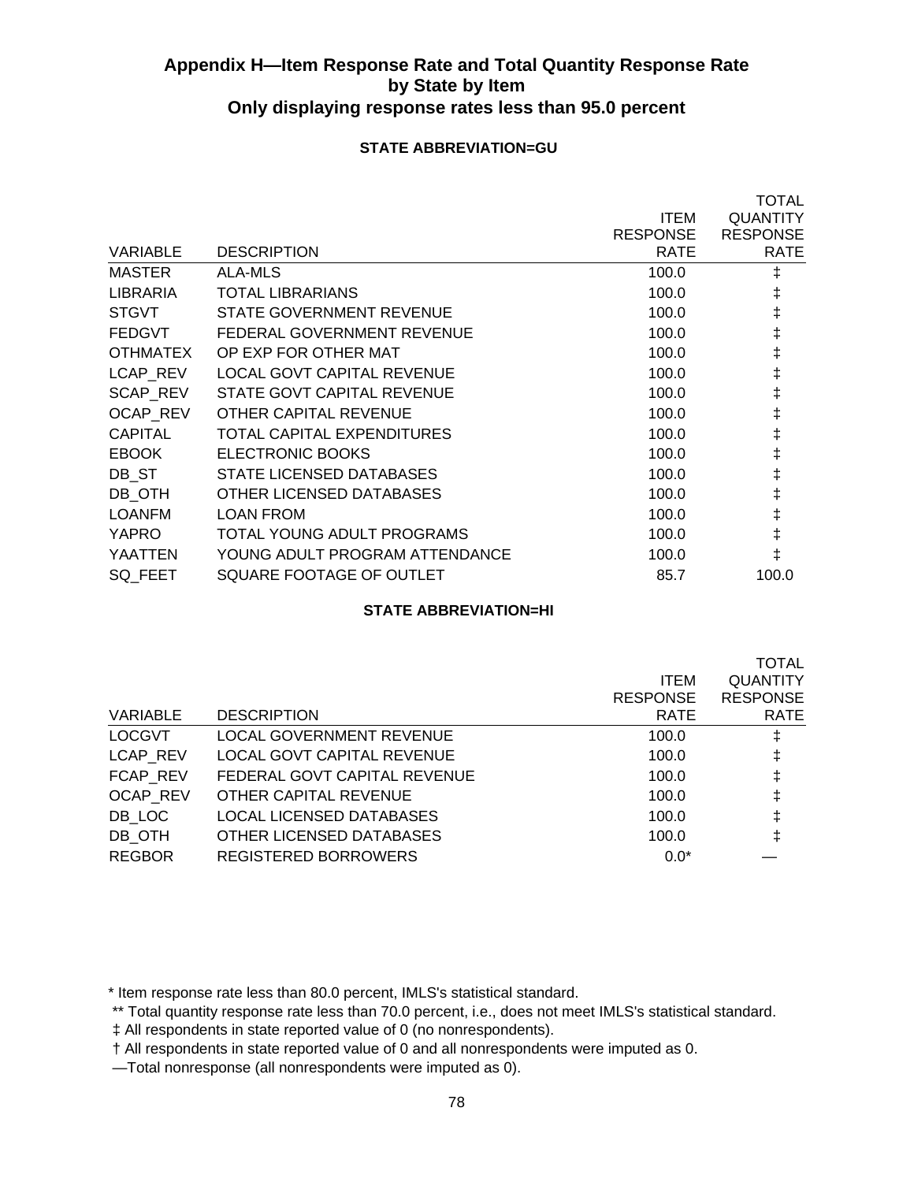## Appendix H—Item Response Rate and Total Quantity Response Rate by State by Item
## Only displaying response rates less than 95.0 percent

### STATE ABBREVIATION=GU

| VARIABLE | DESCRIPTION | ITEM RESPONSE RATE | TOTAL QUANTITY RESPONSE RATE |
|---|---|---|---|
| MASTER | ALA-MLS | 100.0 | ‡ |
| LIBRARIA | TOTAL LIBRARIANS | 100.0 | ‡ |
| STGVT | STATE GOVERNMENT REVENUE | 100.0 | ‡ |
| FEDGVT | FEDERAL GOVERNMENT REVENUE | 100.0 | ‡ |
| OTHMATEX | OP EXP FOR OTHER MAT | 100.0 | ‡ |
| LCAP_REV | LOCAL GOVT CAPITAL REVENUE | 100.0 | ‡ |
| SCAP_REV | STATE GOVT CAPITAL REVENUE | 100.0 | ‡ |
| OCAP_REV | OTHER CAPITAL REVENUE | 100.0 | ‡ |
| CAPITAL | TOTAL CAPITAL EXPENDITURES | 100.0 | ‡ |
| EBOOK | ELECTRONIC BOOKS | 100.0 | ‡ |
| DB_ST | STATE LICENSED DATABASES | 100.0 | ‡ |
| DB_OTH | OTHER LICENSED DATABASES | 100.0 | ‡ |
| LOANFM | LOAN FROM | 100.0 | ‡ |
| YAPRO | TOTAL YOUNG ADULT PROGRAMS | 100.0 | ‡ |
| YAATTEN | YOUNG ADULT PROGRAM ATTENDANCE | 100.0 | ‡ |
| SQ_FEET | SQUARE FOOTAGE OF OUTLET | 85.7 | 100.0 |

### STATE ABBREVIATION=HI

| VARIABLE | DESCRIPTION | ITEM RESPONSE RATE | TOTAL QUANTITY RESPONSE RATE |
|---|---|---|---|
| LOCGVT | LOCAL GOVERNMENT REVENUE | 100.0 | ‡ |
| LCAP_REV | LOCAL GOVT CAPITAL REVENUE | 100.0 | ‡ |
| FCAP_REV | FEDERAL GOVT CAPITAL REVENUE | 100.0 | ‡ |
| OCAP_REV | OTHER CAPITAL REVENUE | 100.0 | ‡ |
| DB_LOC | LOCAL LICENSED DATABASES | 100.0 | ‡ |
| DB_OTH | OTHER LICENSED DATABASES | 100.0 | ‡ |
| REGBOR | REGISTERED BORROWERS | 0.0* | — |

\* Item response rate less than 80.0 percent, IMLS's statistical standard.

** Total quantity response rate less than 70.0 percent, i.e., does not meet IMLS's statistical standard.

‡ All respondents in state reported value of 0 (no nonrespondents).

† All respondents in state reported value of 0 and all nonrespondents were imputed as 0.

—Total nonresponse (all nonrespondents were imputed as 0).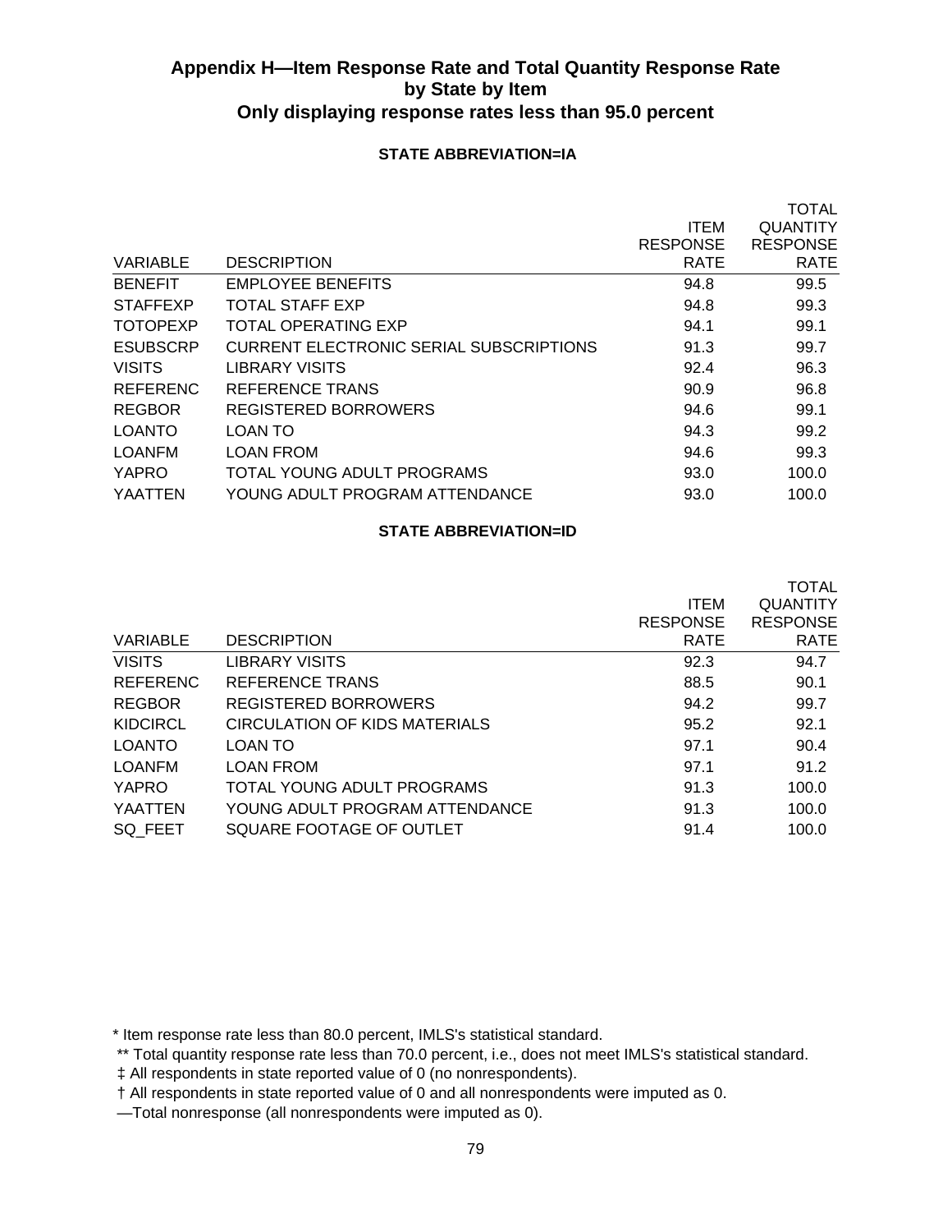## Appendix H—Item Response Rate and Total Quantity Response Rate by State by Item
## Only displaying response rates less than 95.0 percent

### STATE ABBREVIATION=IA

| VARIABLE | DESCRIPTION | ITEM RESPONSE RATE | TOTAL QUANTITY RESPONSE RATE |
|---|---|---|---|
| BENEFIT | EMPLOYEE BENEFITS | 94.8 | 99.5 |
| STAFFEXP | TOTAL STAFF EXP | 94.8 | 99.3 |
| TOTOPEXP | TOTAL OPERATING EXP | 94.1 | 99.1 |
| ESUBSCRP | CURRENT ELECTRONIC SERIAL SUBSCRIPTIONS | 91.3 | 99.7 |
| VISITS | LIBRARY VISITS | 92.4 | 96.3 |
| REFERENC | REFERENCE TRANS | 90.9 | 96.8 |
| REGBOR | REGISTERED BORROWERS | 94.6 | 99.1 |
| LOANTO | LOAN TO | 94.3 | 99.2 |
| LOANFM | LOAN FROM | 94.6 | 99.3 |
| YAPRO | TOTAL YOUNG ADULT PROGRAMS | 93.0 | 100.0 |
| YAATTEN | YOUNG ADULT PROGRAM ATTENDANCE | 93.0 | 100.0 |

### STATE ABBREVIATION=ID

| VARIABLE | DESCRIPTION | ITEM RESPONSE RATE | TOTAL QUANTITY RESPONSE RATE |
|---|---|---|---|
| VISITS | LIBRARY VISITS | 92.3 | 94.7 |
| REFERENC | REFERENCE TRANS | 88.5 | 90.1 |
| REGBOR | REGISTERED BORROWERS | 94.2 | 99.7 |
| KIDCIRCL | CIRCULATION OF KIDS MATERIALS | 95.2 | 92.1 |
| LOANTO | LOAN TO | 97.1 | 90.4 |
| LOANFM | LOAN FROM | 97.1 | 91.2 |
| YAPRO | TOTAL YOUNG ADULT PROGRAMS | 91.3 | 100.0 |
| YAATTEN | YOUNG ADULT PROGRAM ATTENDANCE | 91.3 | 100.0 |
| SQ_FEET | SQUARE FOOTAGE OF OUTLET | 91.4 | 100.0 |

* Item response rate less than 80.0 percent, IMLS's statistical standard.

** Total quantity response rate less than 70.0 percent, i.e., does not meet IMLS's statistical standard.

‡ All respondents in state reported value of 0 (no nonrespondents).

† All respondents in state reported value of 0 and all nonrespondents were imputed as 0.

—Total nonresponse (all nonrespondents were imputed as 0).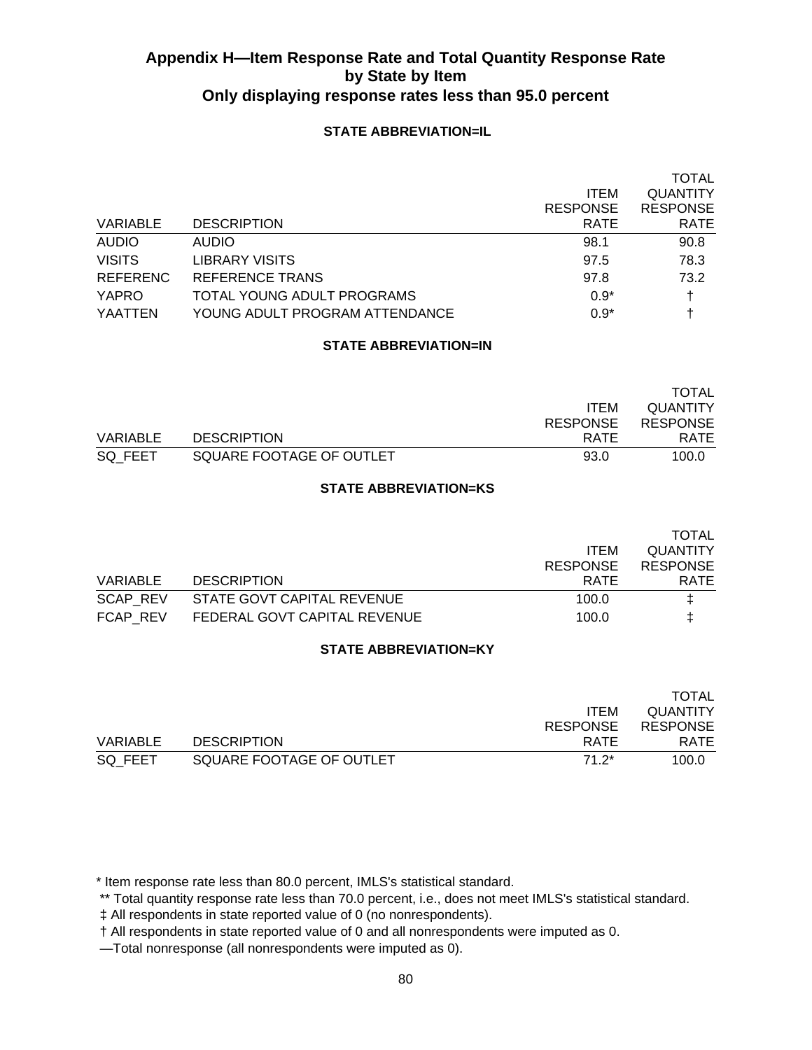## Appendix H—Item Response Rate and Total Quantity Response Rate by State by Item
## Only displaying response rates less than 95.0 percent

### STATE ABBREVIATION=IL

| VARIABLE | DESCRIPTION | ITEM RESPONSE RATE | TOTAL QUANTITY RESPONSE RATE |
|---|---|---|---|
| AUDIO | AUDIO | 98.1 | 90.8 |
| VISITS | LIBRARY VISITS | 97.5 | 78.3 |
| REFERENC | REFERENCE TRANS | 97.8 | 73.2 |
| YAPRO | TOTAL YOUNG ADULT PROGRAMS | 0.9* | † |
| YAATTEN | YOUNG ADULT PROGRAM ATTENDANCE | 0.9* | † |

### STATE ABBREVIATION=IN

| VARIABLE | DESCRIPTION | ITEM RESPONSE RATE | TOTAL QUANTITY RESPONSE RATE |
|---|---|---|---|
| SQ_FEET | SQUARE FOOTAGE OF OUTLET | 93.0 | 100.0 |

### STATE ABBREVIATION=KS

| VARIABLE | DESCRIPTION | ITEM RESPONSE RATE | TOTAL QUANTITY RESPONSE RATE |
|---|---|---|---|
| SCAP_REV | STATE GOVT CAPITAL REVENUE | 100.0 | ‡ |
| FCAP_REV | FEDERAL GOVT CAPITAL REVENUE | 100.0 | ‡ |

### STATE ABBREVIATION=KY

| VARIABLE | DESCRIPTION | ITEM RESPONSE RATE | TOTAL QUANTITY RESPONSE RATE |
|---|---|---|---|
| SQ_FEET | SQUARE FOOTAGE OF OUTLET | 71.2* | 100.0 |

\* Item response rate less than 80.0 percent, IMLS's statistical standard.

** Total quantity response rate less than 70.0 percent, i.e., does not meet IMLS's statistical standard.

‡ All respondents in state reported value of 0 (no nonrespondents).

† All respondents in state reported value of 0 and all nonrespondents were imputed as 0.

—Total nonresponse (all nonrespondents were imputed as 0).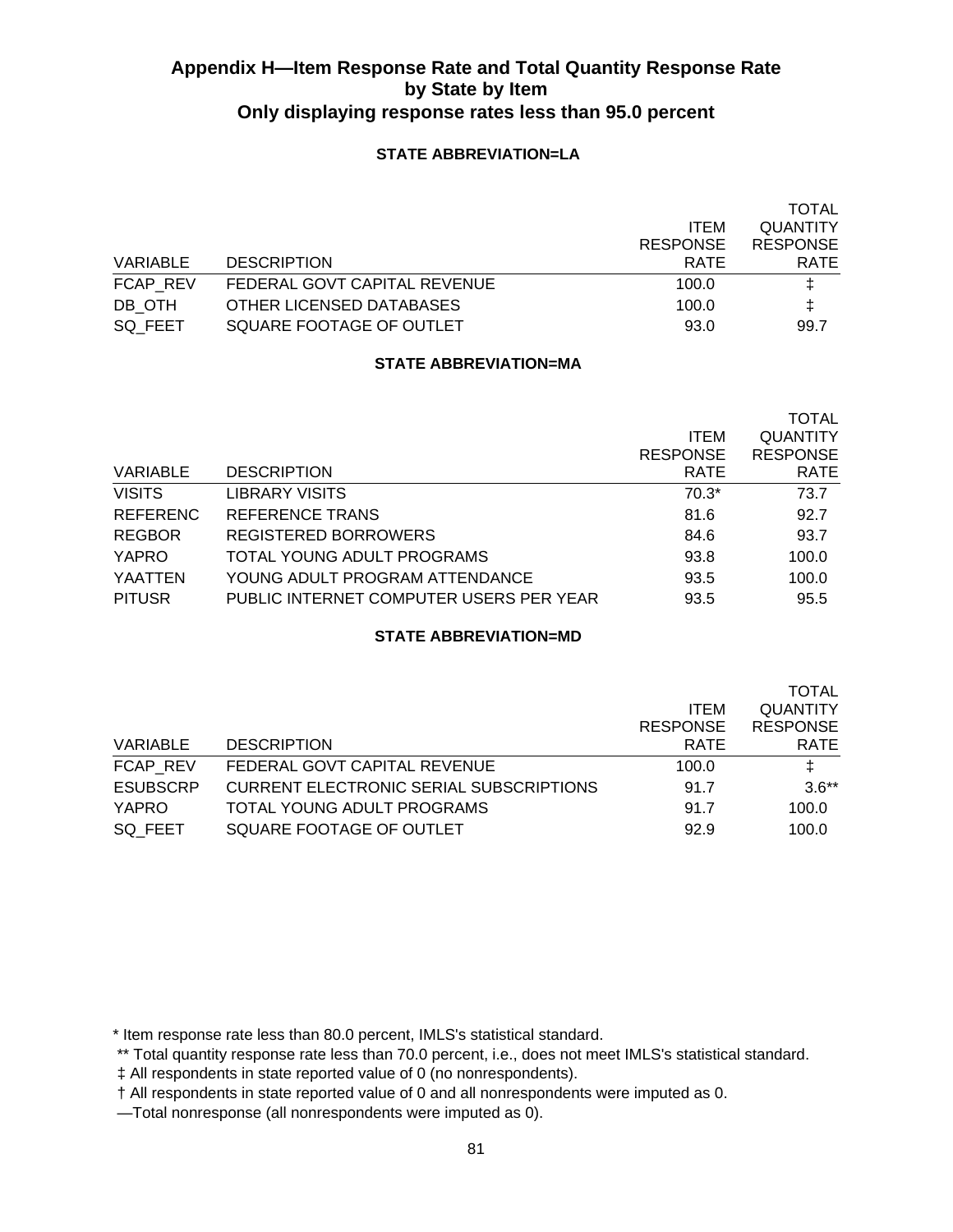# Appendix H—Item Response Rate and Total Quantity Response Rate by State by Item
## Only displaying response rates less than 95.0 percent

### STATE ABBREVIATION=LA

| VARIABLE | DESCRIPTION | ITEM RESPONSE RATE | TOTAL QUANTITY RESPONSE RATE |
|---|---|---|---|
| FCAP_REV | FEDERAL GOVT CAPITAL REVENUE | 100.0 | ‡ |
| DB_OTH | OTHER LICENSED DATABASES | 100.0 | ‡ |
| SQ_FEET | SQUARE FOOTAGE OF OUTLET | 93.0 | 99.7 |

### STATE ABBREVIATION=MA

| VARIABLE | DESCRIPTION | ITEM RESPONSE RATE | TOTAL QUANTITY RESPONSE RATE |
|---|---|---|---|
| VISITS | LIBRARY VISITS | 70.3* | 73.7 |
| REFERENC | REFERENCE TRANS | 81.6 | 92.7 |
| REGBOR | REGISTERED BORROWERS | 84.6 | 93.7 |
| YAPRO | TOTAL YOUNG ADULT PROGRAMS | 93.8 | 100.0 |
| YAATTEN | YOUNG ADULT PROGRAM ATTENDANCE | 93.5 | 100.0 |
| PITUSR | PUBLIC INTERNET COMPUTER USERS PER YEAR | 93.5 | 95.5 |

### STATE ABBREVIATION=MD

| VARIABLE | DESCRIPTION | ITEM RESPONSE RATE | TOTAL QUANTITY RESPONSE RATE |
|---|---|---|---|
| FCAP_REV | FEDERAL GOVT CAPITAL REVENUE | 100.0 | ‡ |
| ESUBSCRP | CURRENT ELECTRONIC SERIAL SUBSCRIPTIONS | 91.7 | 3.6** |
| YAPRO | TOTAL YOUNG ADULT PROGRAMS | 91.7 | 100.0 |
| SQ_FEET | SQUARE FOOTAGE OF OUTLET | 92.9 | 100.0 |

\* Item response rate less than 80.0 percent, IMLS's statistical standard.

\** Total quantity response rate less than 70.0 percent, i.e., does not meet IMLS's statistical standard.

‡ All respondents in state reported value of 0 (no nonrespondents).

† All respondents in state reported value of 0 and all nonrespondents were imputed as 0.

—Total nonresponse (all nonrespondents were imputed as 0).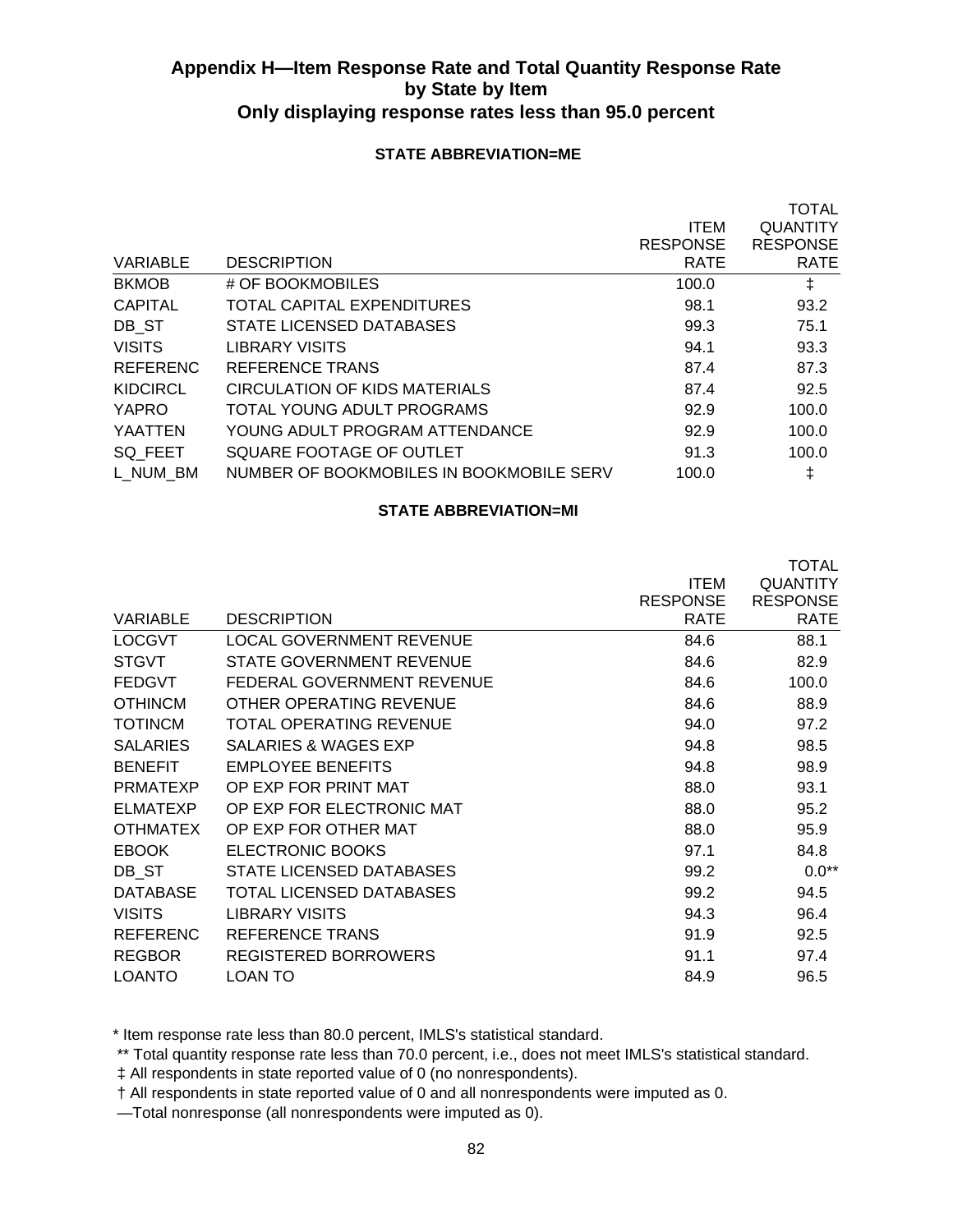## Appendix H—Item Response Rate and Total Quantity Response Rate by State by Item
## Only displaying response rates less than 95.0 percent

### STATE ABBREVIATION=ME

| VARIABLE | DESCRIPTION | ITEM RESPONSE RATE | TOTAL QUANTITY RESPONSE RATE |
|---|---|---|---|
| BKMOB | # OF BOOKMOBILES | 100.0 | ‡ |
| CAPITAL | TOTAL CAPITAL EXPENDITURES | 98.1 | 93.2 |
| DB_ST | STATE LICENSED DATABASES | 99.3 | 75.1 |
| VISITS | LIBRARY VISITS | 94.1 | 93.3 |
| REFERENC | REFERENCE TRANS | 87.4 | 87.3 |
| KIDCIRCL | CIRCULATION OF KIDS MATERIALS | 87.4 | 92.5 |
| YAPRO | TOTAL YOUNG ADULT PROGRAMS | 92.9 | 100.0 |
| YAATTEN | YOUNG ADULT PROGRAM ATTENDANCE | 92.9 | 100.0 |
| SQ_FEET | SQUARE FOOTAGE OF OUTLET | 91.3 | 100.0 |
| L_NUM_BM | NUMBER OF BOOKMOBILES IN BOOKMOBILE SERV | 100.0 | ‡ |

### STATE ABBREVIATION=MI

| VARIABLE | DESCRIPTION | ITEM RESPONSE RATE | TOTAL QUANTITY RESPONSE RATE |
|---|---|---|---|
| LOCGVT | LOCAL GOVERNMENT REVENUE | 84.6 | 88.1 |
| STGVT | STATE GOVERNMENT REVENUE | 84.6 | 82.9 |
| FEDGVT | FEDERAL GOVERNMENT REVENUE | 84.6 | 100.0 |
| OTHINCM | OTHER OPERATING REVENUE | 84.6 | 88.9 |
| TOTINCM | TOTAL OPERATING REVENUE | 94.0 | 97.2 |
| SALARIES | SALARIES & WAGES EXP | 94.8 | 98.5 |
| BENEFIT | EMPLOYEE BENEFITS | 94.8 | 98.9 |
| PRMATEXP | OP EXP FOR PRINT MAT | 88.0 | 93.1 |
| ELMATEXP | OP EXP FOR ELECTRONIC MAT | 88.0 | 95.2 |
| OTHMATEX | OP EXP FOR OTHER MAT | 88.0 | 95.9 |
| EBOOK | ELECTRONIC BOOKS | 97.1 | 84.8 |
| DB_ST | STATE LICENSED DATABASES | 99.2 | 0.0** |
| DATABASE | TOTAL LICENSED DATABASES | 99.2 | 94.5 |
| VISITS | LIBRARY VISITS | 94.3 | 96.4 |
| REFERENC | REFERENCE TRANS | 91.9 | 92.5 |
| REGBOR | REGISTERED BORROWERS | 91.1 | 97.4 |
| LOANTO | LOAN TO | 84.9 | 96.5 |

\* Item response rate less than 80.0 percent, IMLS's statistical standard.

** Total quantity response rate less than 70.0 percent, i.e., does not meet IMLS's statistical standard.

‡ All respondents in state reported value of 0 (no nonrespondents).

† All respondents in state reported value of 0 and all nonrespondents were imputed as 0.

—Total nonresponse (all nonrespondents were imputed as 0).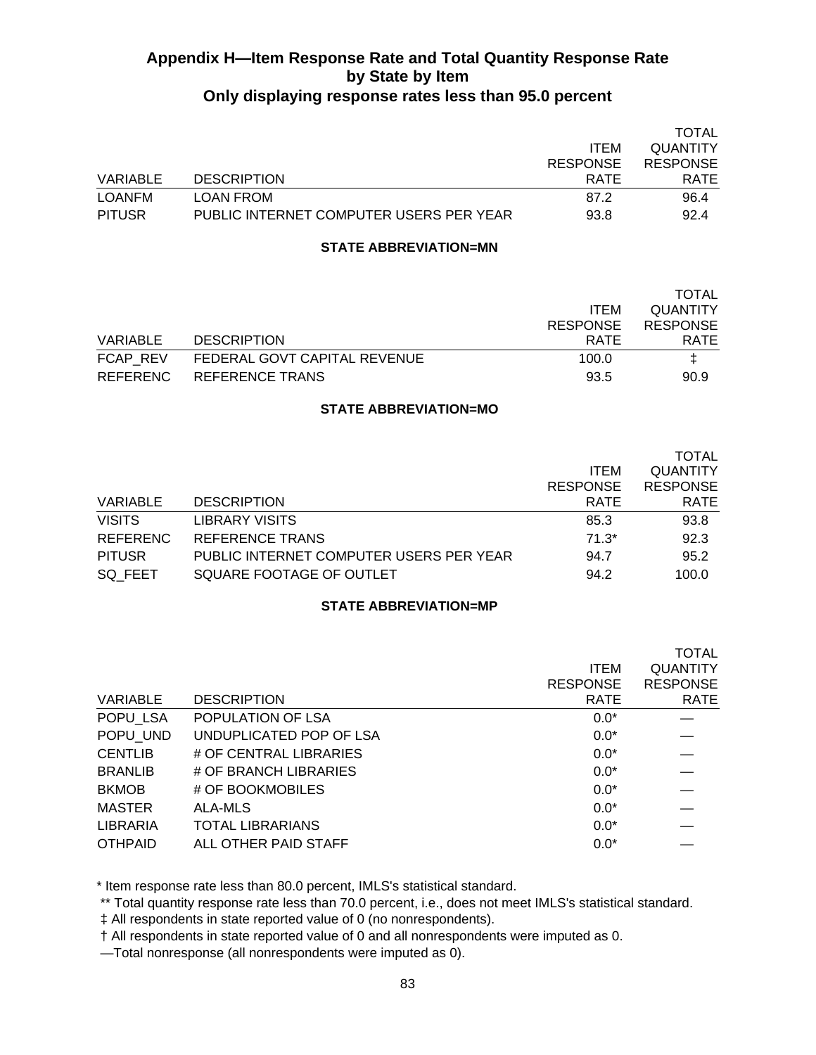## Appendix H—Item Response Rate and Total Quantity Response Rate by State by Item

### Only displaying response rates less than 95.0 percent

| VARIABLE | DESCRIPTION | ITEM RESPONSE RATE | TOTAL QUANTITY RESPONSE RATE |
|---|---|---|---|
| LOANFM | LOAN FROM | 87.2 | 96.4 |
| PITUSR | PUBLIC INTERNET COMPUTER USERS PER YEAR | 93.8 | 92.4 |

**STATE ABBREVIATION=MN**

| VARIABLE | DESCRIPTION | ITEM RESPONSE RATE | TOTAL QUANTITY RESPONSE RATE |
|---|---|---|---|
| FCAP_REV | FEDERAL GOVT CAPITAL REVENUE | 100.0 | ‡ |
| REFERENC | REFERENCE TRANS | 93.5 | 90.9 |

**STATE ABBREVIATION=MO**

| VARIABLE | DESCRIPTION | ITEM RESPONSE RATE | TOTAL QUANTITY RESPONSE RATE |
|---|---|---|---|
| VISITS | LIBRARY VISITS | 85.3 | 93.8 |
| REFERENC | REFERENCE TRANS | 71.3* | 92.3 |
| PITUSR | PUBLIC INTERNET COMPUTER USERS PER YEAR | 94.7 | 95.2 |
| SQ_FEET | SQUARE FOOTAGE OF OUTLET | 94.2 | 100.0 |

**STATE ABBREVIATION=MP**

| VARIABLE | DESCRIPTION | ITEM RESPONSE RATE | TOTAL QUANTITY RESPONSE RATE |
|---|---|---|---|
| POPU_LSA | POPULATION OF LSA | 0.0* | — |
| POPU_UND | UNDUPLICATED POP OF LSA | 0.0* | — |
| CENTLIB | # OF CENTRAL LIBRARIES | 0.0* | — |
| BRANLIB | # OF BRANCH LIBRARIES | 0.0* | — |
| BKMOB | # OF BOOKMOBILES | 0.0* | — |
| MASTER | ALA-MLS | 0.0* | — |
| LIBRARIA | TOTAL LIBRARIANS | 0.0* | — |
| OTHPAID | ALL OTHER PAID STAFF | 0.0* | — |

\* Item response rate less than 80.0 percent, IMLS's statistical standard.

\*\* Total quantity response rate less than 70.0 percent, i.e., does not meet IMLS's statistical standard.

‡ All respondents in state reported value of 0 (no nonrespondents).

† All respondents in state reported value of 0 and all nonrespondents were imputed as 0.

—Total nonresponse (all nonrespondents were imputed as 0).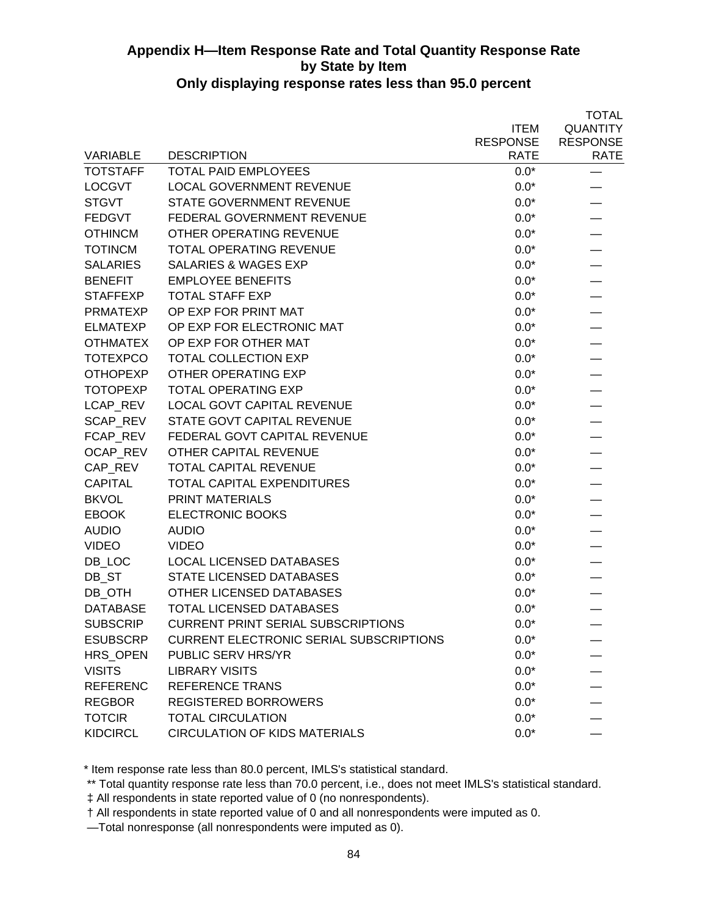## Appendix H—Item Response Rate and Total Quantity Response Rate by State by Item

### Only displaying response rates less than 95.0 percent

| VARIABLE | DESCRIPTION | ITEM RESPONSE RATE | TOTAL QUANTITY RESPONSE RATE |
|---|---|---|---|
| TOTSTAFF | TOTAL PAID EMPLOYEES | 0.0* | — |
| LOCGVT | LOCAL GOVERNMENT REVENUE | 0.0* | — |
| STGVT | STATE GOVERNMENT REVENUE | 0.0* | — |
| FEDGVT | FEDERAL GOVERNMENT REVENUE | 0.0* | — |
| OTHINCM | OTHER OPERATING REVENUE | 0.0* | — |
| TOTINCM | TOTAL OPERATING REVENUE | 0.0* | — |
| SALARIES | SALARIES & WAGES EXP | 0.0* | — |
| BENEFIT | EMPLOYEE BENEFITS | 0.0* | — |
| STAFFEXP | TOTAL STAFF EXP | 0.0* | — |
| PRMATEXP | OP EXP FOR PRINT MAT | 0.0* | — |
| ELMATEXP | OP EXP FOR ELECTRONIC MAT | 0.0* | — |
| OTHMATEX | OP EXP FOR OTHER MAT | 0.0* | — |
| TOTEXPCO | TOTAL COLLECTION EXP | 0.0* | — |
| OTHOPEXP | OTHER OPERATING EXP | 0.0* | — |
| TOTOPEXP | TOTAL OPERATING EXP | 0.0* | — |
| LCAP_REV | LOCAL GOVT CAPITAL REVENUE | 0.0* | — |
| SCAP_REV | STATE GOVT CAPITAL REVENUE | 0.0* | — |
| FCAP_REV | FEDERAL GOVT CAPITAL REVENUE | 0.0* | — |
| OCAP_REV | OTHER CAPITAL REVENUE | 0.0* | — |
| CAP_REV | TOTAL CAPITAL REVENUE | 0.0* | — |
| CAPITAL | TOTAL CAPITAL EXPENDITURES | 0.0* | — |
| BKVOL | PRINT MATERIALS | 0.0* | — |
| EBOOK | ELECTRONIC BOOKS | 0.0* | — |
| AUDIO | AUDIO | 0.0* | — |
| VIDEO | VIDEO | 0.0* | — |
| DB_LOC | LOCAL LICENSED DATABASES | 0.0* | — |
| DB_ST | STATE LICENSED DATABASES | 0.0* | — |
| DB_OTH | OTHER LICENSED DATABASES | 0.0* | — |
| DATABASE | TOTAL LICENSED DATABASES | 0.0* | — |
| SUBSCRIP | CURRENT PRINT SERIAL SUBSCRIPTIONS | 0.0* | — |
| ESUBSCRP | CURRENT ELECTRONIC SERIAL SUBSCRIPTIONS | 0.0* | — |
| HRS_OPEN | PUBLIC SERV HRS/YR | 0.0* | — |
| VISITS | LIBRARY VISITS | 0.0* | — |
| REFERENC | REFERENCE TRANS | 0.0* | — |
| REGBOR | REGISTERED BORROWERS | 0.0* | — |
| TOTCIR | TOTAL CIRCULATION | 0.0* | — |
| KIDCIRCL | CIRCULATION OF KIDS MATERIALS | 0.0* | — |

\* Item response rate less than 80.0 percent, IMLS's statistical standard.

\*\* Total quantity response rate less than 70.0 percent, i.e., does not meet IMLS's statistical standard.

‡ All respondents in state reported value of 0 (no nonrespondents).

† All respondents in state reported value of 0 and all nonrespondents were imputed as 0.

—Total nonresponse (all nonrespondents were imputed as 0).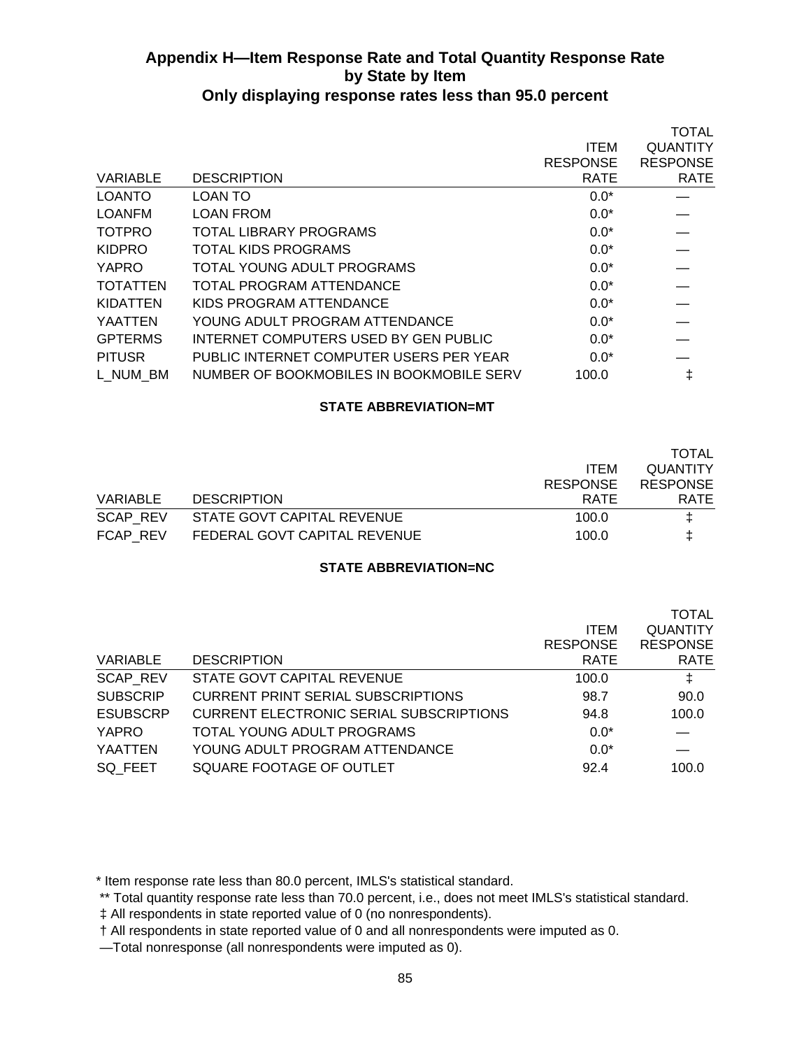## Appendix H—Item Response Rate and Total Quantity Response Rate by State by Item

### Only displaying response rates less than 95.0 percent

| VARIABLE | DESCRIPTION | ITEM RESPONSE RATE | TOTAL QUANTITY RESPONSE RATE |
|---|---|---|---|
| LOANTO | LOAN TO | 0.0* | — |
| LOANFM | LOAN FROM | 0.0* | — |
| TOTPRO | TOTAL LIBRARY PROGRAMS | 0.0* | — |
| KIDPRO | TOTAL KIDS PROGRAMS | 0.0* | — |
| YAPRO | TOTAL YOUNG ADULT PROGRAMS | 0.0* | — |
| TOTATTEN | TOTAL PROGRAM ATTENDANCE | 0.0* | — |
| KIDATTEN | KIDS PROGRAM ATTENDANCE | 0.0* | — |
| YAATTEN | YOUNG ADULT PROGRAM ATTENDANCE | 0.0* | — |
| GPTERMS | INTERNET COMPUTERS USED BY GEN PUBLIC | 0.0* | — |
| PITUSR | PUBLIC INTERNET COMPUTER USERS PER YEAR | 0.0* | — |
| L_NUM_BM | NUMBER OF BOOKMOBILES IN BOOKMOBILE SERV | 100.0 | ‡ |

**STATE ABBREVIATION=MT**

| VARIABLE | DESCRIPTION | ITEM RESPONSE RATE | TOTAL QUANTITY RESPONSE RATE |
|---|---|---|---|
| SCAP_REV | STATE GOVT CAPITAL REVENUE | 100.0 | ‡ |
| FCAP_REV | FEDERAL GOVT CAPITAL REVENUE | 100.0 | ‡ |

**STATE ABBREVIATION=NC**

| VARIABLE | DESCRIPTION | ITEM RESPONSE RATE | TOTAL QUANTITY RESPONSE RATE |
|---|---|---|---|
| SCAP_REV | STATE GOVT CAPITAL REVENUE | 100.0 | ‡ |
| SUBSCRIP | CURRENT PRINT SERIAL SUBSCRIPTIONS | 98.7 | 90.0 |
| ESUBSCRP | CURRENT ELECTRONIC SERIAL SUBSCRIPTIONS | 94.8 | 100.0 |
| YAPRO | TOTAL YOUNG ADULT PROGRAMS | 0.0* | — |
| YAATTEN | YOUNG ADULT PROGRAM ATTENDANCE | 0.0* | — |
| SQ_FEET | SQUARE FOOTAGE OF OUTLET | 92.4 | 100.0 |

\* Item response rate less than 80.0 percent, IMLS's statistical standard.

\** Total quantity response rate less than 70.0 percent, i.e., does not meet IMLS's statistical standard.

‡ All respondents in state reported value of 0 (no nonrespondents).

† All respondents in state reported value of 0 and all nonrespondents were imputed as 0.

—Total nonresponse (all nonrespondents were imputed as 0).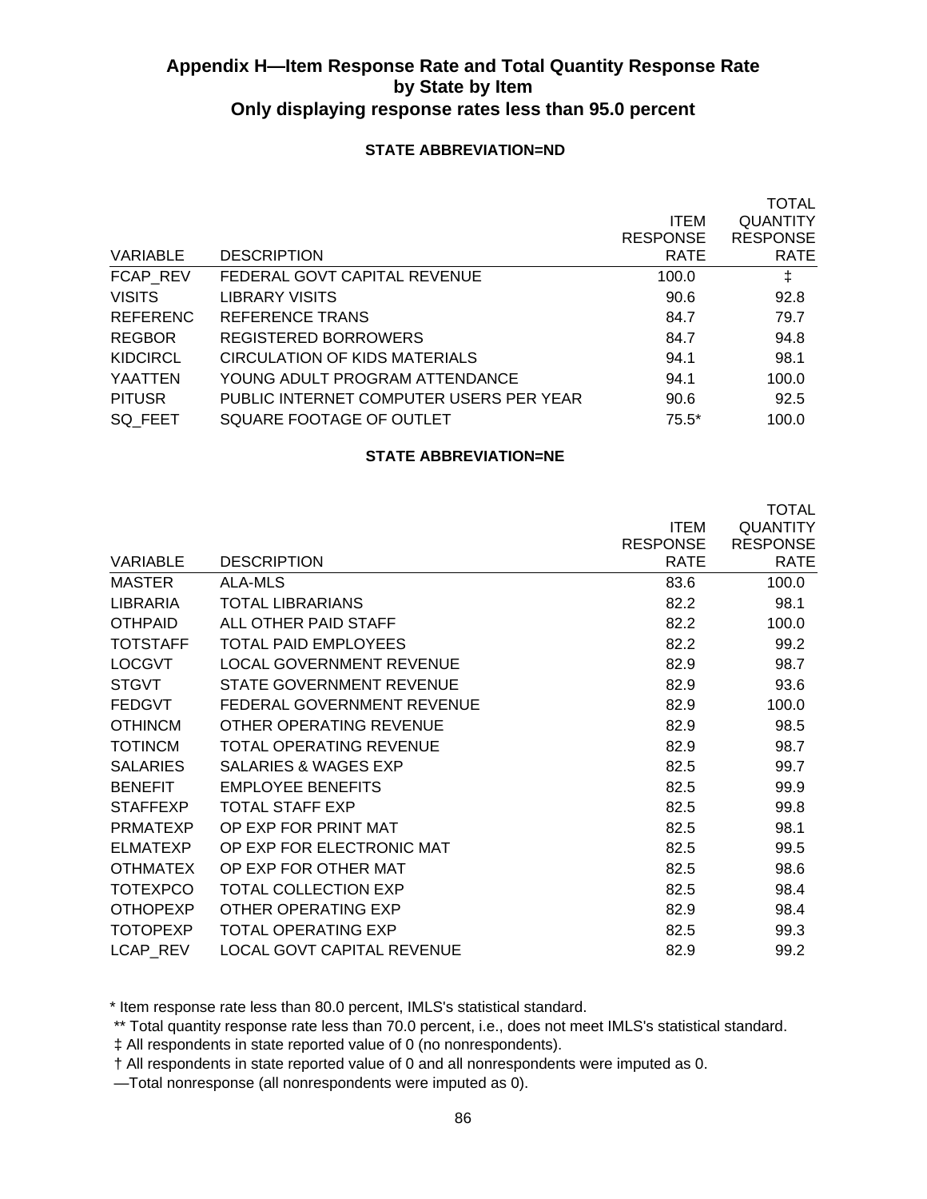## Appendix H—Item Response Rate and Total Quantity Response Rate by State by Item
## Only displaying response rates less than 95.0 percent

**STATE ABBREVIATION=ND**

| VARIABLE | DESCRIPTION | ITEM RESPONSE RATE | TOTAL QUANTITY RESPONSE RATE |
|---|---|---|---|
| FCAP_REV | FEDERAL GOVT CAPITAL REVENUE | 100.0 | ‡ |
| VISITS | LIBRARY VISITS | 90.6 | 92.8 |
| REFERENC | REFERENCE TRANS | 84.7 | 79.7 |
| REGBOR | REGISTERED BORROWERS | 84.7 | 94.8 |
| KIDCIRCL | CIRCULATION OF KIDS MATERIALS | 94.1 | 98.1 |
| YAATTEN | YOUNG ADULT PROGRAM ATTENDANCE | 94.1 | 100.0 |
| PITUSR | PUBLIC INTERNET COMPUTER USERS PER YEAR | 90.6 | 92.5 |
| SQ_FEET | SQUARE FOOTAGE OF OUTLET | 75.5* | 100.0 |

**STATE ABBREVIATION=NE**

| VARIABLE | DESCRIPTION | ITEM RESPONSE RATE | TOTAL QUANTITY RESPONSE RATE |
|---|---|---|---|
| MASTER | ALA-MLS | 83.6 | 100.0 |
| LIBRARIA | TOTAL LIBRARIANS | 82.2 | 98.1 |
| OTHPAID | ALL OTHER PAID STAFF | 82.2 | 100.0 |
| TOTSTAFF | TOTAL PAID EMPLOYEES | 82.2 | 99.2 |
| LOCGVT | LOCAL GOVERNMENT REVENUE | 82.9 | 98.7 |
| STGVT | STATE GOVERNMENT REVENUE | 82.9 | 93.6 |
| FEDGVT | FEDERAL GOVERNMENT REVENUE | 82.9 | 100.0 |
| OTHINCM | OTHER OPERATING REVENUE | 82.9 | 98.5 |
| TOTINCM | TOTAL OPERATING REVENUE | 82.9 | 98.7 |
| SALARIES | SALARIES & WAGES EXP | 82.5 | 99.7 |
| BENEFIT | EMPLOYEE BENEFITS | 82.5 | 99.9 |
| STAFFEXP | TOTAL STAFF EXP | 82.5 | 99.8 |
| PRMATEXP | OP EXP FOR PRINT MAT | 82.5 | 98.1 |
| ELMATEXP | OP EXP FOR ELECTRONIC MAT | 82.5 | 99.5 |
| OTHMATEX | OP EXP FOR OTHER MAT | 82.5 | 98.6 |
| TOTEXPCO | TOTAL COLLECTION EXP | 82.5 | 98.4 |
| OTHOPEXP | OTHER OPERATING EXP | 82.9 | 98.4 |
| TOTOPEXP | TOTAL OPERATING EXP | 82.5 | 99.3 |
| LCAP_REV | LOCAL GOVT CAPITAL REVENUE | 82.9 | 99.2 |

\* Item response rate less than 80.0 percent, IMLS's statistical standard.

** Total quantity response rate less than 70.0 percent, i.e., does not meet IMLS's statistical standard.

‡ All respondents in state reported value of 0 (no nonrespondents).

† All respondents in state reported value of 0 and all nonrespondents were imputed as 0.

—Total nonresponse (all nonrespondents were imputed as 0).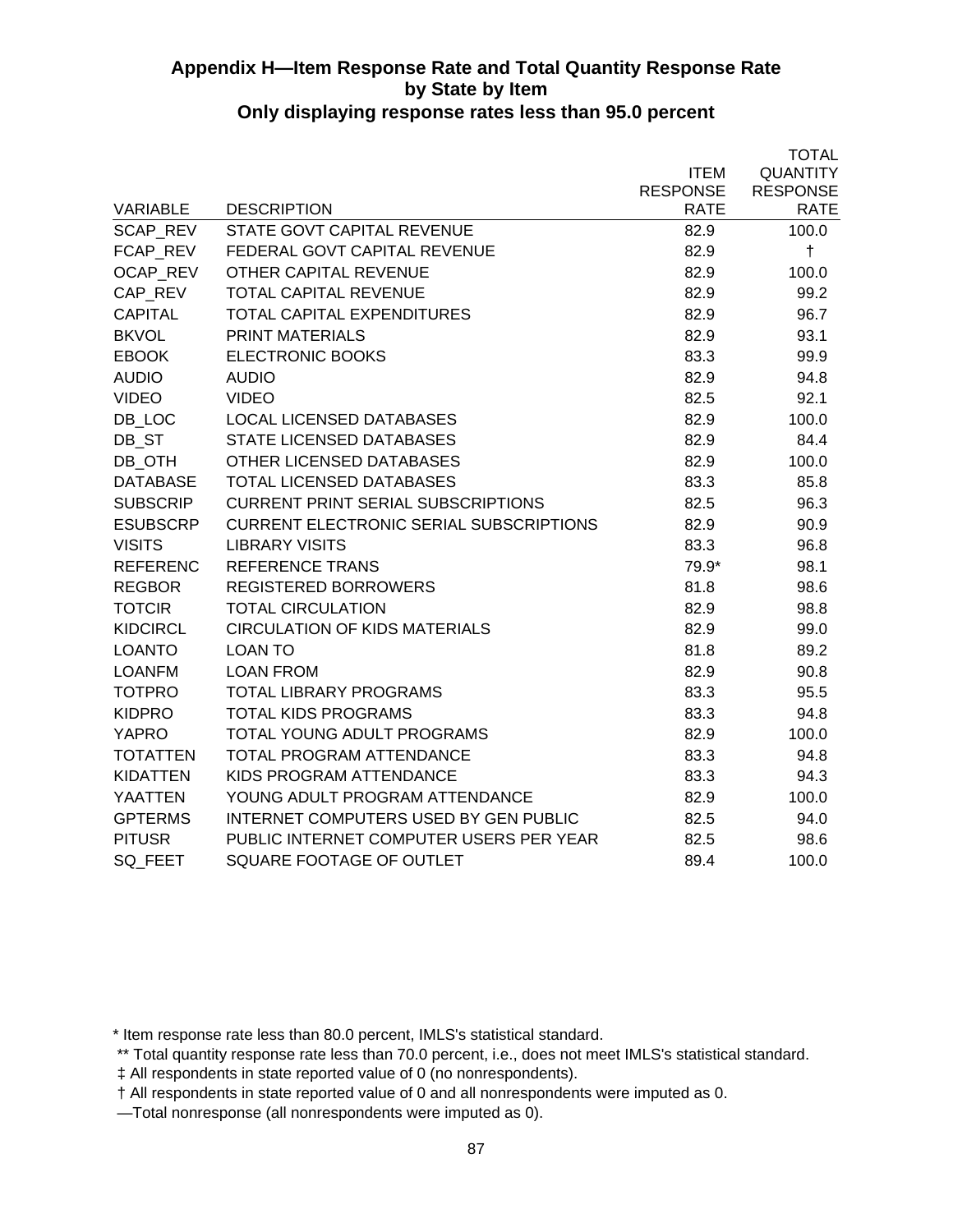## Appendix H—Item Response Rate and Total Quantity Response Rate by State by Item
## Only displaying response rates less than 95.0 percent

| VARIABLE | DESCRIPTION | ITEM RESPONSE RATE | TOTAL QUANTITY RESPONSE RATE |
|---|---|---|---|
| SCAP_REV | STATE GOVT CAPITAL REVENUE | 82.9 | 100.0 |
| FCAP_REV | FEDERAL GOVT CAPITAL REVENUE | 82.9 | † |
| OCAP_REV | OTHER CAPITAL REVENUE | 82.9 | 100.0 |
| CAP_REV | TOTAL CAPITAL REVENUE | 82.9 | 99.2 |
| CAPITAL | TOTAL CAPITAL EXPENDITURES | 82.9 | 96.7 |
| BKVOL | PRINT MATERIALS | 82.9 | 93.1 |
| EBOOK | ELECTRONIC BOOKS | 83.3 | 99.9 |
| AUDIO | AUDIO | 82.9 | 94.8 |
| VIDEO | VIDEO | 82.5 | 92.1 |
| DB_LOC | LOCAL LICENSED DATABASES | 82.9 | 100.0 |
| DB_ST | STATE LICENSED DATABASES | 82.9 | 84.4 |
| DB_OTH | OTHER LICENSED DATABASES | 82.9 | 100.0 |
| DATABASE | TOTAL LICENSED DATABASES | 83.3 | 85.8 |
| SUBSCRIP | CURRENT PRINT SERIAL SUBSCRIPTIONS | 82.5 | 96.3 |
| ESUBSCRP | CURRENT ELECTRONIC SERIAL SUBSCRIPTIONS | 82.9 | 90.9 |
| VISITS | LIBRARY VISITS | 83.3 | 96.8 |
| REFERENC | REFERENCE TRANS | 79.9* | 98.1 |
| REGBOR | REGISTERED BORROWERS | 81.8 | 98.6 |
| TOTCIR | TOTAL CIRCULATION | 82.9 | 98.8 |
| KIDCIRCL | CIRCULATION OF KIDS MATERIALS | 82.9 | 99.0 |
| LOANTO | LOAN TO | 81.8 | 89.2 |
| LOANFM | LOAN FROM | 82.9 | 90.8 |
| TOTPRO | TOTAL LIBRARY PROGRAMS | 83.3 | 95.5 |
| KIDPRO | TOTAL KIDS PROGRAMS | 83.3 | 94.8 |
| YAPRO | TOTAL YOUNG ADULT PROGRAMS | 82.9 | 100.0 |
| TOTATTEN | TOTAL PROGRAM ATTENDANCE | 83.3 | 94.8 |
| KIDATTEN | KIDS PROGRAM ATTENDANCE | 83.3 | 94.3 |
| YAATTEN | YOUNG ADULT PROGRAM ATTENDANCE | 82.9 | 100.0 |
| GPTERMS | INTERNET COMPUTERS USED BY GEN PUBLIC | 82.5 | 94.0 |
| PITUSR | PUBLIC INTERNET COMPUTER USERS PER YEAR | 82.5 | 98.6 |
| SQ_FEET | SQUARE FOOTAGE OF OUTLET | 89.4 | 100.0 |

* Item response rate less than 80.0 percent, IMLS's statistical standard.

** Total quantity response rate less than 70.0 percent, i.e., does not meet IMLS's statistical standard.

‡ All respondents in state reported value of 0 (no nonrespondents).

† All respondents in state reported value of 0 and all nonrespondents were imputed as 0.

—Total nonresponse (all nonrespondents were imputed as 0).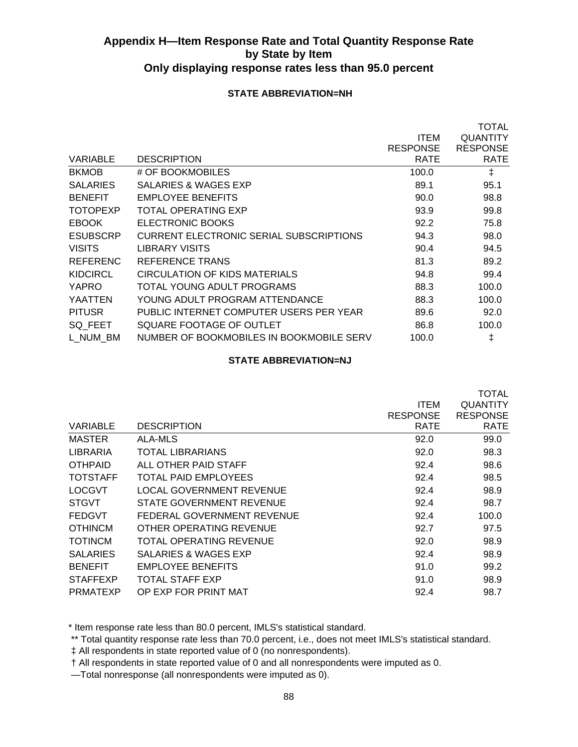## Appendix H—Item Response Rate and Total Quantity Response Rate by State by Item
## Only displaying response rates less than 95.0 percent

**STATE ABBREVIATION=NH**

| VARIABLE | DESCRIPTION | ITEM RESPONSE RATE | TOTAL QUANTITY RESPONSE RATE |
|---|---|---|---|
| BKMOB | # OF BOOKMOBILES | 100.0 | ‡ |
| SALARIES | SALARIES & WAGES EXP | 89.1 | 95.1 |
| BENEFIT | EMPLOYEE BENEFITS | 90.0 | 98.8 |
| TOTOPEXP | TOTAL OPERATING EXP | 93.9 | 99.8 |
| EBOOK | ELECTRONIC BOOKS | 92.2 | 75.8 |
| ESUBSCRP | CURRENT ELECTRONIC SERIAL SUBSCRIPTIONS | 94.3 | 98.0 |
| VISITS | LIBRARY VISITS | 90.4 | 94.5 |
| REFERENC | REFERENCE TRANS | 81.3 | 89.2 |
| KIDCIRCL | CIRCULATION OF KIDS MATERIALS | 94.8 | 99.4 |
| YAPRO | TOTAL YOUNG ADULT PROGRAMS | 88.3 | 100.0 |
| YAATTEN | YOUNG ADULT PROGRAM ATTENDANCE | 88.3 | 100.0 |
| PITUSR | PUBLIC INTERNET COMPUTER USERS PER YEAR | 89.6 | 92.0 |
| SQ_FEET | SQUARE FOOTAGE OF OUTLET | 86.8 | 100.0 |
| L_NUM_BM | NUMBER OF BOOKMOBILES IN BOOKMOBILE SERV | 100.0 | ‡ |

**STATE ABBREVIATION=NJ**

| VARIABLE | DESCRIPTION | ITEM RESPONSE RATE | TOTAL QUANTITY RESPONSE RATE |
|---|---|---|---|
| MASTER | ALA-MLS | 92.0 | 99.0 |
| LIBRARIA | TOTAL LIBRARIANS | 92.0 | 98.3 |
| OTHPAID | ALL OTHER PAID STAFF | 92.4 | 98.6 |
| TOTSTAFF | TOTAL PAID EMPLOYEES | 92.4 | 98.5 |
| LOCGVT | LOCAL GOVERNMENT REVENUE | 92.4 | 98.9 |
| STGVT | STATE GOVERNMENT REVENUE | 92.4 | 98.7 |
| FEDGVT | FEDERAL GOVERNMENT REVENUE | 92.4 | 100.0 |
| OTHINCM | OTHER OPERATING REVENUE | 92.7 | 97.5 |
| TOTINCM | TOTAL OPERATING REVENUE | 92.0 | 98.9 |
| SALARIES | SALARIES & WAGES EXP | 92.4 | 98.9 |
| BENEFIT | EMPLOYEE BENEFITS | 91.0 | 99.2 |
| STAFFEXP | TOTAL STAFF EXP | 91.0 | 98.9 |
| PRMATEXP | OP EXP FOR PRINT MAT | 92.4 | 98.7 |

* Item response rate less than 80.0 percent, IMLS's statistical standard.

** Total quantity response rate less than 70.0 percent, i.e., does not meet IMLS's statistical standard.

‡ All respondents in state reported value of 0 (no nonrespondents).

† All respondents in state reported value of 0 and all nonrespondents were imputed as 0.

—Total nonresponse (all nonrespondents were imputed as 0).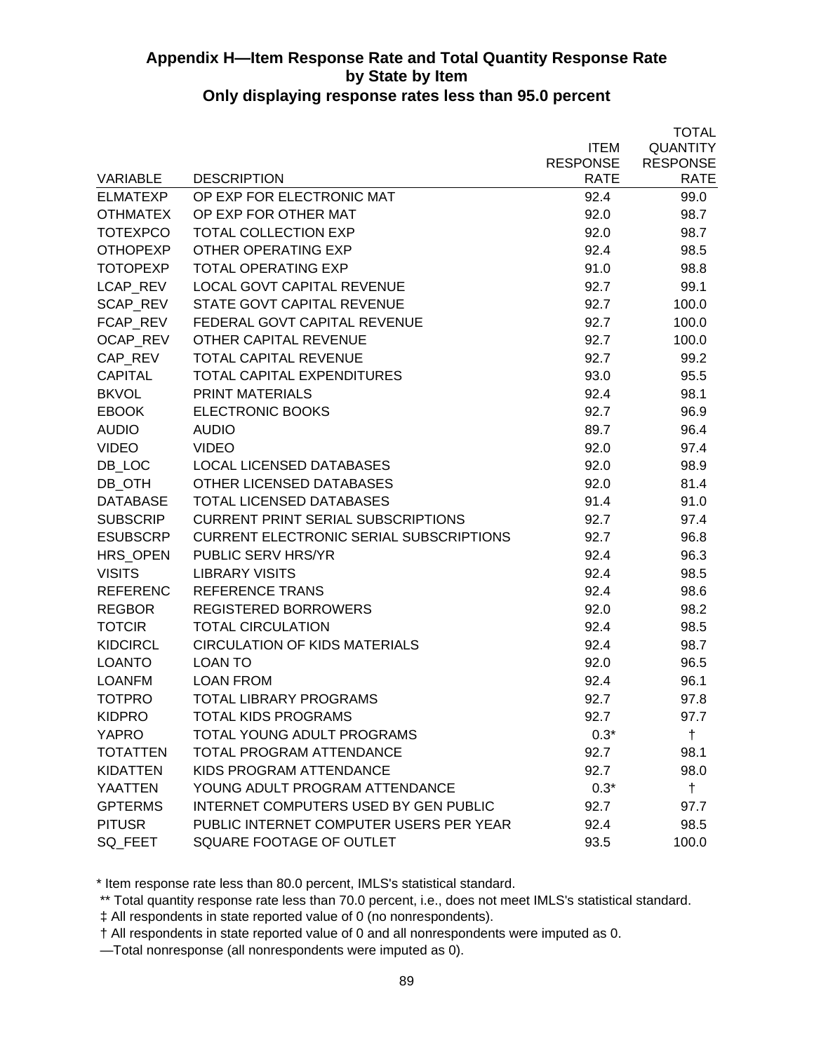## Appendix H—Item Response Rate and Total Quantity Response Rate by State by Item
### Only displaying response rates less than 95.0 percent

| VARIABLE | DESCRIPTION | ITEM RESPONSE RATE | TOTAL QUANTITY RESPONSE RATE |
|---|---|---|---|
| ELMATEXP | OP EXP FOR ELECTRONIC MAT | 92.4 | 99.0 |
| OTHMATEX | OP EXP FOR OTHER MAT | 92.0 | 98.7 |
| TOTEXPCO | TOTAL COLLECTION EXP | 92.0 | 98.7 |
| OTHOPEXP | OTHER OPERATING EXP | 92.4 | 98.5 |
| TOTOPEXP | TOTAL OPERATING EXP | 91.0 | 98.8 |
| LCAP_REV | LOCAL GOVT CAPITAL REVENUE | 92.7 | 99.1 |
| SCAP_REV | STATE GOVT CAPITAL REVENUE | 92.7 | 100.0 |
| FCAP_REV | FEDERAL GOVT CAPITAL REVENUE | 92.7 | 100.0 |
| OCAP_REV | OTHER CAPITAL REVENUE | 92.7 | 100.0 |
| CAP_REV | TOTAL CAPITAL REVENUE | 92.7 | 99.2 |
| CAPITAL | TOTAL CAPITAL EXPENDITURES | 93.0 | 95.5 |
| BKVOL | PRINT MATERIALS | 92.4 | 98.1 |
| EBOOK | ELECTRONIC BOOKS | 92.7 | 96.9 |
| AUDIO | AUDIO | 89.7 | 96.4 |
| VIDEO | VIDEO | 92.0 | 97.4 |
| DB_LOC | LOCAL LICENSED DATABASES | 92.0 | 98.9 |
| DB_OTH | OTHER LICENSED DATABASES | 92.0 | 81.4 |
| DATABASE | TOTAL LICENSED DATABASES | 91.4 | 91.0 |
| SUBSCRIP | CURRENT PRINT SERIAL SUBSCRIPTIONS | 92.7 | 97.4 |
| ESUBSCRP | CURRENT ELECTRONIC SERIAL SUBSCRIPTIONS | 92.7 | 96.8 |
| HRS_OPEN | PUBLIC SERV HRS/YR | 92.4 | 96.3 |
| VISITS | LIBRARY VISITS | 92.4 | 98.5 |
| REFERENC | REFERENCE TRANS | 92.4 | 98.6 |
| REGBOR | REGISTERED BORROWERS | 92.0 | 98.2 |
| TOTCIR | TOTAL CIRCULATION | 92.4 | 98.5 |
| KIDCIRCL | CIRCULATION OF KIDS MATERIALS | 92.4 | 98.7 |
| LOANTO | LOAN TO | 92.0 | 96.5 |
| LOANFM | LOAN FROM | 92.4 | 96.1 |
| TOTPRO | TOTAL LIBRARY PROGRAMS | 92.7 | 97.8 |
| KIDPRO | TOTAL KIDS PROGRAMS | 92.7 | 97.7 |
| YAPRO | TOTAL YOUNG ADULT PROGRAMS | 0.3* | † |
| TOTATTEN | TOTAL PROGRAM ATTENDANCE | 92.7 | 98.1 |
| KIDATTEN | KIDS PROGRAM ATTENDANCE | 92.7 | 98.0 |
| YAATTEN | YOUNG ADULT PROGRAM ATTENDANCE | 0.3* | † |
| GPTERMS | INTERNET COMPUTERS USED BY GEN PUBLIC | 92.7 | 97.7 |
| PITUSR | PUBLIC INTERNET COMPUTER USERS PER YEAR | 92.4 | 98.5 |
| SQ_FEET | SQUARE FOOTAGE OF OUTLET | 93.5 | 100.0 |

\* Item response rate less than 80.0 percent, IMLS's statistical standard.

** Total quantity response rate less than 70.0 percent, i.e., does not meet IMLS's statistical standard.

‡ All respondents in state reported value of 0 (no nonrespondents).

† All respondents in state reported value of 0 and all nonrespondents were imputed as 0.

—Total nonresponse (all nonrespondents were imputed as 0).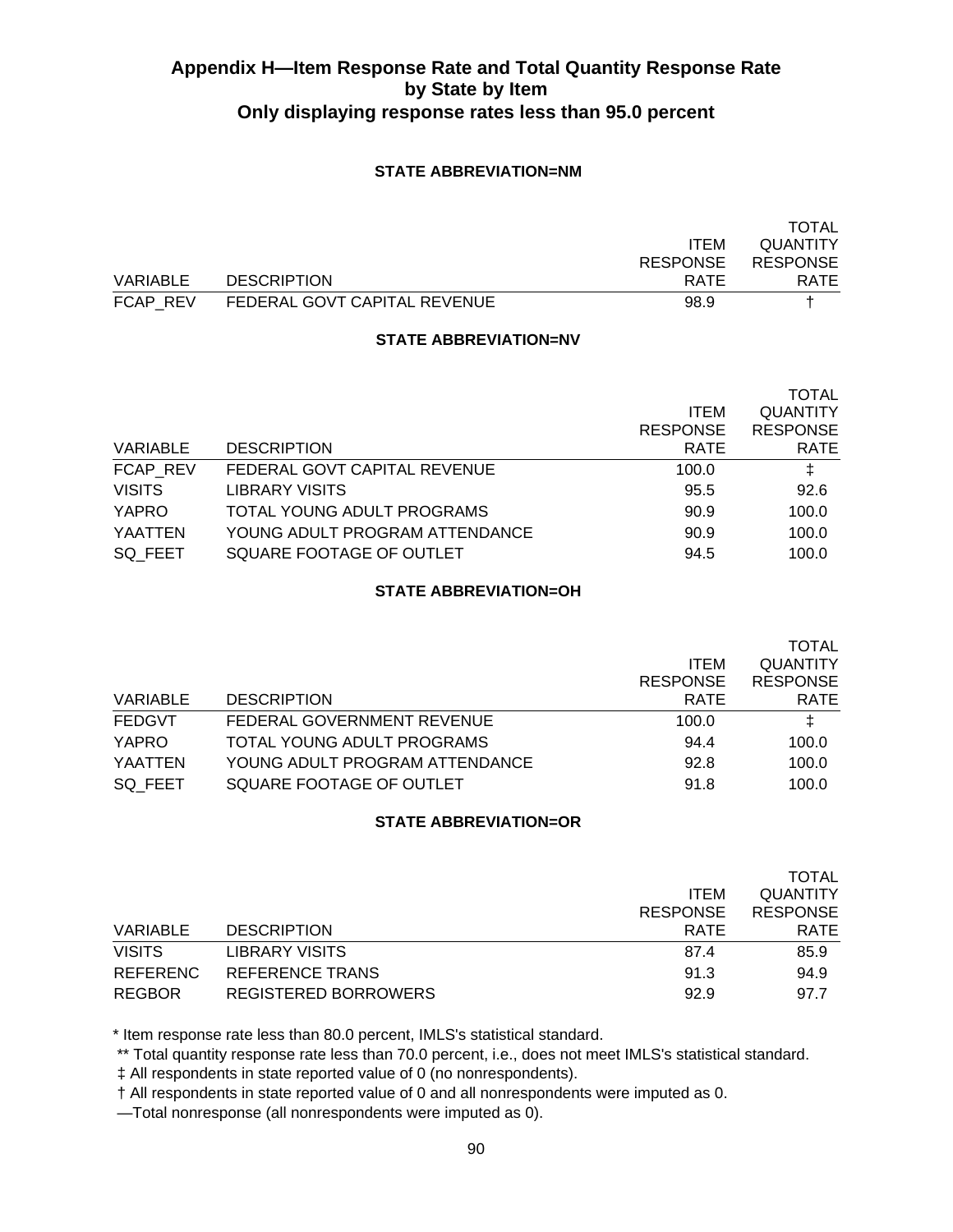## Appendix H—Item Response Rate and Total Quantity Response Rate by State by Item
## Only displaying response rates less than 95.0 percent

**STATE ABBREVIATION=NM**

| VARIABLE | DESCRIPTION | ITEM RESPONSE RATE | TOTAL QUANTITY RESPONSE RATE |
|---|---|---|---|
| FCAP_REV | FEDERAL GOVT CAPITAL REVENUE | 98.9 | † |

**STATE ABBREVIATION=NV**

| VARIABLE | DESCRIPTION | ITEM RESPONSE RATE | TOTAL QUANTITY RESPONSE RATE |
|---|---|---|---|
| FCAP_REV | FEDERAL GOVT CAPITAL REVENUE | 100.0 | ‡ |
| VISITS | LIBRARY VISITS | 95.5 | 92.6 |
| YAPRO | TOTAL YOUNG ADULT PROGRAMS | 90.9 | 100.0 |
| YAATTEN | YOUNG ADULT PROGRAM ATTENDANCE | 90.9 | 100.0 |
| SQ_FEET | SQUARE FOOTAGE OF OUTLET | 94.5 | 100.0 |

**STATE ABBREVIATION=OH**

| VARIABLE | DESCRIPTION | ITEM RESPONSE RATE | TOTAL QUANTITY RESPONSE RATE |
|---|---|---|---|
| FEDGVT | FEDERAL GOVERNMENT REVENUE | 100.0 | ‡ |
| YAPRO | TOTAL YOUNG ADULT PROGRAMS | 94.4 | 100.0 |
| YAATTEN | YOUNG ADULT PROGRAM ATTENDANCE | 92.8 | 100.0 |
| SQ_FEET | SQUARE FOOTAGE OF OUTLET | 91.8 | 100.0 |

**STATE ABBREVIATION=OR**

| VARIABLE | DESCRIPTION | ITEM RESPONSE RATE | TOTAL QUANTITY RESPONSE RATE |
|---|---|---|---|
| VISITS | LIBRARY VISITS | 87.4 | 85.9 |
| REFERENC | REFERENCE TRANS | 91.3 | 94.9 |
| REGBOR | REGISTERED BORROWERS | 92.9 | 97.7 |

\* Item response rate less than 80.0 percent, IMLS's statistical standard.

\*\* Total quantity response rate less than 70.0 percent, i.e., does not meet IMLS's statistical standard.

‡ All respondents in state reported value of 0 (no nonrespondents).

† All respondents in state reported value of 0 and all nonrespondents were imputed as 0.

—Total nonresponse (all nonrespondents were imputed as 0).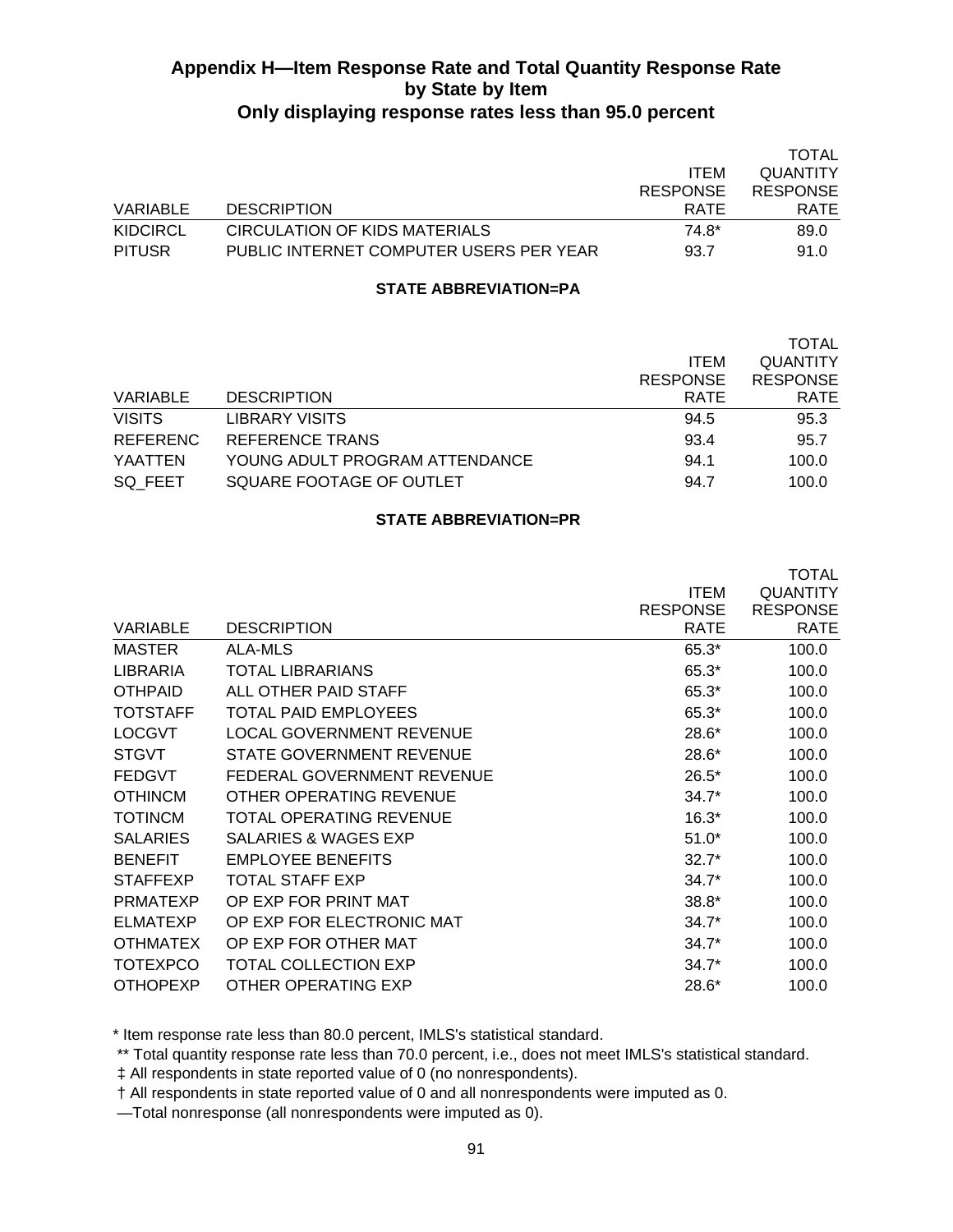## Appendix H—Item Response Rate and Total Quantity Response Rate by State by Item

### Only displaying response rates less than 95.0 percent

| VARIABLE | DESCRIPTION | ITEM RESPONSE RATE | TOTAL QUANTITY RESPONSE RATE |
|---|---|---|---|
| KIDCIRCL | CIRCULATION OF KIDS MATERIALS | 74.8* | 89.0 |
| PITUSR | PUBLIC INTERNET COMPUTER USERS PER YEAR | 93.7 | 91.0 |

**STATE ABBREVIATION=PA**

| VARIABLE | DESCRIPTION | ITEM RESPONSE RATE | TOTAL QUANTITY RESPONSE RATE |
|---|---|---|---|
| VISITS | LIBRARY VISITS | 94.5 | 95.3 |
| REFERENC | REFERENCE TRANS | 93.4 | 95.7 |
| YAATTEN | YOUNG ADULT PROGRAM ATTENDANCE | 94.1 | 100.0 |
| SQ_FEET | SQUARE FOOTAGE OF OUTLET | 94.7 | 100.0 |

**STATE ABBREVIATION=PR**

| VARIABLE | DESCRIPTION | ITEM RESPONSE RATE | TOTAL QUANTITY RESPONSE RATE |
|---|---|---|---|
| MASTER | ALA-MLS | 65.3* | 100.0 |
| LIBRARIA | TOTAL LIBRARIANS | 65.3* | 100.0 |
| OTHPAID | ALL OTHER PAID STAFF | 65.3* | 100.0 |
| TOTSTAFF | TOTAL PAID EMPLOYEES | 65.3* | 100.0 |
| LOCGVT | LOCAL GOVERNMENT REVENUE | 28.6* | 100.0 |
| STGVT | STATE GOVERNMENT REVENUE | 28.6* | 100.0 |
| FEDGVT | FEDERAL GOVERNMENT REVENUE | 26.5* | 100.0 |
| OTHINCM | OTHER OPERATING REVENUE | 34.7* | 100.0 |
| TOTINCM | TOTAL OPERATING REVENUE | 16.3* | 100.0 |
| SALARIES | SALARIES & WAGES EXP | 51.0* | 100.0 |
| BENEFIT | EMPLOYEE BENEFITS | 32.7* | 100.0 |
| STAFFEXP | TOTAL STAFF EXP | 34.7* | 100.0 |
| PRMATEXP | OP EXP FOR PRINT MAT | 38.8* | 100.0 |
| ELMATEXP | OP EXP FOR ELECTRONIC MAT | 34.7* | 100.0 |
| OTHMATEX | OP EXP FOR OTHER MAT | 34.7* | 100.0 |
| TOTEXPCO | TOTAL COLLECTION EXP | 34.7* | 100.0 |
| OTHOPEXP | OTHER OPERATING EXP | 28.6* | 100.0 |

* Item response rate less than 80.0 percent, IMLS's statistical standard.

** Total quantity response rate less than 70.0 percent, i.e., does not meet IMLS's statistical standard.

‡ All respondents in state reported value of 0 (no nonrespondents).

† All respondents in state reported value of 0 and all nonrespondents were imputed as 0.

—Total nonresponse (all nonrespondents were imputed as 0).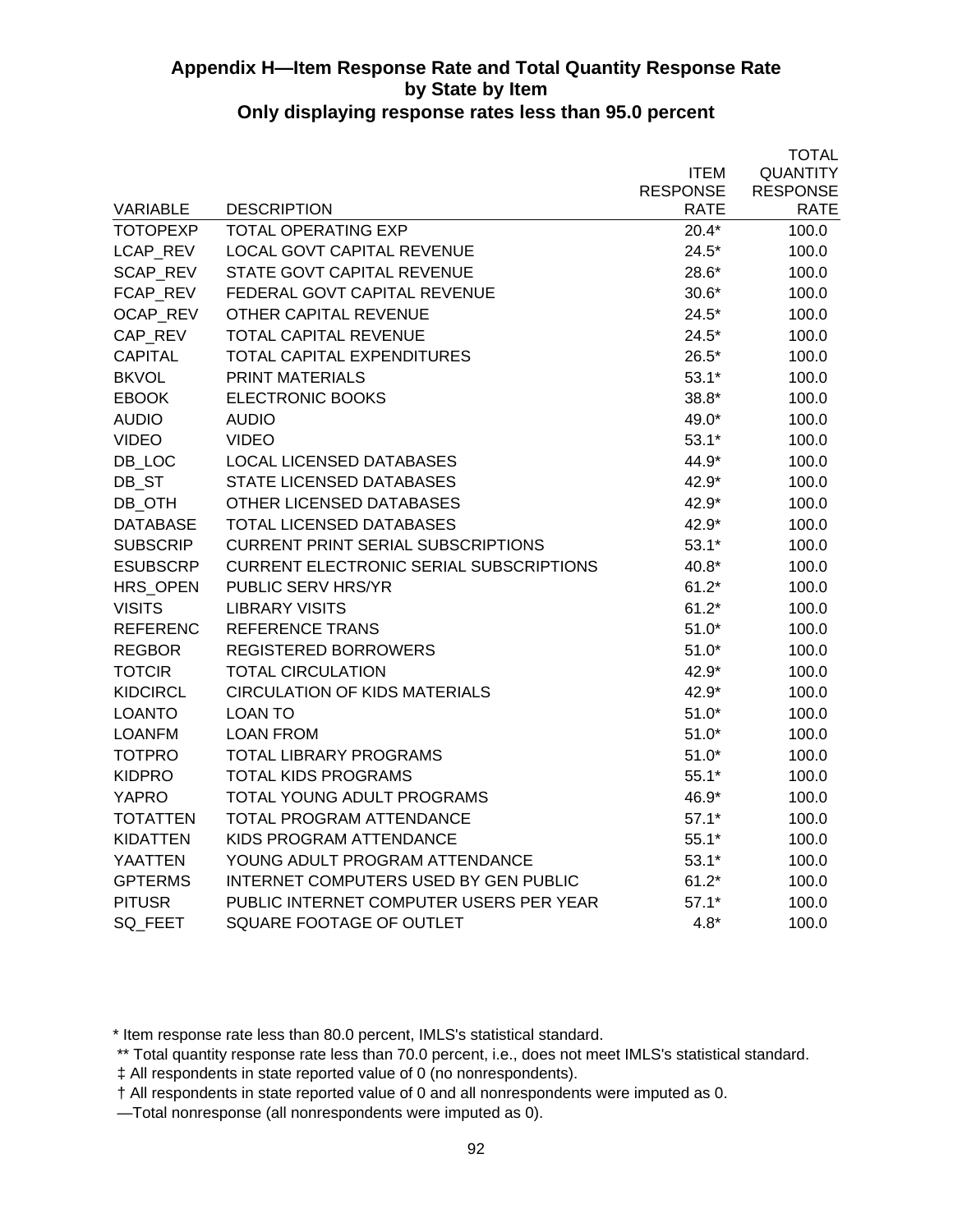## Appendix H—Item Response Rate and Total Quantity Response Rate by State by Item

### Only displaying response rates less than 95.0 percent

| VARIABLE | DESCRIPTION | ITEM RESPONSE RATE | TOTAL QUANTITY RESPONSE RATE |
|---|---|---|---|
| TOTOPEXP | TOTAL OPERATING EXP | 20.4* | 100.0 |
| LCAP_REV | LOCAL GOVT CAPITAL REVENUE | 24.5* | 100.0 |
| SCAP_REV | STATE GOVT CAPITAL REVENUE | 28.6* | 100.0 |
| FCAP_REV | FEDERAL GOVT CAPITAL REVENUE | 30.6* | 100.0 |
| OCAP_REV | OTHER CAPITAL REVENUE | 24.5* | 100.0 |
| CAP_REV | TOTAL CAPITAL REVENUE | 24.5* | 100.0 |
| CAPITAL | TOTAL CAPITAL EXPENDITURES | 26.5* | 100.0 |
| BKVOL | PRINT MATERIALS | 53.1* | 100.0 |
| EBOOK | ELECTRONIC BOOKS | 38.8* | 100.0 |
| AUDIO | AUDIO | 49.0* | 100.0 |
| VIDEO | VIDEO | 53.1* | 100.0 |
| DB_LOC | LOCAL LICENSED DATABASES | 44.9* | 100.0 |
| DB_ST | STATE LICENSED DATABASES | 42.9* | 100.0 |
| DB_OTH | OTHER LICENSED DATABASES | 42.9* | 100.0 |
| DATABASE | TOTAL LICENSED DATABASES | 42.9* | 100.0 |
| SUBSCRIP | CURRENT PRINT SERIAL SUBSCRIPTIONS | 53.1* | 100.0 |
| ESUBSCRP | CURRENT ELECTRONIC SERIAL SUBSCRIPTIONS | 40.8* | 100.0 |
| HRS_OPEN | PUBLIC SERV HRS/YR | 61.2* | 100.0 |
| VISITS | LIBRARY VISITS | 61.2* | 100.0 |
| REFERENC | REFERENCE TRANS | 51.0* | 100.0 |
| REGBOR | REGISTERED BORROWERS | 51.0* | 100.0 |
| TOTCIR | TOTAL CIRCULATION | 42.9* | 100.0 |
| KIDCIRCL | CIRCULATION OF KIDS MATERIALS | 42.9* | 100.0 |
| LOANTO | LOAN TO | 51.0* | 100.0 |
| LOANFM | LOAN FROM | 51.0* | 100.0 |
| TOTPRO | TOTAL LIBRARY PROGRAMS | 51.0* | 100.0 |
| KIDPRO | TOTAL KIDS PROGRAMS | 55.1* | 100.0 |
| YAPRO | TOTAL YOUNG ADULT PROGRAMS | 46.9* | 100.0 |
| TOTATTEN | TOTAL PROGRAM ATTENDANCE | 57.1* | 100.0 |
| KIDATTEN | KIDS PROGRAM ATTENDANCE | 55.1* | 100.0 |
| YAATTEN | YOUNG ADULT PROGRAM ATTENDANCE | 53.1* | 100.0 |
| GPTERMS | INTERNET COMPUTERS USED BY GEN PUBLIC | 61.2* | 100.0 |
| PITUSR | PUBLIC INTERNET COMPUTER USERS PER YEAR | 57.1* | 100.0 |
| SQ_FEET | SQUARE FOOTAGE OF OUTLET | 4.8* | 100.0 |

\* Item response rate less than 80.0 percent, IMLS's statistical standard.

\*\* Total quantity response rate less than 70.0 percent, i.e., does not meet IMLS's statistical standard.

‡ All respondents in state reported value of 0 (no nonrespondents).

† All respondents in state reported value of 0 and all nonrespondents were imputed as 0.

—Total nonresponse (all nonrespondents were imputed as 0).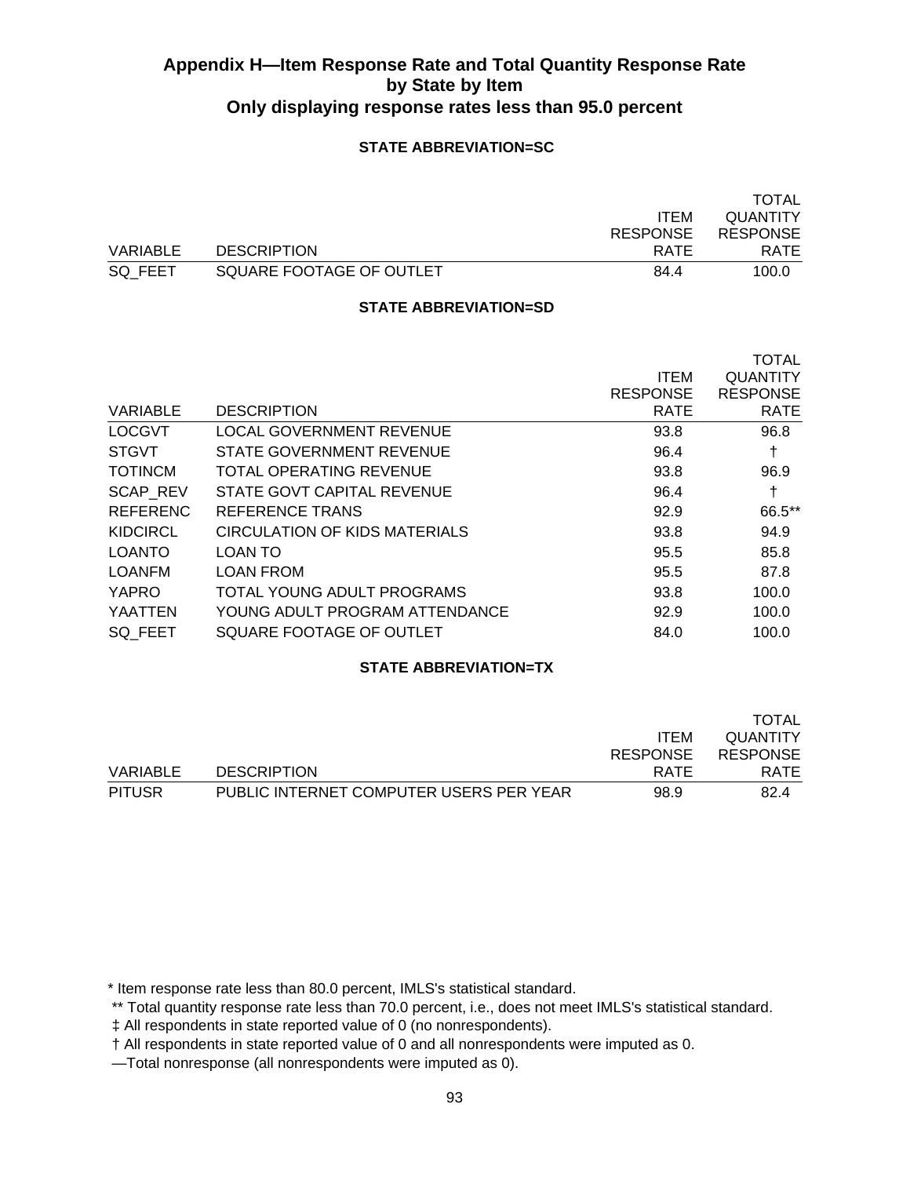## Appendix H—Item Response Rate and Total Quantity Response Rate by State by Item
## Only displaying response rates less than 95.0 percent

### STATE ABBREVIATION=SC

| VARIABLE | DESCRIPTION | ITEM RESPONSE RATE | TOTAL QUANTITY RESPONSE RATE |
|---|---|---|---|
| SQ_FEET | SQUARE FOOTAGE OF OUTLET | 84.4 | 100.0 |

### STATE ABBREVIATION=SD

| VARIABLE | DESCRIPTION | ITEM RESPONSE RATE | TOTAL QUANTITY RESPONSE RATE |
|---|---|---|---|
| LOCGVT | LOCAL GOVERNMENT REVENUE | 93.8 | 96.8 |
| STGVT | STATE GOVERNMENT REVENUE | 96.4 | † |
| TOTINCM | TOTAL OPERATING REVENUE | 93.8 | 96.9 |
| SCAP_REV | STATE GOVT CAPITAL REVENUE | 96.4 | † |
| REFERENC | REFERENCE TRANS | 92.9 | 66.5** |
| KIDCIRCL | CIRCULATION OF KIDS MATERIALS | 93.8 | 94.9 |
| LOANTO | LOAN TO | 95.5 | 85.8 |
| LOANFM | LOAN FROM | 95.5 | 87.8 |
| YAPRO | TOTAL YOUNG ADULT PROGRAMS | 93.8 | 100.0 |
| YAATTEN | YOUNG ADULT PROGRAM ATTENDANCE | 92.9 | 100.0 |
| SQ_FEET | SQUARE FOOTAGE OF OUTLET | 84.0 | 100.0 |

### STATE ABBREVIATION=TX

| VARIABLE | DESCRIPTION | ITEM RESPONSE RATE | TOTAL QUANTITY RESPONSE RATE |
|---|---|---|---|
| PITUSR | PUBLIC INTERNET COMPUTER USERS PER YEAR | 98.9 | 82.4 |

* Item response rate less than 80.0 percent, IMLS's statistical standard.
** Total quantity response rate less than 70.0 percent, i.e., does not meet IMLS's statistical standard.
‡ All respondents in state reported value of 0 (no nonrespondents).
† All respondents in state reported value of 0 and all nonrespondents were imputed as 0.
—Total nonresponse (all nonrespondents were imputed as 0).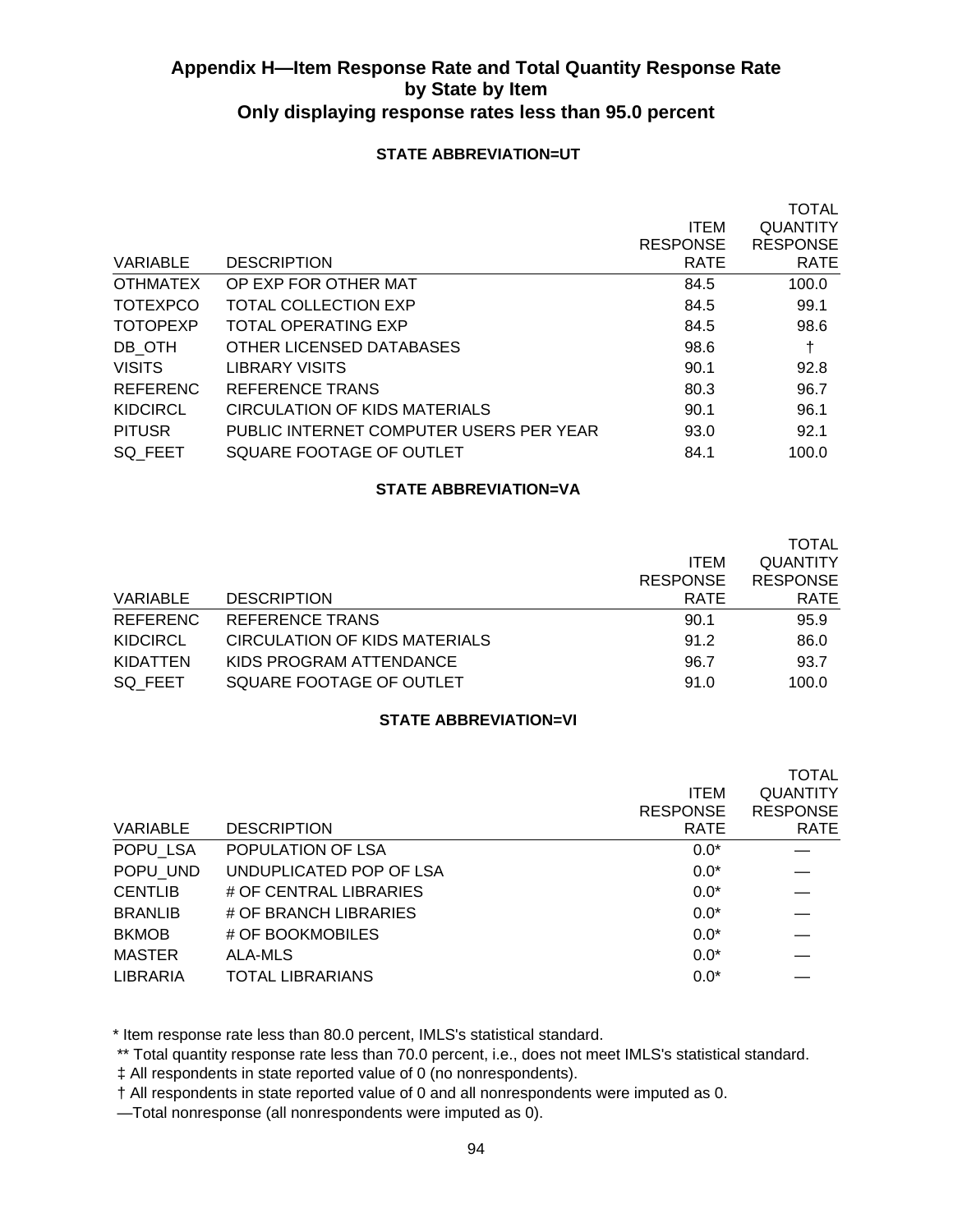## Appendix H—Item Response Rate and Total Quantity Response Rate by State by Item
## Only displaying response rates less than 95.0 percent

### STATE ABBREVIATION=UT

| VARIABLE | DESCRIPTION | ITEM RESPONSE RATE | TOTAL QUANTITY RESPONSE RATE |
|---|---|---|---|
| OTHMATEX | OP EXP FOR OTHER MAT | 84.5 | 100.0 |
| TOTEXPCO | TOTAL COLLECTION EXP | 84.5 | 99.1 |
| TOTOPEXP | TOTAL OPERATING EXP | 84.5 | 98.6 |
| DB_OTH | OTHER LICENSED DATABASES | 98.6 | † |
| VISITS | LIBRARY VISITS | 90.1 | 92.8 |
| REFERENC | REFERENCE TRANS | 80.3 | 96.7 |
| KIDCIRCL | CIRCULATION OF KIDS MATERIALS | 90.1 | 96.1 |
| PITUSR | PUBLIC INTERNET COMPUTER USERS PER YEAR | 93.0 | 92.1 |
| SQ_FEET | SQUARE FOOTAGE OF OUTLET | 84.1 | 100.0 |

### STATE ABBREVIATION=VA

| VARIABLE | DESCRIPTION | ITEM RESPONSE RATE | TOTAL QUANTITY RESPONSE RATE |
|---|---|---|---|
| REFERENC | REFERENCE TRANS | 90.1 | 95.9 |
| KIDCIRCL | CIRCULATION OF KIDS MATERIALS | 91.2 | 86.0 |
| KIDATTEN | KIDS PROGRAM ATTENDANCE | 96.7 | 93.7 |
| SQ_FEET | SQUARE FOOTAGE OF OUTLET | 91.0 | 100.0 |

### STATE ABBREVIATION=VI

| VARIABLE | DESCRIPTION | ITEM RESPONSE RATE | TOTAL QUANTITY RESPONSE RATE |
|---|---|---|---|
| POPU_LSA | POPULATION OF LSA | 0.0* | — |
| POPU_UND | UNDUPLICATED POP OF LSA | 0.0* | — |
| CENTLIB | # OF CENTRAL LIBRARIES | 0.0* | — |
| BRANLIB | # OF BRANCH LIBRARIES | 0.0* | — |
| BKMOB | # OF BOOKMOBILES | 0.0* | — |
| MASTER | ALA-MLS | 0.0* | — |
| LIBRARIA | TOTAL LIBRARIANS | 0.0* | — |

\* Item response rate less than 80.0 percent, IMLS's statistical standard.

** Total quantity response rate less than 70.0 percent, i.e., does not meet IMLS's statistical standard.

‡ All respondents in state reported value of 0 (no nonrespondents).

† All respondents in state reported value of 0 and all nonrespondents were imputed as 0.

—Total nonresponse (all nonrespondents were imputed as 0).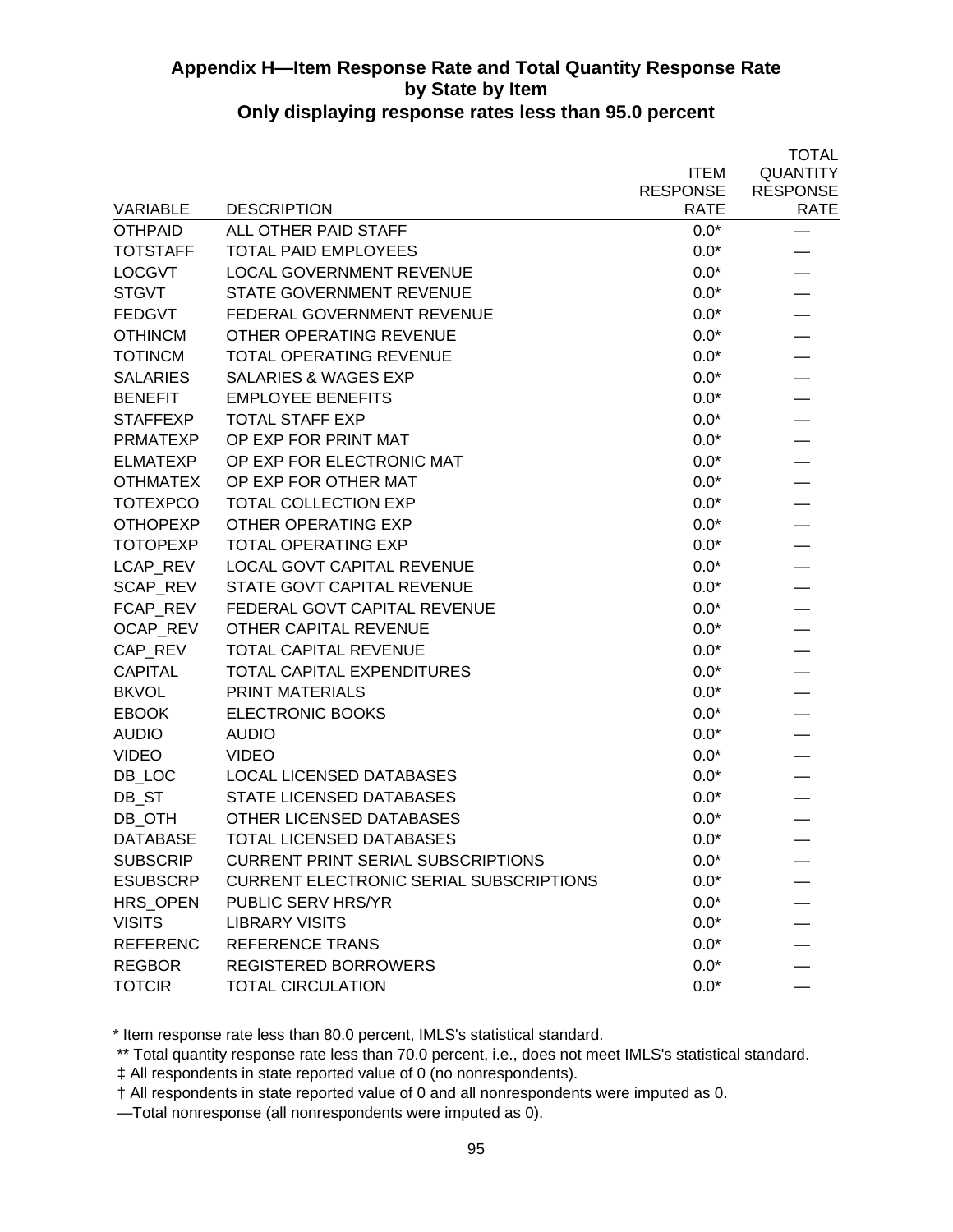### Appendix H—Item Response Rate and Total Quantity Response Rate by State by Item
### Only displaying response rates less than 95.0 percent

| VARIABLE | DESCRIPTION | ITEM RESPONSE RATE | TOTAL QUANTITY RESPONSE RATE |
|---|---|---|---|
| OTHPAID | ALL OTHER PAID STAFF | 0.0* | — |
| TOTSTAFF | TOTAL PAID EMPLOYEES | 0.0* | — |
| LOCGVT | LOCAL GOVERNMENT REVENUE | 0.0* | — |
| STGVT | STATE GOVERNMENT REVENUE | 0.0* | — |
| FEDGVT | FEDERAL GOVERNMENT REVENUE | 0.0* | — |
| OTHINCM | OTHER OPERATING REVENUE | 0.0* | — |
| TOTINCM | TOTAL OPERATING REVENUE | 0.0* | — |
| SALARIES | SALARIES & WAGES EXP | 0.0* | — |
| BENEFIT | EMPLOYEE BENEFITS | 0.0* | — |
| STAFFEXP | TOTAL STAFF EXP | 0.0* | — |
| PRMATEXP | OP EXP FOR PRINT MAT | 0.0* | — |
| ELMATEXP | OP EXP FOR ELECTRONIC MAT | 0.0* | — |
| OTHMATEX | OP EXP FOR OTHER MAT | 0.0* | — |
| TOTEXPCO | TOTAL COLLECTION EXP | 0.0* | — |
| OTHOPEXP | OTHER OPERATING EXP | 0.0* | — |
| TOTOPEXP | TOTAL OPERATING EXP | 0.0* | — |
| LCAP_REV | LOCAL GOVT CAPITAL REVENUE | 0.0* | — |
| SCAP_REV | STATE GOVT CAPITAL REVENUE | 0.0* | — |
| FCAP_REV | FEDERAL GOVT CAPITAL REVENUE | 0.0* | — |
| OCAP_REV | OTHER CAPITAL REVENUE | 0.0* | — |
| CAP_REV | TOTAL CAPITAL REVENUE | 0.0* | — |
| CAPITAL | TOTAL CAPITAL EXPENDITURES | 0.0* | — |
| BKVOL | PRINT MATERIALS | 0.0* | — |
| EBOOK | ELECTRONIC BOOKS | 0.0* | — |
| AUDIO | AUDIO | 0.0* | — |
| VIDEO | VIDEO | 0.0* | — |
| DB_LOC | LOCAL LICENSED DATABASES | 0.0* | — |
| DB_ST | STATE LICENSED DATABASES | 0.0* | — |
| DB_OTH | OTHER LICENSED DATABASES | 0.0* | — |
| DATABASE | TOTAL LICENSED DATABASES | 0.0* | — |
| SUBSCRIP | CURRENT PRINT SERIAL SUBSCRIPTIONS | 0.0* | — |
| ESUBSCRP | CURRENT ELECTRONIC SERIAL SUBSCRIPTIONS | 0.0* | — |
| HRS_OPEN | PUBLIC SERV HRS/YR | 0.0* | — |
| VISITS | LIBRARY VISITS | 0.0* | — |
| REFERENC | REFERENCE TRANS | 0.0* | — |
| REGBOR | REGISTERED BORROWERS | 0.0* | — |
| TOTCIR | TOTAL CIRCULATION | 0.0* | — |

\* Item response rate less than 80.0 percent, IMLS's statistical standard.

\** Total quantity response rate less than 70.0 percent, i.e., does not meet IMLS's statistical standard.

‡ All respondents in state reported value of 0 (no nonrespondents).

† All respondents in state reported value of 0 and all nonrespondents were imputed as 0.

—Total nonresponse (all nonrespondents were imputed as 0).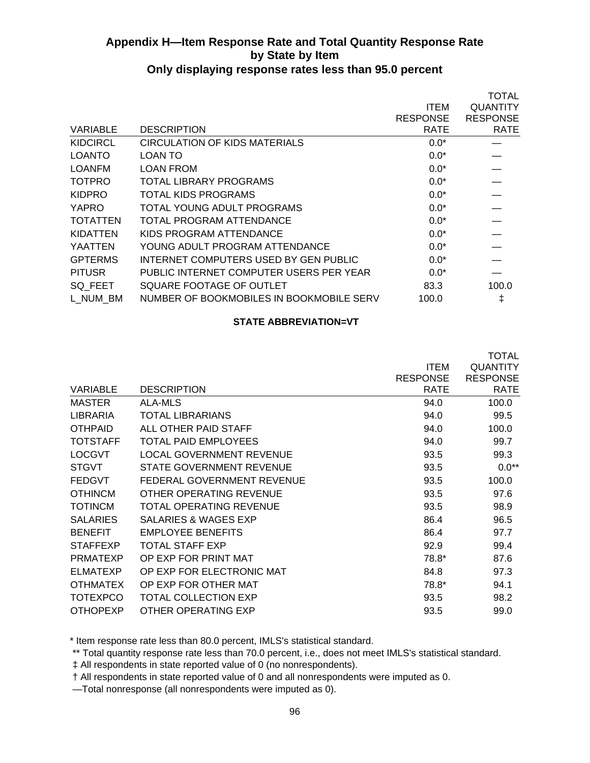## Appendix H—Item Response Rate and Total Quantity Response Rate by State by Item

### Only displaying response rates less than 95.0 percent

| VARIABLE | DESCRIPTION | ITEM RESPONSE RATE | TOTAL QUANTITY RESPONSE RATE |
|---|---|---|---|
| KIDCIRCL | CIRCULATION OF KIDS MATERIALS | 0.0* | — |
| LOANTO | LOAN TO | 0.0* | — |
| LOANFM | LOAN FROM | 0.0* | — |
| TOTPRO | TOTAL LIBRARY PROGRAMS | 0.0* | — |
| KIDPRO | TOTAL KIDS PROGRAMS | 0.0* | — |
| YAPRO | TOTAL YOUNG ADULT PROGRAMS | 0.0* | — |
| TOTATTEN | TOTAL PROGRAM ATTENDANCE | 0.0* | — |
| KIDATTEN | KIDS PROGRAM ATTENDANCE | 0.0* | — |
| YAATTEN | YOUNG ADULT PROGRAM ATTENDANCE | 0.0* | — |
| GPTERMS | INTERNET COMPUTERS USED BY GEN PUBLIC | 0.0* | — |
| PITUSR | PUBLIC INTERNET COMPUTER USERS PER YEAR | 0.0* | — |
| SQ_FEET | SQUARE FOOTAGE OF OUTLET | 83.3 | 100.0 |
| L_NUM_BM | NUMBER OF BOOKMOBILES IN BOOKMOBILE SERV | 100.0 | ‡ |

**STATE ABBREVIATION=VT**

| VARIABLE | DESCRIPTION | ITEM RESPONSE RATE | TOTAL QUANTITY RESPONSE RATE |
|---|---|---|---|
| MASTER | ALA-MLS | 94.0 | 100.0 |
| LIBRARIA | TOTAL LIBRARIANS | 94.0 | 99.5 |
| OTHPAID | ALL OTHER PAID STAFF | 94.0 | 100.0 |
| TOTSTAFF | TOTAL PAID EMPLOYEES | 94.0 | 99.7 |
| LOCGVT | LOCAL GOVERNMENT REVENUE | 93.5 | 99.3 |
| STGVT | STATE GOVERNMENT REVENUE | 93.5 | 0.0** |
| FEDGVT | FEDERAL GOVERNMENT REVENUE | 93.5 | 100.0 |
| OTHINCM | OTHER OPERATING REVENUE | 93.5 | 97.6 |
| TOTINCM | TOTAL OPERATING REVENUE | 93.5 | 98.9 |
| SALARIES | SALARIES & WAGES EXP | 86.4 | 96.5 |
| BENEFIT | EMPLOYEE BENEFITS | 86.4 | 97.7 |
| STAFFEXP | TOTAL STAFF EXP | 92.9 | 99.4 |
| PRMATEXP | OP EXP FOR PRINT MAT | 78.8* | 87.6 |
| ELMATEXP | OP EXP FOR ELECTRONIC MAT | 84.8 | 97.3 |
| OTHMATEX | OP EXP FOR OTHER MAT | 78.8* | 94.1 |
| TOTEXPCO | TOTAL COLLECTION EXP | 93.5 | 98.2 |
| OTHOPEXP | OTHER OPERATING EXP | 93.5 | 99.0 |

\* Item response rate less than 80.0 percent, IMLS's statistical standard.

** Total quantity response rate less than 70.0 percent, i.e., does not meet IMLS's statistical standard.

‡ All respondents in state reported value of 0 (no nonrespondents).

† All respondents in state reported value of 0 and all nonrespondents were imputed as 0.

—Total nonresponse (all nonrespondents were imputed as 0).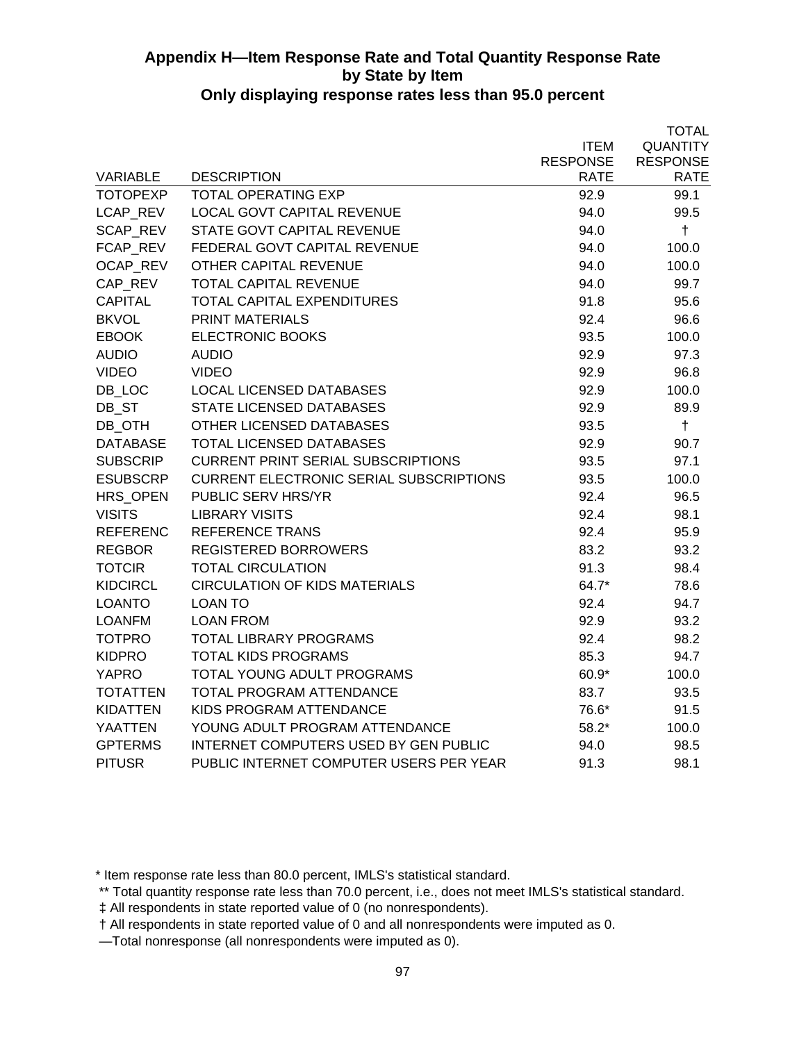## Appendix H—Item Response Rate and Total Quantity Response Rate by State by Item

### Only displaying response rates less than 95.0 percent

| VARIABLE | DESCRIPTION | ITEM RESPONSE RATE | TOTAL QUANTITY RESPONSE RATE |
|---|---|---|---|
| TOTOPEXP | TOTAL OPERATING EXP | 92.9 | 99.1 |
| LCAP_REV | LOCAL GOVT CAPITAL REVENUE | 94.0 | 99.5 |
| SCAP_REV | STATE GOVT CAPITAL REVENUE | 94.0 | † |
| FCAP_REV | FEDERAL GOVT CAPITAL REVENUE | 94.0 | 100.0 |
| OCAP_REV | OTHER CAPITAL REVENUE | 94.0 | 100.0 |
| CAP_REV | TOTAL CAPITAL REVENUE | 94.0 | 99.7 |
| CAPITAL | TOTAL CAPITAL EXPENDITURES | 91.8 | 95.6 |
| BKVOL | PRINT MATERIALS | 92.4 | 96.6 |
| EBOOK | ELECTRONIC BOOKS | 93.5 | 100.0 |
| AUDIO | AUDIO | 92.9 | 97.3 |
| VIDEO | VIDEO | 92.9 | 96.8 |
| DB_LOC | LOCAL LICENSED DATABASES | 92.9 | 100.0 |
| DB_ST | STATE LICENSED DATABASES | 92.9 | 89.9 |
| DB_OTH | OTHER LICENSED DATABASES | 93.5 | † |
| DATABASE | TOTAL LICENSED DATABASES | 92.9 | 90.7 |
| SUBSCRIP | CURRENT PRINT SERIAL SUBSCRIPTIONS | 93.5 | 97.1 |
| ESUBSCRP | CURRENT ELECTRONIC SERIAL SUBSCRIPTIONS | 93.5 | 100.0 |
| HRS_OPEN | PUBLIC SERV HRS/YR | 92.4 | 96.5 |
| VISITS | LIBRARY VISITS | 92.4 | 98.1 |
| REFERENC | REFERENCE TRANS | 92.4 | 95.9 |
| REGBOR | REGISTERED BORROWERS | 83.2 | 93.2 |
| TOTCIR | TOTAL CIRCULATION | 91.3 | 98.4 |
| KIDCIRCL | CIRCULATION OF KIDS MATERIALS | 64.7* | 78.6 |
| LOANTO | LOAN TO | 92.4 | 94.7 |
| LOANFM | LOAN FROM | 92.9 | 93.2 |
| TOTPRO | TOTAL LIBRARY PROGRAMS | 92.4 | 98.2 |
| KIDPRO | TOTAL KIDS PROGRAMS | 85.3 | 94.7 |
| YAPRO | TOTAL YOUNG ADULT PROGRAMS | 60.9* | 100.0 |
| TOTATTEN | TOTAL PROGRAM ATTENDANCE | 83.7 | 93.5 |
| KIDATTEN | KIDS PROGRAM ATTENDANCE | 76.6* | 91.5 |
| YAATTEN | YOUNG ADULT PROGRAM ATTENDANCE | 58.2* | 100.0 |
| GPTERMS | INTERNET COMPUTERS USED BY GEN PUBLIC | 94.0 | 98.5 |
| PITUSR | PUBLIC INTERNET COMPUTER USERS PER YEAR | 91.3 | 98.1 |

\* Item response rate less than 80.0 percent, IMLS's statistical standard.

\*\* Total quantity response rate less than 70.0 percent, i.e., does not meet IMLS's statistical standard.

‡ All respondents in state reported value of 0 (no nonrespondents).

† All respondents in state reported value of 0 and all nonrespondents were imputed as 0.

—Total nonresponse (all nonrespondents were imputed as 0).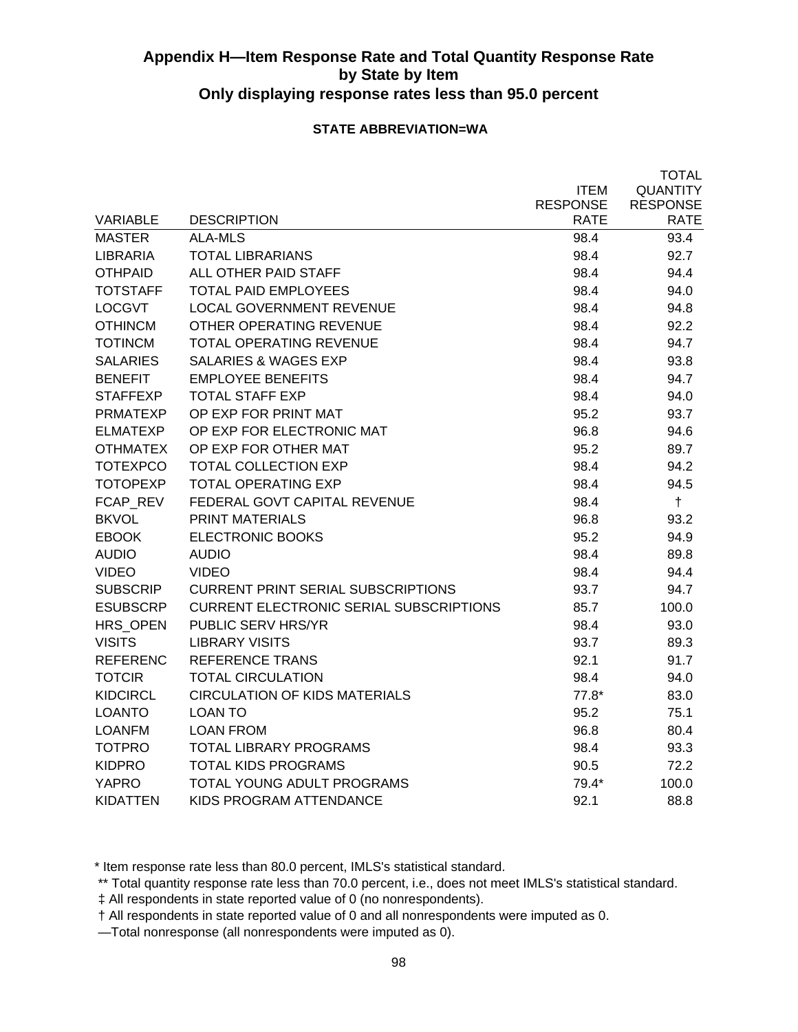# Appendix H—Item Response Rate and Total Quantity Response Rate by State by Item
## Only displaying response rates less than 95.0 percent

**STATE ABBREVIATION=WA**

| VARIABLE | DESCRIPTION | ITEM RESPONSE RATE | TOTAL QUANTITY RESPONSE RATE |
|---|---|---|---|
| MASTER | ALA-MLS | 98.4 | 93.4 |
| LIBRARIA | TOTAL LIBRARIANS | 98.4 | 92.7 |
| OTHPAID | ALL OTHER PAID STAFF | 98.4 | 94.4 |
| TOTSTAFF | TOTAL PAID EMPLOYEES | 98.4 | 94.0 |
| LOCGVT | LOCAL GOVERNMENT REVENUE | 98.4 | 94.8 |
| OTHINCM | OTHER OPERATING REVENUE | 98.4 | 92.2 |
| TOTINCM | TOTAL OPERATING REVENUE | 98.4 | 94.7 |
| SALARIES | SALARIES & WAGES EXP | 98.4 | 93.8 |
| BENEFIT | EMPLOYEE BENEFITS | 98.4 | 94.7 |
| STAFFEXP | TOTAL STAFF EXP | 98.4 | 94.0 |
| PRMATEXP | OP EXP FOR PRINT MAT | 95.2 | 93.7 |
| ELMATEXP | OP EXP FOR ELECTRONIC MAT | 96.8 | 94.6 |
| OTHMATEX | OP EXP FOR OTHER MAT | 95.2 | 89.7 |
| TOTEXPCO | TOTAL COLLECTION EXP | 98.4 | 94.2 |
| TOTOPEXP | TOTAL OPERATING EXP | 98.4 | 94.5 |
| FCAP_REV | FEDERAL GOVT CAPITAL REVENUE | 98.4 | † |
| BKVOL | PRINT MATERIALS | 96.8 | 93.2 |
| EBOOK | ELECTRONIC BOOKS | 95.2 | 94.9 |
| AUDIO | AUDIO | 98.4 | 89.8 |
| VIDEO | VIDEO | 98.4 | 94.4 |
| SUBSCRIP | CURRENT PRINT SERIAL SUBSCRIPTIONS | 93.7 | 94.7 |
| ESUBSCRP | CURRENT ELECTRONIC SERIAL SUBSCRIPTIONS | 85.7 | 100.0 |
| HRS_OPEN | PUBLIC SERV HRS/YR | 98.4 | 93.0 |
| VISITS | LIBRARY VISITS | 93.7 | 89.3 |
| REFERENC | REFERENCE TRANS | 92.1 | 91.7 |
| TOTCIR | TOTAL CIRCULATION | 98.4 | 94.0 |
| KIDCIRCL | CIRCULATION OF KIDS MATERIALS | 77.8* | 83.0 |
| LOANTO | LOAN TO | 95.2 | 75.1 |
| LOANFM | LOAN FROM | 96.8 | 80.4 |
| TOTPRO | TOTAL LIBRARY PROGRAMS | 98.4 | 93.3 |
| KIDPRO | TOTAL KIDS PROGRAMS | 90.5 | 72.2 |
| YAPRO | TOTAL YOUNG ADULT PROGRAMS | 79.4* | 100.0 |
| KIDATTEN | KIDS PROGRAM ATTENDANCE | 92.1 | 88.8 |

\* Item response rate less than 80.0 percent, IMLS's statistical standard.

\*\* Total quantity response rate less than 70.0 percent, i.e., does not meet IMLS's statistical standard.

‡ All respondents in state reported value of 0 (no nonrespondents).

† All respondents in state reported value of 0 and all nonrespondents were imputed as 0.

—Total nonresponse (all nonrespondents were imputed as 0).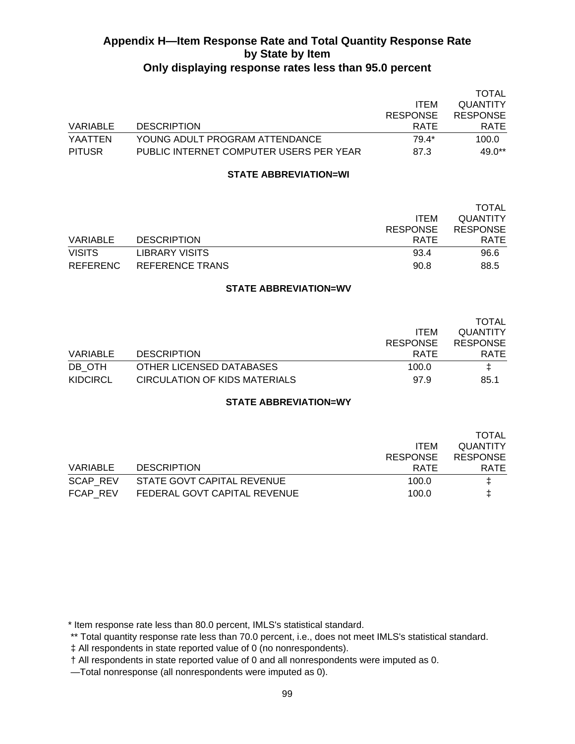## Appendix H—Item Response Rate and Total Quantity Response Rate by State by Item
### Only displaying response rates less than 95.0 percent

| VARIABLE | DESCRIPTION | ITEM RESPONSE RATE | TOTAL QUANTITY RESPONSE RATE |
|---|---|---|---|
| YAATTEN | YOUNG ADULT PROGRAM ATTENDANCE | 79.4* | 100.0 |
| PITUSR | PUBLIC INTERNET COMPUTER USERS PER YEAR | 87.3 | 49.0** |

**STATE ABBREVIATION=WI**

| VARIABLE | DESCRIPTION | ITEM RESPONSE RATE | TOTAL QUANTITY RESPONSE RATE |
|---|---|---|---|
| VISITS | LIBRARY VISITS | 93.4 | 96.6 |
| REFERENC | REFERENCE TRANS | 90.8 | 88.5 |

**STATE ABBREVIATION=WV**

| VARIABLE | DESCRIPTION | ITEM RESPONSE RATE | TOTAL QUANTITY RESPONSE RATE |
|---|---|---|---|
| DB_OTH | OTHER LICENSED DATABASES | 100.0 | ‡ |
| KIDCIRCL | CIRCULATION OF KIDS MATERIALS | 97.9 | 85.1 |

**STATE ABBREVIATION=WY**

| VARIABLE | DESCRIPTION | ITEM RESPONSE RATE | TOTAL QUANTITY RESPONSE RATE |
|---|---|---|---|
| SCAP_REV | STATE GOVT CAPITAL REVENUE | 100.0 | ‡ |
| FCAP_REV | FEDERAL GOVT CAPITAL REVENUE | 100.0 | ‡ |

\* Item response rate less than 80.0 percent, IMLS's statistical standard.

** Total quantity response rate less than 70.0 percent, i.e., does not meet IMLS's statistical standard.

‡ All respondents in state reported value of 0 (no nonrespondents).

† All respondents in state reported value of 0 and all nonrespondents were imputed as 0.

—Total nonresponse (all nonrespondents were imputed as 0).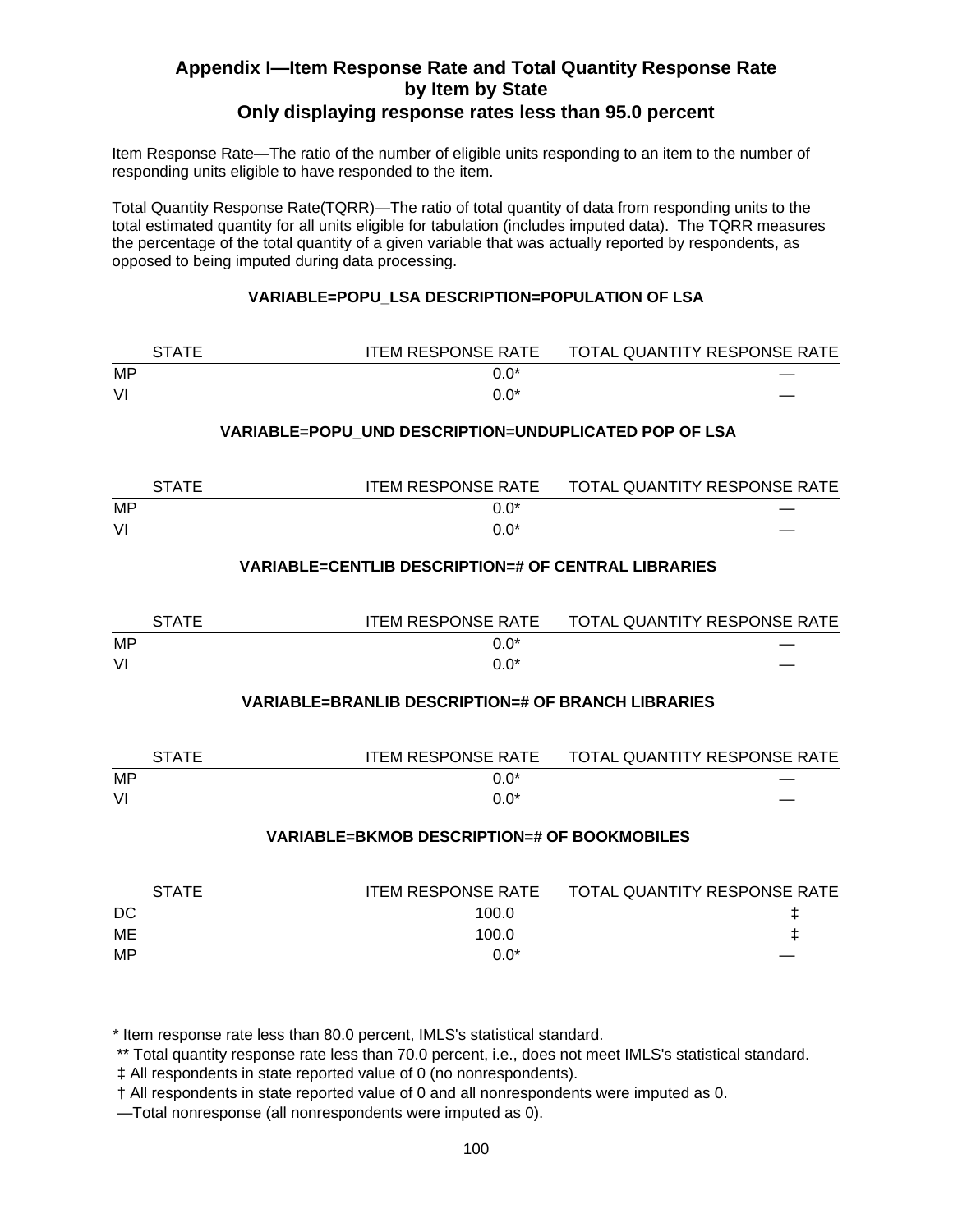## Appendix I—Item Response Rate and Total Quantity Response Rate by Item by State
## Only displaying response rates less than 95.0 percent

Item Response Rate—The ratio of the number of eligible units responding to an item to the number of responding units eligible to have responded to the item.

Total Quantity Response Rate(TQRR)—The ratio of total quantity of data from responding units to the total estimated quantity for all units eligible for tabulation (includes imputed data). The TQRR measures the percentage of the total quantity of a given variable that was actually reported by respondents, as opposed to being imputed during data processing.

### VARIABLE=POPU_LSA DESCRIPTION=POPULATION OF LSA

| STATE | ITEM RESPONSE RATE | TOTAL QUANTITY RESPONSE RATE |
|---|---|---|
| MP | 0.0* | — |
| VI | 0.0* | — |

### VARIABLE=POPU_UND DESCRIPTION=UNDUPLICATED POP OF LSA

| STATE | ITEM RESPONSE RATE | TOTAL QUANTITY RESPONSE RATE |
|---|---|---|
| MP | 0.0* | — |
| VI | 0.0* | — |

### VARIABLE=CENTLIB DESCRIPTION=# OF CENTRAL LIBRARIES

| STATE | ITEM RESPONSE RATE | TOTAL QUANTITY RESPONSE RATE |
|---|---|---|
| MP | 0.0* | — |
| VI | 0.0* | — |

### VARIABLE=BRANLIB DESCRIPTION=# OF BRANCH LIBRARIES

| STATE | ITEM RESPONSE RATE | TOTAL QUANTITY RESPONSE RATE |
|---|---|---|
| MP | 0.0* | — |
| VI | 0.0* | — |

### VARIABLE=BKMOB DESCRIPTION=# OF BOOKMOBILES

| STATE | ITEM RESPONSE RATE | TOTAL QUANTITY RESPONSE RATE |
|---|---|---|
| DC | 100.0 | ‡ |
| ME | 100.0 | ‡ |
| MP | 0.0* | — |

\* Item response rate less than 80.0 percent, IMLS's statistical standard.

** Total quantity response rate less than 70.0 percent, i.e., does not meet IMLS's statistical standard.

‡ All respondents in state reported value of 0 (no nonrespondents).

† All respondents in state reported value of 0 and all nonrespondents were imputed as 0.

—Total nonresponse (all nonrespondents were imputed as 0).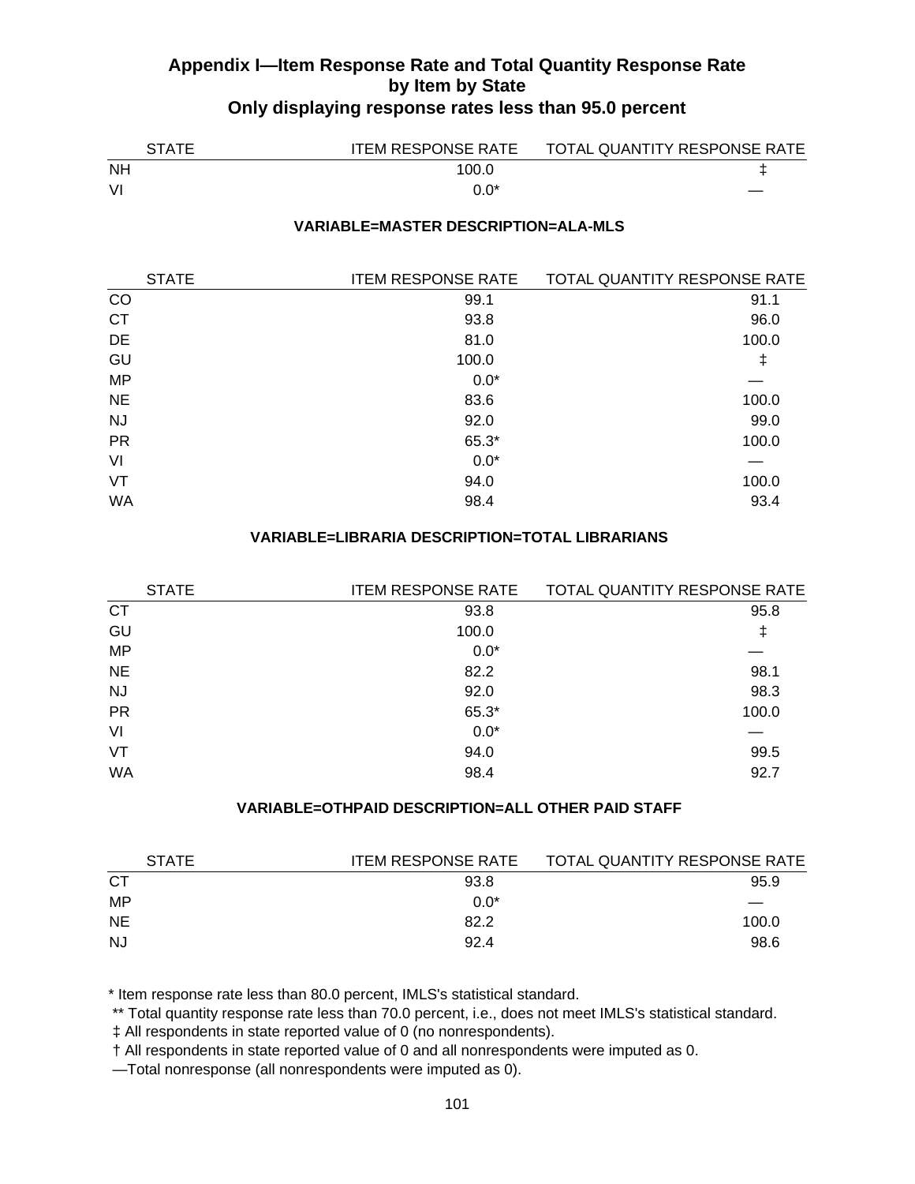## Appendix I—Item Response Rate and Total Quantity Response Rate by Item by State
## Only displaying response rates less than 95.0 percent

| STATE | ITEM RESPONSE RATE | TOTAL QUANTITY RESPONSE RATE |
|---|---|---|
| NH | 100.0 | ‡ |
| VI | 0.0* | — |

**VARIABLE=MASTER DESCRIPTION=ALA-MLS**

| STATE | ITEM RESPONSE RATE | TOTAL QUANTITY RESPONSE RATE |
|---|---|---|
| CO | 99.1 | 91.1 |
| CT | 93.8 | 96.0 |
| DE | 81.0 | 100.0 |
| GU | 100.0 | ‡ |
| MP | 0.0* | — |
| NE | 83.6 | 100.0 |
| NJ | 92.0 | 99.0 |
| PR | 65.3* | 100.0 |
| VI | 0.0* | — |
| VT | 94.0 | 100.0 |
| WA | 98.4 | 93.4 |

**VARIABLE=LIBRARIA DESCRIPTION=TOTAL LIBRARIANS**

| STATE | ITEM RESPONSE RATE | TOTAL QUANTITY RESPONSE RATE |
|---|---|---|
| CT | 93.8 | 95.8 |
| GU | 100.0 | ‡ |
| MP | 0.0* | — |
| NE | 82.2 | 98.1 |
| NJ | 92.0 | 98.3 |
| PR | 65.3* | 100.0 |
| VI | 0.0* | — |
| VT | 94.0 | 99.5 |
| WA | 98.4 | 92.7 |

**VARIABLE=OTHPAID DESCRIPTION=ALL OTHER PAID STAFF**

| STATE | ITEM RESPONSE RATE | TOTAL QUANTITY RESPONSE RATE |
|---|---|---|
| CT | 93.8 | 95.9 |
| MP | 0.0* | — |
| NE | 82.2 | 100.0 |
| NJ | 92.4 | 98.6 |

* Item response rate less than 80.0 percent, IMLS's statistical standard.

** Total quantity response rate less than 70.0 percent, i.e., does not meet IMLS's statistical standard.

‡ All respondents in state reported value of 0 (no nonrespondents).

† All respondents in state reported value of 0 and all nonrespondents were imputed as 0.

—Total nonresponse (all nonrespondents were imputed as 0).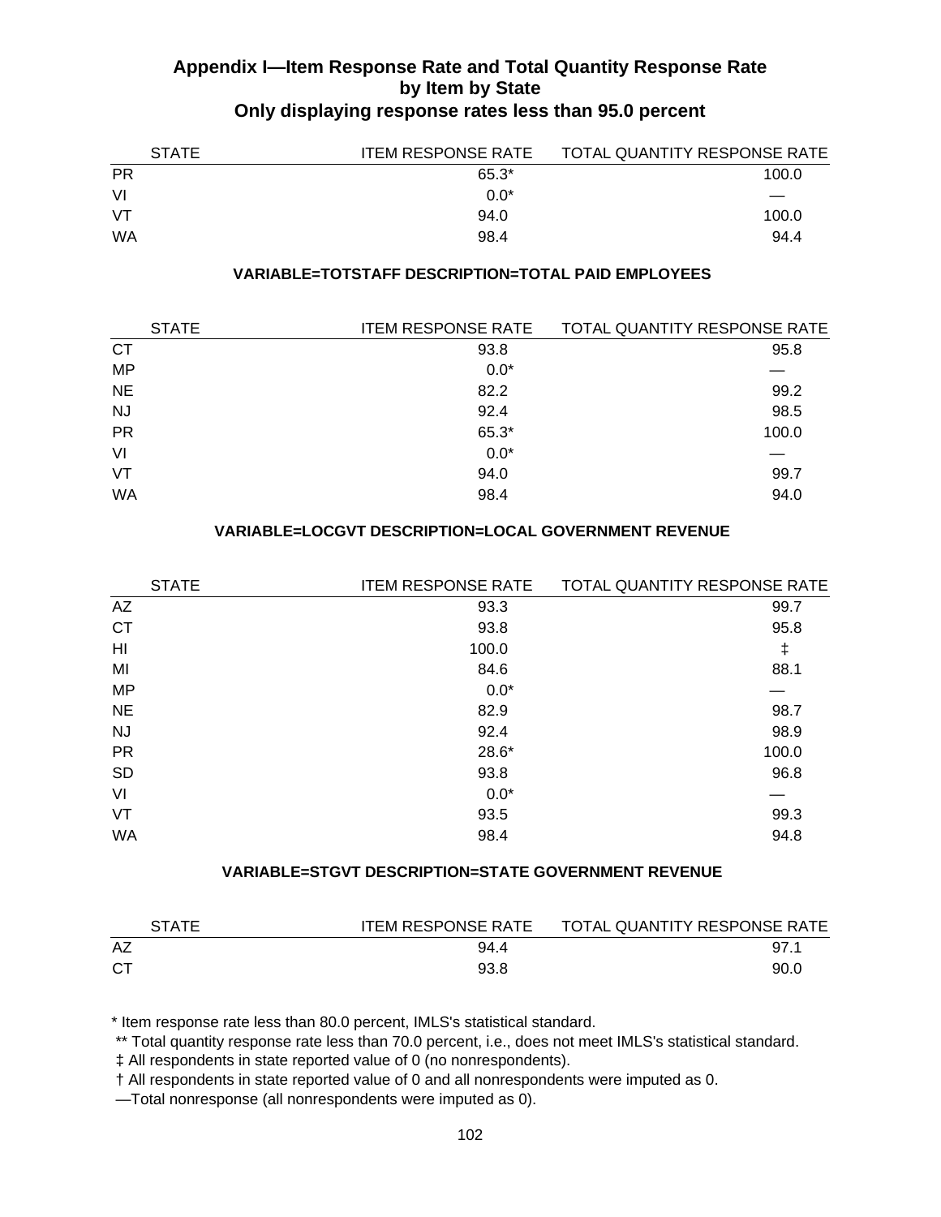## Appendix I—Item Response Rate and Total Quantity Response Rate by Item by State
## Only displaying response rates less than 95.0 percent

| STATE | ITEM RESPONSE RATE | TOTAL QUANTITY RESPONSE RATE |
|---|---|---|
| PR | 65.3* | 100.0 |
| VI | 0.0* | — |
| VT | 94.0 | 100.0 |
| WA | 98.4 | 94.4 |

### VARIABLE=TOTSTAFF DESCRIPTION=TOTAL PAID EMPLOYEES

| STATE | ITEM RESPONSE RATE | TOTAL QUANTITY RESPONSE RATE |
|---|---|---|
| CT | 93.8 | 95.8 |
| MP | 0.0* | — |
| NE | 82.2 | 99.2 |
| NJ | 92.4 | 98.5 |
| PR | 65.3* | 100.0 |
| VI | 0.0* | — |
| VT | 94.0 | 99.7 |
| WA | 98.4 | 94.0 |

### VARIABLE=LOCGVT DESCRIPTION=LOCAL GOVERNMENT REVENUE

| STATE | ITEM RESPONSE RATE | TOTAL QUANTITY RESPONSE RATE |
|---|---|---|
| AZ | 93.3 | 99.7 |
| CT | 93.8 | 95.8 |
| HI | 100.0 | ‡ |
| MI | 84.6 | 88.1 |
| MP | 0.0* | — |
| NE | 82.9 | 98.7 |
| NJ | 92.4 | 98.9 |
| PR | 28.6* | 100.0 |
| SD | 93.8 | 96.8 |
| VI | 0.0* | — |
| VT | 93.5 | 99.3 |
| WA | 98.4 | 94.8 |

### VARIABLE=STGVT DESCRIPTION=STATE GOVERNMENT REVENUE

| STATE | ITEM RESPONSE RATE | TOTAL QUANTITY RESPONSE RATE |
|---|---|---|
| AZ | 94.4 | 97.1 |
| CT | 93.8 | 90.0 |

\* Item response rate less than 80.0 percent, IMLS's statistical standard.

** Total quantity response rate less than 70.0 percent, i.e., does not meet IMLS's statistical standard.

‡ All respondents in state reported value of 0 (no nonrespondents).

† All respondents in state reported value of 0 and all nonrespondents were imputed as 0.

—Total nonresponse (all nonrespondents were imputed as 0).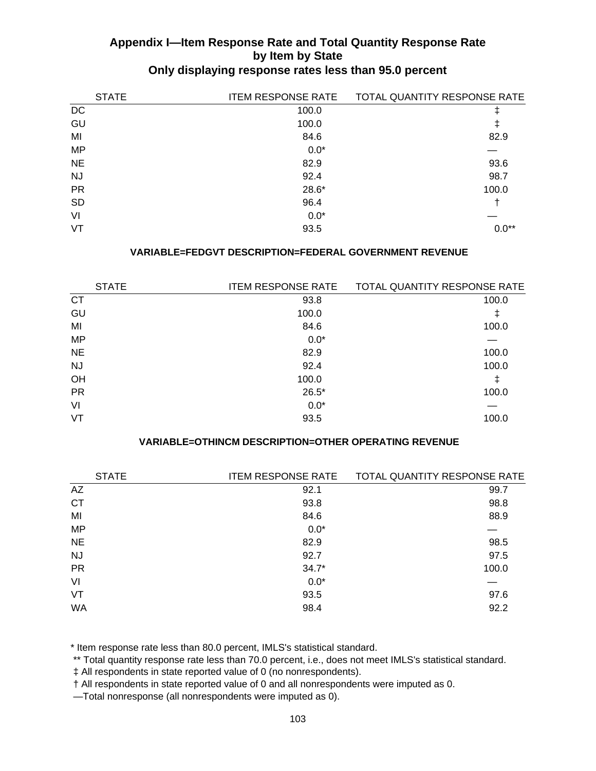# Appendix I—Item Response Rate and Total Quantity Response Rate by Item by State

## Only displaying response rates less than 95.0 percent

| STATE | ITEM RESPONSE RATE | TOTAL QUANTITY RESPONSE RATE |
|---|---|---|
| DC | 100.0 | ‡ |
| GU | 100.0 | ‡ |
| MI | 84.6 | 82.9 |
| MP | 0.0* | — |
| NE | 82.9 | 93.6 |
| NJ | 92.4 | 98.7 |
| PR | 28.6* | 100.0 |
| SD | 96.4 | † |
| VI | 0.0* | — |
| VT | 93.5 | 0.0** |

**VARIABLE=FEDGVT DESCRIPTION=FEDERAL GOVERNMENT REVENUE**

| STATE | ITEM RESPONSE RATE | TOTAL QUANTITY RESPONSE RATE |
|---|---|---|
| CT | 93.8 | 100.0 |
| GU | 100.0 | ‡ |
| MI | 84.6 | 100.0 |
| MP | 0.0* | — |
| NE | 82.9 | 100.0 |
| NJ | 92.4 | 100.0 |
| OH | 100.0 | ‡ |
| PR | 26.5* | 100.0 |
| VI | 0.0* | — |
| VT | 93.5 | 100.0 |

**VARIABLE=OTHINCM DESCRIPTION=OTHER OPERATING REVENUE**

| STATE | ITEM RESPONSE RATE | TOTAL QUANTITY RESPONSE RATE |
|---|---|---|
| AZ | 92.1 | 99.7 |
| CT | 93.8 | 98.8 |
| MI | 84.6 | 88.9 |
| MP | 0.0* | — |
| NE | 82.9 | 98.5 |
| NJ | 92.7 | 97.5 |
| PR | 34.7* | 100.0 |
| VI | 0.0* | — |
| VT | 93.5 | 97.6 |
| WA | 98.4 | 92.2 |

* Item response rate less than 80.0 percent, IMLS's statistical standard.

** Total quantity response rate less than 70.0 percent, i.e., does not meet IMLS's statistical standard.

‡ All respondents in state reported value of 0 (no nonrespondents).

† All respondents in state reported value of 0 and all nonrespondents were imputed as 0.

—Total nonresponse (all nonrespondents were imputed as 0).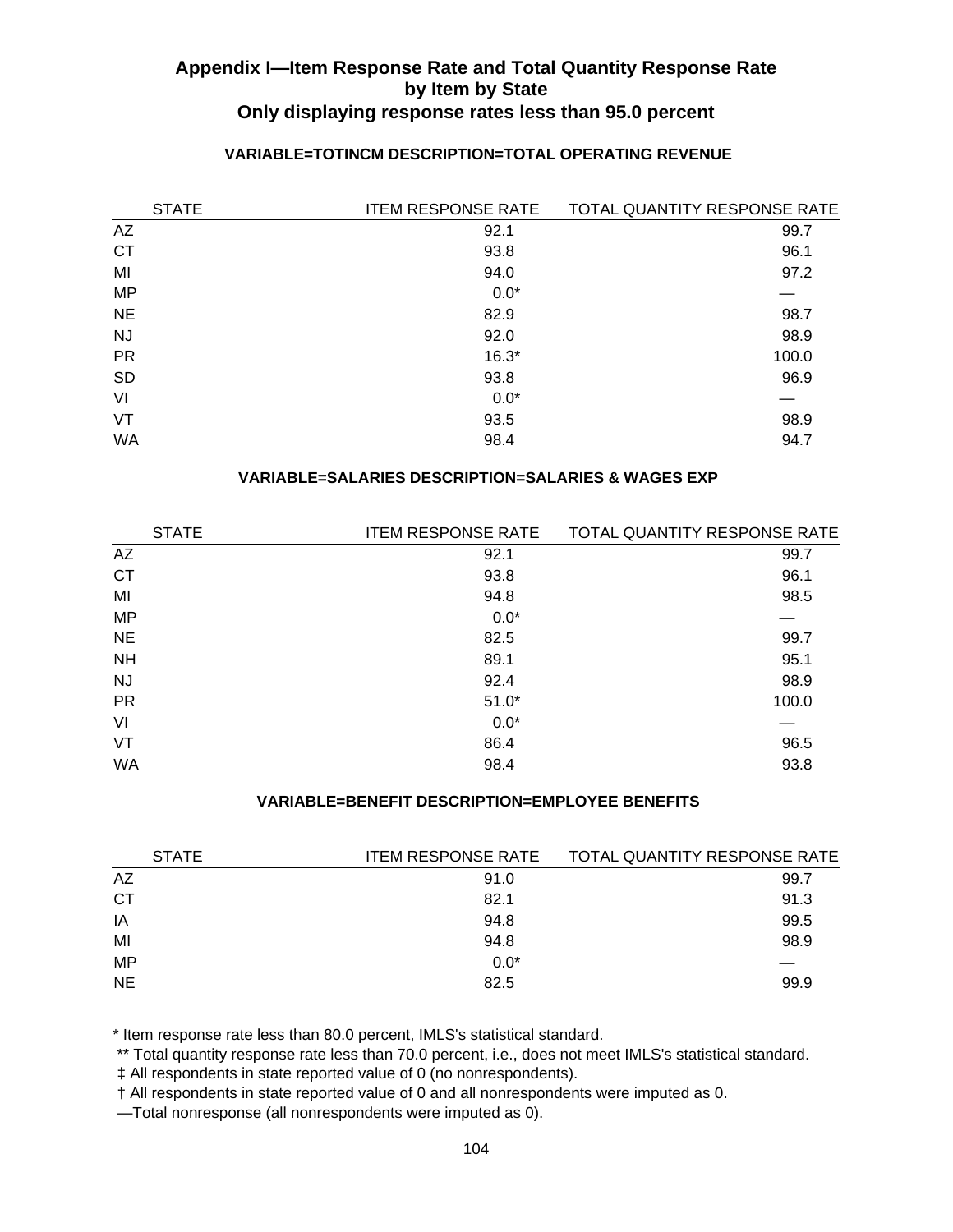## Appendix I—Item Response Rate and Total Quantity Response Rate by Item by State
### Only displaying response rates less than 95.0 percent

**VARIABLE=TOTINCM DESCRIPTION=TOTAL OPERATING REVENUE**

| STATE | ITEM RESPONSE RATE | TOTAL QUANTITY RESPONSE RATE |
|---|---|---|
| AZ | 92.1 | 99.7 |
| CT | 93.8 | 96.1 |
| MI | 94.0 | 97.2 |
| MP | 0.0* | — |
| NE | 82.9 | 98.7 |
| NJ | 92.0 | 98.9 |
| PR | 16.3* | 100.0 |
| SD | 93.8 | 96.9 |
| VI | 0.0* | — |
| VT | 93.5 | 98.9 |
| WA | 98.4 | 94.7 |

**VARIABLE=SALARIES DESCRIPTION=SALARIES & WAGES EXP**

| STATE | ITEM RESPONSE RATE | TOTAL QUANTITY RESPONSE RATE |
|---|---|---|
| AZ | 92.1 | 99.7 |
| CT | 93.8 | 96.1 |
| MI | 94.8 | 98.5 |
| MP | 0.0* | — |
| NE | 82.5 | 99.7 |
| NH | 89.1 | 95.1 |
| NJ | 92.4 | 98.9 |
| PR | 51.0* | 100.0 |
| VI | 0.0* | — |
| VT | 86.4 | 96.5 |
| WA | 98.4 | 93.8 |

**VARIABLE=BENEFIT DESCRIPTION=EMPLOYEE BENEFITS**

| STATE | ITEM RESPONSE RATE | TOTAL QUANTITY RESPONSE RATE |
|---|---|---|
| AZ | 91.0 | 99.7 |
| CT | 82.1 | 91.3 |
| IA | 94.8 | 99.5 |
| MI | 94.8 | 98.9 |
| MP | 0.0* | — |
| NE | 82.5 | 99.9 |

\* Item response rate less than 80.0 percent, IMLS's statistical standard.

** Total quantity response rate less than 70.0 percent, i.e., does not meet IMLS's statistical standard.

‡ All respondents in state reported value of 0 (no nonrespondents).

† All respondents in state reported value of 0 and all nonrespondents were imputed as 0.

—Total nonresponse (all nonrespondents were imputed as 0).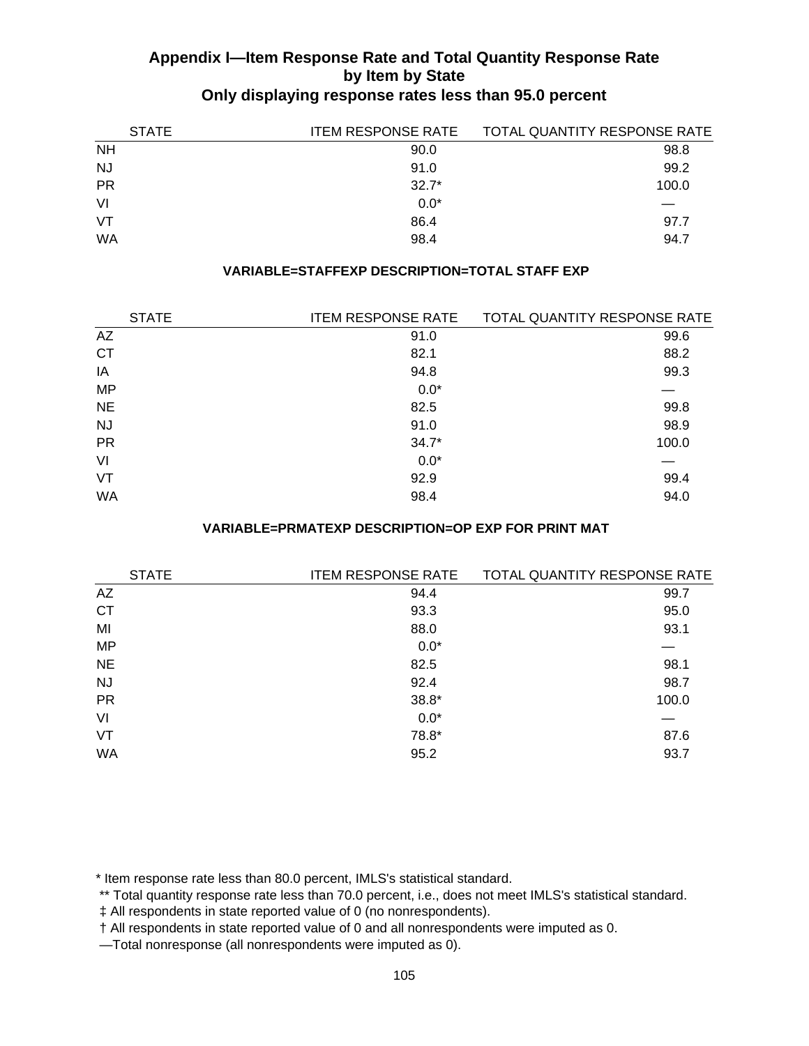## Appendix I—Item Response Rate and Total Quantity Response Rate by Item by State
### Only displaying response rates less than 95.0 percent

| STATE | ITEM RESPONSE RATE | TOTAL QUANTITY RESPONSE RATE |
|---|---|---|
| NH | 90.0 | 98.8 |
| NJ | 91.0 | 99.2 |
| PR | 32.7* | 100.0 |
| VI | 0.0* | — |
| VT | 86.4 | 97.7 |
| WA | 98.4 | 94.7 |

**VARIABLE=STAFFEXP DESCRIPTION=TOTAL STAFF EXP**

| STATE | ITEM RESPONSE RATE | TOTAL QUANTITY RESPONSE RATE |
|---|---|---|
| AZ | 91.0 | 99.6 |
| CT | 82.1 | 88.2 |
| IA | 94.8 | 99.3 |
| MP | 0.0* | — |
| NE | 82.5 | 99.8 |
| NJ | 91.0 | 98.9 |
| PR | 34.7* | 100.0 |
| VI | 0.0* | — |
| VT | 92.9 | 99.4 |
| WA | 98.4 | 94.0 |

**VARIABLE=PRMATEXP DESCRIPTION=OP EXP FOR PRINT MAT**

| STATE | ITEM RESPONSE RATE | TOTAL QUANTITY RESPONSE RATE |
|---|---|---|
| AZ | 94.4 | 99.7 |
| CT | 93.3 | 95.0 |
| MI | 88.0 | 93.1 |
| MP | 0.0* | — |
| NE | 82.5 | 98.1 |
| NJ | 92.4 | 98.7 |
| PR | 38.8* | 100.0 |
| VI | 0.0* | — |
| VT | 78.8* | 87.6 |
| WA | 95.2 | 93.7 |

* Item response rate less than 80.0 percent, IMLS's statistical standard.

** Total quantity response rate less than 70.0 percent, i.e., does not meet IMLS's statistical standard.

‡ All respondents in state reported value of 0 (no nonrespondents).

† All respondents in state reported value of 0 and all nonrespondents were imputed as 0.

—Total nonresponse (all nonrespondents were imputed as 0).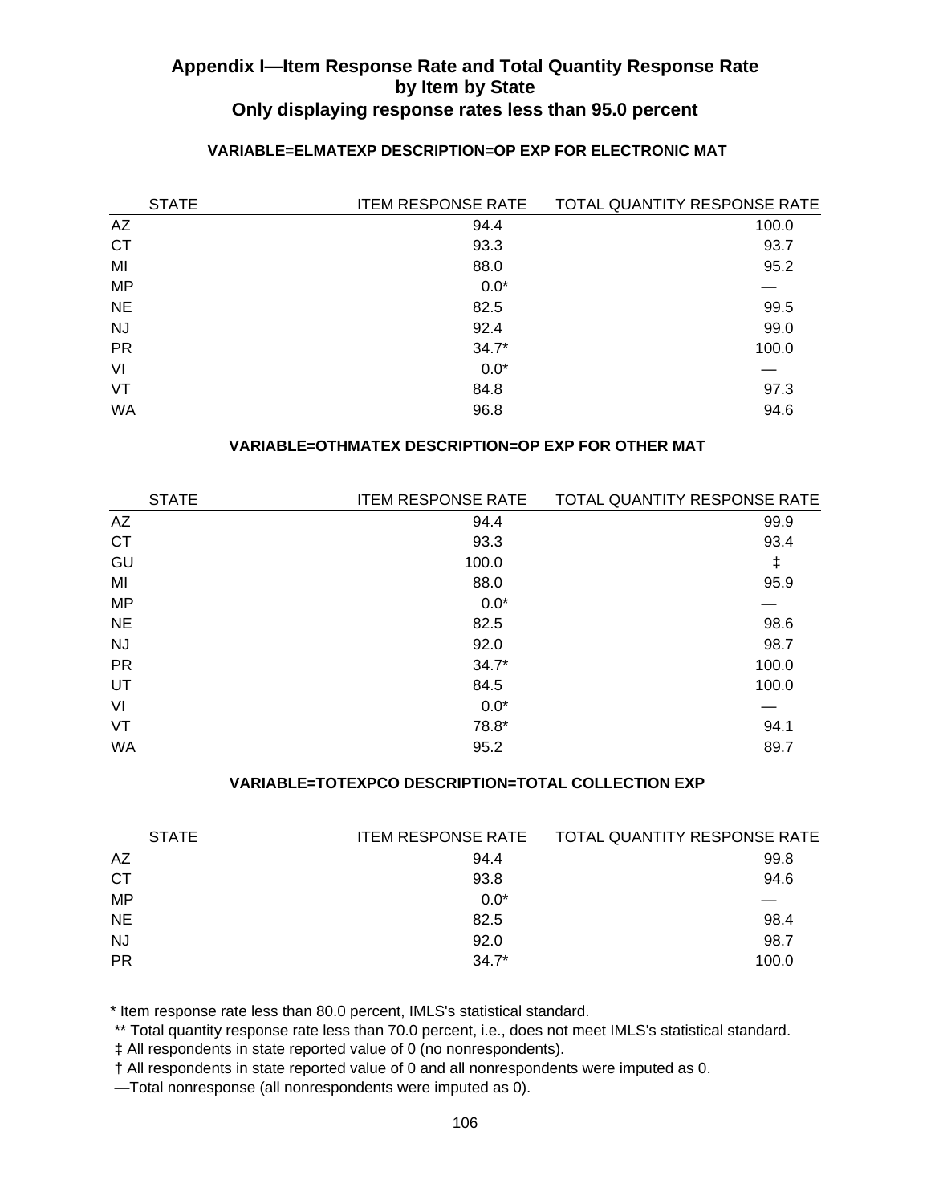## Appendix I—Item Response Rate and Total Quantity Response Rate by Item by State
## Only displaying response rates less than 95.0 percent

### VARIABLE=ELMATEXP DESCRIPTION=OP EXP FOR ELECTRONIC MAT

| STATE | ITEM RESPONSE RATE | TOTAL QUANTITY RESPONSE RATE |
|---|---|---|
| AZ | 94.4 | 100.0 |
| CT | 93.3 | 93.7 |
| MI | 88.0 | 95.2 |
| MP | 0.0* | — |
| NE | 82.5 | 99.5 |
| NJ | 92.4 | 99.0 |
| PR | 34.7* | 100.0 |
| VI | 0.0* | — |
| VT | 84.8 | 97.3 |
| WA | 96.8 | 94.6 |

### VARIABLE=OTHMATEX DESCRIPTION=OP EXP FOR OTHER MAT

| STATE | ITEM RESPONSE RATE | TOTAL QUANTITY RESPONSE RATE |
|---|---|---|
| AZ | 94.4 | 99.9 |
| CT | 93.3 | 93.4 |
| GU | 100.0 | ‡ |
| MI | 88.0 | 95.9 |
| MP | 0.0* | — |
| NE | 82.5 | 98.6 |
| NJ | 92.0 | 98.7 |
| PR | 34.7* | 100.0 |
| UT | 84.5 | 100.0 |
| VI | 0.0* | — |
| VT | 78.8* | 94.1 |
| WA | 95.2 | 89.7 |

### VARIABLE=TOTEXPCO DESCRIPTION=TOTAL COLLECTION EXP

| STATE | ITEM RESPONSE RATE | TOTAL QUANTITY RESPONSE RATE |
|---|---|---|
| AZ | 94.4 | 99.8 |
| CT | 93.8 | 94.6 |
| MP | 0.0* | — |
| NE | 82.5 | 98.4 |
| NJ | 92.0 | 98.7 |
| PR | 34.7* | 100.0 |

\* Item response rate less than 80.0 percent, IMLS's statistical standard.

\** Total quantity response rate less than 70.0 percent, i.e., does not meet IMLS's statistical standard.

‡ All respondents in state reported value of 0 (no nonrespondents).

† All respondents in state reported value of 0 and all nonrespondents were imputed as 0.

—Total nonresponse (all nonrespondents were imputed as 0).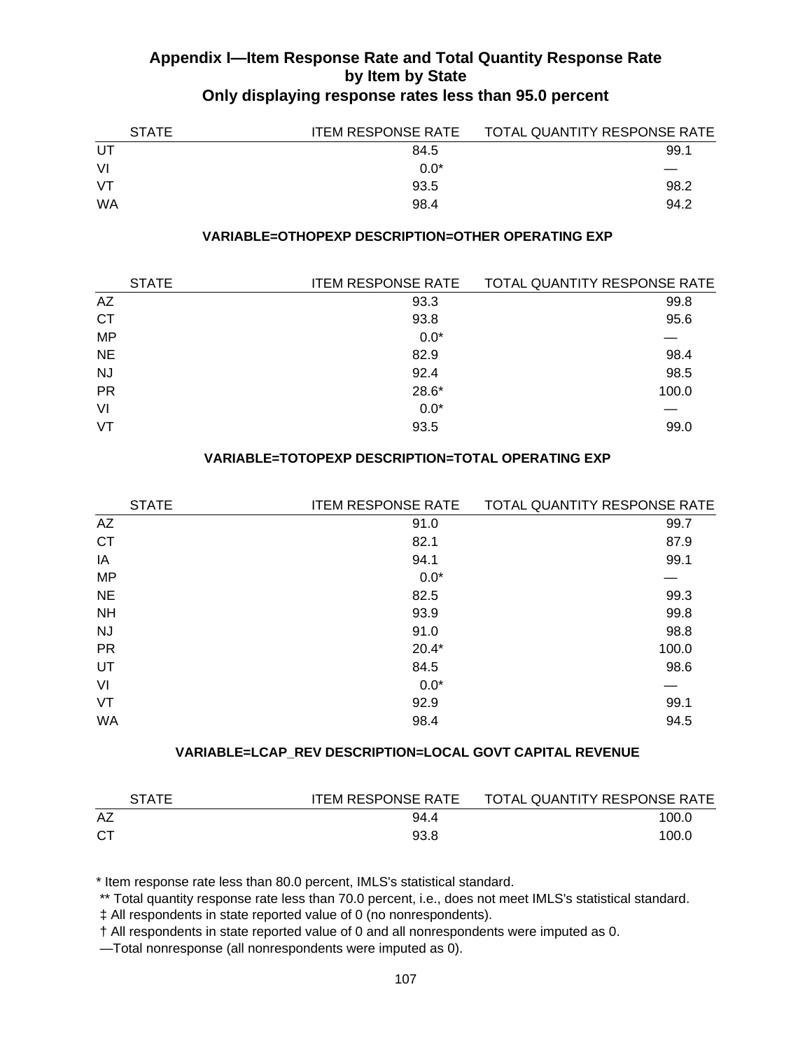## Appendix I—Item Response Rate and Total Quantity Response Rate by Item by State

### Only displaying response rates less than 95.0 percent

| STATE | ITEM RESPONSE RATE | TOTAL QUANTITY RESPONSE RATE |
|---|---|---|
| UT | 84.5 | 99.1 |
| VI | 0.0* | — |
| VT | 93.5 | 98.2 |
| WA | 98.4 | 94.2 |

**VARIABLE=OTHOPEXP DESCRIPTION=OTHER OPERATING EXP**

| STATE | ITEM RESPONSE RATE | TOTAL QUANTITY RESPONSE RATE |
|---|---|---|
| AZ | 93.3 | 99.8 |
| CT | 93.8 | 95.6 |
| MP | 0.0* | — |
| NE | 82.9 | 98.4 |
| NJ | 92.4 | 98.5 |
| PR | 28.6* | 100.0 |
| VI | 0.0* | — |
| VT | 93.5 | 99.0 |

**VARIABLE=TOTOPEXP DESCRIPTION=TOTAL OPERATING EXP**

| STATE | ITEM RESPONSE RATE | TOTAL QUANTITY RESPONSE RATE |
|---|---|---|
| AZ | 91.0 | 99.7 |
| CT | 82.1 | 87.9 |
| IA | 94.1 | 99.1 |
| MP | 0.0* | — |
| NE | 82.5 | 99.3 |
| NH | 93.9 | 99.8 |
| NJ | 91.0 | 98.8 |
| PR | 20.4* | 100.0 |
| UT | 84.5 | 98.6 |
| VI | 0.0* | — |
| VT | 92.9 | 99.1 |
| WA | 98.4 | 94.5 |

**VARIABLE=LCAP_REV DESCRIPTION=LOCAL GOVT CAPITAL REVENUE**

| STATE | ITEM RESPONSE RATE | TOTAL QUANTITY RESPONSE RATE |
|---|---|---|
| AZ | 94.4 | 100.0 |
| CT | 93.8 | 100.0 |

\* Item response rate less than 80.0 percent, IMLS's statistical standard.

\** Total quantity response rate less than 70.0 percent, i.e., does not meet IMLS's statistical standard.

‡ All respondents in state reported value of 0 (no nonrespondents).

† All respondents in state reported value of 0 and all nonrespondents were imputed as 0.

—Total nonresponse (all nonrespondents were imputed as 0).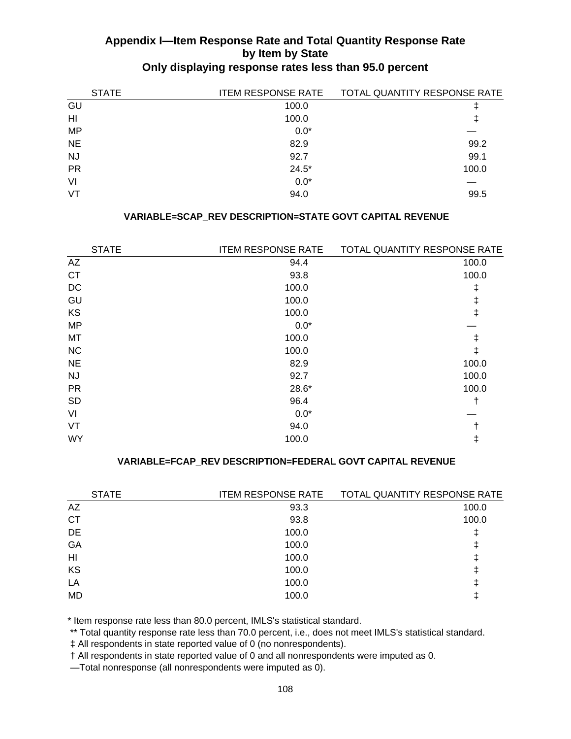## Appendix I—Item Response Rate and Total Quantity Response Rate by Item by State
### Only displaying response rates less than 95.0 percent

| STATE | ITEM RESPONSE RATE | TOTAL QUANTITY RESPONSE RATE |
|---|---|---|
| GU | 100.0 | ‡ |
| HI | 100.0 | ‡ |
| MP | 0.0* | — |
| NE | 82.9 | 99.2 |
| NJ | 92.7 | 99.1 |
| PR | 24.5* | 100.0 |
| VI | 0.0* | — |
| VT | 94.0 | 99.5 |

**VARIABLE=SCAP_REV DESCRIPTION=STATE GOVT CAPITAL REVENUE**

| STATE | ITEM RESPONSE RATE | TOTAL QUANTITY RESPONSE RATE |
|---|---|---|
| AZ | 94.4 | 100.0 |
| CT | 93.8 | 100.0 |
| DC | 100.0 | ‡ |
| GU | 100.0 | ‡ |
| KS | 100.0 | ‡ |
| MP | 0.0* | — |
| MT | 100.0 | ‡ |
| NC | 100.0 | ‡ |
| NE | 82.9 | 100.0 |
| NJ | 92.7 | 100.0 |
| PR | 28.6* | 100.0 |
| SD | 96.4 | † |
| VI | 0.0* | — |
| VT | 94.0 | † |
| WY | 100.0 | ‡ |

**VARIABLE=FCAP_REV DESCRIPTION=FEDERAL GOVT CAPITAL REVENUE**

| STATE | ITEM RESPONSE RATE | TOTAL QUANTITY RESPONSE RATE |
|---|---|---|
| AZ | 93.3 | 100.0 |
| CT | 93.8 | 100.0 |
| DE | 100.0 | ‡ |
| GA | 100.0 | ‡ |
| HI | 100.0 | ‡ |
| KS | 100.0 | ‡ |
| LA | 100.0 | ‡ |
| MD | 100.0 | ‡ |

\* Item response rate less than 80.0 percent, IMLS's statistical standard.

** Total quantity response rate less than 70.0 percent, i.e., does not meet IMLS's statistical standard.

‡ All respondents in state reported value of 0 (no nonrespondents).

† All respondents in state reported value of 0 and all nonrespondents were imputed as 0.

—Total nonresponse (all nonrespondents were imputed as 0).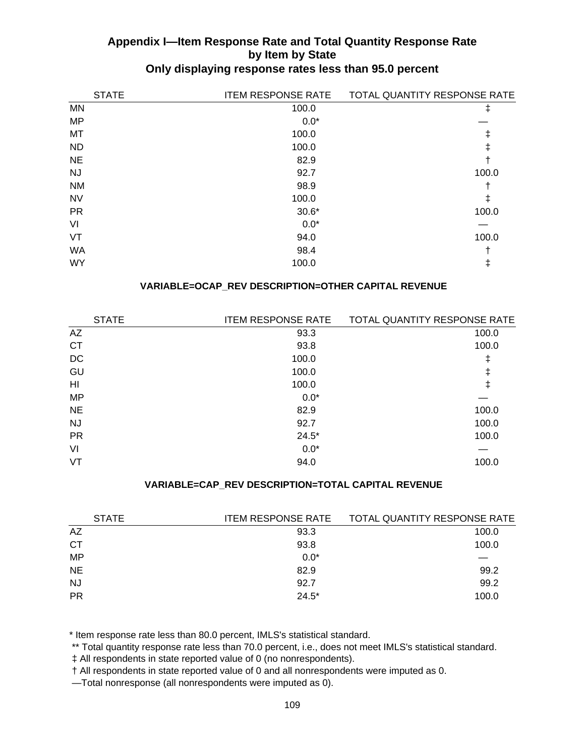## Appendix I—Item Response Rate and Total Quantity Response Rate by Item by State
### Only displaying response rates less than 95.0 percent

| STATE | ITEM RESPONSE RATE | TOTAL QUANTITY RESPONSE RATE |
|---|---|---|
| MN | 100.0 | ‡ |
| MP | 0.0* | — |
| MT | 100.0 | ‡ |
| ND | 100.0 | ‡ |
| NE | 82.9 | † |
| NJ | 92.7 | 100.0 |
| NM | 98.9 | † |
| NV | 100.0 | ‡ |
| PR | 30.6* | 100.0 |
| VI | 0.0* | — |
| VT | 94.0 | 100.0 |
| WA | 98.4 | † |
| WY | 100.0 | ‡ |

**VARIABLE=OCAP_REV DESCRIPTION=OTHER CAPITAL REVENUE**

| STATE | ITEM RESPONSE RATE | TOTAL QUANTITY RESPONSE RATE |
|---|---|---|
| AZ | 93.3 | 100.0 |
| CT | 93.8 | 100.0 |
| DC | 100.0 | ‡ |
| GU | 100.0 | ‡ |
| HI | 100.0 | ‡ |
| MP | 0.0* | — |
| NE | 82.9 | 100.0 |
| NJ | 92.7 | 100.0 |
| PR | 24.5* | 100.0 |
| VI | 0.0* | — |
| VT | 94.0 | 100.0 |

**VARIABLE=CAP_REV DESCRIPTION=TOTAL CAPITAL REVENUE**

| STATE | ITEM RESPONSE RATE | TOTAL QUANTITY RESPONSE RATE |
|---|---|---|
| AZ | 93.3 | 100.0 |
| CT | 93.8 | 100.0 |
| MP | 0.0* | — |
| NE | 82.9 | 99.2 |
| NJ | 92.7 | 99.2 |
| PR | 24.5* | 100.0 |

* Item response rate less than 80.0 percent, IMLS's statistical standard.
** Total quantity response rate less than 70.0 percent, i.e., does not meet IMLS's statistical standard.
‡ All respondents in state reported value of 0 (no nonrespondents).
† All respondents in state reported value of 0 and all nonrespondents were imputed as 0.
—Total nonresponse (all nonrespondents were imputed as 0).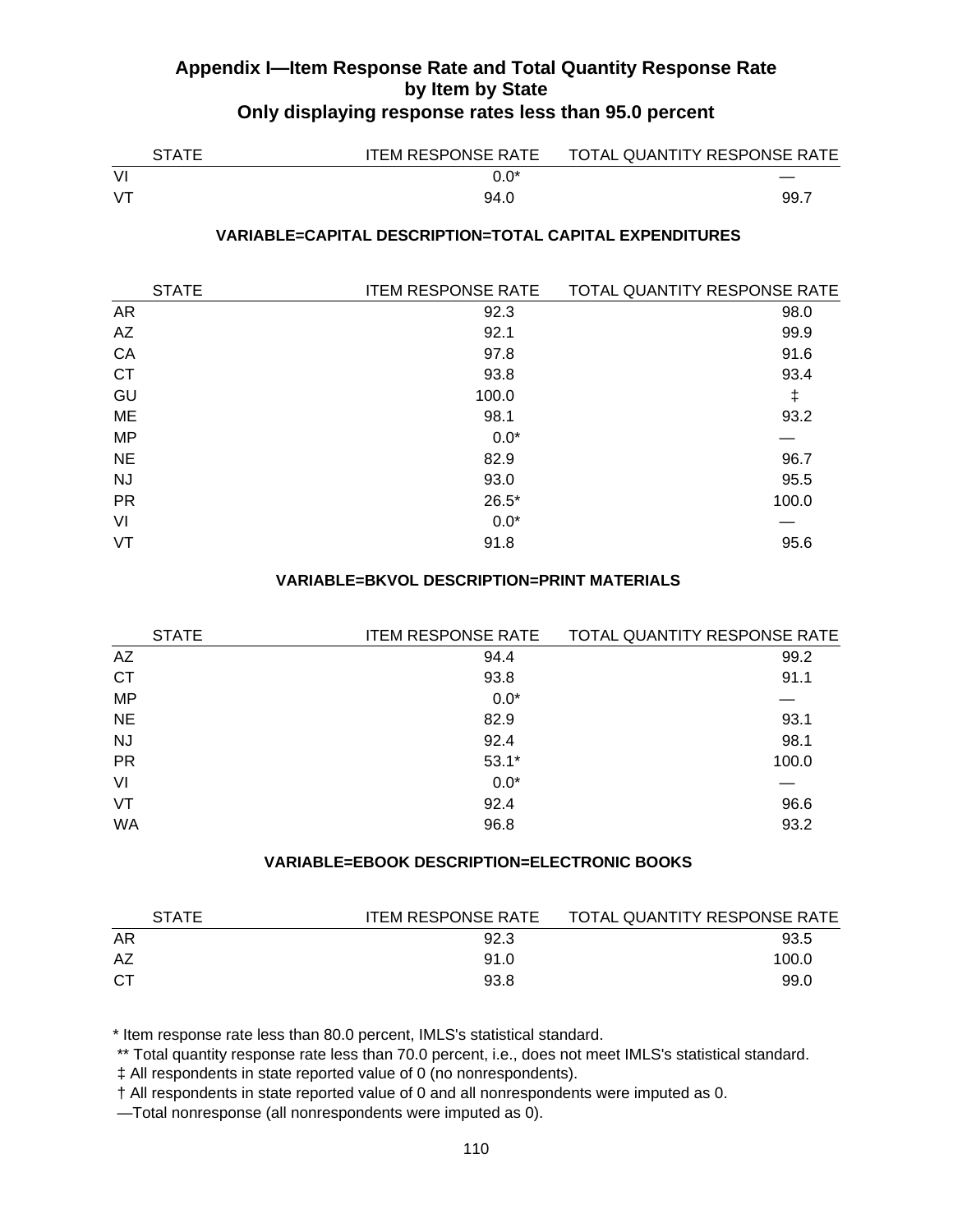## Appendix I—Item Response Rate and Total Quantity Response Rate by Item by State
### Only displaying response rates less than 95.0 percent

| STATE | ITEM RESPONSE RATE | TOTAL QUANTITY RESPONSE RATE |
|---|---|---|
| VI | 0.0* | — |
| VT | 94.0 | 99.7 |

**VARIABLE=CAPITAL DESCRIPTION=TOTAL CAPITAL EXPENDITURES**

| STATE | ITEM RESPONSE RATE | TOTAL QUANTITY RESPONSE RATE |
|---|---|---|
| AR | 92.3 | 98.0 |
| AZ | 92.1 | 99.9 |
| CA | 97.8 | 91.6 |
| CT | 93.8 | 93.4 |
| GU | 100.0 | ‡ |
| ME | 98.1 | 93.2 |
| MP | 0.0* | — |
| NE | 82.9 | 96.7 |
| NJ | 93.0 | 95.5 |
| PR | 26.5* | 100.0 |
| VI | 0.0* | — |
| VT | 91.8 | 95.6 |

**VARIABLE=BKVOL DESCRIPTION=PRINT MATERIALS**

| STATE | ITEM RESPONSE RATE | TOTAL QUANTITY RESPONSE RATE |
|---|---|---|
| AZ | 94.4 | 99.2 |
| CT | 93.8 | 91.1 |
| MP | 0.0* | — |
| NE | 82.9 | 93.1 |
| NJ | 92.4 | 98.1 |
| PR | 53.1* | 100.0 |
| VI | 0.0* | — |
| VT | 92.4 | 96.6 |
| WA | 96.8 | 93.2 |

**VARIABLE=EBOOK DESCRIPTION=ELECTRONIC BOOKS**

| STATE | ITEM RESPONSE RATE | TOTAL QUANTITY RESPONSE RATE |
|---|---|---|
| AR | 92.3 | 93.5 |
| AZ | 91.0 | 100.0 |
| CT | 93.8 | 99.0 |

\* Item response rate less than 80.0 percent, IMLS's statistical standard.
** Total quantity response rate less than 70.0 percent, i.e., does not meet IMLS's statistical standard.
‡ All respondents in state reported value of 0 (no nonrespondents).
† All respondents in state reported value of 0 and all nonrespondents were imputed as 0.
—Total nonresponse (all nonrespondents were imputed as 0).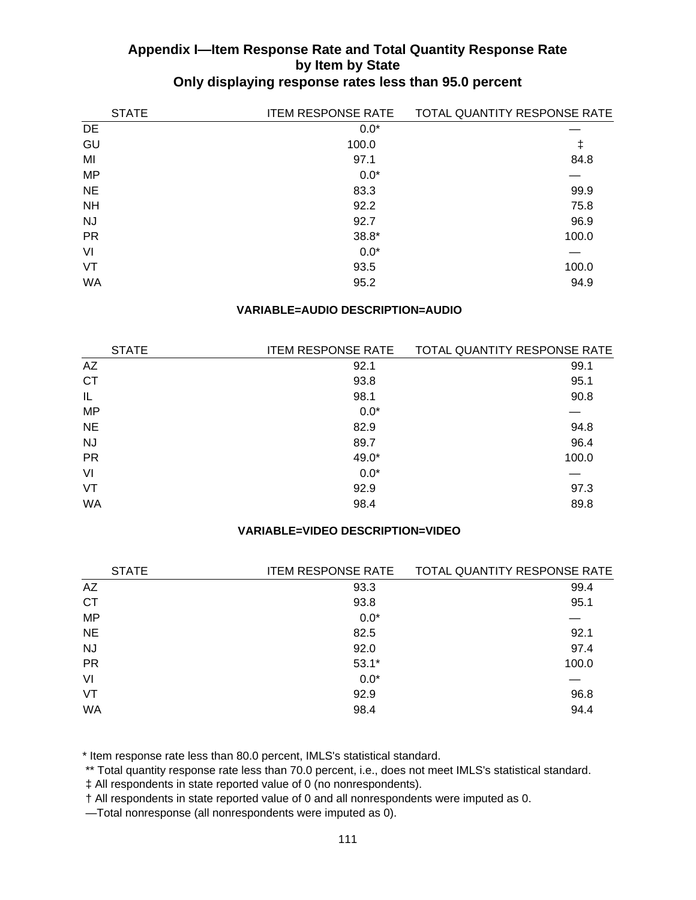## Appendix I—Item Response Rate and Total Quantity Response Rate by Item by State
## Only displaying response rates less than 95.0 percent

| STATE | ITEM RESPONSE RATE | TOTAL QUANTITY RESPONSE RATE |
|---|---|---|
| DE | 0.0* | — |
| GU | 100.0 | ‡ |
| MI | 97.1 | 84.8 |
| MP | 0.0* | — |
| NE | 83.3 | 99.9 |
| NH | 92.2 | 75.8 |
| NJ | 92.7 | 96.9 |
| PR | 38.8* | 100.0 |
| VI | 0.0* | — |
| VT | 93.5 | 100.0 |
| WA | 95.2 | 94.9 |

**VARIABLE=AUDIO DESCRIPTION=AUDIO**

| STATE | ITEM RESPONSE RATE | TOTAL QUANTITY RESPONSE RATE |
|---|---|---|
| AZ | 92.1 | 99.1 |
| CT | 93.8 | 95.1 |
| IL | 98.1 | 90.8 |
| MP | 0.0* | — |
| NE | 82.9 | 94.8 |
| NJ | 89.7 | 96.4 |
| PR | 49.0* | 100.0 |
| VI | 0.0* | — |
| VT | 92.9 | 97.3 |
| WA | 98.4 | 89.8 |

**VARIABLE=VIDEO DESCRIPTION=VIDEO**

| STATE | ITEM RESPONSE RATE | TOTAL QUANTITY RESPONSE RATE |
|---|---|---|
| AZ | 93.3 | 99.4 |
| CT | 93.8 | 95.1 |
| MP | 0.0* | — |
| NE | 82.5 | 92.1 |
| NJ | 92.0 | 97.4 |
| PR | 53.1* | 100.0 |
| VI | 0.0* | — |
| VT | 92.9 | 96.8 |
| WA | 98.4 | 94.4 |

* Item response rate less than 80.0 percent, IMLS's statistical standard.

** Total quantity response rate less than 70.0 percent, i.e., does not meet IMLS's statistical standard.

‡ All respondents in state reported value of 0 (no nonrespondents).

† All respondents in state reported value of 0 and all nonrespondents were imputed as 0.

—Total nonresponse (all nonrespondents were imputed as 0).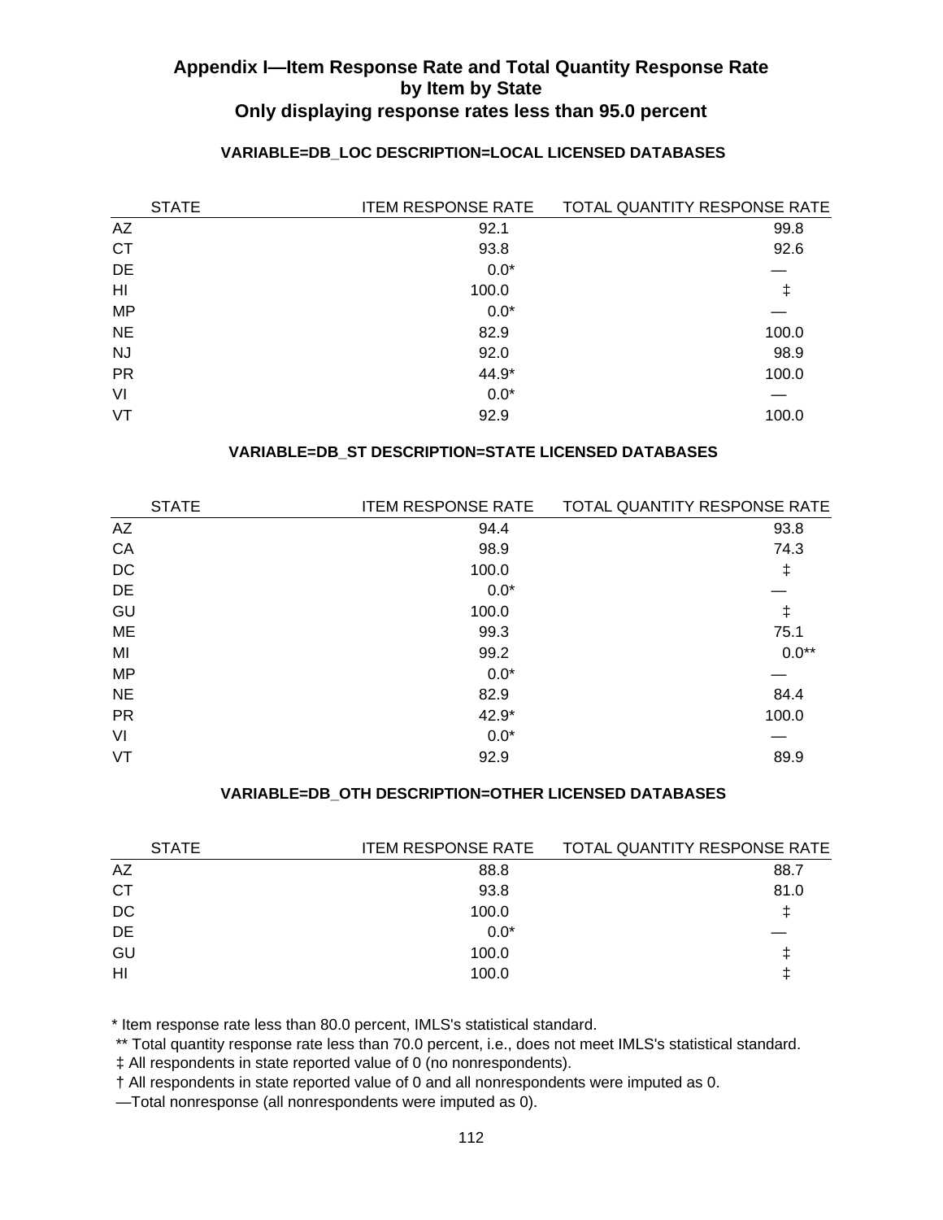## Appendix I—Item Response Rate and Total Quantity Response Rate by Item by State
## Only displaying response rates less than 95.0 percent

### VARIABLE=DB_LOC DESCRIPTION=LOCAL LICENSED DATABASES

| STATE | ITEM RESPONSE RATE | TOTAL QUANTITY RESPONSE RATE |
|---|---|---|
| AZ | 92.1 | 99.8 |
| CT | 93.8 | 92.6 |
| DE | 0.0* | — |
| HI | 100.0 | ‡ |
| MP | 0.0* | — |
| NE | 82.9 | 100.0 |
| NJ | 92.0 | 98.9 |
| PR | 44.9* | 100.0 |
| VI | 0.0* | — |
| VT | 92.9 | 100.0 |

### VARIABLE=DB_ST DESCRIPTION=STATE LICENSED DATABASES

| STATE | ITEM RESPONSE RATE | TOTAL QUANTITY RESPONSE RATE |
|---|---|---|
| AZ | 94.4 | 93.8 |
| CA | 98.9 | 74.3 |
| DC | 100.0 | ‡ |
| DE | 0.0* | — |
| GU | 100.0 | ‡ |
| ME | 99.3 | 75.1 |
| MI | 99.2 | 0.0** |
| MP | 0.0* | — |
| NE | 82.9 | 84.4 |
| PR | 42.9* | 100.0 |
| VI | 0.0* | — |
| VT | 92.9 | 89.9 |

### VARIABLE=DB_OTH DESCRIPTION=OTHER LICENSED DATABASES

| STATE | ITEM RESPONSE RATE | TOTAL QUANTITY RESPONSE RATE |
|---|---|---|
| AZ | 88.8 | 88.7 |
| CT | 93.8 | 81.0 |
| DC | 100.0 | ‡ |
| DE | 0.0* | — |
| GU | 100.0 | ‡ |
| HI | 100.0 | ‡ |

* Item response rate less than 80.0 percent, IMLS's statistical standard.

** Total quantity response rate less than 70.0 percent, i.e., does not meet IMLS's statistical standard.

‡ All respondents in state reported value of 0 (no nonrespondents).

† All respondents in state reported value of 0 and all nonrespondents were imputed as 0.

—Total nonresponse (all nonrespondents were imputed as 0).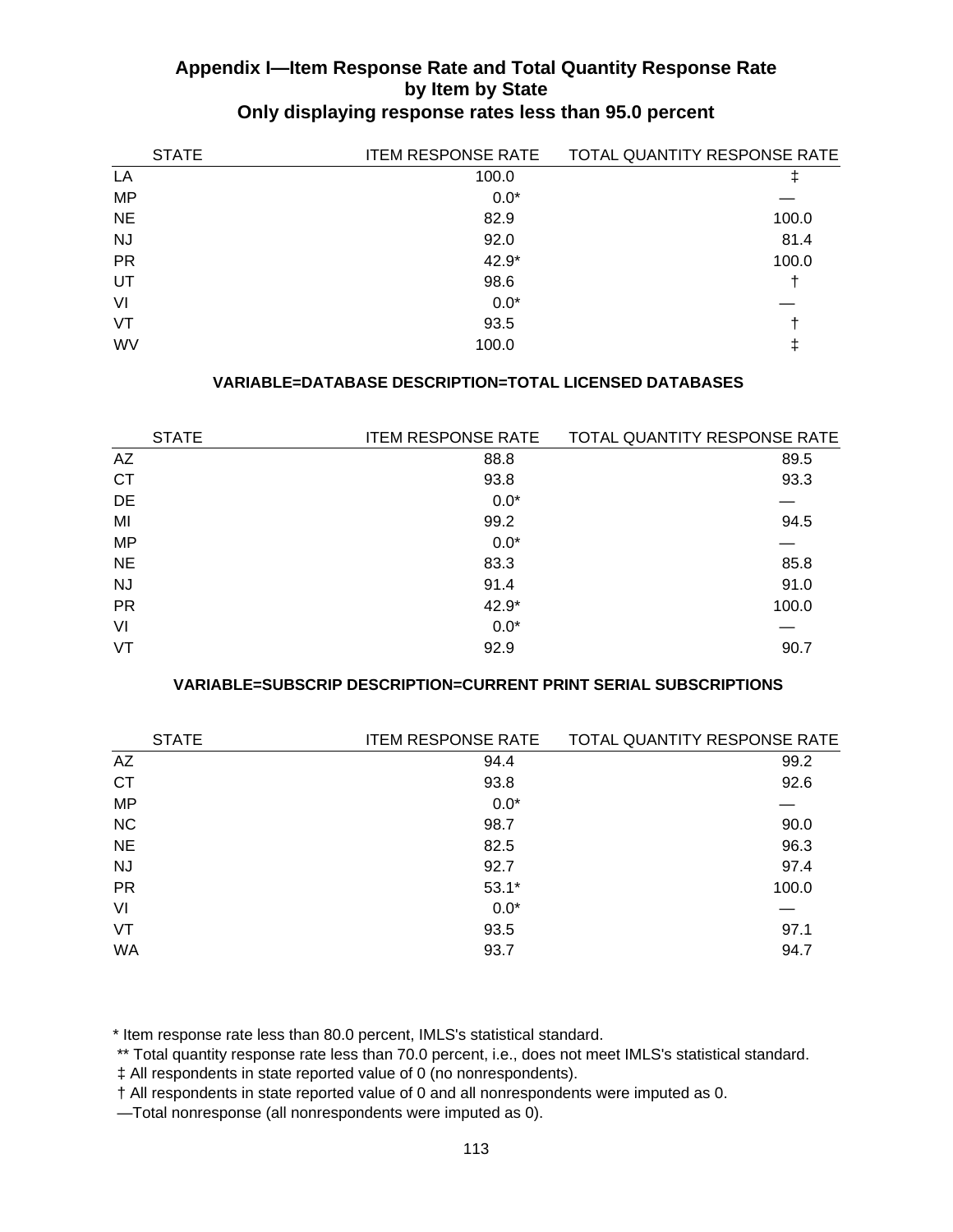# Appendix I—Item Response Rate and Total Quantity Response Rate by Item by State

## Only displaying response rates less than 95.0 percent

| STATE | ITEM RESPONSE RATE | TOTAL QUANTITY RESPONSE RATE |
|---|---|---|
| LA | 100.0 | ‡ |
| MP | 0.0* | — |
| NE | 82.9 | 100.0 |
| NJ | 92.0 | 81.4 |
| PR | 42.9* | 100.0 |
| UT | 98.6 | † |
| VI | 0.0* | — |
| VT | 93.5 | † |
| WV | 100.0 | ‡ |

**VARIABLE=DATABASE DESCRIPTION=TOTAL LICENSED DATABASES**

| STATE | ITEM RESPONSE RATE | TOTAL QUANTITY RESPONSE RATE |
|---|---|---|
| AZ | 88.8 | 89.5 |
| CT | 93.8 | 93.3 |
| DE | 0.0* | — |
| MI | 99.2 | 94.5 |
| MP | 0.0* | — |
| NE | 83.3 | 85.8 |
| NJ | 91.4 | 91.0 |
| PR | 42.9* | 100.0 |
| VI | 0.0* | — |
| VT | 92.9 | 90.7 |

**VARIABLE=SUBSCRIP DESCRIPTION=CURRENT PRINT SERIAL SUBSCRIPTIONS**

| STATE | ITEM RESPONSE RATE | TOTAL QUANTITY RESPONSE RATE |
|---|---|---|
| AZ | 94.4 | 99.2 |
| CT | 93.8 | 92.6 |
| MP | 0.0* | — |
| NC | 98.7 | 90.0 |
| NE | 82.5 | 96.3 |
| NJ | 92.7 | 97.4 |
| PR | 53.1* | 100.0 |
| VI | 0.0* | — |
| VT | 93.5 | 97.1 |
| WA | 93.7 | 94.7 |

* Item response rate less than 80.0 percent, IMLS's statistical standard.

** Total quantity response rate less than 70.0 percent, i.e., does not meet IMLS's statistical standard.

‡ All respondents in state reported value of 0 (no nonrespondents).

† All respondents in state reported value of 0 and all nonrespondents were imputed as 0.

—Total nonresponse (all nonrespondents were imputed as 0).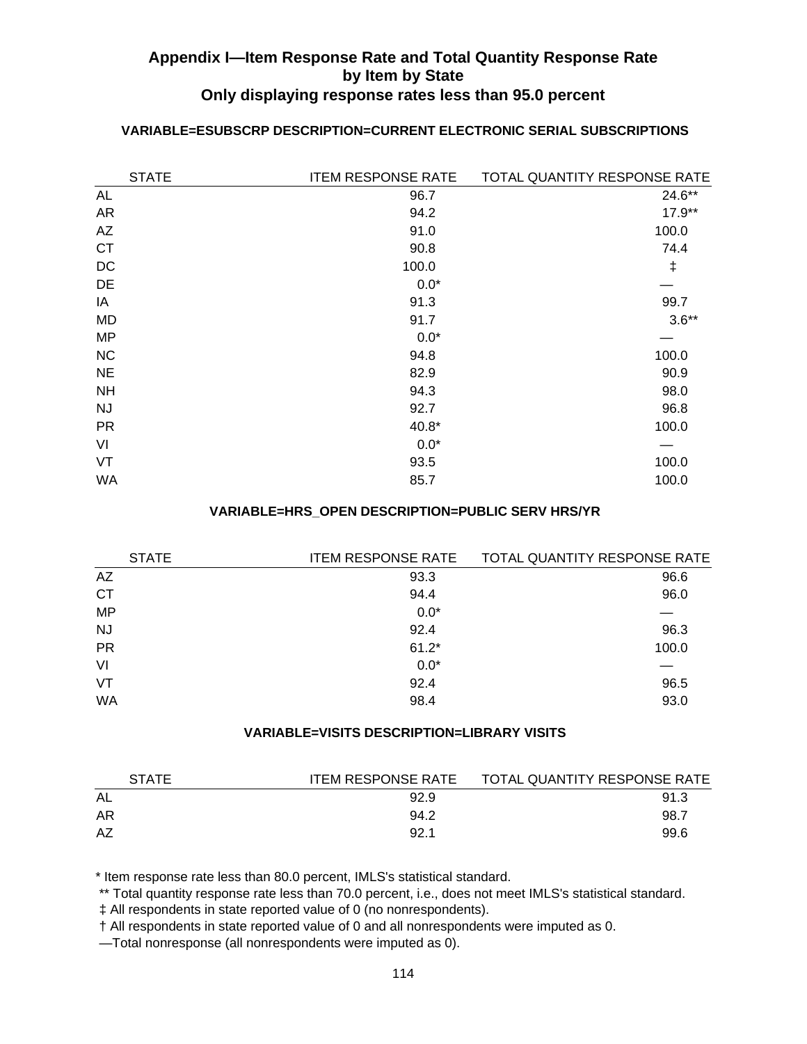# Appendix I—Item Response Rate and Total Quantity Response Rate by Item by State
## Only displaying response rates less than 95.0 percent

### VARIABLE=ESUBSCRP DESCRIPTION=CURRENT ELECTRONIC SERIAL SUBSCRIPTIONS

| STATE | ITEM RESPONSE RATE | TOTAL QUANTITY RESPONSE RATE |
|---|---|---|
| AL | 96.7 | 24.6** |
| AR | 94.2 | 17.9** |
| AZ | 91.0 | 100.0 |
| CT | 90.8 | 74.4 |
| DC | 100.0 | ‡ |
| DE | 0.0* | — |
| IA | 91.3 | 99.7 |
| MD | 91.7 | 3.6** |
| MP | 0.0* | — |
| NC | 94.8 | 100.0 |
| NE | 82.9 | 90.9 |
| NH | 94.3 | 98.0 |
| NJ | 92.7 | 96.8 |
| PR | 40.8* | 100.0 |
| VI | 0.0* | — |
| VT | 93.5 | 100.0 |
| WA | 85.7 | 100.0 |

### VARIABLE=HRS_OPEN DESCRIPTION=PUBLIC SERV HRS/YR

| STATE | ITEM RESPONSE RATE | TOTAL QUANTITY RESPONSE RATE |
|---|---|---|
| AZ | 93.3 | 96.6 |
| CT | 94.4 | 96.0 |
| MP | 0.0* | — |
| NJ | 92.4 | 96.3 |
| PR | 61.2* | 100.0 |
| VI | 0.0* | — |
| VT | 92.4 | 96.5 |
| WA | 98.4 | 93.0 |

### VARIABLE=VISITS DESCRIPTION=LIBRARY VISITS

| STATE | ITEM RESPONSE RATE | TOTAL QUANTITY RESPONSE RATE |
|---|---|---|
| AL | 92.9 | 91.3 |
| AR | 94.2 | 98.7 |
| AZ | 92.1 | 99.6 |

* Item response rate less than 80.0 percent, IMLS's statistical standard.

** Total quantity response rate less than 70.0 percent, i.e., does not meet IMLS's statistical standard.

‡ All respondents in state reported value of 0 (no nonrespondents).

† All respondents in state reported value of 0 and all nonrespondents were imputed as 0.

—Total nonresponse (all nonrespondents were imputed as 0).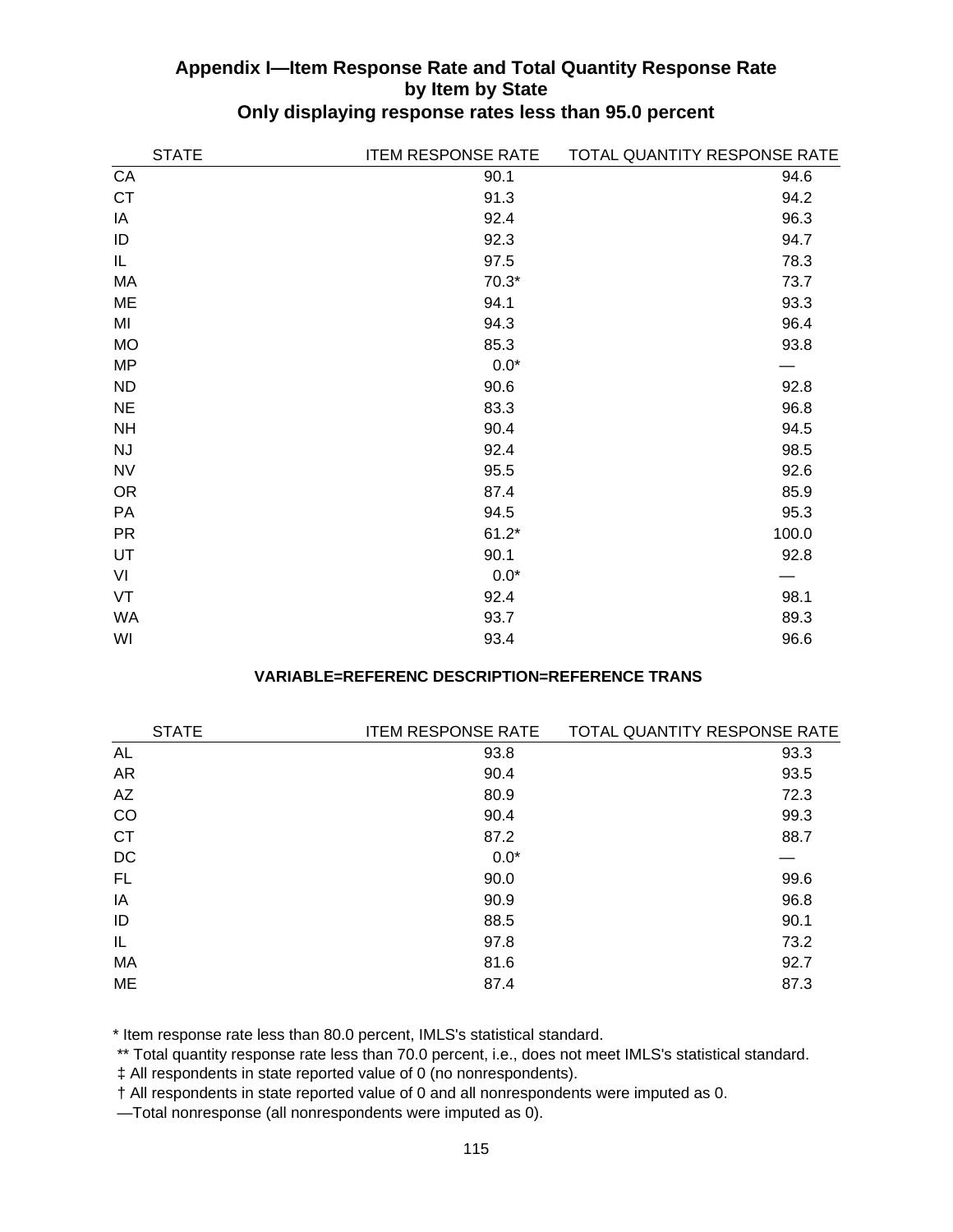## Appendix I—Item Response Rate and Total Quantity Response Rate by Item by State
### Only displaying response rates less than 95.0 percent

| STATE | ITEM RESPONSE RATE | TOTAL QUANTITY RESPONSE RATE |
|---|---|---|
| CA | 90.1 | 94.6 |
| CT | 91.3 | 94.2 |
| IA | 92.4 | 96.3 |
| ID | 92.3 | 94.7 |
| IL | 97.5 | 78.3 |
| MA | 70.3* | 73.7 |
| ME | 94.1 | 93.3 |
| MI | 94.3 | 96.4 |
| MO | 85.3 | 93.8 |
| MP | 0.0* | — |
| ND | 90.6 | 92.8 |
| NE | 83.3 | 96.8 |
| NH | 90.4 | 94.5 |
| NJ | 92.4 | 98.5 |
| NV | 95.5 | 92.6 |
| OR | 87.4 | 85.9 |
| PA | 94.5 | 95.3 |
| PR | 61.2* | 100.0 |
| UT | 90.1 | 92.8 |
| VI | 0.0* | — |
| VT | 92.4 | 98.1 |
| WA | 93.7 | 89.3 |
| WI | 93.4 | 96.6 |

**VARIABLE=REFERENC DESCRIPTION=REFERENCE TRANS**

| STATE | ITEM RESPONSE RATE | TOTAL QUANTITY RESPONSE RATE |
|---|---|---|
| AL | 93.8 | 93.3 |
| AR | 90.4 | 93.5 |
| AZ | 80.9 | 72.3 |
| CO | 90.4 | 99.3 |
| CT | 87.2 | 88.7 |
| DC | 0.0* | — |
| FL | 90.0 | 99.6 |
| IA | 90.9 | 96.8 |
| ID | 88.5 | 90.1 |
| IL | 97.8 | 73.2 |
| MA | 81.6 | 92.7 |
| ME | 87.4 | 87.3 |

* Item response rate less than 80.0 percent, IMLS's statistical standard.

** Total quantity response rate less than 70.0 percent, i.e., does not meet IMLS's statistical standard.

‡ All respondents in state reported value of 0 (no nonrespondents).

† All respondents in state reported value of 0 and all nonrespondents were imputed as 0.

—Total nonresponse (all nonrespondents were imputed as 0).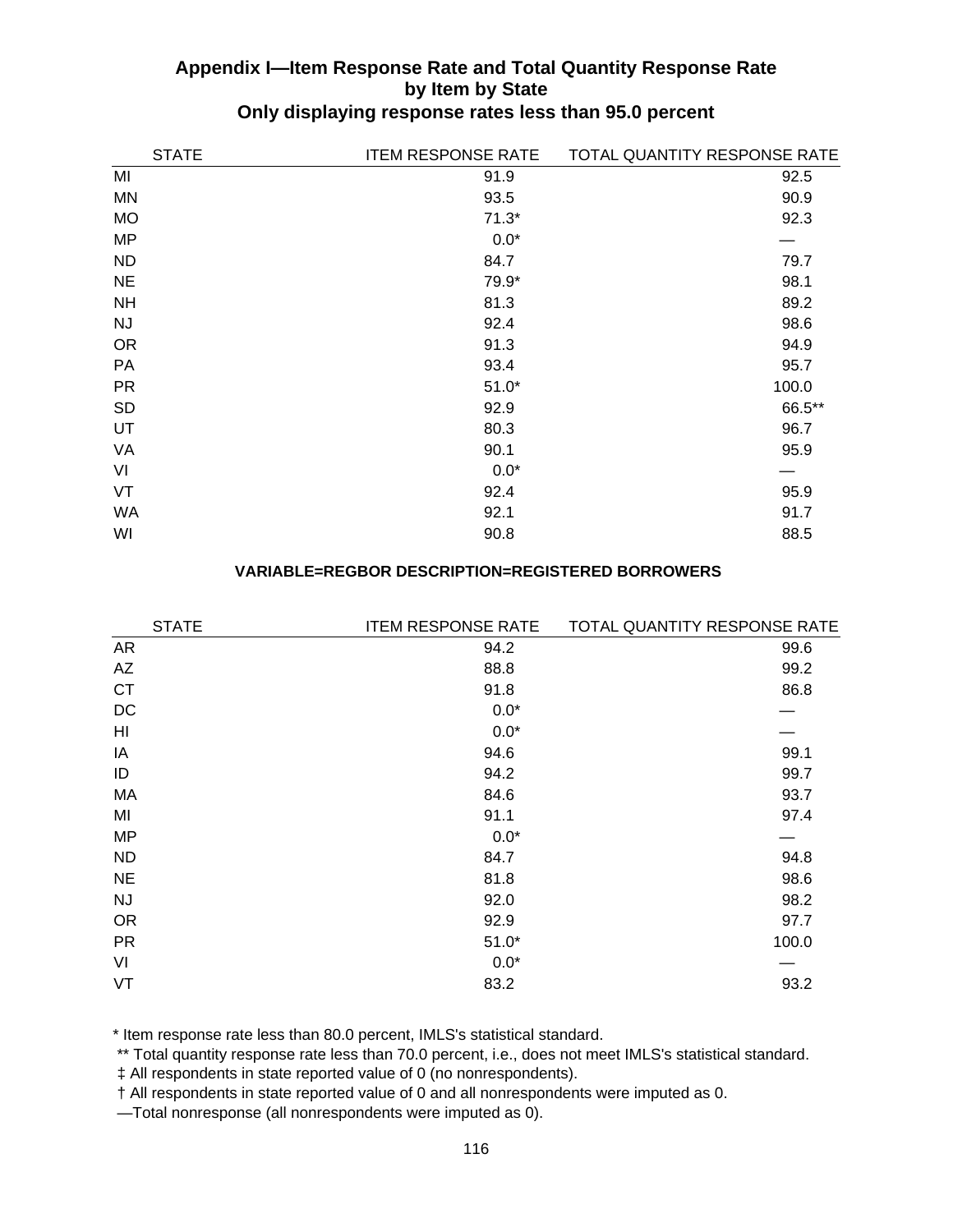## Appendix I—Item Response Rate and Total Quantity Response Rate by Item by State
### Only displaying response rates less than 95.0 percent

| STATE | ITEM RESPONSE RATE | TOTAL QUANTITY RESPONSE RATE |
|---|---|---|
| MI | 91.9 | 92.5 |
| MN | 93.5 | 90.9 |
| MO | 71.3* | 92.3 |
| MP | 0.0* | — |
| ND | 84.7 | 79.7 |
| NE | 79.9* | 98.1 |
| NH | 81.3 | 89.2 |
| NJ | 92.4 | 98.6 |
| OR | 91.3 | 94.9 |
| PA | 93.4 | 95.7 |
| PR | 51.0* | 100.0 |
| SD | 92.9 | 66.5** |
| UT | 80.3 | 96.7 |
| VA | 90.1 | 95.9 |
| VI | 0.0* | — |
| VT | 92.4 | 95.9 |
| WA | 92.1 | 91.7 |
| WI | 90.8 | 88.5 |

**VARIABLE=REGBOR DESCRIPTION=REGISTERED BORROWERS**

| STATE | ITEM RESPONSE RATE | TOTAL QUANTITY RESPONSE RATE |
|---|---|---|
| AR | 94.2 | 99.6 |
| AZ | 88.8 | 99.2 |
| CT | 91.8 | 86.8 |
| DC | 0.0* | — |
| HI | 0.0* | — |
| IA | 94.6 | 99.1 |
| ID | 94.2 | 99.7 |
| MA | 84.6 | 93.7 |
| MI | 91.1 | 97.4 |
| MP | 0.0* | — |
| ND | 84.7 | 94.8 |
| NE | 81.8 | 98.6 |
| NJ | 92.0 | 98.2 |
| OR | 92.9 | 97.7 |
| PR | 51.0* | 100.0 |
| VI | 0.0* | — |
| VT | 83.2 | 93.2 |

\* Item response rate less than 80.0 percent, IMLS's statistical standard.

** Total quantity response rate less than 70.0 percent, i.e., does not meet IMLS's statistical standard.

‡ All respondents in state reported value of 0 (no nonrespondents).

† All respondents in state reported value of 0 and all nonrespondents were imputed as 0.

—Total nonresponse (all nonrespondents were imputed as 0).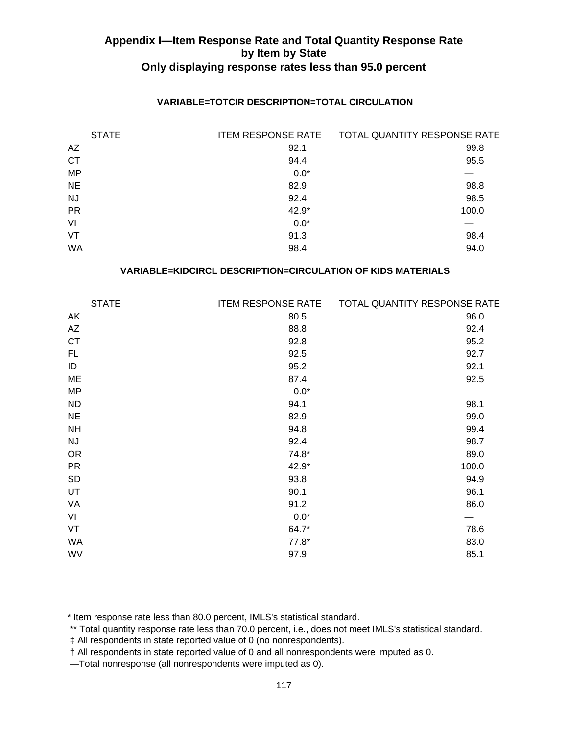## Appendix I—Item Response Rate and Total Quantity Response Rate by Item by State
## Only displaying response rates less than 95.0 percent

### VARIABLE=TOTCIR DESCRIPTION=TOTAL CIRCULATION

| STATE | ITEM RESPONSE RATE | TOTAL QUANTITY RESPONSE RATE |
|---|---|---|
| AZ | 92.1 | 99.8 |
| CT | 94.4 | 95.5 |
| MP | 0.0* | — |
| NE | 82.9 | 98.8 |
| NJ | 92.4 | 98.5 |
| PR | 42.9* | 100.0 |
| VI | 0.0* | — |
| VT | 91.3 | 98.4 |
| WA | 98.4 | 94.0 |

### VARIABLE=KIDCIRCL DESCRIPTION=CIRCULATION OF KIDS MATERIALS

| STATE | ITEM RESPONSE RATE | TOTAL QUANTITY RESPONSE RATE |
|---|---|---|
| AK | 80.5 | 96.0 |
| AZ | 88.8 | 92.4 |
| CT | 92.8 | 95.2 |
| FL | 92.5 | 92.7 |
| ID | 95.2 | 92.1 |
| ME | 87.4 | 92.5 |
| MP | 0.0* | — |
| ND | 94.1 | 98.1 |
| NE | 82.9 | 99.0 |
| NH | 94.8 | 99.4 |
| NJ | 92.4 | 98.7 |
| OR | 74.8* | 89.0 |
| PR | 42.9* | 100.0 |
| SD | 93.8 | 94.9 |
| UT | 90.1 | 96.1 |
| VA | 91.2 | 86.0 |
| VI | 0.0* | — |
| VT | 64.7* | 78.6 |
| WA | 77.8* | 83.0 |
| WV | 97.9 | 85.1 |

* Item response rate less than 80.0 percent, IMLS's statistical standard.

** Total quantity response rate less than 70.0 percent, i.e., does not meet IMLS's statistical standard.

‡ All respondents in state reported value of 0 (no nonrespondents).

† All respondents in state reported value of 0 and all nonrespondents were imputed as 0.

—Total nonresponse (all nonrespondents were imputed as 0).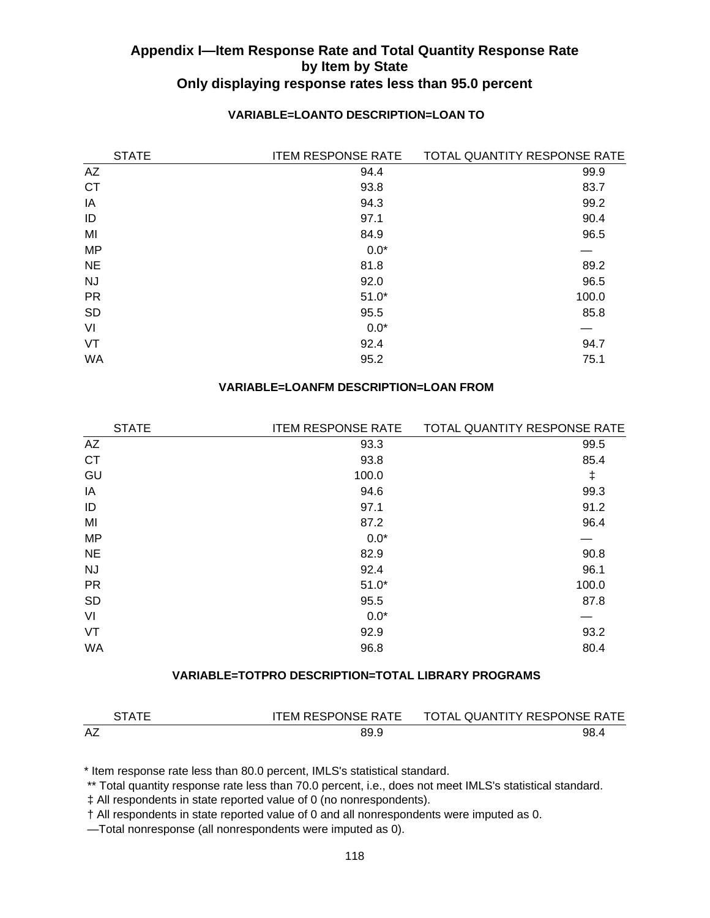## Appendix I—Item Response Rate and Total Quantity Response Rate by Item by State
## Only displaying response rates less than 95.0 percent

### VARIABLE=LOANTO DESCRIPTION=LOAN TO

| STATE | ITEM RESPONSE RATE | TOTAL QUANTITY RESPONSE RATE |
|---|---|---|
| AZ | 94.4 | 99.9 |
| CT | 93.8 | 83.7 |
| IA | 94.3 | 99.2 |
| ID | 97.1 | 90.4 |
| MI | 84.9 | 96.5 |
| MP | 0.0* | — |
| NE | 81.8 | 89.2 |
| NJ | 92.0 | 96.5 |
| PR | 51.0* | 100.0 |
| SD | 95.5 | 85.8 |
| VI | 0.0* | — |
| VT | 92.4 | 94.7 |
| WA | 95.2 | 75.1 |

### VARIABLE=LOANFM DESCRIPTION=LOAN FROM

| STATE | ITEM RESPONSE RATE | TOTAL QUANTITY RESPONSE RATE |
|---|---|---|
| AZ | 93.3 | 99.5 |
| CT | 93.8 | 85.4 |
| GU | 100.0 | ‡ |
| IA | 94.6 | 99.3 |
| ID | 97.1 | 91.2 |
| MI | 87.2 | 96.4 |
| MP | 0.0* | — |
| NE | 82.9 | 90.8 |
| NJ | 92.4 | 96.1 |
| PR | 51.0* | 100.0 |
| SD | 95.5 | 87.8 |
| VI | 0.0* | — |
| VT | 92.9 | 93.2 |
| WA | 96.8 | 80.4 |

### VARIABLE=TOTPRO DESCRIPTION=TOTAL LIBRARY PROGRAMS

| STATE | ITEM RESPONSE RATE | TOTAL QUANTITY RESPONSE RATE |
|---|---|---|
| AZ | 89.9 | 98.4 |

\* Item response rate less than 80.0 percent, IMLS's statistical standard.

** Total quantity response rate less than 70.0 percent, i.e., does not meet IMLS's statistical standard.

‡ All respondents in state reported value of 0 (no nonrespondents).

† All respondents in state reported value of 0 and all nonrespondents were imputed as 0.

—Total nonresponse (all nonrespondents were imputed as 0).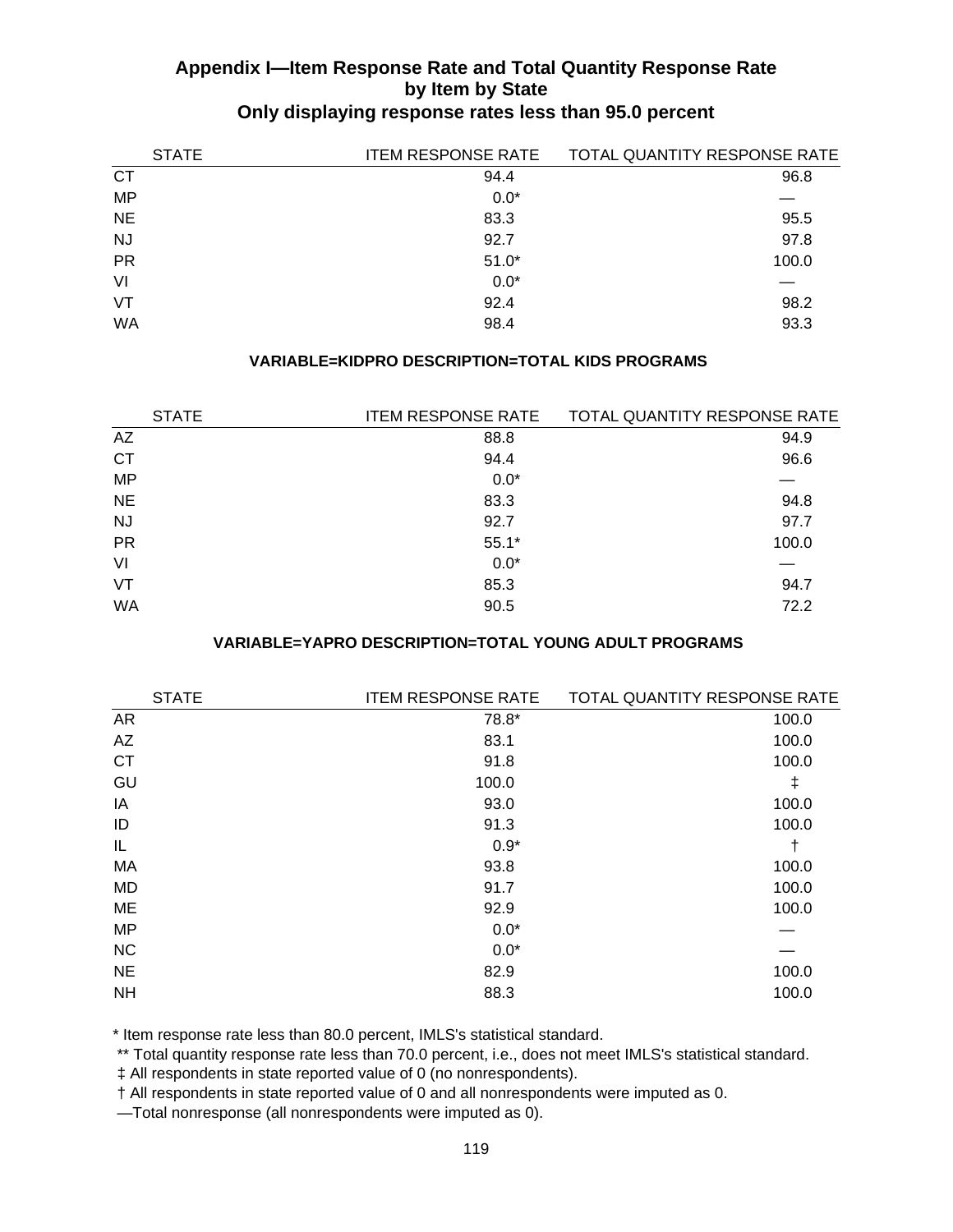## Appendix I—Item Response Rate and Total Quantity Response Rate by Item by State
### Only displaying response rates less than 95.0 percent

| STATE | ITEM RESPONSE RATE | TOTAL QUANTITY RESPONSE RATE |
|---|---|---|
| CT | 94.4 | 96.8 |
| MP | 0.0* | — |
| NE | 83.3 | 95.5 |
| NJ | 92.7 | 97.8 |
| PR | 51.0* | 100.0 |
| VI | 0.0* | — |
| VT | 92.4 | 98.2 |
| WA | 98.4 | 93.3 |

**VARIABLE=KIDPRO DESCRIPTION=TOTAL KIDS PROGRAMS**

| STATE | ITEM RESPONSE RATE | TOTAL QUANTITY RESPONSE RATE |
|---|---|---|
| AZ | 88.8 | 94.9 |
| CT | 94.4 | 96.6 |
| MP | 0.0* | — |
| NE | 83.3 | 94.8 |
| NJ | 92.7 | 97.7 |
| PR | 55.1* | 100.0 |
| VI | 0.0* | — |
| VT | 85.3 | 94.7 |
| WA | 90.5 | 72.2 |

**VARIABLE=YAPRO DESCRIPTION=TOTAL YOUNG ADULT PROGRAMS**

| STATE | ITEM RESPONSE RATE | TOTAL QUANTITY RESPONSE RATE |
|---|---|---|
| AR | 78.8* | 100.0 |
| AZ | 83.1 | 100.0 |
| CT | 91.8 | 100.0 |
| GU | 100.0 | ‡ |
| IA | 93.0 | 100.0 |
| ID | 91.3 | 100.0 |
| IL | 0.9* | † |
| MA | 93.8 | 100.0 |
| MD | 91.7 | 100.0 |
| ME | 92.9 | 100.0 |
| MP | 0.0* | — |
| NC | 0.0* | — |
| NE | 82.9 | 100.0 |
| NH | 88.3 | 100.0 |

\* Item response rate less than 80.0 percent, IMLS's statistical standard.

** Total quantity response rate less than 70.0 percent, i.e., does not meet IMLS's statistical standard.

‡ All respondents in state reported value of 0 (no nonrespondents).

† All respondents in state reported value of 0 and all nonrespondents were imputed as 0.

—Total nonresponse (all nonrespondents were imputed as 0).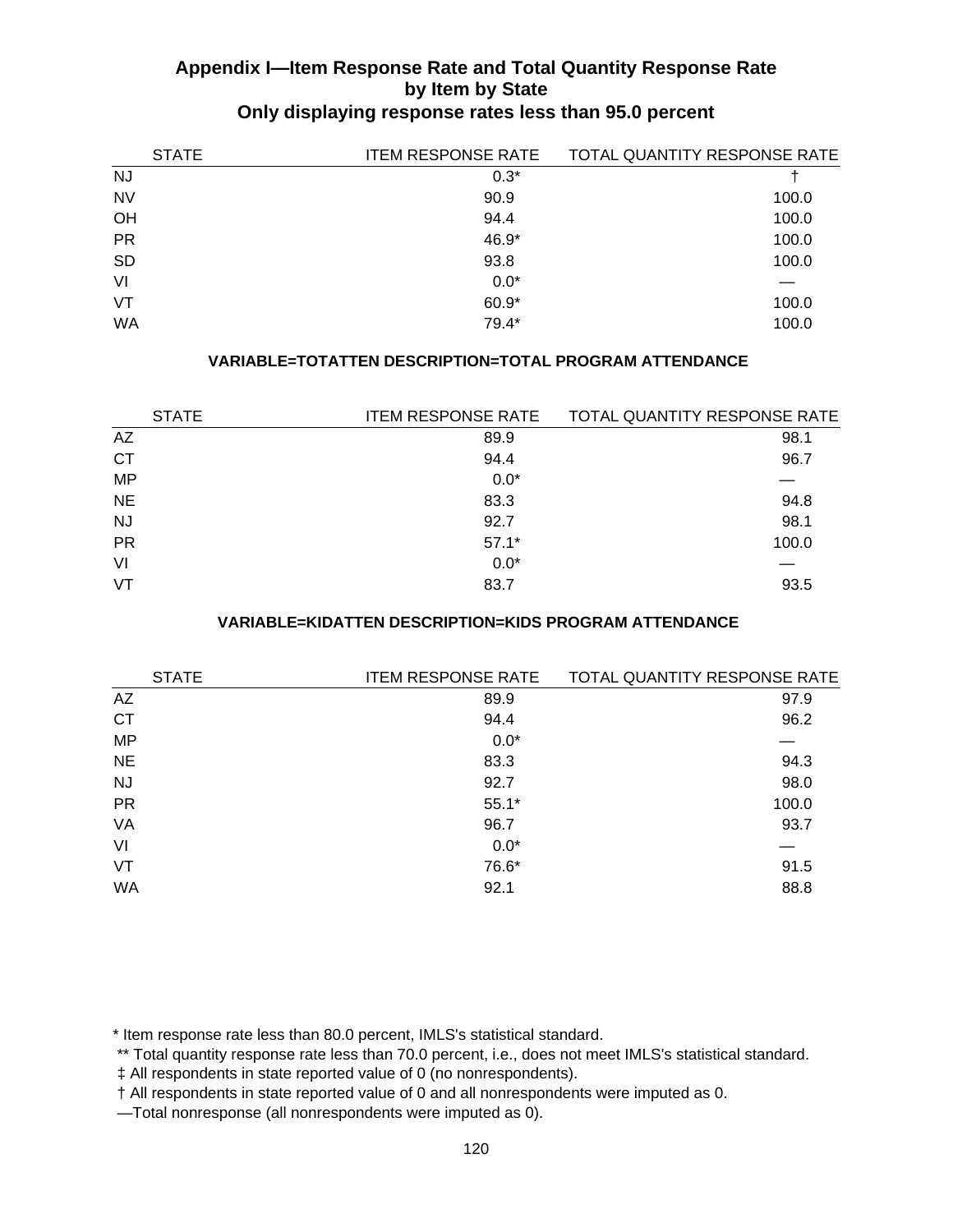## Appendix I—Item Response Rate and Total Quantity Response Rate by Item by State

### Only displaying response rates less than 95.0 percent

| STATE | ITEM RESPONSE RATE | TOTAL QUANTITY RESPONSE RATE |
|---|---|---|
| NJ | 0.3* | † |
| NV | 90.9 | 100.0 |
| OH | 94.4 | 100.0 |
| PR | 46.9* | 100.0 |
| SD | 93.8 | 100.0 |
| VI | 0.0* | — |
| VT | 60.9* | 100.0 |
| WA | 79.4* | 100.0 |

**VARIABLE=TOTATTEN DESCRIPTION=TOTAL PROGRAM ATTENDANCE**

| STATE | ITEM RESPONSE RATE | TOTAL QUANTITY RESPONSE RATE |
|---|---|---|
| AZ | 89.9 | 98.1 |
| CT | 94.4 | 96.7 |
| MP | 0.0* | — |
| NE | 83.3 | 94.8 |
| NJ | 92.7 | 98.1 |
| PR | 57.1* | 100.0 |
| VI | 0.0* | — |
| VT | 83.7 | 93.5 |

**VARIABLE=KIDATTEN DESCRIPTION=KIDS PROGRAM ATTENDANCE**

| STATE | ITEM RESPONSE RATE | TOTAL QUANTITY RESPONSE RATE |
|---|---|---|
| AZ | 89.9 | 97.9 |
| CT | 94.4 | 96.2 |
| MP | 0.0* | — |
| NE | 83.3 | 94.3 |
| NJ | 92.7 | 98.0 |
| PR | 55.1* | 100.0 |
| VA | 96.7 | 93.7 |
| VI | 0.0* | — |
| VT | 76.6* | 91.5 |
| WA | 92.1 | 88.8 |

* Item response rate less than 80.0 percent, IMLS's statistical standard.
** Total quantity response rate less than 70.0 percent, i.e., does not meet IMLS's statistical standard.
‡ All respondents in state reported value of 0 (no nonrespondents).
† All respondents in state reported value of 0 and all nonrespondents were imputed as 0.
—Total nonresponse (all nonrespondents were imputed as 0).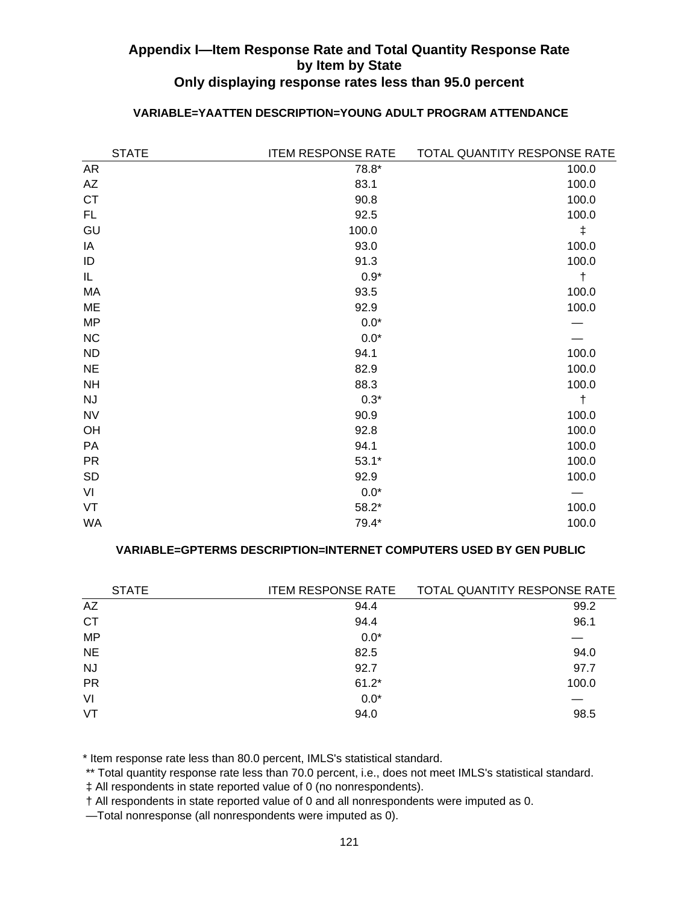## Appendix I—Item Response Rate and Total Quantity Response Rate by Item by State

### Only displaying response rates less than 95.0 percent

**VARIABLE=YAATTEN DESCRIPTION=YOUNG ADULT PROGRAM ATTENDANCE**

| STATE | ITEM RESPONSE RATE | TOTAL QUANTITY RESPONSE RATE |
|---|---|---|
| AR | 78.8* | 100.0 |
| AZ | 83.1 | 100.0 |
| CT | 90.8 | 100.0 |
| FL | 92.5 | 100.0 |
| GU | 100.0 | ‡ |
| IA | 93.0 | 100.0 |
| ID | 91.3 | 100.0 |
| IL | 0.9* | † |
| MA | 93.5 | 100.0 |
| ME | 92.9 | 100.0 |
| MP | 0.0* | — |
| NC | 0.0* | — |
| ND | 94.1 | 100.0 |
| NE | 82.9 | 100.0 |
| NH | 88.3 | 100.0 |
| NJ | 0.3* | † |
| NV | 90.9 | 100.0 |
| OH | 92.8 | 100.0 |
| PA | 94.1 | 100.0 |
| PR | 53.1* | 100.0 |
| SD | 92.9 | 100.0 |
| VI | 0.0* | — |
| VT | 58.2* | 100.0 |
| WA | 79.4* | 100.0 |

**VARIABLE=GPTERMS DESCRIPTION=INTERNET COMPUTERS USED BY GEN PUBLIC**

| STATE | ITEM RESPONSE RATE | TOTAL QUANTITY RESPONSE RATE |
|---|---|---|
| AZ | 94.4 | 99.2 |
| CT | 94.4 | 96.1 |
| MP | 0.0* | — |
| NE | 82.5 | 94.0 |
| NJ | 92.7 | 97.7 |
| PR | 61.2* | 100.0 |
| VI | 0.0* | — |
| VT | 94.0 | 98.5 |

* Item response rate less than 80.0 percent, IMLS's statistical standard.

** Total quantity response rate less than 70.0 percent, i.e., does not meet IMLS's statistical standard.

‡ All respondents in state reported value of 0 (no nonrespondents).

† All respondents in state reported value of 0 and all nonrespondents were imputed as 0.

—Total nonresponse (all nonrespondents were imputed as 0).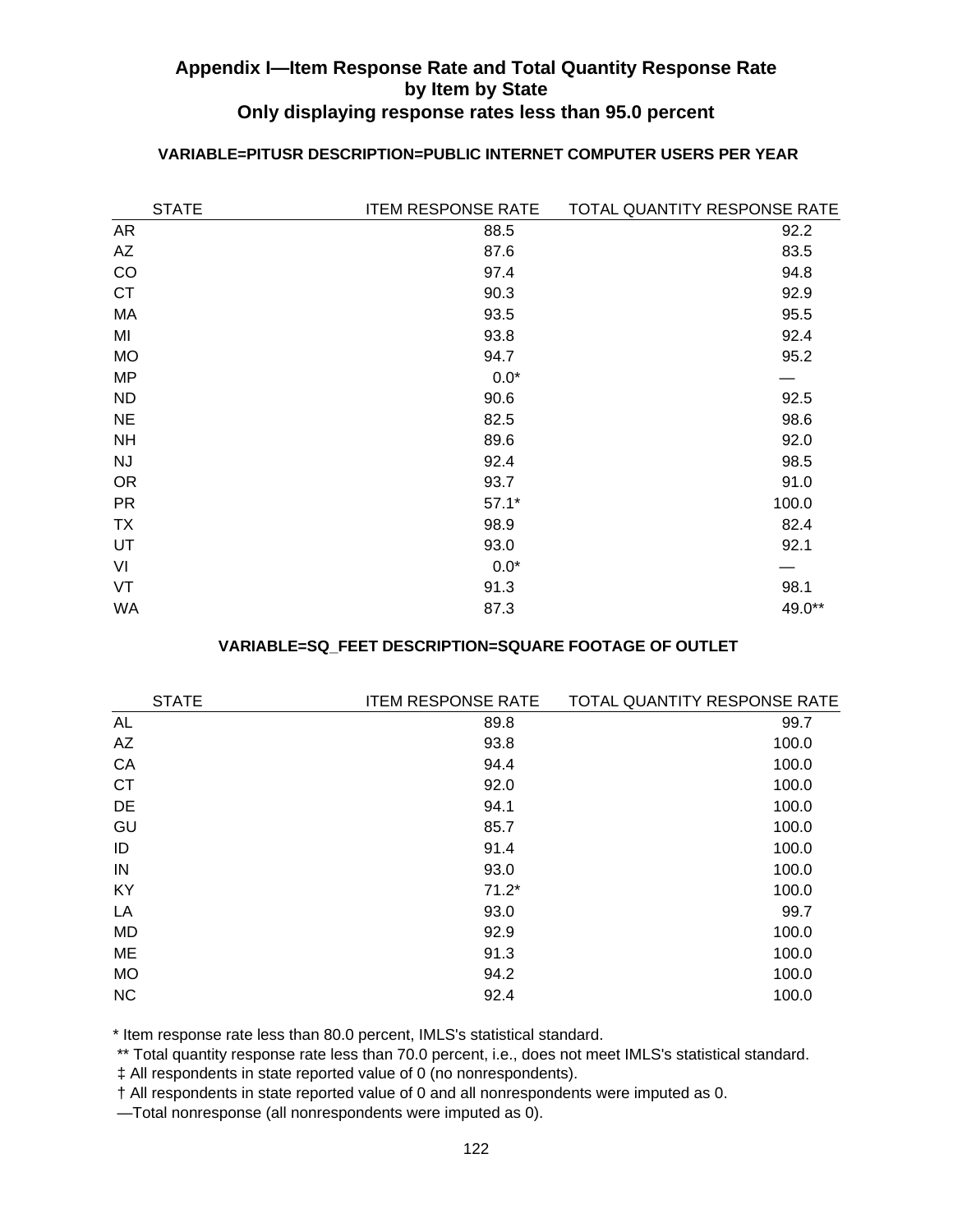## Appendix I—Item Response Rate and Total Quantity Response Rate by Item by State
### Only displaying response rates less than 95.0 percent

**VARIABLE=PITUSR DESCRIPTION=PUBLIC INTERNET COMPUTER USERS PER YEAR**

| STATE | ITEM RESPONSE RATE | TOTAL QUANTITY RESPONSE RATE |
|---|---|---|
| AR | 88.5 | 92.2 |
| AZ | 87.6 | 83.5 |
| CO | 97.4 | 94.8 |
| CT | 90.3 | 92.9 |
| MA | 93.5 | 95.5 |
| MI | 93.8 | 92.4 |
| MO | 94.7 | 95.2 |
| MP | 0.0* | — |
| ND | 90.6 | 92.5 |
| NE | 82.5 | 98.6 |
| NH | 89.6 | 92.0 |
| NJ | 92.4 | 98.5 |
| OR | 93.7 | 91.0 |
| PR | 57.1* | 100.0 |
| TX | 98.9 | 82.4 |
| UT | 93.0 | 92.1 |
| VI | 0.0* | — |
| VT | 91.3 | 98.1 |
| WA | 87.3 | 49.0** |

**VARIABLE=SQ_FEET DESCRIPTION=SQUARE FOOTAGE OF OUTLET**

| STATE | ITEM RESPONSE RATE | TOTAL QUANTITY RESPONSE RATE |
|---|---|---|
| AL | 89.8 | 99.7 |
| AZ | 93.8 | 100.0 |
| CA | 94.4 | 100.0 |
| CT | 92.0 | 100.0 |
| DE | 94.1 | 100.0 |
| GU | 85.7 | 100.0 |
| ID | 91.4 | 100.0 |
| IN | 93.0 | 100.0 |
| KY | 71.2* | 100.0 |
| LA | 93.0 | 99.7 |
| MD | 92.9 | 100.0 |
| ME | 91.3 | 100.0 |
| MO | 94.2 | 100.0 |
| NC | 92.4 | 100.0 |

\* Item response rate less than 80.0 percent, IMLS's statistical standard.

** Total quantity response rate less than 70.0 percent, i.e., does not meet IMLS's statistical standard.

‡ All respondents in state reported value of 0 (no nonrespondents).

† All respondents in state reported value of 0 and all nonrespondents were imputed as 0.

—Total nonresponse (all nonrespondents were imputed as 0).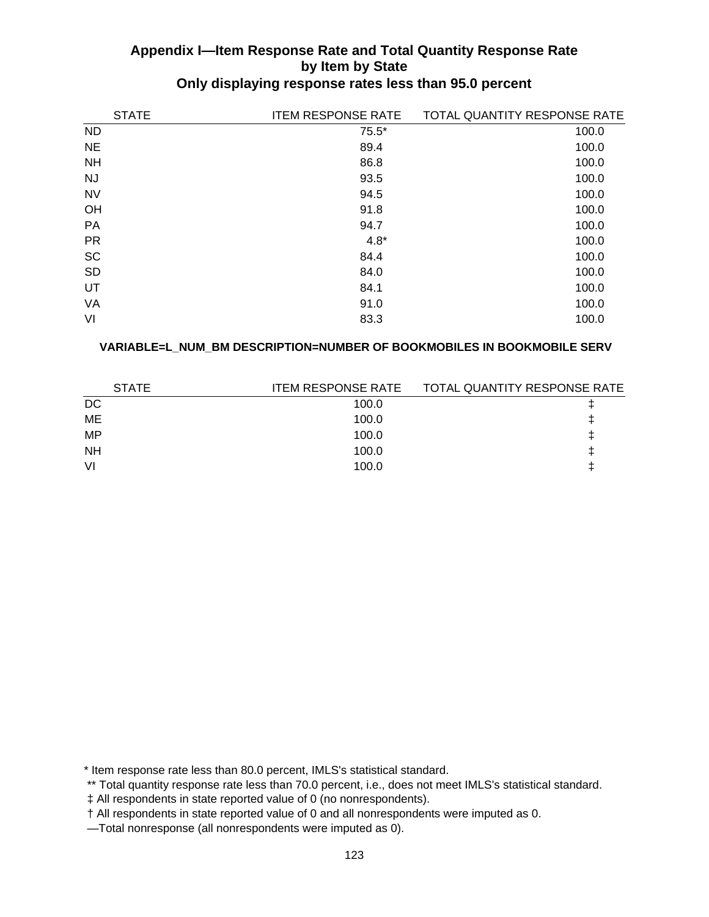## Appendix I—Item Response Rate and Total Quantity Response Rate by Item by State
### Only displaying response rates less than 95.0 percent

| STATE | ITEM RESPONSE RATE | TOTAL QUANTITY RESPONSE RATE |
|---|---|---|
| ND | 75.5* | 100.0 |
| NE | 89.4 | 100.0 |
| NH | 86.8 | 100.0 |
| NJ | 93.5 | 100.0 |
| NV | 94.5 | 100.0 |
| OH | 91.8 | 100.0 |
| PA | 94.7 | 100.0 |
| PR | 4.8* | 100.0 |
| SC | 84.4 | 100.0 |
| SD | 84.0 | 100.0 |
| UT | 84.1 | 100.0 |
| VA | 91.0 | 100.0 |
| VI | 83.3 | 100.0 |

**VARIABLE=L_NUM_BM DESCRIPTION=NUMBER OF BOOKMOBILES IN BOOKMOBILE SERV**

| STATE | ITEM RESPONSE RATE | TOTAL QUANTITY RESPONSE RATE |
|---|---|---|
| DC | 100.0 | ‡ |
| ME | 100.0 | ‡ |
| MP | 100.0 | ‡ |
| NH | 100.0 | ‡ |
| VI | 100.0 | ‡ |

* Item response rate less than 80.0 percent, IMLS's statistical standard.

** Total quantity response rate less than 70.0 percent, i.e., does not meet IMLS's statistical standard.

‡ All respondents in state reported value of 0 (no nonrespondents).

† All respondents in state reported value of 0 and all nonrespondents were imputed as 0.

—Total nonresponse (all nonrespondents were imputed as 0).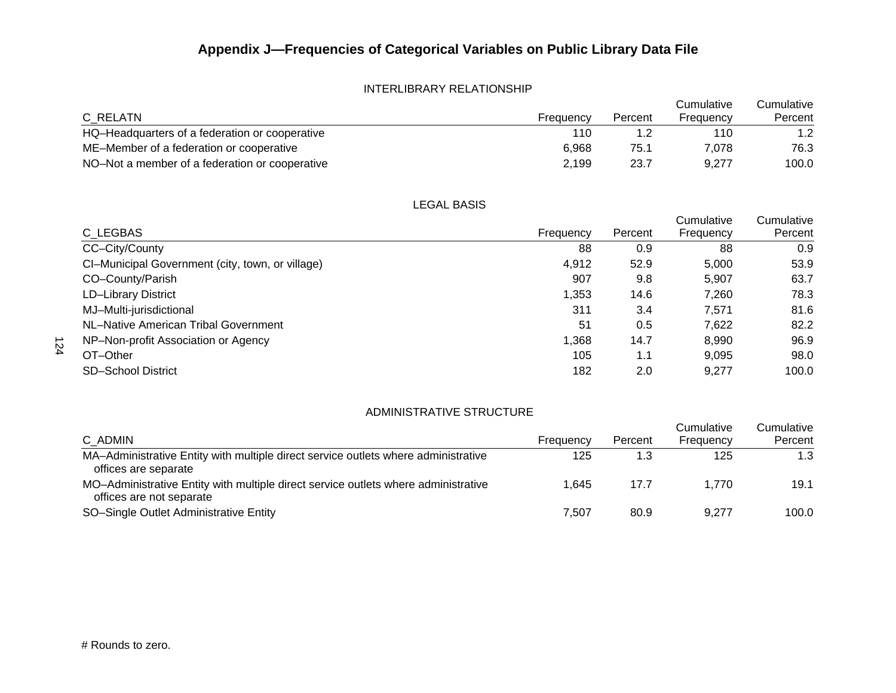## Appendix J—Frequencies of Categorical Variables on Public Library Data File

INTERLIBRARY RELATIONSHIP

| C_RELATN | Frequency | Percent | Cumulative Frequency | Cumulative Percent |
|---|---|---|---|---|
| HQ–Headquarters of a federation or cooperative | 110 | 1.2 | 110 | 1.2 |
| ME–Member of a federation or cooperative | 6,968 | 75.1 | 7,078 | 76.3 |
| NO–Not a member of a federation or cooperative | 2,199 | 23.7 | 9,277 | 100.0 |

LEGAL BASIS

| C_LEGBAS | Frequency | Percent | Cumulative Frequency | Cumulative Percent |
|---|---|---|---|---|
| CC–City/County | 88 | 0.9 | 88 | 0.9 |
| CI–Municipal Government (city, town, or village) | 4,912 | 52.9 | 5,000 | 53.9 |
| CO–County/Parish | 907 | 9.8 | 5,907 | 63.7 |
| LD–Library District | 1,353 | 14.6 | 7,260 | 78.3 |
| MJ–Multi-jurisdictional | 311 | 3.4 | 7,571 | 81.6 |
| NL–Native American Tribal Government | 51 | 0.5 | 7,622 | 82.2 |
| NP–Non-profit Association or Agency | 1,368 | 14.7 | 8,990 | 96.9 |
| OT–Other | 105 | 1.1 | 9,095 | 98.0 |
| SD–School District | 182 | 2.0 | 9,277 | 100.0 |

ADMINISTRATIVE STRUCTURE

| C_ADMIN | Frequency | Percent | Cumulative Frequency | Cumulative Percent |
|---|---|---|---|---|
| MA–Administrative Entity with multiple direct service outlets where administrative offices are separate | 125 | 1.3 | 125 | 1.3 |
| MO–Administrative Entity with multiple direct service outlets where administrative offices are not separate | 1,645 | 17.7 | 1,770 | 19.1 |
| SO–Single Outlet Administrative Entity | 7,507 | 80.9 | 9,277 | 100.0 |

# Rounds to zero.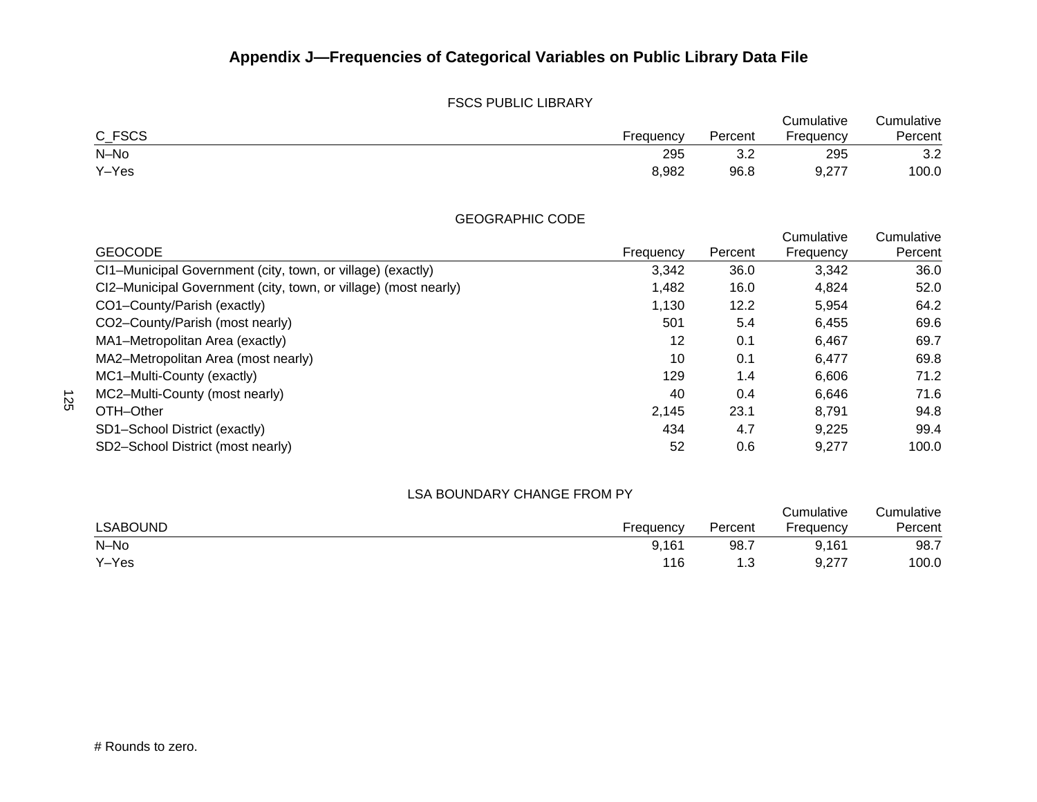## Appendix J—Frequencies of Categorical Variables on Public Library Data File

FSCS PUBLIC LIBRARY

| C_FSCS | Frequency | Percent | Cumulative Frequency | Cumulative Percent |
|---|---|---|---|---|
| N–No | 295 | 3.2 | 295 | 3.2 |
| Y–Yes | 8,982 | 96.8 | 9,277 | 100.0 |

GEOGRAPHIC CODE

| GEOCODE | Frequency | Percent | Cumulative Frequency | Cumulative Percent |
|---|---|---|---|---|
| CI1–Municipal Government (city, town, or village) (exactly) | 3,342 | 36.0 | 3,342 | 36.0 |
| CI2–Municipal Government (city, town, or village) (most nearly) | 1,482 | 16.0 | 4,824 | 52.0 |
| CO1–County/Parish (exactly) | 1,130 | 12.2 | 5,954 | 64.2 |
| CO2–County/Parish (most nearly) | 501 | 5.4 | 6,455 | 69.6 |
| MA1–Metropolitan Area (exactly) | 12 | 0.1 | 6,467 | 69.7 |
| MA2–Metropolitan Area (most nearly) | 10 | 0.1 | 6,477 | 69.8 |
| MC1–Multi-County (exactly) | 129 | 1.4 | 6,606 | 71.2 |
| MC2–Multi-County (most nearly) | 40 | 0.4 | 6,646 | 71.6 |
| OTH–Other | 2,145 | 23.1 | 8,791 | 94.8 |
| SD1–School District (exactly) | 434 | 4.7 | 9,225 | 99.4 |
| SD2–School District (most nearly) | 52 | 0.6 | 9,277 | 100.0 |

LSA BOUNDARY CHANGE FROM PY

| LSABOUND | Frequency | Percent | Cumulative Frequency | Cumulative Percent |
|---|---|---|---|---|
| N–No | 9,161 | 98.7 | 9,161 | 98.7 |
| Y–Yes | 116 | 1.3 | 9,277 | 100.0 |

# Rounds to zero.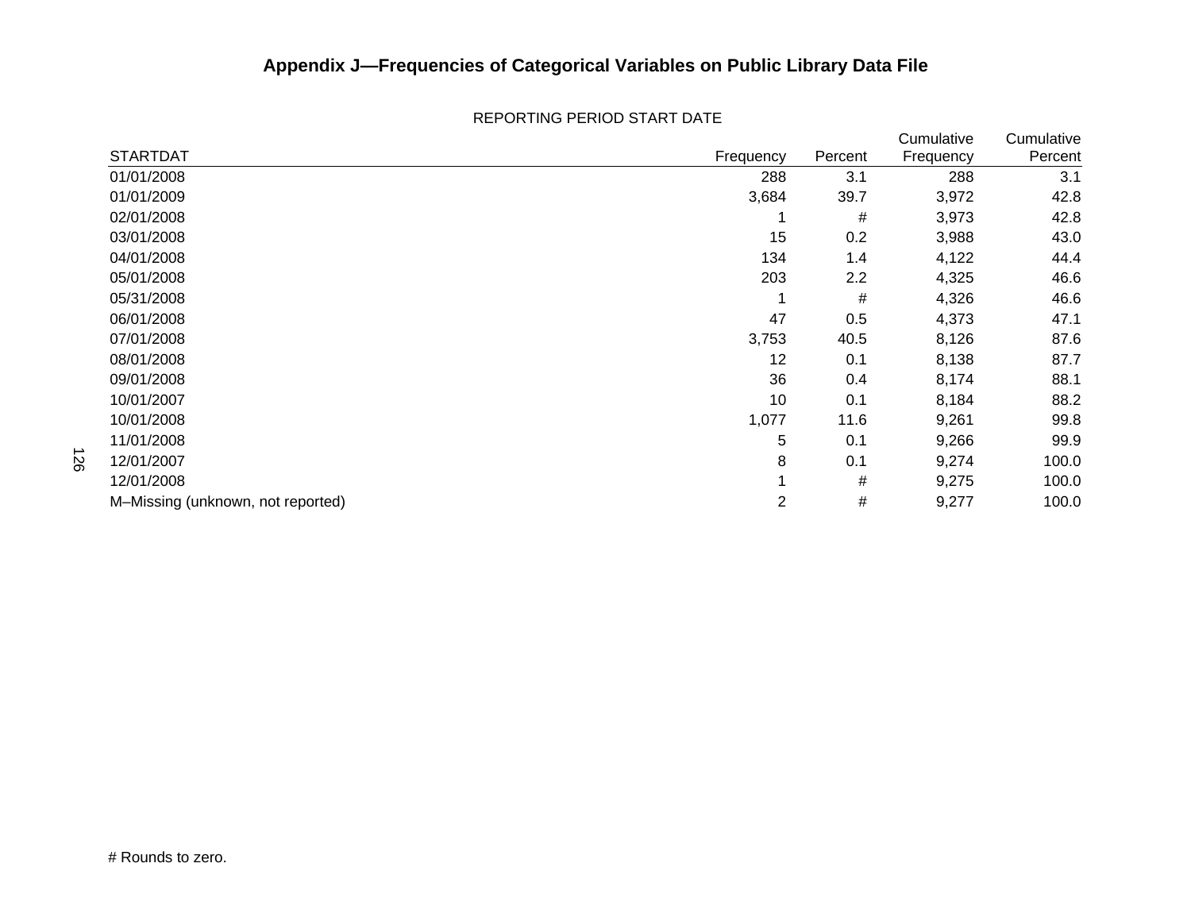## Appendix J—Frequencies of Categorical Variables on Public Library Data File

REPORTING PERIOD START DATE

| STARTDAT | Frequency | Percent | Cumulative Frequency | Cumulative Percent |
|---|---|---|---|---|
| 01/01/2008 | 288 | 3.1 | 288 | 3.1 |
| 01/01/2009 | 3,684 | 39.7 | 3,972 | 42.8 |
| 02/01/2008 | 1 | # | 3,973 | 42.8 |
| 03/01/2008 | 15 | 0.2 | 3,988 | 43.0 |
| 04/01/2008 | 134 | 1.4 | 4,122 | 44.4 |
| 05/01/2008 | 203 | 2.2 | 4,325 | 46.6 |
| 05/31/2008 | 1 | # | 4,326 | 46.6 |
| 06/01/2008 | 47 | 0.5 | 4,373 | 47.1 |
| 07/01/2008 | 3,753 | 40.5 | 8,126 | 87.6 |
| 08/01/2008 | 12 | 0.1 | 8,138 | 87.7 |
| 09/01/2008 | 36 | 0.4 | 8,174 | 88.1 |
| 10/01/2007 | 10 | 0.1 | 8,184 | 88.2 |
| 10/01/2008 | 1,077 | 11.6 | 9,261 | 99.8 |
| 11/01/2008 | 5 | 0.1 | 9,266 | 99.9 |
| 12/01/2007 | 8 | 0.1 | 9,274 | 100.0 |
| 12/01/2008 | 1 | # | 9,275 | 100.0 |
| M–Missing (unknown, not reported) | 2 | # | 9,277 | 100.0 |

# Rounds to zero.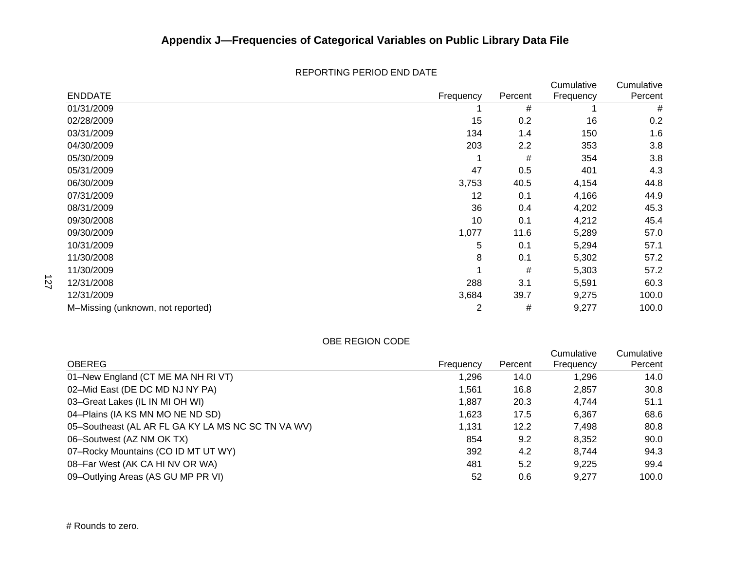# Appendix J—Frequencies of Categorical Variables on Public Library Data File

REPORTING PERIOD END DATE

| ENDDATE | Frequency | Percent | Cumulative Frequency | Cumulative Percent |
|---|---|---|---|---|
| 01/31/2009 | 1 | # | 1 | # |
| 02/28/2009 | 15 | 0.2 | 16 | 0.2 |
| 03/31/2009 | 134 | 1.4 | 150 | 1.6 |
| 04/30/2009 | 203 | 2.2 | 353 | 3.8 |
| 05/30/2009 | 1 | # | 354 | 3.8 |
| 05/31/2009 | 47 | 0.5 | 401 | 4.3 |
| 06/30/2009 | 3,753 | 40.5 | 4,154 | 44.8 |
| 07/31/2009 | 12 | 0.1 | 4,166 | 44.9 |
| 08/31/2009 | 36 | 0.4 | 4,202 | 45.3 |
| 09/30/2008 | 10 | 0.1 | 4,212 | 45.4 |
| 09/30/2009 | 1,077 | 11.6 | 5,289 | 57.0 |
| 10/31/2009 | 5 | 0.1 | 5,294 | 57.1 |
| 11/30/2008 | 8 | 0.1 | 5,302 | 57.2 |
| 11/30/2009 | 1 | # | 5,303 | 57.2 |
| 12/31/2008 | 288 | 3.1 | 5,591 | 60.3 |
| 12/31/2009 | 3,684 | 39.7 | 9,275 | 100.0 |
| M–Missing (unknown, not reported) | 2 | # | 9,277 | 100.0 |

OBE REGION CODE

| OBEREG | Frequency | Percent | Cumulative Frequency | Cumulative Percent |
|---|---|---|---|---|
| 01–New England (CT ME MA NH RI VT) | 1,296 | 14.0 | 1,296 | 14.0 |
| 02–Mid East (DE DC MD NJ NY PA) | 1,561 | 16.8 | 2,857 | 30.8 |
| 03–Great Lakes (IL IN MI OH WI) | 1,887 | 20.3 | 4,744 | 51.1 |
| 04–Plains (IA KS MN MO NE ND SD) | 1,623 | 17.5 | 6,367 | 68.6 |
| 05–Southeast (AL AR FL GA KY LA MS NC SC TN VA WV) | 1,131 | 12.2 | 7,498 | 80.8 |
| 06–Soutwest (AZ NM OK TX) | 854 | 9.2 | 8,352 | 90.0 |
| 07–Rocky Mountains (CO ID MT UT WY) | 392 | 4.2 | 8,744 | 94.3 |
| 08–Far West (AK CA HI NV OR WA) | 481 | 5.2 | 9,225 | 99.4 |
| 09–Outlying Areas (AS GU MP PR VI) | 52 | 0.6 | 9,277 | 100.0 |

# Rounds to zero.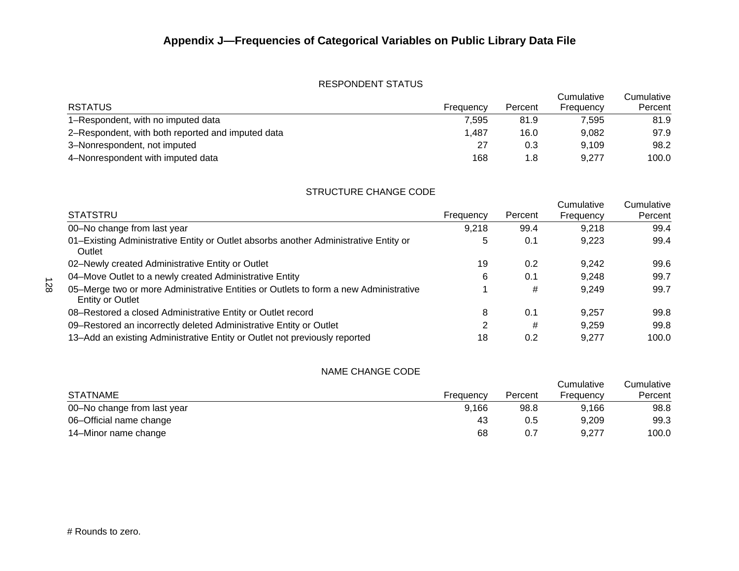# Appendix J—Frequencies of Categorical Variables on Public Library Data File

RESPONDENT STATUS

| RSTATUS | Frequency | Percent | Cumulative Frequency | Cumulative Percent |
|---|---|---|---|---|
| 1–Respondent, with no imputed data | 7,595 | 81.9 | 7,595 | 81.9 |
| 2–Respondent, with both reported and imputed data | 1,487 | 16.0 | 9,082 | 97.9 |
| 3–Nonrespondent, not imputed | 27 | 0.3 | 9,109 | 98.2 |
| 4–Nonrespondent with imputed data | 168 | 1.8 | 9,277 | 100.0 |

STRUCTURE CHANGE CODE

| STATSTRU | Frequency | Percent | Cumulative Frequency | Cumulative Percent |
|---|---|---|---|---|
| 00–No change from last year | 9,218 | 99.4 | 9,218 | 99.4 |
| 01–Existing Administrative Entity or Outlet absorbs another Administrative Entity or Outlet | 5 | 0.1 | 9,223 | 99.4 |
| 02–Newly created Administrative Entity or Outlet | 19 | 0.2 | 9,242 | 99.6 |
| 04–Move Outlet to a newly created Administrative Entity | 6 | 0.1 | 9,248 | 99.7 |
| 05–Merge two or more Administrative Entities or Outlets to form a new Administrative Entity or Outlet | 1 | # | 9,249 | 99.7 |
| 08–Restored a closed Administrative Entity or Outlet record | 8 | 0.1 | 9,257 | 99.8 |
| 09–Restored an incorrectly deleted Administrative Entity or Outlet | 2 | # | 9,259 | 99.8 |
| 13–Add an existing Administrative Entity or Outlet not previously reported | 18 | 0.2 | 9,277 | 100.0 |

NAME CHANGE CODE

| STATNAME | Frequency | Percent | Cumulative Frequency | Cumulative Percent |
|---|---|---|---|---|
| 00–No change from last year | 9,166 | 98.8 | 9,166 | 98.8 |
| 06–Official name change | 43 | 0.5 | 9,209 | 99.3 |
| 14–Minor name change | 68 | 0.7 | 9,277 | 100.0 |

# Rounds to zero.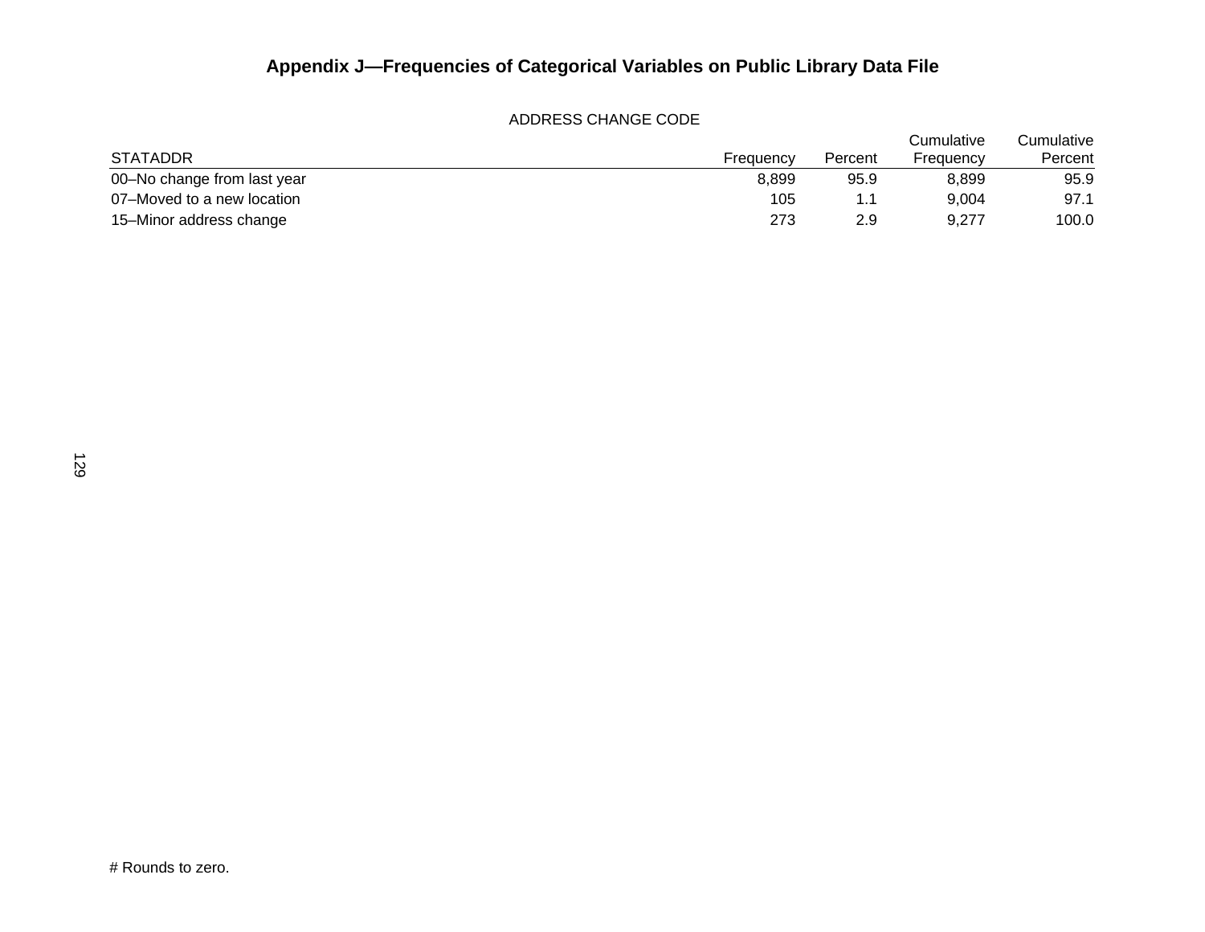## Appendix J—Frequencies of Categorical Variables on Public Library Data File

ADDRESS CHANGE CODE

| STATADDR | Frequency | Percent | Cumulative Frequency | Cumulative Percent |
|---|---|---|---|---|
| 00–No change from last year | 8,899 | 95.9 | 8,899 | 95.9 |
| 07–Moved to a new location | 105 | 1.1 | 9,004 | 97.1 |
| 15–Minor address change | 273 | 2.9 | 9,277 | 100.0 |

# Rounds to zero.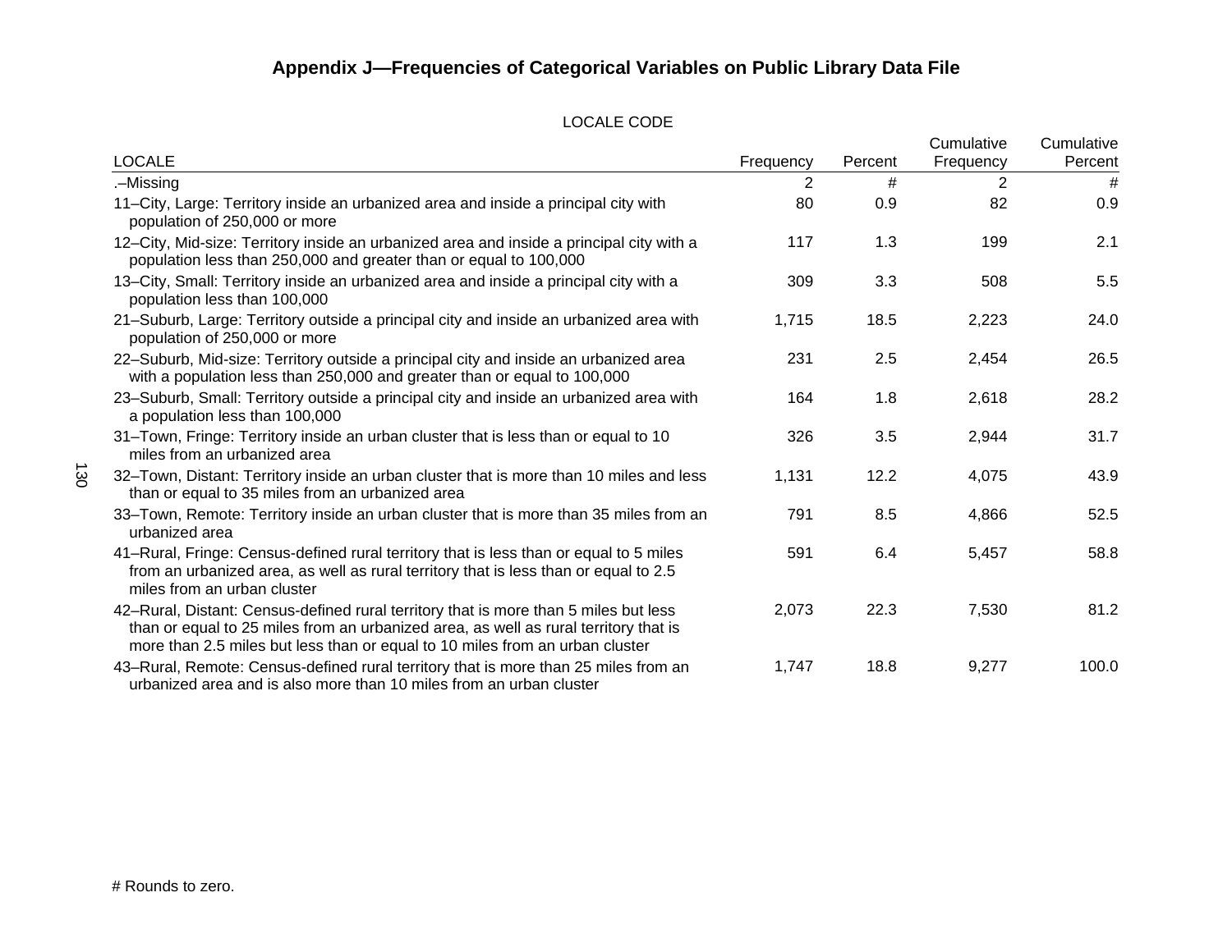## Appendix J—Frequencies of Categorical Variables on Public Library Data File

LOCALE CODE

| LOCALE | Frequency | Percent | Cumulative Frequency | Cumulative Percent |
|---|---|---|---|---|
| .–Missing | 2 | # | 2 | # |
| 11–City, Large: Territory inside an urbanized area and inside a principal city with population of 250,000 or more | 80 | 0.9 | 82 | 0.9 |
| 12–City, Mid-size: Territory inside an urbanized area and inside a principal city with a population less than 250,000 and greater than or equal to 100,000 | 117 | 1.3 | 199 | 2.1 |
| 13–City, Small: Territory inside an urbanized area and inside a principal city with a population less than 100,000 | 309 | 3.3 | 508 | 5.5 |
| 21–Suburb, Large: Territory outside a principal city and inside an urbanized area with population of 250,000 or more | 1,715 | 18.5 | 2,223 | 24.0 |
| 22–Suburb, Mid-size: Territory outside a principal city and inside an urbanized area with a population less than 250,000 and greater than or equal to 100,000 | 231 | 2.5 | 2,454 | 26.5 |
| 23–Suburb, Small: Territory outside a principal city and inside an urbanized area with a population less than 100,000 | 164 | 1.8 | 2,618 | 28.2 |
| 31–Town, Fringe: Territory inside an urban cluster that is less than or equal to 10 miles from an urbanized area | 326 | 3.5 | 2,944 | 31.7 |
| 32–Town, Distant: Territory inside an urban cluster that is more than 10 miles and less than or equal to 35 miles from an urbanized area | 1,131 | 12.2 | 4,075 | 43.9 |
| 33–Town, Remote: Territory inside an urban cluster that is more than 35 miles from an urbanized area | 791 | 8.5 | 4,866 | 52.5 |
| 41–Rural, Fringe: Census-defined rural territory that is less than or equal to 5 miles from an urbanized area, as well as rural territory that is less than or equal to 2.5 miles from an urban cluster | 591 | 6.4 | 5,457 | 58.8 |
| 42–Rural, Distant: Census-defined rural territory that is more than 5 miles but less than or equal to 25 miles from an urbanized area, as well as rural territory that is more than 2.5 miles but less than or equal to 10 miles from an urban cluster | 2,073 | 22.3 | 7,530 | 81.2 |
| 43–Rural, Remote: Census-defined rural territory that is more than 25 miles from an urbanized area and is also more than 10 miles from an urban cluster | 1,747 | 18.8 | 9,277 | 100.0 |

# Rounds to zero.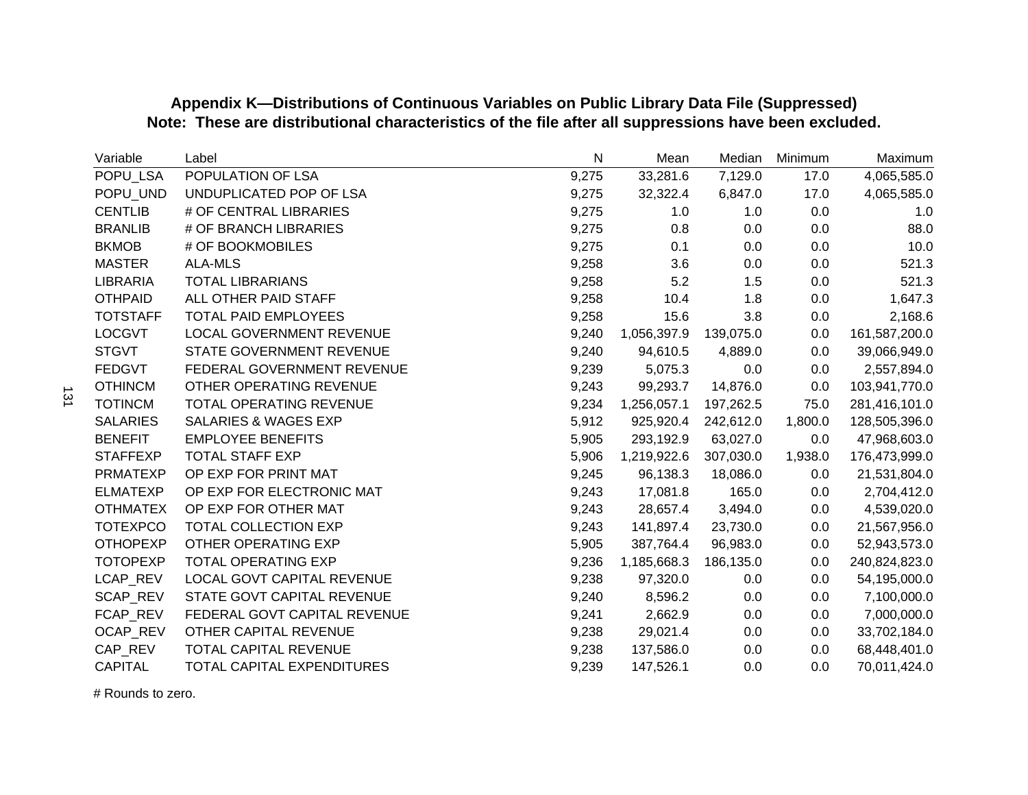**Appendix K—Distributions of Continuous Variables on Public Library Data File (Suppressed)**
**Note: These are distributional characteristics of the file after all suppressions have been excluded.**

| Variable | Label | N | Mean | Median | Minimum | Maximum |
|---|---|---|---|---|---|---|
| POPU_LSA | POPULATION OF LSA | 9,275 | 33,281.6 | 7,129.0 | 17.0 | 4,065,585.0 |
| POPU_UND | UNDUPLICATED POP OF LSA | 9,275 | 32,322.4 | 6,847.0 | 17.0 | 4,065,585.0 |
| CENTLIB | # OF CENTRAL LIBRARIES | 9,275 | 1.0 | 1.0 | 0.0 | 1.0 |
| BRANLIB | # OF BRANCH LIBRARIES | 9,275 | 0.8 | 0.0 | 0.0 | 88.0 |
| BKMOB | # OF BOOKMOBILES | 9,275 | 0.1 | 0.0 | 0.0 | 10.0 |
| MASTER | ALA-MLS | 9,258 | 3.6 | 0.0 | 0.0 | 521.3 |
| LIBRARIA | TOTAL LIBRARIANS | 9,258 | 5.2 | 1.5 | 0.0 | 521.3 |
| OTHPAID | ALL OTHER PAID STAFF | 9,258 | 10.4 | 1.8 | 0.0 | 1,647.3 |
| TOTSTAFF | TOTAL PAID EMPLOYEES | 9,258 | 15.6 | 3.8 | 0.0 | 2,168.6 |
| LOCGVT | LOCAL GOVERNMENT REVENUE | 9,240 | 1,056,397.9 | 139,075.0 | 0.0 | 161,587,200.0 |
| STGVT | STATE GOVERNMENT REVENUE | 9,240 | 94,610.5 | 4,889.0 | 0.0 | 39,066,949.0 |
| FEDGVT | FEDERAL GOVERNMENT REVENUE | 9,239 | 5,075.3 | 0.0 | 0.0 | 2,557,894.0 |
| OTHINCM | OTHER OPERATING REVENUE | 9,243 | 99,293.7 | 14,876.0 | 0.0 | 103,941,770.0 |
| TOTINCM | TOTAL OPERATING REVENUE | 9,234 | 1,256,057.1 | 197,262.5 | 75.0 | 281,416,101.0 |
| SALARIES | SALARIES & WAGES EXP | 5,912 | 925,920.4 | 242,612.0 | 1,800.0 | 128,505,396.0 |
| BENEFIT | EMPLOYEE BENEFITS | 5,905 | 293,192.9 | 63,027.0 | 0.0 | 47,968,603.0 |
| STAFFEXP | TOTAL STAFF EXP | 5,906 | 1,219,922.6 | 307,030.0 | 1,938.0 | 176,473,999.0 |
| PRMATEXP | OP EXP FOR PRINT MAT | 9,245 | 96,138.3 | 18,086.0 | 0.0 | 21,531,804.0 |
| ELMATEXP | OP EXP FOR ELECTRONIC MAT | 9,243 | 17,081.8 | 165.0 | 0.0 | 2,704,412.0 |
| OTHMATEX | OP EXP FOR OTHER MAT | 9,243 | 28,657.4 | 3,494.0 | 0.0 | 4,539,020.0 |
| TOTEXPCO | TOTAL COLLECTION EXP | 9,243 | 141,897.4 | 23,730.0 | 0.0 | 21,567,956.0 |
| OTHOPEXP | OTHER OPERATING EXP | 5,905 | 387,764.4 | 96,983.0 | 0.0 | 52,943,573.0 |
| TOTOPEXP | TOTAL OPERATING EXP | 9,236 | 1,185,668.3 | 186,135.0 | 0.0 | 240,824,823.0 |
| LCAP_REV | LOCAL GOVT CAPITAL REVENUE | 9,238 | 97,320.0 | 0.0 | 0.0 | 54,195,000.0 |
| SCAP_REV | STATE GOVT CAPITAL REVENUE | 9,240 | 8,596.2 | 0.0 | 0.0 | 7,100,000.0 |
| FCAP_REV | FEDERAL GOVT CAPITAL REVENUE | 9,241 | 2,662.9 | 0.0 | 0.0 | 7,000,000.0 |
| OCAP_REV | OTHER CAPITAL REVENUE | 9,238 | 29,021.4 | 0.0 | 0.0 | 33,702,184.0 |
| CAP_REV | TOTAL CAPITAL REVENUE | 9,238 | 137,586.0 | 0.0 | 0.0 | 68,448,401.0 |
| CAPITAL | TOTAL CAPITAL EXPENDITURES | 9,239 | 147,526.1 | 0.0 | 0.0 | 70,011,424.0 |

# Rounds to zero.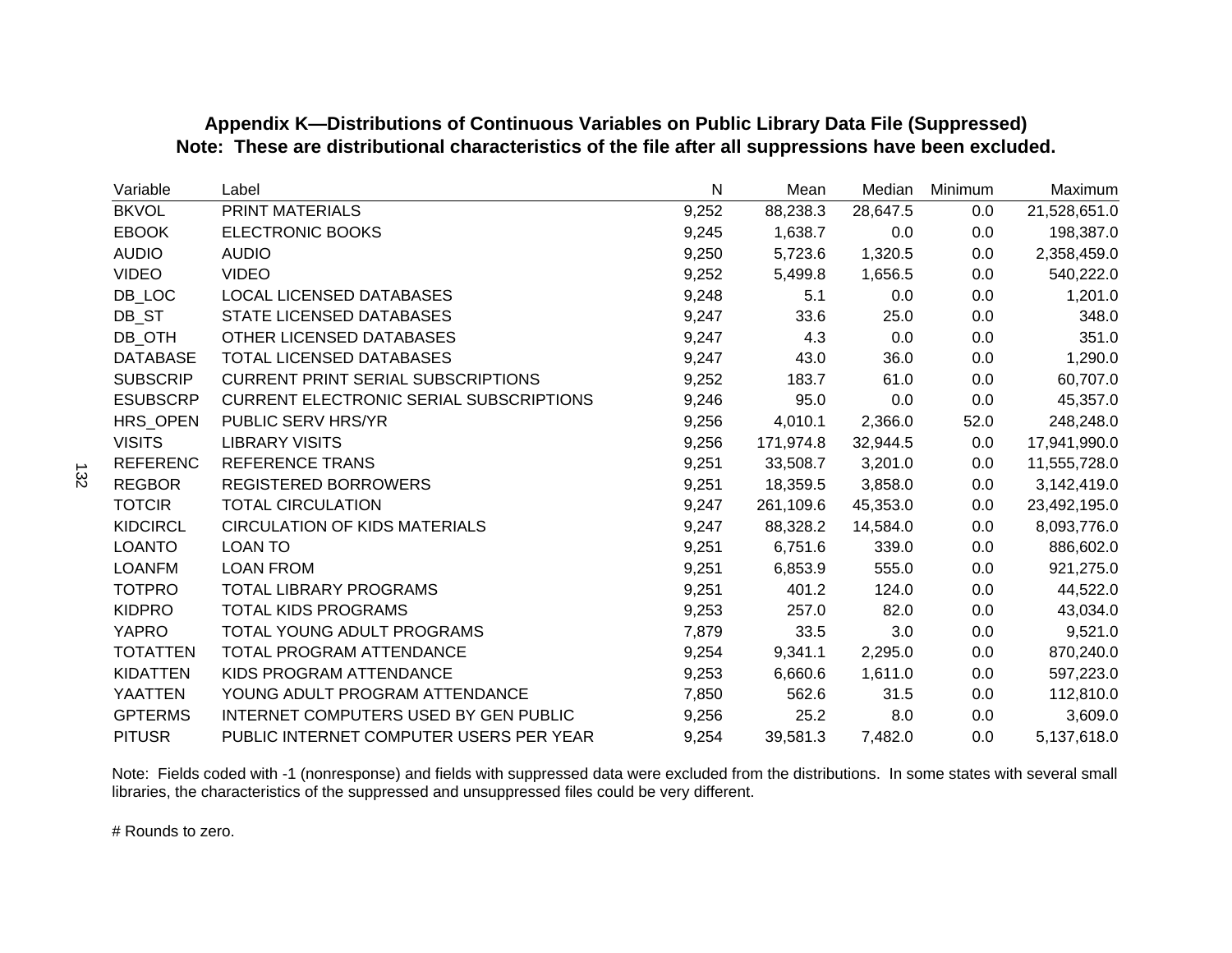**Appendix K—Distributions of Continuous Variables on Public Library Data File (Suppressed)**
**Note: These are distributional characteristics of the file after all suppressions have been excluded.**

| Variable | Label | N | Mean | Median | Minimum | Maximum |
|---|---|---|---|---|---|---|
| BKVOL | PRINT MATERIALS | 9,252 | 88,238.3 | 28,647.5 | 0.0 | 21,528,651.0 |
| EBOOK | ELECTRONIC BOOKS | 9,245 | 1,638.7 | 0.0 | 0.0 | 198,387.0 |
| AUDIO | AUDIO | 9,250 | 5,723.6 | 1,320.5 | 0.0 | 2,358,459.0 |
| VIDEO | VIDEO | 9,252 | 5,499.8 | 1,656.5 | 0.0 | 540,222.0 |
| DB_LOC | LOCAL LICENSED DATABASES | 9,248 | 5.1 | 0.0 | 0.0 | 1,201.0 |
| DB_ST | STATE LICENSED DATABASES | 9,247 | 33.6 | 25.0 | 0.0 | 348.0 |
| DB_OTH | OTHER LICENSED DATABASES | 9,247 | 4.3 | 0.0 | 0.0 | 351.0 |
| DATABASE | TOTAL LICENSED DATABASES | 9,247 | 43.0 | 36.0 | 0.0 | 1,290.0 |
| SUBSCRIP | CURRENT PRINT SERIAL SUBSCRIPTIONS | 9,252 | 183.7 | 61.0 | 0.0 | 60,707.0 |
| ESUBSCRP | CURRENT ELECTRONIC SERIAL SUBSCRIPTIONS | 9,246 | 95.0 | 0.0 | 0.0 | 45,357.0 |
| HRS_OPEN | PUBLIC SERV HRS/YR | 9,256 | 4,010.1 | 2,366.0 | 52.0 | 248,248.0 |
| VISITS | LIBRARY VISITS | 9,256 | 171,974.8 | 32,944.5 | 0.0 | 17,941,990.0 |
| REFERENC | REFERENCE TRANS | 9,251 | 33,508.7 | 3,201.0 | 0.0 | 11,555,728.0 |
| REGBOR | REGISTERED BORROWERS | 9,251 | 18,359.5 | 3,858.0 | 0.0 | 3,142,419.0 |
| TOTCIR | TOTAL CIRCULATION | 9,247 | 261,109.6 | 45,353.0 | 0.0 | 23,492,195.0 |
| KIDCIRCL | CIRCULATION OF KIDS MATERIALS | 9,247 | 88,328.2 | 14,584.0 | 0.0 | 8,093,776.0 |
| LOANTO | LOAN TO | 9,251 | 6,751.6 | 339.0 | 0.0 | 886,602.0 |
| LOANFM | LOAN FROM | 9,251 | 6,853.9 | 555.0 | 0.0 | 921,275.0 |
| TOTPRO | TOTAL LIBRARY PROGRAMS | 9,251 | 401.2 | 124.0 | 0.0 | 44,522.0 |
| KIDPRO | TOTAL KIDS PROGRAMS | 9,253 | 257.0 | 82.0 | 0.0 | 43,034.0 |
| YAPRO | TOTAL YOUNG ADULT PROGRAMS | 7,879 | 33.5 | 3.0 | 0.0 | 9,521.0 |
| TOTATTEN | TOTAL PROGRAM ATTENDANCE | 9,254 | 9,341.1 | 2,295.0 | 0.0 | 870,240.0 |
| KIDATTEN | KIDS PROGRAM ATTENDANCE | 9,253 | 6,660.6 | 1,611.0 | 0.0 | 597,223.0 |
| YAATTEN | YOUNG ADULT PROGRAM ATTENDANCE | 7,850 | 562.6 | 31.5 | 0.0 | 112,810.0 |
| GPTERMS | INTERNET COMPUTERS USED BY GEN PUBLIC | 9,256 | 25.2 | 8.0 | 0.0 | 3,609.0 |
| PITUSR | PUBLIC INTERNET COMPUTER USERS PER YEAR | 9,254 | 39,581.3 | 7,482.0 | 0.0 | 5,137,618.0 |

Note: Fields coded with -1 (nonresponse) and fields with suppressed data were excluded from the distributions. In some states with several small libraries, the characteristics of the suppressed and unsuppressed files could be very different.

# Rounds to zero.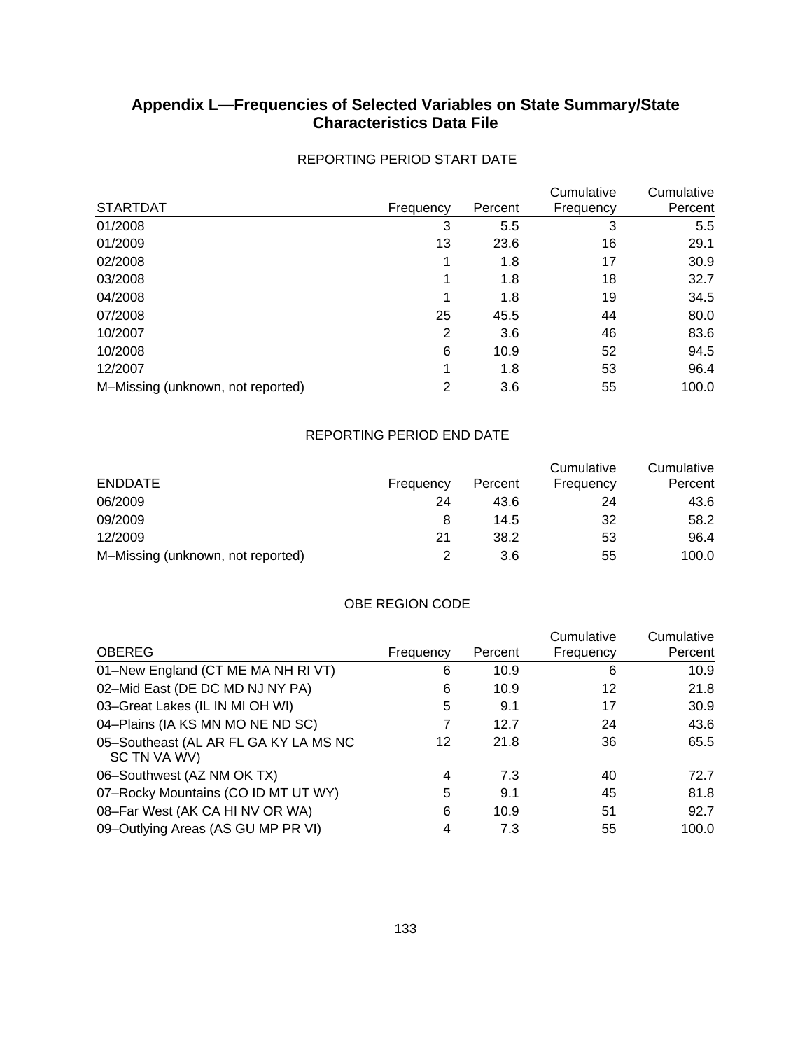# Appendix L—Frequencies of Selected Variables on State Summary/State Characteristics Data File

REPORTING PERIOD START DATE

| STARTDAT | Frequency | Percent | Cumulative Frequency | Cumulative Percent |
|---|---|---|---|---|
| 01/2008 | 3 | 5.5 | 3 | 5.5 |
| 01/2009 | 13 | 23.6 | 16 | 29.1 |
| 02/2008 | 1 | 1.8 | 17 | 30.9 |
| 03/2008 | 1 | 1.8 | 18 | 32.7 |
| 04/2008 | 1 | 1.8 | 19 | 34.5 |
| 07/2008 | 25 | 45.5 | 44 | 80.0 |
| 10/2007 | 2 | 3.6 | 46 | 83.6 |
| 10/2008 | 6 | 10.9 | 52 | 94.5 |
| 12/2007 | 1 | 1.8 | 53 | 96.4 |
| M–Missing (unknown, not reported) | 2 | 3.6 | 55 | 100.0 |

REPORTING PERIOD END DATE

| ENDDATE | Frequency | Percent | Cumulative Frequency | Cumulative Percent |
|---|---|---|---|---|
| 06/2009 | 24 | 43.6 | 24 | 43.6 |
| 09/2009 | 8 | 14.5 | 32 | 58.2 |
| 12/2009 | 21 | 38.2 | 53 | 96.4 |
| M–Missing (unknown, not reported) | 2 | 3.6 | 55 | 100.0 |

OBE REGION CODE

| OBEREG | Frequency | Percent | Cumulative Frequency | Cumulative Percent |
|---|---|---|---|---|
| 01–New England (CT ME MA NH RI VT) | 6 | 10.9 | 6 | 10.9 |
| 02–Mid East (DE DC MD NJ NY PA) | 6 | 10.9 | 12 | 21.8 |
| 03–Great Lakes (IL IN MI OH WI) | 5 | 9.1 | 17 | 30.9 |
| 04–Plains (IA KS MN MO NE ND SC) | 7 | 12.7 | 24 | 43.6 |
| 05–Southeast (AL AR FL GA KY LA MS NC SC TN VA WV) | 12 | 21.8 | 36 | 65.5 |
| 06–Southwest (AZ NM OK TX) | 4 | 7.3 | 40 | 72.7 |
| 07–Rocky Mountains (CO ID MT UT WY) | 5 | 9.1 | 45 | 81.8 |
| 08–Far West (AK CA HI NV OR WA) | 6 | 10.9 | 51 | 92.7 |
| 09–Outlying Areas (AS GU MP PR VI) | 4 | 7.3 | 55 | 100.0 |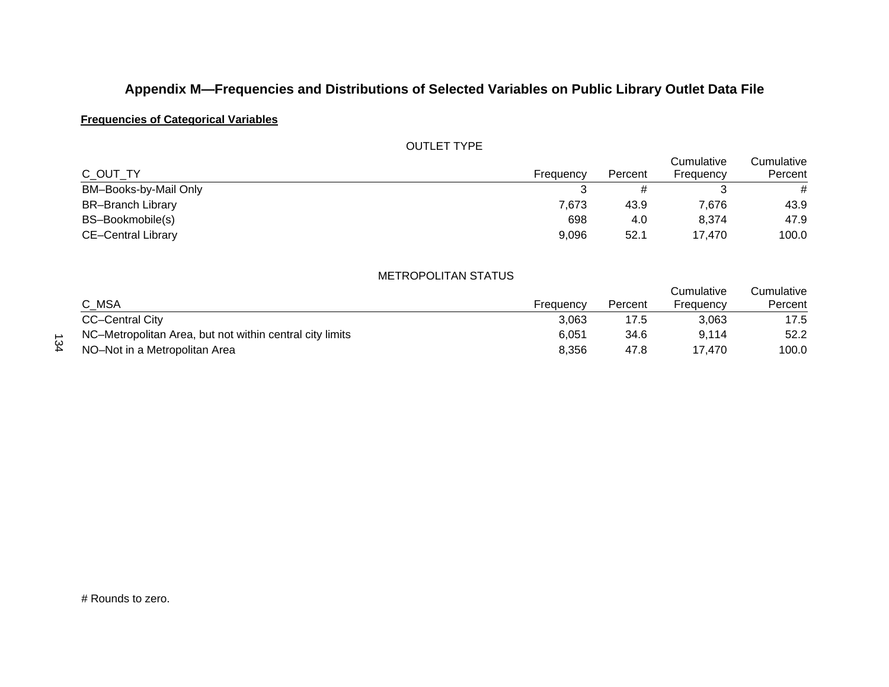# Appendix M—Frequencies and Distributions of Selected Variables on Public Library Outlet Data File

**Frequencies of Categorical Variables**

OUTLET TYPE

| C_OUT_TY | Frequency | Percent | Cumulative Frequency | Cumulative Percent |
|---|---|---|---|---|
| BM–Books-by-Mail Only | 3 | # | 3 | # |
| BR–Branch Library | 7,673 | 43.9 | 7,676 | 43.9 |
| BS–Bookmobile(s) | 698 | 4.0 | 8,374 | 47.9 |
| CE–Central Library | 9,096 | 52.1 | 17,470 | 100.0 |

METROPOLITAN STATUS

| C_MSA | Frequency | Percent | Cumulative Frequency | Cumulative Percent |
|---|---|---|---|---|
| CC–Central City | 3,063 | 17.5 | 3,063 | 17.5 |
| NC–Metropolitan Area, but not within central city limits | 6,051 | 34.6 | 9,114 | 52.2 |
| NO–Not in a Metropolitan Area | 8,356 | 47.8 | 17,470 | 100.0 |

# Rounds to zero.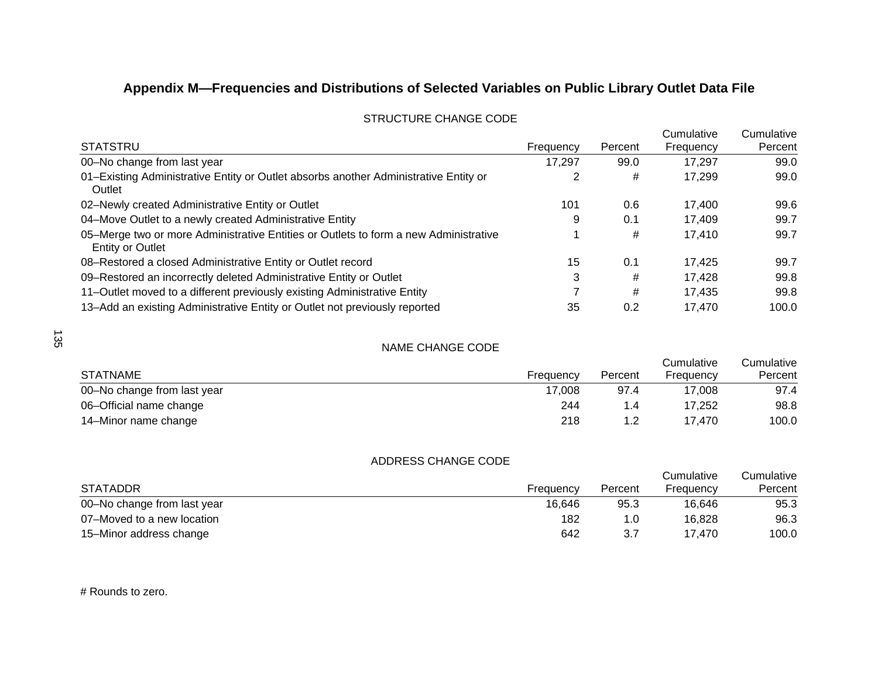# Appendix M—Frequencies and Distributions of Selected Variables on Public Library Outlet Data File

STRUCTURE CHANGE CODE

| STATSTRU | Frequency | Percent | Cumulative Frequency | Cumulative Percent |
|---|---|---|---|---|
| 00–No change from last year | 17,297 | 99.0 | 17,297 | 99.0 |
| 01–Existing Administrative Entity or Outlet absorbs another Administrative Entity or Outlet | 2 | # | 17,299 | 99.0 |
| 02–Newly created Administrative Entity or Outlet | 101 | 0.6 | 17,400 | 99.6 |
| 04–Move Outlet to a newly created Administrative Entity | 9 | 0.1 | 17,409 | 99.7 |
| 05–Merge two or more Administrative Entities or Outlets to form a new Administrative Entity or Outlet | 1 | # | 17,410 | 99.7 |
| 08–Restored a closed Administrative Entity or Outlet record | 15 | 0.1 | 17,425 | 99.7 |
| 09–Restored an incorrectly deleted Administrative Entity or Outlet | 3 | # | 17,428 | 99.8 |
| 11–Outlet moved to a different previously existing Administrative Entity | 7 | # | 17,435 | 99.8 |
| 13–Add an existing Administrative Entity or Outlet not previously reported | 35 | 0.2 | 17,470 | 100.0 |

NAME CHANGE CODE

| STATNAME | Frequency | Percent | Cumulative Frequency | Cumulative Percent |
|---|---|---|---|---|
| 00–No change from last year | 17,008 | 97.4 | 17,008 | 97.4 |
| 06–Official name change | 244 | 1.4 | 17,252 | 98.8 |
| 14–Minor name change | 218 | 1.2 | 17,470 | 100.0 |

ADDRESS CHANGE CODE

| STATADDR | Frequency | Percent | Cumulative Frequency | Cumulative Percent |
|---|---|---|---|---|
| 00–No change from last year | 16,646 | 95.3 | 16,646 | 95.3 |
| 07–Moved to a new location | 182 | 1.0 | 16,828 | 96.3 |
| 15–Minor address change | 642 | 3.7 | 17,470 | 100.0 |

# Rounds to zero.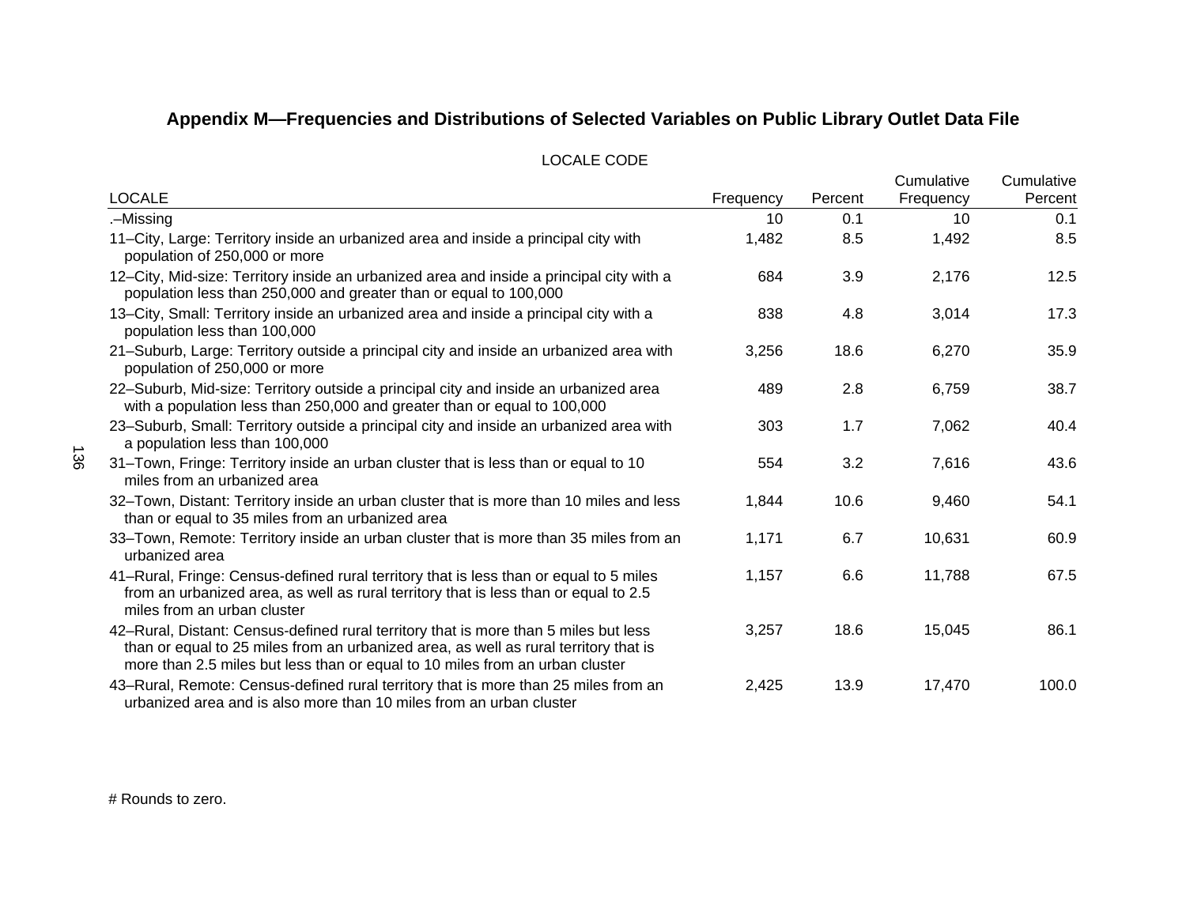## Appendix M—Frequencies and Distributions of Selected Variables on Public Library Outlet Data File

LOCALE CODE

| LOCALE | Frequency | Percent | Cumulative Frequency | Cumulative Percent |
|---|---|---|---|---|
| .–Missing | 10 | 0.1 | 10 | 0.1 |
| 11–City, Large: Territory inside an urbanized area and inside a principal city with population of 250,000 or more | 1,482 | 8.5 | 1,492 | 8.5 |
| 12–City, Mid-size: Territory inside an urbanized area and inside a principal city with a population less than 250,000 and greater than or equal to 100,000 | 684 | 3.9 | 2,176 | 12.5 |
| 13–City, Small: Territory inside an urbanized area and inside a principal city with a population less than 100,000 | 838 | 4.8 | 3,014 | 17.3 |
| 21–Suburb, Large: Territory outside a principal city and inside an urbanized area with population of 250,000 or more | 3,256 | 18.6 | 6,270 | 35.9 |
| 22–Suburb, Mid-size: Territory outside a principal city and inside an urbanized area with a population less than 250,000 and greater than or equal to 100,000 | 489 | 2.8 | 6,759 | 38.7 |
| 23–Suburb, Small: Territory outside a principal city and inside an urbanized area with a population less than 100,000 | 303 | 1.7 | 7,062 | 40.4 |
| 31–Town, Fringe: Territory inside an urban cluster that is less than or equal to 10 miles from an urbanized area | 554 | 3.2 | 7,616 | 43.6 |
| 32–Town, Distant: Territory inside an urban cluster that is more than 10 miles and less than or equal to 35 miles from an urbanized area | 1,844 | 10.6 | 9,460 | 54.1 |
| 33–Town, Remote: Territory inside an urban cluster that is more than 35 miles from an urbanized area | 1,171 | 6.7 | 10,631 | 60.9 |
| 41–Rural, Fringe: Census-defined rural territory that is less than or equal to 5 miles from an urbanized area, as well as rural territory that is less than or equal to 2.5 miles from an urban cluster | 1,157 | 6.6 | 11,788 | 67.5 |
| 42–Rural, Distant: Census-defined rural territory that is more than 5 miles but less than or equal to 25 miles from an urbanized area, as well as rural territory that is more than 2.5 miles but less than or equal to 10 miles from an urban cluster | 3,257 | 18.6 | 15,045 | 86.1 |
| 43–Rural, Remote: Census-defined rural territory that is more than 25 miles from an urbanized area and is also more than 10 miles from an urban cluster | 2,425 | 13.9 | 17,470 | 100.0 |

# Rounds to zero.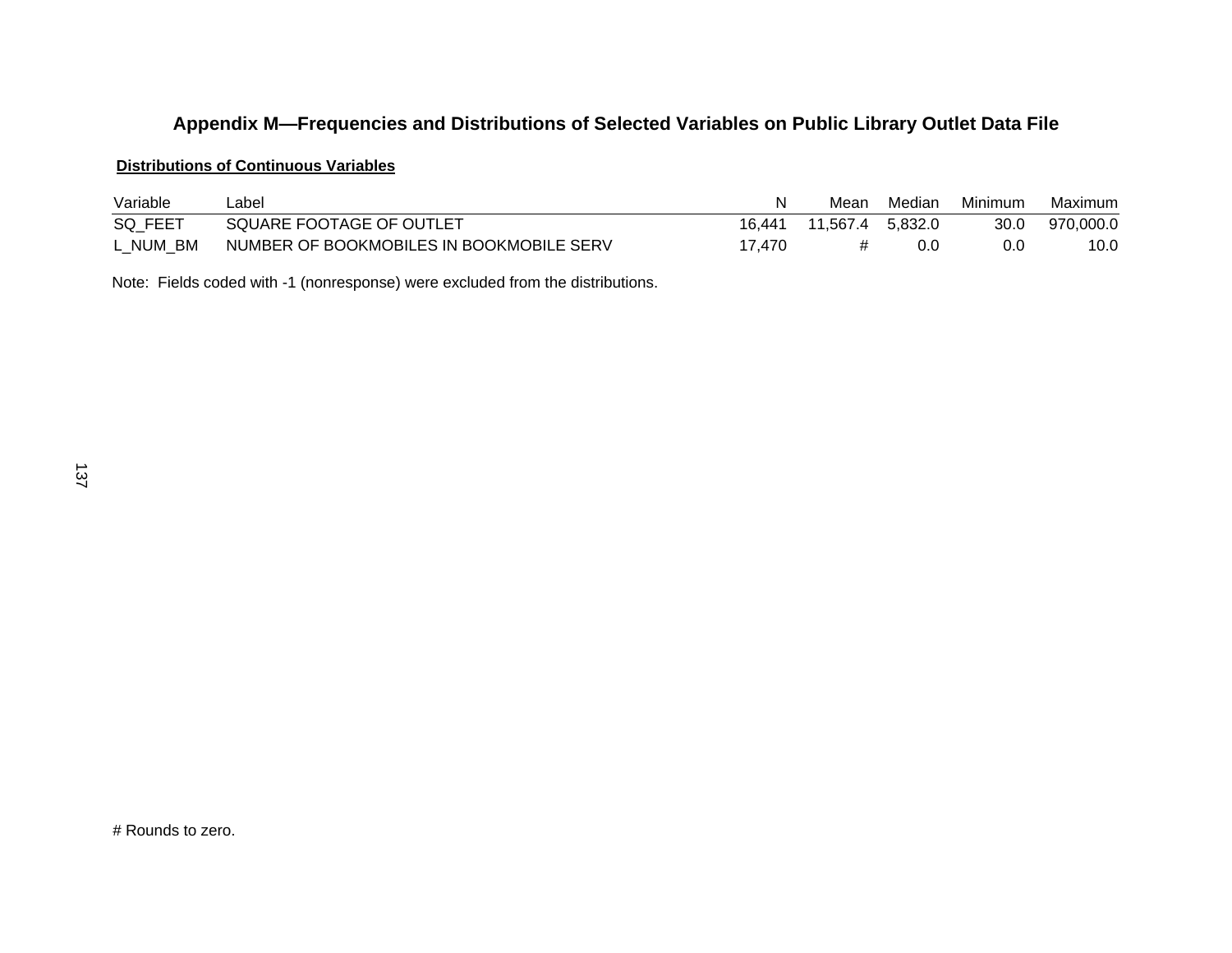# Appendix M—Frequencies and Distributions of Selected Variables on Public Library Outlet Data File

**Distributions of Continuous Variables**

| Variable | Label | N | Mean | Median | Minimum | Maximum |
|---|---|---|---|---|---|---|
| SQ_FEET | SQUARE FOOTAGE OF OUTLET | 16,441 | 11,567.4 | 5,832.0 | 30.0 | 970,000.0 |
| L_NUM_BM | NUMBER OF BOOKMOBILES IN BOOKMOBILE SERV | 17,470 | # | 0.0 | 0.0 | 10.0 |

Note: Fields coded with -1 (nonresponse) were excluded from the distributions.

# Rounds to zero.